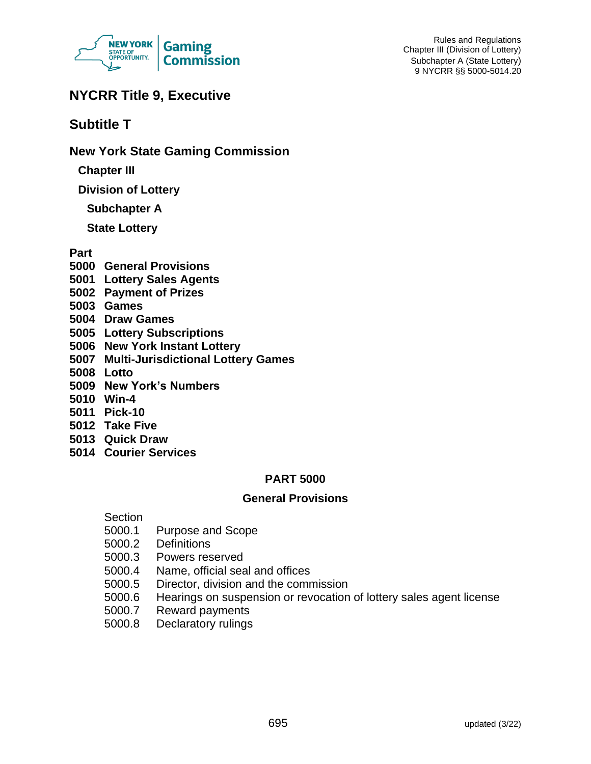# NYCRR Title 9, Executive

## Subtitle T

## New York State Gaming Commission

### Chapter III

### Division of Lottery

#### Subchapter A

#### State Lottery

**Part**

**5000 General Provisions**
**5001 Lottery Sales Agents**
**5002 Payment of Prizes**
**5003 Games**
**5004 Draw Games**
**5005 Lottery Subscriptions**
**5006 New York Instant Lottery**
**5007 Multi-Jurisdictional Lottery Games**
**5008 Lotto**
**5009 New York's Numbers**
**5010 Win-4**
**5011 Pick-10**
**5012 Take Five**
**5013 Quick Draw**
**5014 Courier Services**

## PART 5000

## General Provisions

Section
5000.1 Purpose and Scope
5000.2 Definitions
5000.3 Powers reserved
5000.4 Name, official seal and offices
5000.5 Director, division and the commission
5000.6 Hearings on suspension or revocation of lottery sales agent license
5000.7 Reward payments
5000.8 Declaratory rulings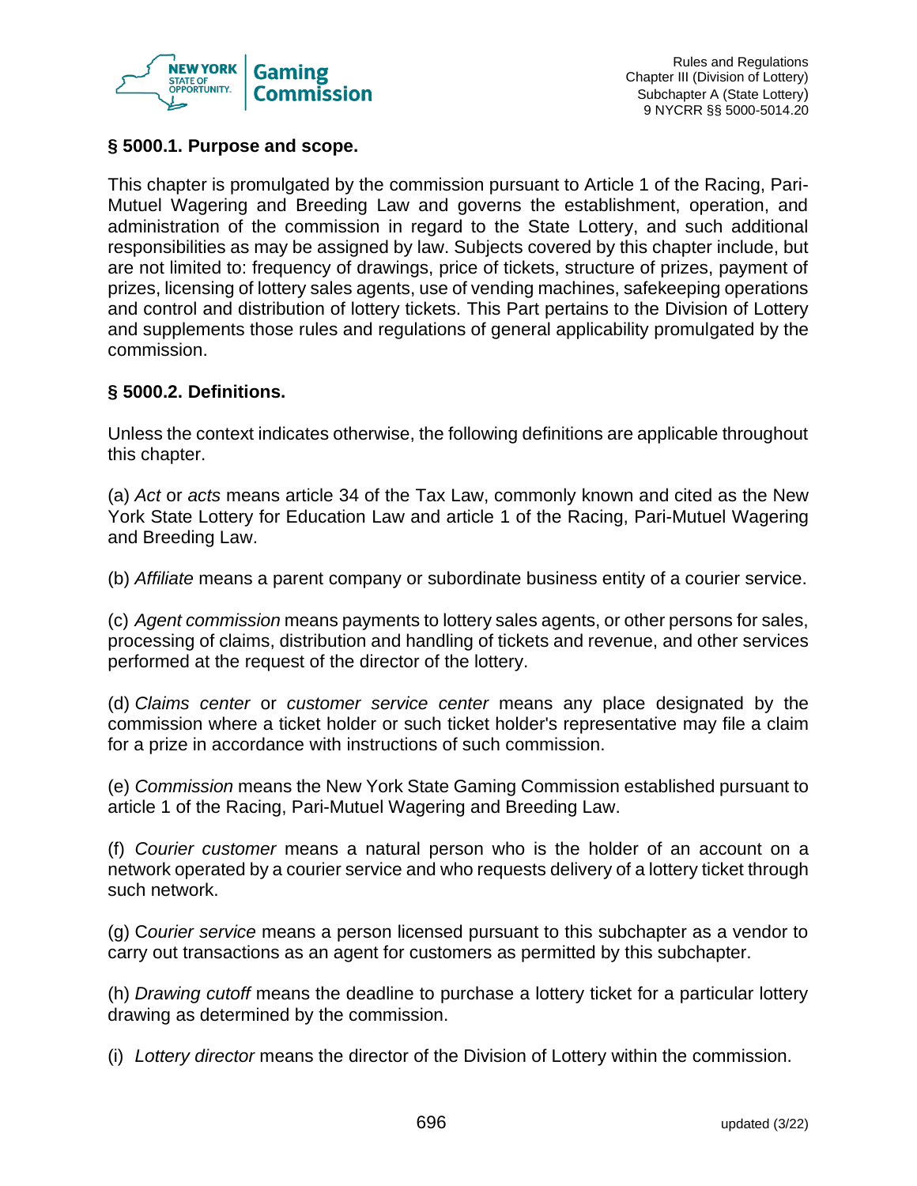### § 5000.1. Purpose and scope.

This chapter is promulgated by the commission pursuant to Article 1 of the Racing, Pari-Mutuel Wagering and Breeding Law and governs the establishment, operation, and administration of the commission in regard to the State Lottery, and such additional responsibilities as may be assigned by law. Subjects covered by this chapter include, but are not limited to: frequency of drawings, price of tickets, structure of prizes, payment of prizes, licensing of lottery sales agents, use of vending machines, safekeeping operations and control and distribution of lottery tickets. This Part pertains to the Division of Lottery and supplements those rules and regulations of general applicability promulgated by the commission.

### § 5000.2. Definitions.

Unless the context indicates otherwise, the following definitions are applicable throughout this chapter.

(a) *Act* or *acts* means article 34 of the Tax Law, commonly known and cited as the New York State Lottery for Education Law and article 1 of the Racing, Pari-Mutuel Wagering and Breeding Law.

(b) *Affiliate* means a parent company or subordinate business entity of a courier service.

(c) *Agent commission* means payments to lottery sales agents, or other persons for sales, processing of claims, distribution and handling of tickets and revenue, and other services performed at the request of the director of the lottery.

(d) *Claims center* or *customer service center* means any place designated by the commission where a ticket holder or such ticket holder's representative may file a claim for a prize in accordance with instructions of such commission.

(e) *Commission* means the New York State Gaming Commission established pursuant to article 1 of the Racing, Pari-Mutuel Wagering and Breeding Law.

(f) *Courier customer* means a natural person who is the holder of an account on a network operated by a courier service and who requests delivery of a lottery ticket through such network.

(g) C*ourier service* means a person licensed pursuant to this subchapter as a vendor to carry out transactions as an agent for customers as permitted by this subchapter.

(h) *Drawing cutoff* means the deadline to purchase a lottery ticket for a particular lottery drawing as determined by the commission.

(i) *Lottery director* means the director of the Division of Lottery within the commission.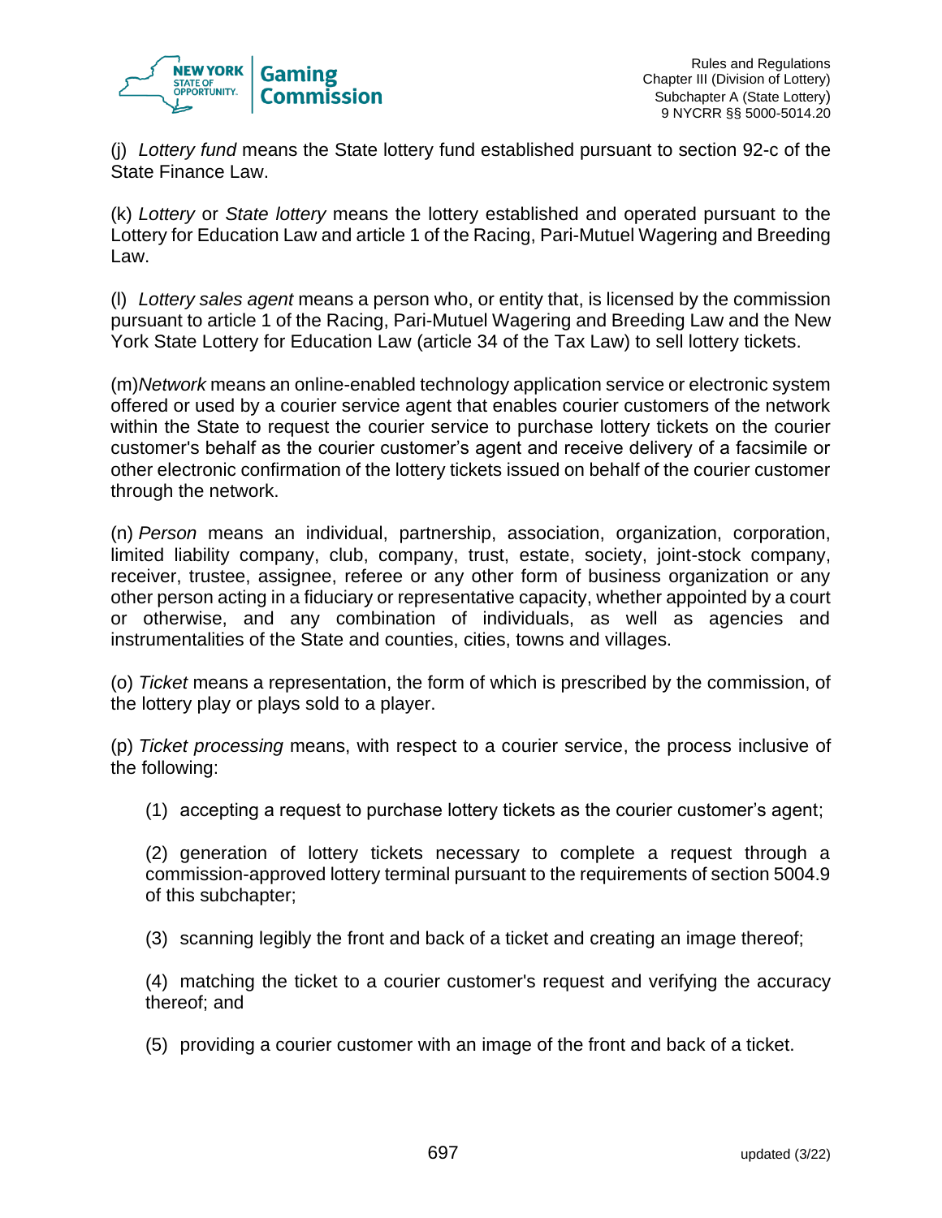(j) *Lottery fund* means the State lottery fund established pursuant to section 92-c of the State Finance Law.

(k) *Lottery* or *State lottery* means the lottery established and operated pursuant to the Lottery for Education Law and article 1 of the Racing, Pari-Mutuel Wagering and Breeding Law.

(l) *Lottery sales agent* means a person who, or entity that, is licensed by the commission pursuant to article 1 of the Racing, Pari-Mutuel Wagering and Breeding Law and the New York State Lottery for Education Law (article 34 of the Tax Law) to sell lottery tickets.

(m)*Network* means an online-enabled technology application service or electronic system offered or used by a courier service agent that enables courier customers of the network within the State to request the courier service to purchase lottery tickets on the courier customer's behalf as the courier customer's agent and receive delivery of a facsimile or other electronic confirmation of the lottery tickets issued on behalf of the courier customer through the network.

(n) *Person* means an individual, partnership, association, organization, corporation, limited liability company, club, company, trust, estate, society, joint-stock company, receiver, trustee, assignee, referee or any other form of business organization or any other person acting in a fiduciary or representative capacity, whether appointed by a court or otherwise, and any combination of individuals, as well as agencies and instrumentalities of the State and counties, cities, towns and villages.

(o) *Ticket* means a representation, the form of which is prescribed by the commission, of the lottery play or plays sold to a player.

(p) *Ticket processing* means, with respect to a courier service, the process inclusive of the following:

(1) accepting a request to purchase lottery tickets as the courier customer's agent;

(2) generation of lottery tickets necessary to complete a request through a commission-approved lottery terminal pursuant to the requirements of section 5004.9 of this subchapter;

(3) scanning legibly the front and back of a ticket and creating an image thereof;

(4) matching the ticket to a courier customer's request and verifying the accuracy thereof; and

(5) providing a courier customer with an image of the front and back of a ticket.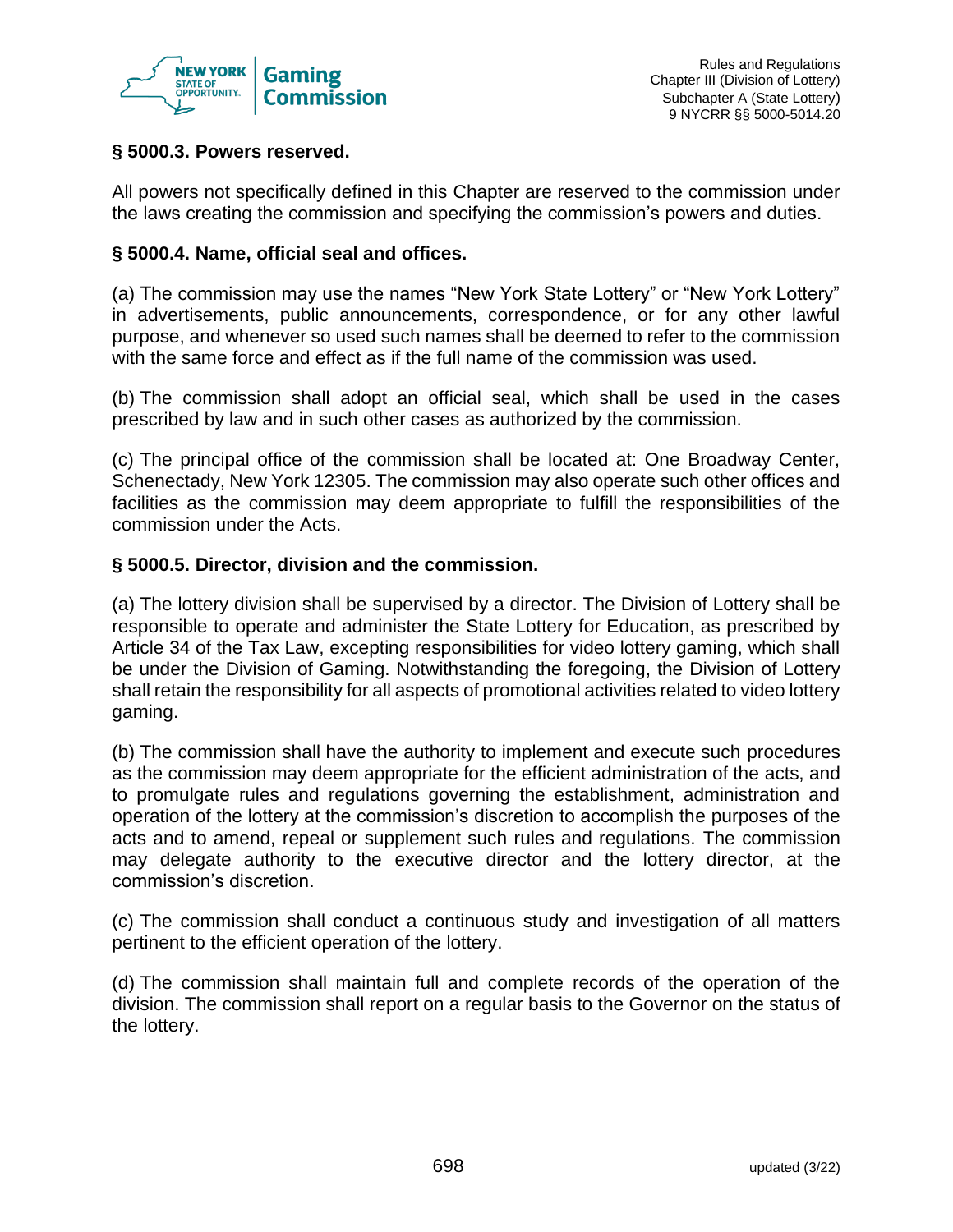### § 5000.3. Powers reserved.

All powers not specifically defined in this Chapter are reserved to the commission under the laws creating the commission and specifying the commission's powers and duties.

### § 5000.4. Name, official seal and offices.

(a) The commission may use the names "New York State Lottery" or "New York Lottery" in advertisements, public announcements, correspondence, or for any other lawful purpose, and whenever so used such names shall be deemed to refer to the commission with the same force and effect as if the full name of the commission was used.

(b) The commission shall adopt an official seal, which shall be used in the cases prescribed by law and in such other cases as authorized by the commission.

(c) The principal office of the commission shall be located at: One Broadway Center, Schenectady, New York 12305. The commission may also operate such other offices and facilities as the commission may deem appropriate to fulfill the responsibilities of the commission under the Acts.

### § 5000.5. Director, division and the commission.

(a) The lottery division shall be supervised by a director. The Division of Lottery shall be responsible to operate and administer the State Lottery for Education, as prescribed by Article 34 of the Tax Law, excepting responsibilities for video lottery gaming, which shall be under the Division of Gaming. Notwithstanding the foregoing, the Division of Lottery shall retain the responsibility for all aspects of promotional activities related to video lottery gaming.

(b) The commission shall have the authority to implement and execute such procedures as the commission may deem appropriate for the efficient administration of the acts, and to promulgate rules and regulations governing the establishment, administration and operation of the lottery at the commission's discretion to accomplish the purposes of the acts and to amend, repeal or supplement such rules and regulations. The commission may delegate authority to the executive director and the lottery director, at the commission's discretion.

(c) The commission shall conduct a continuous study and investigation of all matters pertinent to the efficient operation of the lottery.

(d) The commission shall maintain full and complete records of the operation of the division. The commission shall report on a regular basis to the Governor on the status of the lottery.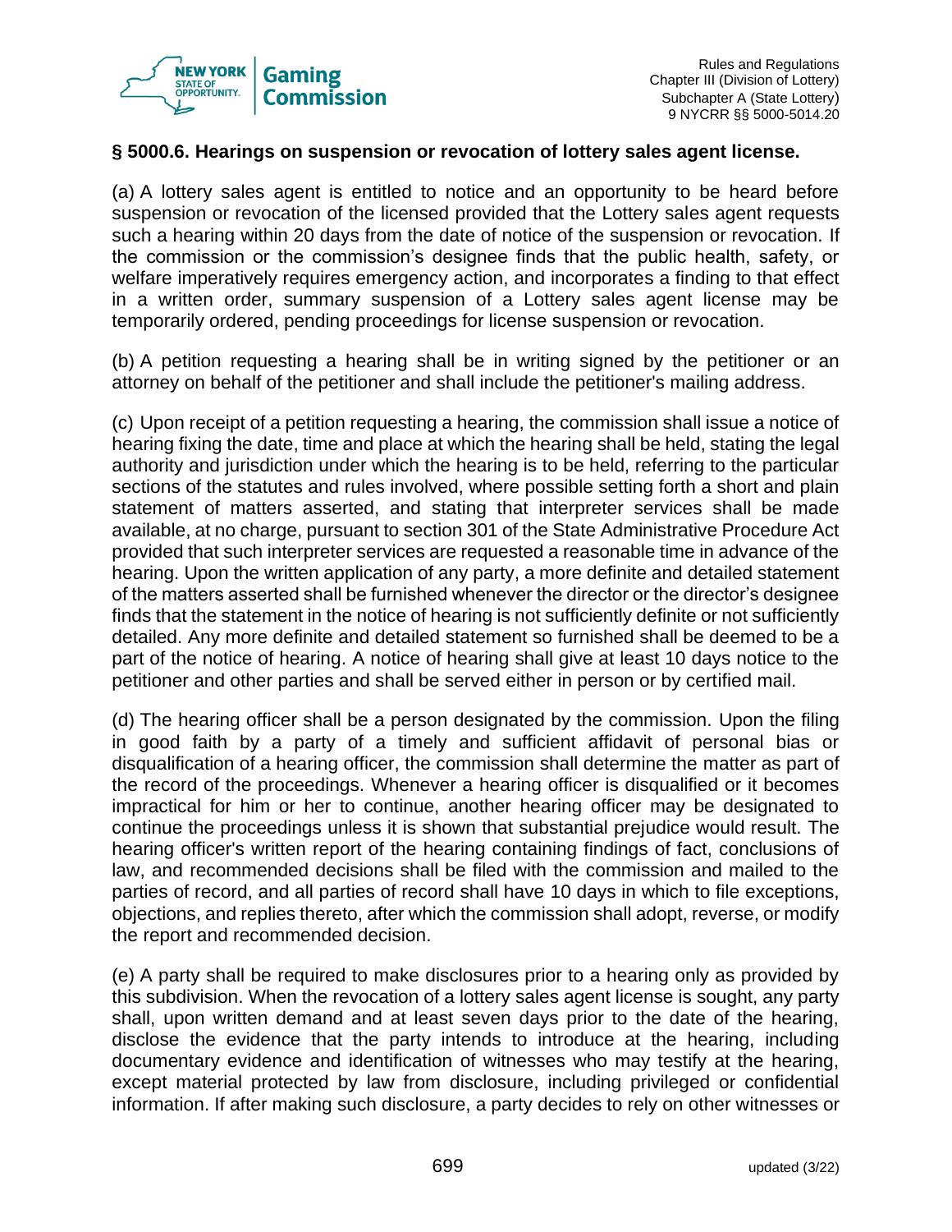### § 5000.6. Hearings on suspension or revocation of lottery sales agent license.

(a) A lottery sales agent is entitled to notice and an opportunity to be heard before suspension or revocation of the licensed provided that the Lottery sales agent requests such a hearing within 20 days from the date of notice of the suspension or revocation. If the commission or the commission's designee finds that the public health, safety, or welfare imperatively requires emergency action, and incorporates a finding to that effect in a written order, summary suspension of a Lottery sales agent license may be temporarily ordered, pending proceedings for license suspension or revocation.

(b) A petition requesting a hearing shall be in writing signed by the petitioner or an attorney on behalf of the petitioner and shall include the petitioner's mailing address.

(c) Upon receipt of a petition requesting a hearing, the commission shall issue a notice of hearing fixing the date, time and place at which the hearing shall be held, stating the legal authority and jurisdiction under which the hearing is to be held, referring to the particular sections of the statutes and rules involved, where possible setting forth a short and plain statement of matters asserted, and stating that interpreter services shall be made available, at no charge, pursuant to section 301 of the State Administrative Procedure Act provided that such interpreter services are requested a reasonable time in advance of the hearing. Upon the written application of any party, a more definite and detailed statement of the matters asserted shall be furnished whenever the director or the director's designee finds that the statement in the notice of hearing is not sufficiently definite or not sufficiently detailed. Any more definite and detailed statement so furnished shall be deemed to be a part of the notice of hearing. A notice of hearing shall give at least 10 days notice to the petitioner and other parties and shall be served either in person or by certified mail.

(d) The hearing officer shall be a person designated by the commission. Upon the filing in good faith by a party of a timely and sufficient affidavit of personal bias or disqualification of a hearing officer, the commission shall determine the matter as part of the record of the proceedings. Whenever a hearing officer is disqualified or it becomes impractical for him or her to continue, another hearing officer may be designated to continue the proceedings unless it is shown that substantial prejudice would result. The hearing officer's written report of the hearing containing findings of fact, conclusions of law, and recommended decisions shall be filed with the commission and mailed to the parties of record, and all parties of record shall have 10 days in which to file exceptions, objections, and replies thereto, after which the commission shall adopt, reverse, or modify the report and recommended decision.

(e) A party shall be required to make disclosures prior to a hearing only as provided by this subdivision. When the revocation of a lottery sales agent license is sought, any party shall, upon written demand and at least seven days prior to the date of the hearing, disclose the evidence that the party intends to introduce at the hearing, including documentary evidence and identification of witnesses who may testify at the hearing, except material protected by law from disclosure, including privileged or confidential information. If after making such disclosure, a party decides to rely on other witnesses or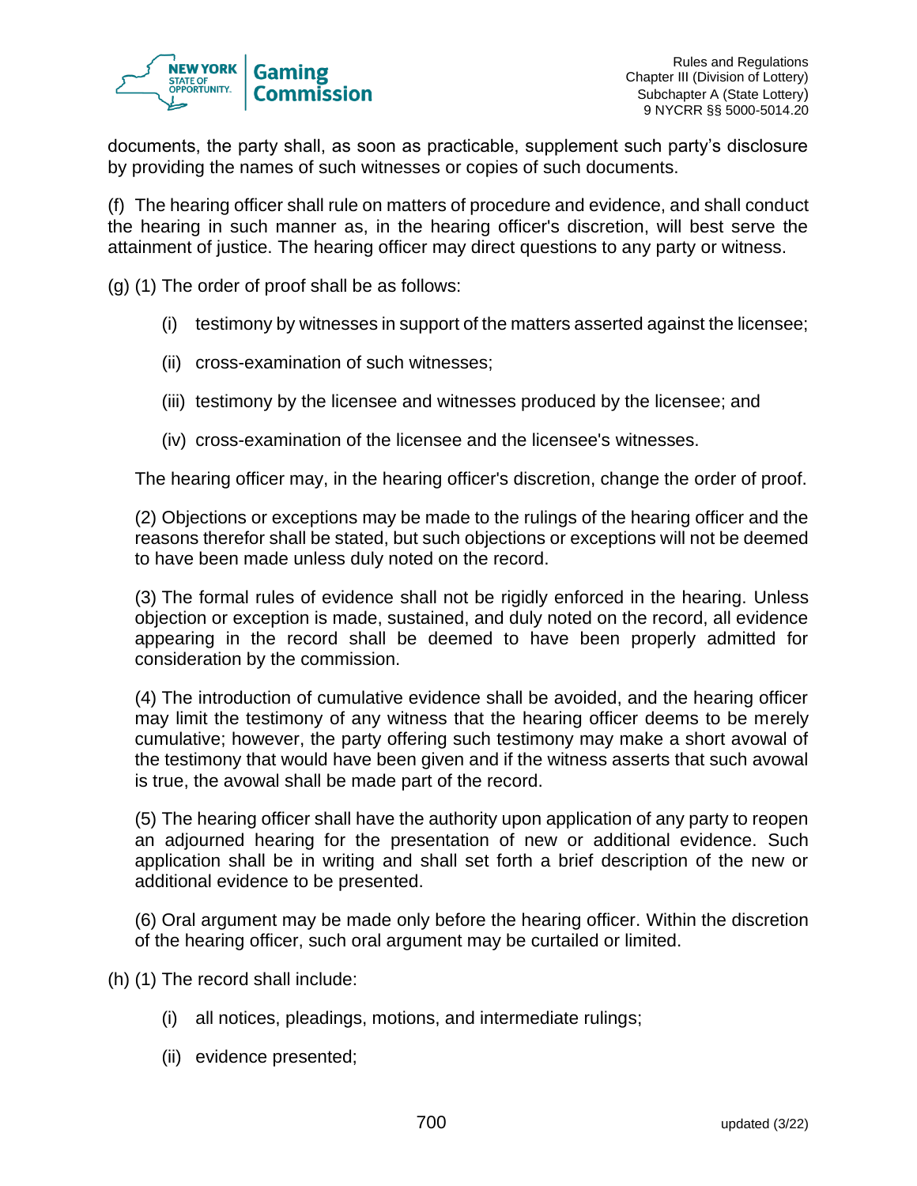documents, the party shall, as soon as practicable, supplement such party's disclosure by providing the names of such witnesses or copies of such documents.

(f) The hearing officer shall rule on matters of procedure and evidence, and shall conduct the hearing in such manner as, in the hearing officer's discretion, will best serve the attainment of justice. The hearing officer may direct questions to any party or witness.

(g) (1) The order of proof shall be as follows:

- (i) testimony by witnesses in support of the matters asserted against the licensee;
- (ii) cross-examination of such witnesses;
- (iii) testimony by the licensee and witnesses produced by the licensee; and
- (iv) cross-examination of the licensee and the licensee's witnesses.

The hearing officer may, in the hearing officer's discretion, change the order of proof.

(2) Objections or exceptions may be made to the rulings of the hearing officer and the reasons therefor shall be stated, but such objections or exceptions will not be deemed to have been made unless duly noted on the record.

(3) The formal rules of evidence shall not be rigidly enforced in the hearing. Unless objection or exception is made, sustained, and duly noted on the record, all evidence appearing in the record shall be deemed to have been properly admitted for consideration by the commission.

(4) The introduction of cumulative evidence shall be avoided, and the hearing officer may limit the testimony of any witness that the hearing officer deems to be merely cumulative; however, the party offering such testimony may make a short avowal of the testimony that would have been given and if the witness asserts that such avowal is true, the avowal shall be made part of the record.

(5) The hearing officer shall have the authority upon application of any party to reopen an adjourned hearing for the presentation of new or additional evidence. Such application shall be in writing and shall set forth a brief description of the new or additional evidence to be presented.

(6) Oral argument may be made only before the hearing officer. Within the discretion of the hearing officer, such oral argument may be curtailed or limited.

(h) (1) The record shall include:

- (i) all notices, pleadings, motions, and intermediate rulings;
- (ii) evidence presented;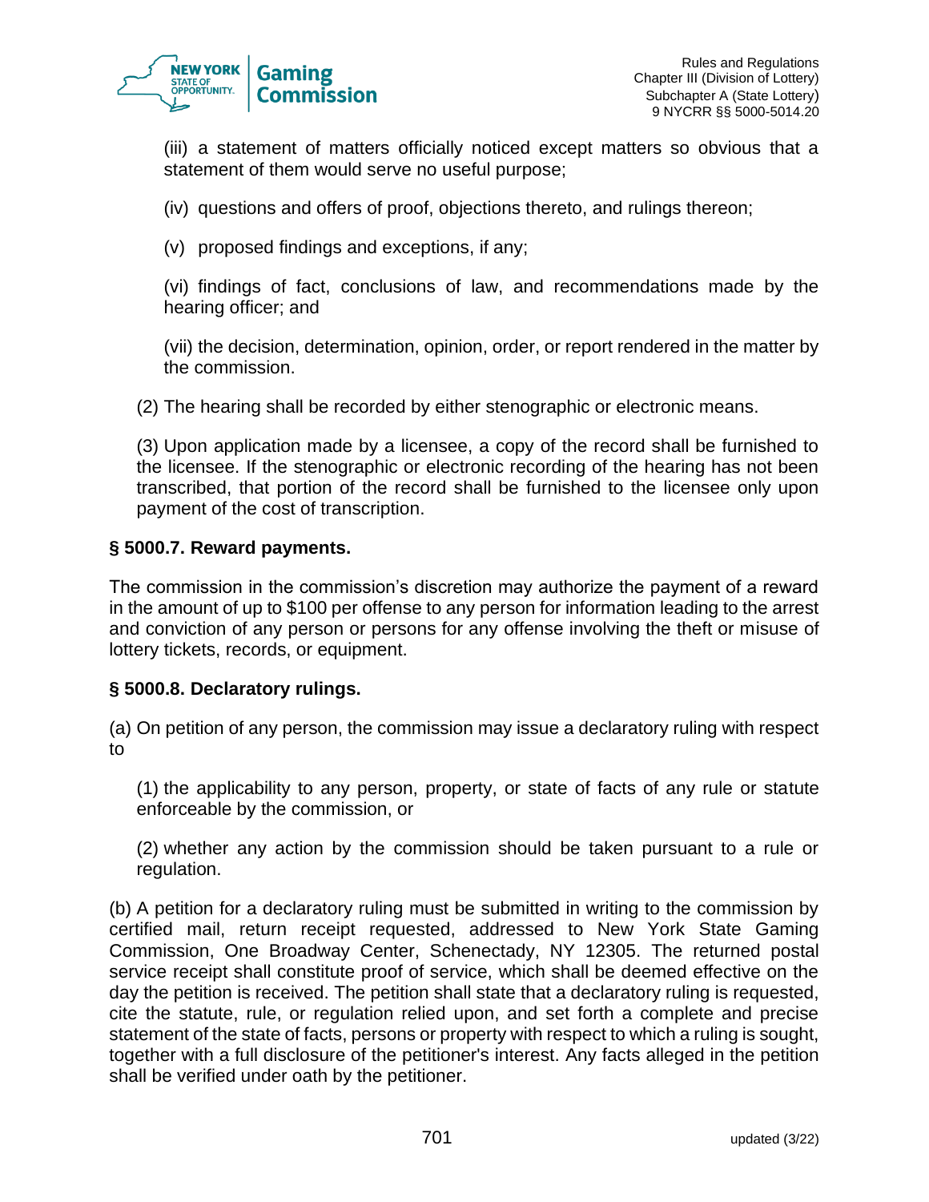(iii) a statement of matters officially noticed except matters so obvious that a statement of them would serve no useful purpose;

(iv) questions and offers of proof, objections thereto, and rulings thereon;

(v) proposed findings and exceptions, if any;

(vi) findings of fact, conclusions of law, and recommendations made by the hearing officer; and

(vii) the decision, determination, opinion, order, or report rendered in the matter by the commission.

(2) The hearing shall be recorded by either stenographic or electronic means.

(3) Upon application made by a licensee, a copy of the record shall be furnished to the licensee. If the stenographic or electronic recording of the hearing has not been transcribed, that portion of the record shall be furnished to the licensee only upon payment of the cost of transcription.

### § 5000.7. Reward payments.

The commission in the commission's discretion may authorize the payment of a reward in the amount of up to $100 per offense to any person for information leading to the arrest and conviction of any person or persons for any offense involving the theft or misuse of lottery tickets, records, or equipment.

### § 5000.8. Declaratory rulings.

(a) On petition of any person, the commission may issue a declaratory ruling with respect to

(1) the applicability to any person, property, or state of facts of any rule or statute enforceable by the commission, or

(2) whether any action by the commission should be taken pursuant to a rule or regulation.

(b) A petition for a declaratory ruling must be submitted in writing to the commission by certified mail, return receipt requested, addressed to New York State Gaming Commission, One Broadway Center, Schenectady, NY 12305. The returned postal service receipt shall constitute proof of service, which shall be deemed effective on the day the petition is received. The petition shall state that a declaratory ruling is requested, cite the statute, rule, or regulation relied upon, and set forth a complete and precise statement of the state of facts, persons or property with respect to which a ruling is sought, together with a full disclosure of the petitioner's interest. Any facts alleged in the petition shall be verified under oath by the petitioner.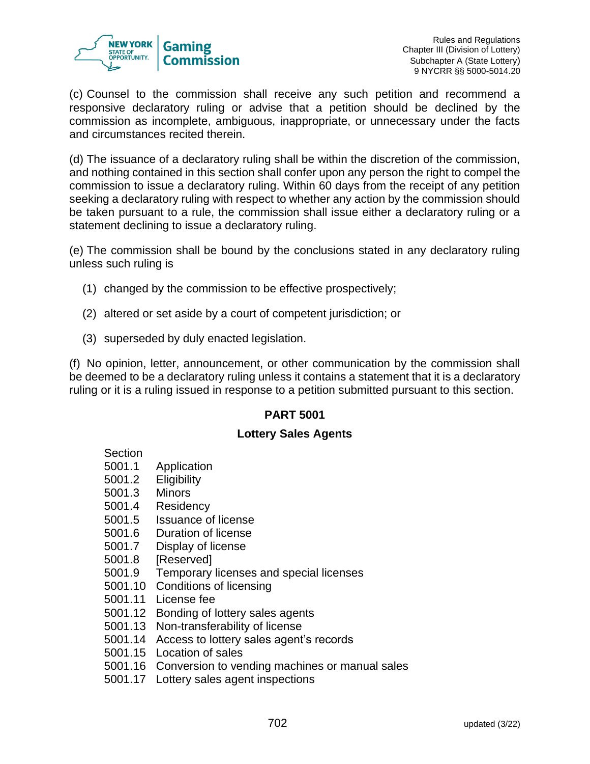(c) Counsel to the commission shall receive any such petition and recommend a responsive declaratory ruling or advise that a petition should be declined by the commission as incomplete, ambiguous, inappropriate, or unnecessary under the facts and circumstances recited therein.

(d) The issuance of a declaratory ruling shall be within the discretion of the commission, and nothing contained in this section shall confer upon any person the right to compel the commission to issue a declaratory ruling. Within 60 days from the receipt of any petition seeking a declaratory ruling with respect to whether any action by the commission should be taken pursuant to a rule, the commission shall issue either a declaratory ruling or a statement declining to issue a declaratory ruling.

(e) The commission shall be bound by the conclusions stated in any declaratory ruling unless such ruling is

(1) changed by the commission to be effective prospectively;

(2) altered or set aside by a court of competent jurisdiction; or

(3) superseded by duly enacted legislation.

(f) No opinion, letter, announcement, or other communication by the commission shall be deemed to be a declaratory ruling unless it contains a statement that it is a declaratory ruling or it is a ruling issued in response to a petition submitted pursuant to this section.

## PART 5001

### Lottery Sales Agents

Section
5001.1 Application
5001.2 Eligibility
5001.3 Minors
5001.4 Residency
5001.5 Issuance of license
5001.6 Duration of license
5001.7 Display of license
5001.8 [Reserved]
5001.9 Temporary licenses and special licenses
5001.10 Conditions of licensing
5001.11 License fee
5001.12 Bonding of lottery sales agents
5001.13 Non-transferability of license
5001.14 Access to lottery sales agent's records
5001.15 Location of sales
5001.16 Conversion to vending machines or manual sales
5001.17 Lottery sales agent inspections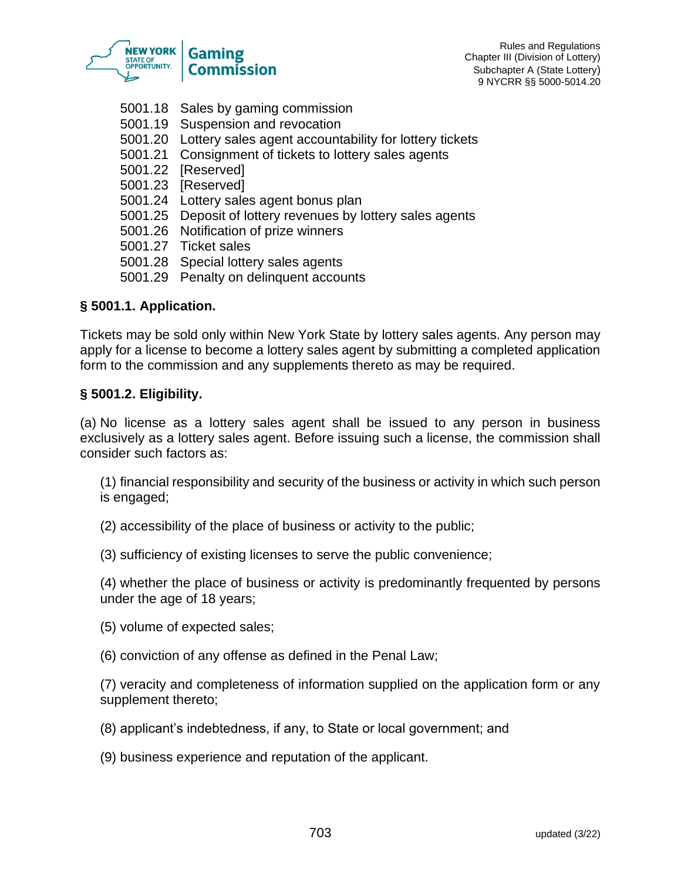5001.18 Sales by gaming commission
5001.19 Suspension and revocation
5001.20 Lottery sales agent accountability for lottery tickets
5001.21 Consignment of tickets to lottery sales agents
5001.22 [Reserved]
5001.23 [Reserved]
5001.24 Lottery sales agent bonus plan
5001.25 Deposit of lottery revenues by lottery sales agents
5001.26 Notification of prize winners
5001.27 Ticket sales
5001.28 Special lottery sales agents
5001.29 Penalty on delinquent accounts

### § 5001.1. Application.

Tickets may be sold only within New York State by lottery sales agents. Any person may apply for a license to become a lottery sales agent by submitting a completed application form to the commission and any supplements thereto as may be required.

### § 5001.2. Eligibility.

(a) No license as a lottery sales agent shall be issued to any person in business exclusively as a lottery sales agent. Before issuing such a license, the commission shall consider such factors as:

(1) financial responsibility and security of the business or activity in which such person is engaged;

(2) accessibility of the place of business or activity to the public;

(3) sufficiency of existing licenses to serve the public convenience;

(4) whether the place of business or activity is predominantly frequented by persons under the age of 18 years;

(5) volume of expected sales;

(6) conviction of any offense as defined in the Penal Law;

(7) veracity and completeness of information supplied on the application form or any supplement thereto;

(8) applicant's indebtedness, if any, to State or local government; and

(9) business experience and reputation of the applicant.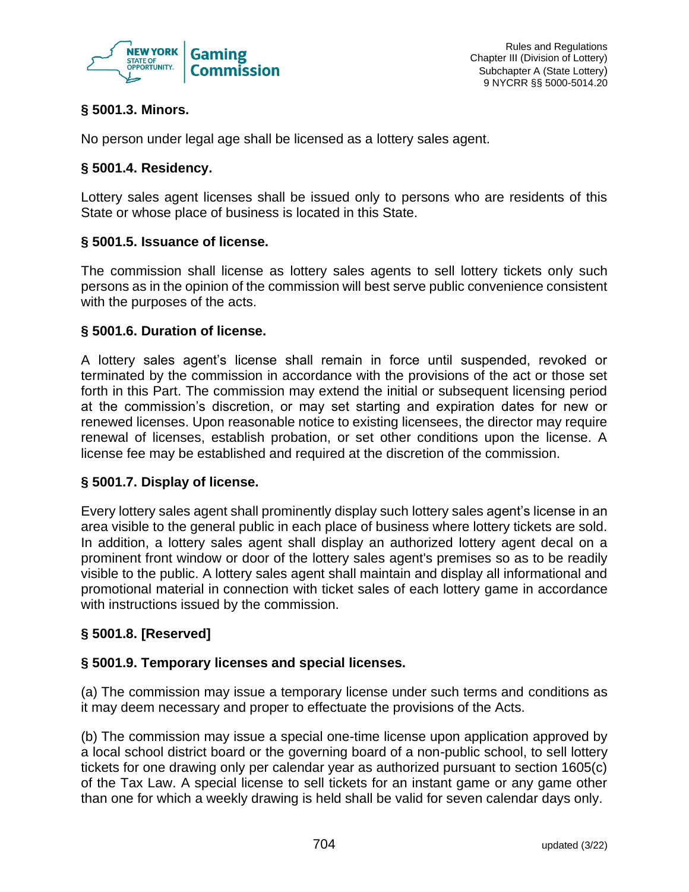### § 5001.3. Minors.

No person under legal age shall be licensed as a lottery sales agent.

### § 5001.4. Residency.

Lottery sales agent licenses shall be issued only to persons who are residents of this State or whose place of business is located in this State.

### § 5001.5. Issuance of license.

The commission shall license as lottery sales agents to sell lottery tickets only such persons as in the opinion of the commission will best serve public convenience consistent with the purposes of the acts.

### § 5001.6. Duration of license.

A lottery sales agent's license shall remain in force until suspended, revoked or terminated by the commission in accordance with the provisions of the act or those set forth in this Part. The commission may extend the initial or subsequent licensing period at the commission's discretion, or may set starting and expiration dates for new or renewed licenses. Upon reasonable notice to existing licensees, the director may require renewal of licenses, establish probation, or set other conditions upon the license. A license fee may be established and required at the discretion of the commission.

### § 5001.7. Display of license.

Every lottery sales agent shall prominently display such lottery sales agent's license in an area visible to the general public in each place of business where lottery tickets are sold. In addition, a lottery sales agent shall display an authorized lottery agent decal on a prominent front window or door of the lottery sales agent's premises so as to be readily visible to the public. A lottery sales agent shall maintain and display all informational and promotional material in connection with ticket sales of each lottery game in accordance with instructions issued by the commission.

### § 5001.8. [Reserved]

### § 5001.9. Temporary licenses and special licenses.

(a) The commission may issue a temporary license under such terms and conditions as it may deem necessary and proper to effectuate the provisions of the Acts.

(b) The commission may issue a special one-time license upon application approved by a local school district board or the governing board of a non-public school, to sell lottery tickets for one drawing only per calendar year as authorized pursuant to section 1605(c) of the Tax Law. A special license to sell tickets for an instant game or any game other than one for which a weekly drawing is held shall be valid for seven calendar days only.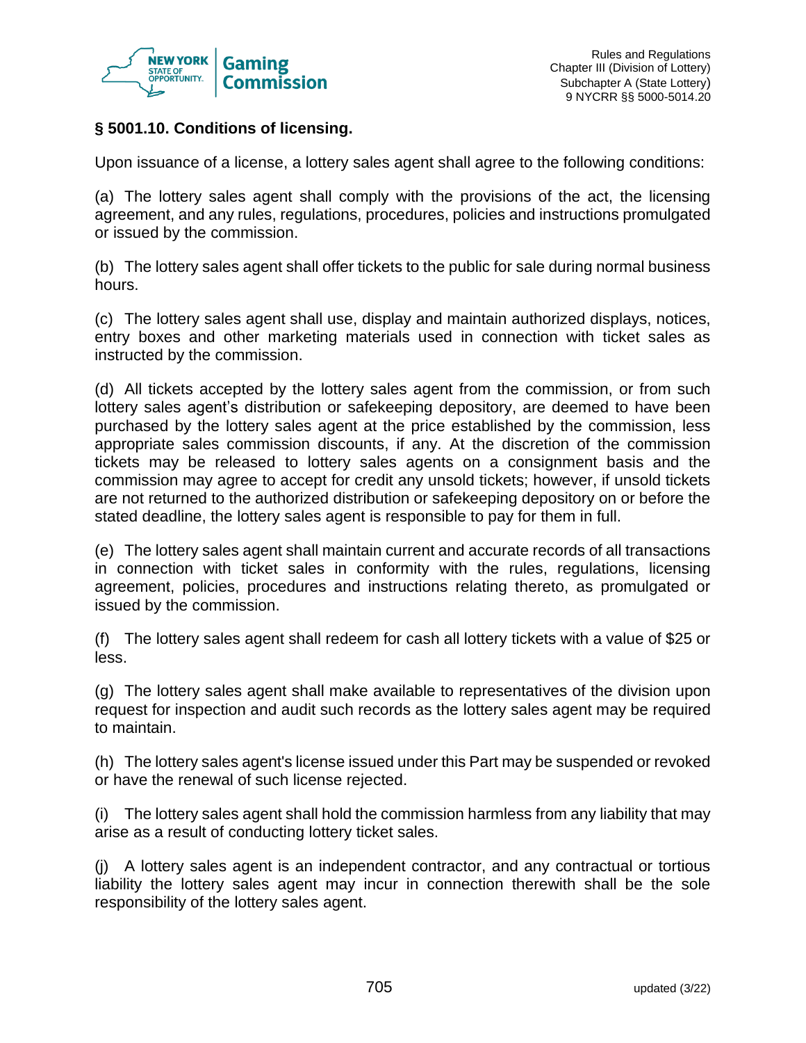### § 5001.10. Conditions of licensing.

Upon issuance of a license, a lottery sales agent shall agree to the following conditions:

(a) The lottery sales agent shall comply with the provisions of the act, the licensing agreement, and any rules, regulations, procedures, policies and instructions promulgated or issued by the commission.

(b) The lottery sales agent shall offer tickets to the public for sale during normal business hours.

(c) The lottery sales agent shall use, display and maintain authorized displays, notices, entry boxes and other marketing materials used in connection with ticket sales as instructed by the commission.

(d) All tickets accepted by the lottery sales agent from the commission, or from such lottery sales agent's distribution or safekeeping depository, are deemed to have been purchased by the lottery sales agent at the price established by the commission, less appropriate sales commission discounts, if any. At the discretion of the commission tickets may be released to lottery sales agents on a consignment basis and the commission may agree to accept for credit any unsold tickets; however, if unsold tickets are not returned to the authorized distribution or safekeeping depository on or before the stated deadline, the lottery sales agent is responsible to pay for them in full.

(e) The lottery sales agent shall maintain current and accurate records of all transactions in connection with ticket sales in conformity with the rules, regulations, licensing agreement, policies, procedures and instructions relating thereto, as promulgated or issued by the commission.

(f) The lottery sales agent shall redeem for cash all lottery tickets with a value of $25 or less.

(g) The lottery sales agent shall make available to representatives of the division upon request for inspection and audit such records as the lottery sales agent may be required to maintain.

(h) The lottery sales agent's license issued under this Part may be suspended or revoked or have the renewal of such license rejected.

(i) The lottery sales agent shall hold the commission harmless from any liability that may arise as a result of conducting lottery ticket sales.

(j) A lottery sales agent is an independent contractor, and any contractual or tortious liability the lottery sales agent may incur in connection therewith shall be the sole responsibility of the lottery sales agent.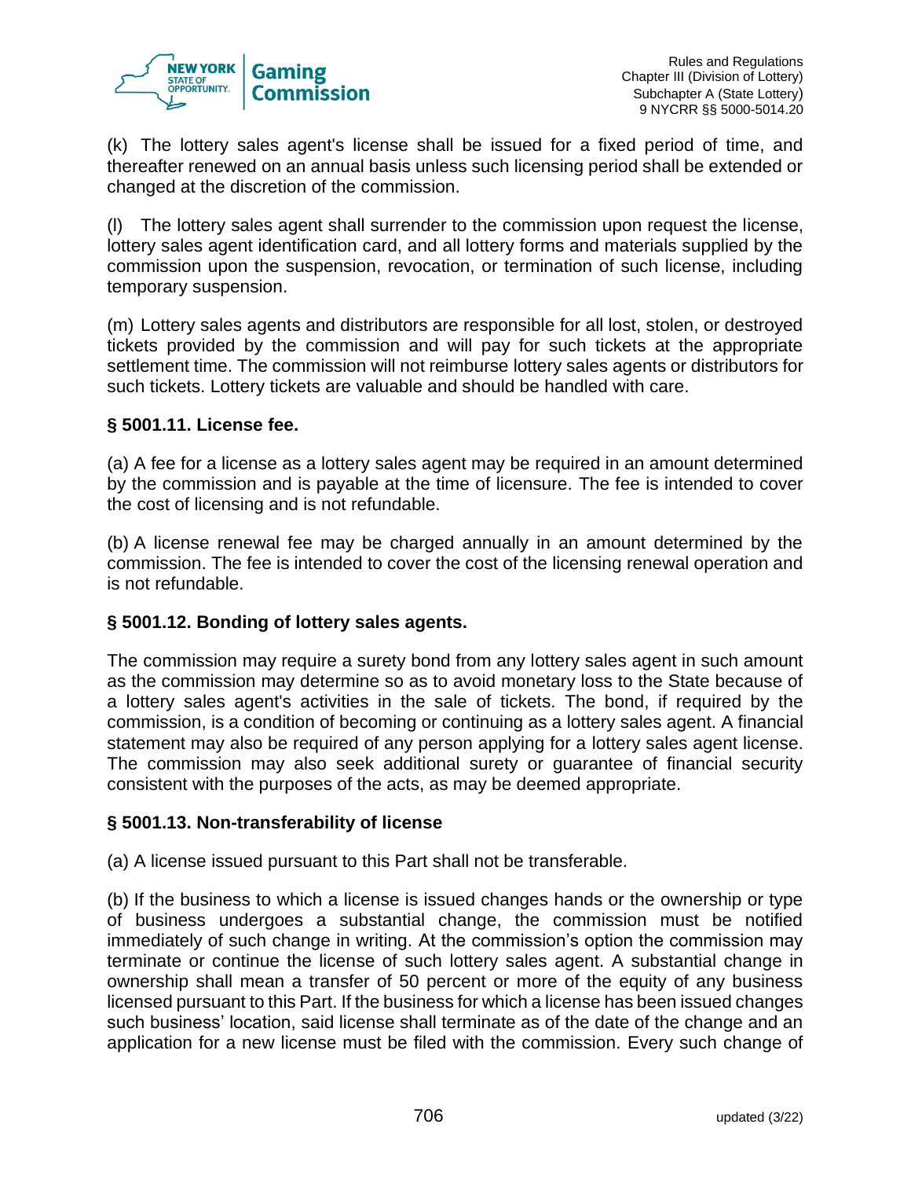(k) The lottery sales agent's license shall be issued for a fixed period of time, and thereafter renewed on an annual basis unless such licensing period shall be extended or changed at the discretion of the commission.

(l) The lottery sales agent shall surrender to the commission upon request the license, lottery sales agent identification card, and all lottery forms and materials supplied by the commission upon the suspension, revocation, or termination of such license, including temporary suspension.

(m) Lottery sales agents and distributors are responsible for all lost, stolen, or destroyed tickets provided by the commission and will pay for such tickets at the appropriate settlement time. The commission will not reimburse lottery sales agents or distributors for such tickets. Lottery tickets are valuable and should be handled with care.

### § 5001.11. License fee.

(a) A fee for a license as a lottery sales agent may be required in an amount determined by the commission and is payable at the time of licensure. The fee is intended to cover the cost of licensing and is not refundable.

(b) A license renewal fee may be charged annually in an amount determined by the commission. The fee is intended to cover the cost of the licensing renewal operation and is not refundable.

### § 5001.12. Bonding of lottery sales agents.

The commission may require a surety bond from any lottery sales agent in such amount as the commission may determine so as to avoid monetary loss to the State because of a lottery sales agent's activities in the sale of tickets. The bond, if required by the commission, is a condition of becoming or continuing as a lottery sales agent. A financial statement may also be required of any person applying for a lottery sales agent license. The commission may also seek additional surety or guarantee of financial security consistent with the purposes of the acts, as may be deemed appropriate.

### § 5001.13. Non-transferability of license

(a) A license issued pursuant to this Part shall not be transferable.

(b) If the business to which a license is issued changes hands or the ownership or type of business undergoes a substantial change, the commission must be notified immediately of such change in writing. At the commission's option the commission may terminate or continue the license of such lottery sales agent. A substantial change in ownership shall mean a transfer of 50 percent or more of the equity of any business licensed pursuant to this Part. If the business for which a license has been issued changes such business' location, said license shall terminate as of the date of the change and an application for a new license must be filed with the commission. Every such change of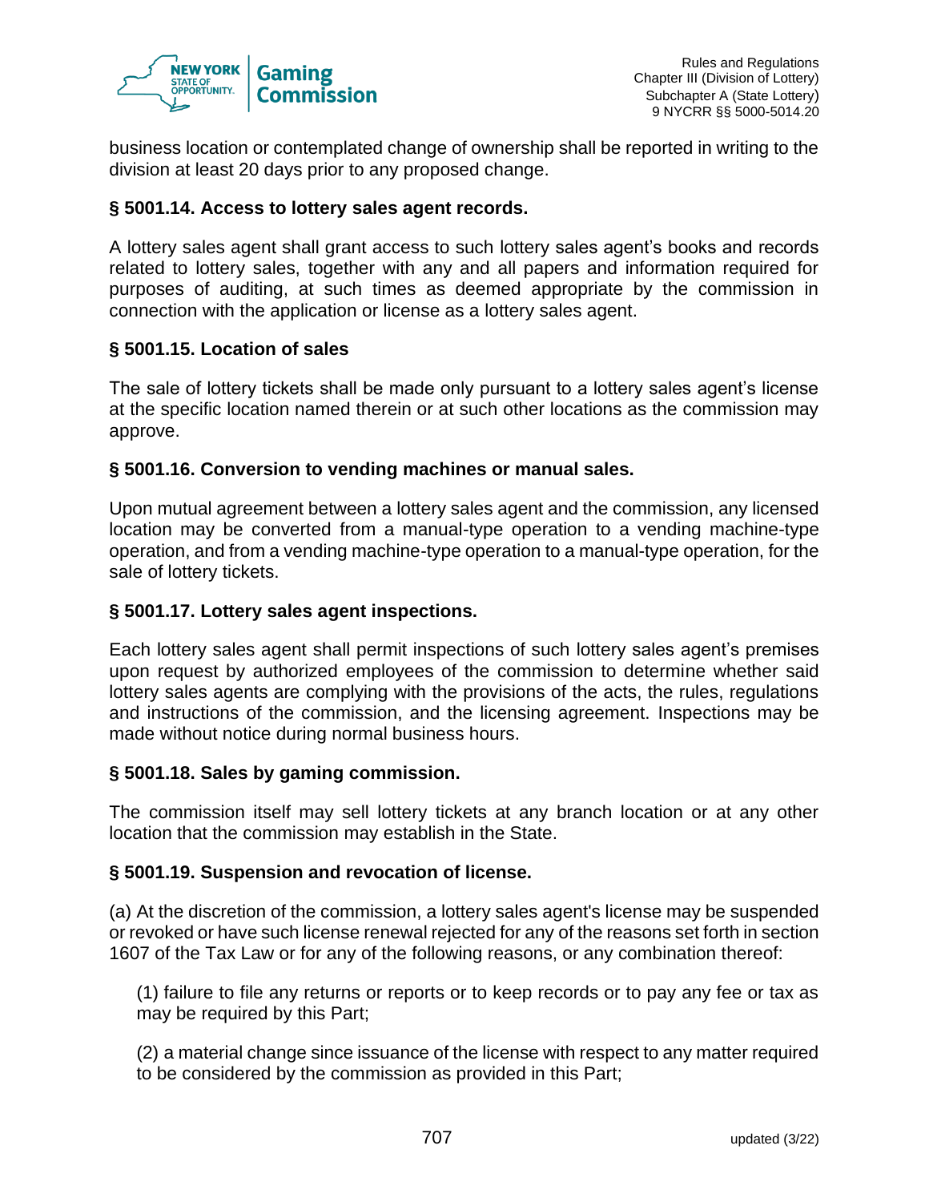business location or contemplated change of ownership shall be reported in writing to the division at least 20 days prior to any proposed change.

### § 5001.14. Access to lottery sales agent records.

A lottery sales agent shall grant access to such lottery sales agent's books and records related to lottery sales, together with any and all papers and information required for purposes of auditing, at such times as deemed appropriate by the commission in connection with the application or license as a lottery sales agent.

### § 5001.15. Location of sales

The sale of lottery tickets shall be made only pursuant to a lottery sales agent's license at the specific location named therein or at such other locations as the commission may approve.

### § 5001.16. Conversion to vending machines or manual sales.

Upon mutual agreement between a lottery sales agent and the commission, any licensed location may be converted from a manual-type operation to a vending machine-type operation, and from a vending machine-type operation to a manual-type operation, for the sale of lottery tickets.

### § 5001.17. Lottery sales agent inspections.

Each lottery sales agent shall permit inspections of such lottery sales agent's premises upon request by authorized employees of the commission to determine whether said lottery sales agents are complying with the provisions of the acts, the rules, regulations and instructions of the commission, and the licensing agreement. Inspections may be made without notice during normal business hours.

### § 5001.18. Sales by gaming commission.

The commission itself may sell lottery tickets at any branch location or at any other location that the commission may establish in the State.

### § 5001.19. Suspension and revocation of license.

(a) At the discretion of the commission, a lottery sales agent's license may be suspended or revoked or have such license renewal rejected for any of the reasons set forth in section 1607 of the Tax Law or for any of the following reasons, or any combination thereof:

(1) failure to file any returns or reports or to keep records or to pay any fee or tax as may be required by this Part;

(2) a material change since issuance of the license with respect to any matter required to be considered by the commission as provided in this Part;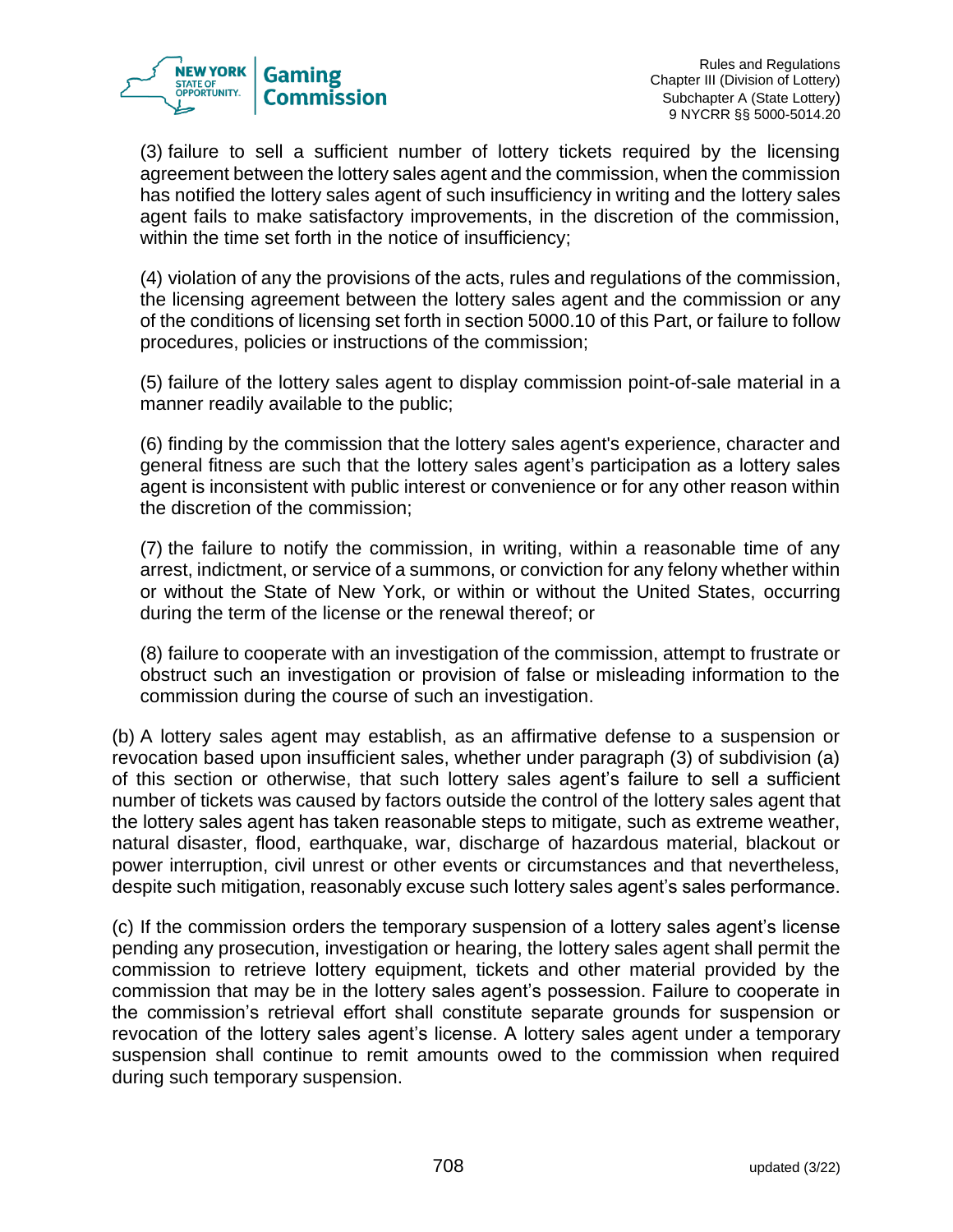(3) failure to sell a sufficient number of lottery tickets required by the licensing agreement between the lottery sales agent and the commission, when the commission has notified the lottery sales agent of such insufficiency in writing and the lottery sales agent fails to make satisfactory improvements, in the discretion of the commission, within the time set forth in the notice of insufficiency;

(4) violation of any the provisions of the acts, rules and regulations of the commission, the licensing agreement between the lottery sales agent and the commission or any of the conditions of licensing set forth in section 5000.10 of this Part, or failure to follow procedures, policies or instructions of the commission;

(5) failure of the lottery sales agent to display commission point-of-sale material in a manner readily available to the public;

(6) finding by the commission that the lottery sales agent's experience, character and general fitness are such that the lottery sales agent's participation as a lottery sales agent is inconsistent with public interest or convenience or for any other reason within the discretion of the commission;

(7) the failure to notify the commission, in writing, within a reasonable time of any arrest, indictment, or service of a summons, or conviction for any felony whether within or without the State of New York, or within or without the United States, occurring during the term of the license or the renewal thereof; or

(8) failure to cooperate with an investigation of the commission, attempt to frustrate or obstruct such an investigation or provision of false or misleading information to the commission during the course of such an investigation.

(b) A lottery sales agent may establish, as an affirmative defense to a suspension or revocation based upon insufficient sales, whether under paragraph (3) of subdivision (a) of this section or otherwise, that such lottery sales agent's failure to sell a sufficient number of tickets was caused by factors outside the control of the lottery sales agent that the lottery sales agent has taken reasonable steps to mitigate, such as extreme weather, natural disaster, flood, earthquake, war, discharge of hazardous material, blackout or power interruption, civil unrest or other events or circumstances and that nevertheless, despite such mitigation, reasonably excuse such lottery sales agent's sales performance.

(c) If the commission orders the temporary suspension of a lottery sales agent's license pending any prosecution, investigation or hearing, the lottery sales agent shall permit the commission to retrieve lottery equipment, tickets and other material provided by the commission that may be in the lottery sales agent's possession. Failure to cooperate in the commission's retrieval effort shall constitute separate grounds for suspension or revocation of the lottery sales agent's license. A lottery sales agent under a temporary suspension shall continue to remit amounts owed to the commission when required during such temporary suspension.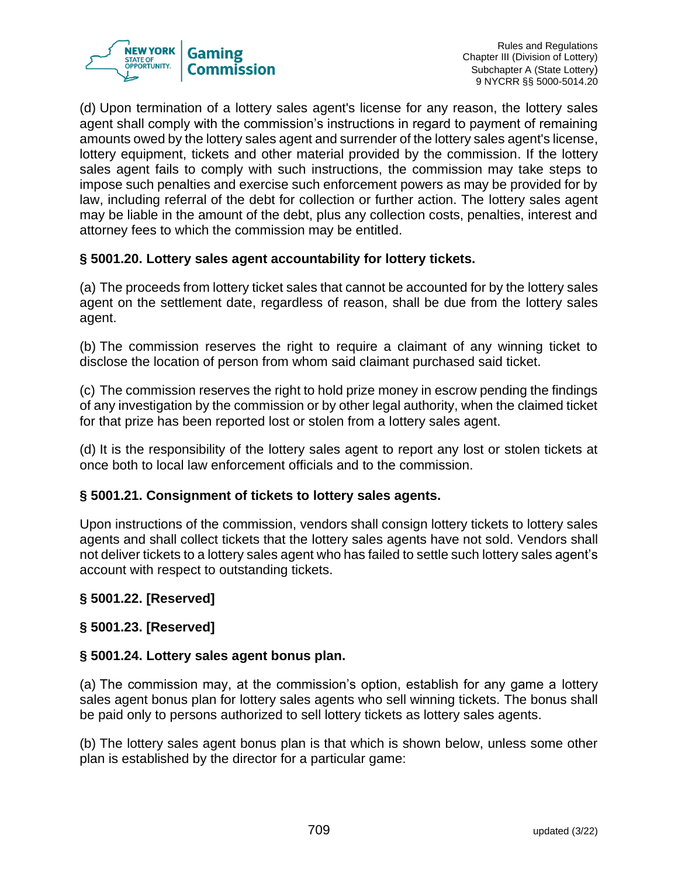(d) Upon termination of a lottery sales agent's license for any reason, the lottery sales agent shall comply with the commission's instructions in regard to payment of remaining amounts owed by the lottery sales agent and surrender of the lottery sales agent's license, lottery equipment, tickets and other material provided by the commission. If the lottery sales agent fails to comply with such instructions, the commission may take steps to impose such penalties and exercise such enforcement powers as may be provided for by law, including referral of the debt for collection or further action. The lottery sales agent may be liable in the amount of the debt, plus any collection costs, penalties, interest and attorney fees to which the commission may be entitled.

### § 5001.20. Lottery sales agent accountability for lottery tickets.

(a) The proceeds from lottery ticket sales that cannot be accounted for by the lottery sales agent on the settlement date, regardless of reason, shall be due from the lottery sales agent.

(b) The commission reserves the right to require a claimant of any winning ticket to disclose the location of person from whom said claimant purchased said ticket.

(c) The commission reserves the right to hold prize money in escrow pending the findings of any investigation by the commission or by other legal authority, when the claimed ticket for that prize has been reported lost or stolen from a lottery sales agent.

(d) It is the responsibility of the lottery sales agent to report any lost or stolen tickets at once both to local law enforcement officials and to the commission.

### § 5001.21. Consignment of tickets to lottery sales agents.

Upon instructions of the commission, vendors shall consign lottery tickets to lottery sales agents and shall collect tickets that the lottery sales agents have not sold. Vendors shall not deliver tickets to a lottery sales agent who has failed to settle such lottery sales agent's account with respect to outstanding tickets.

### § 5001.22. [Reserved]

### § 5001.23. [Reserved]

### § 5001.24. Lottery sales agent bonus plan.

(a) The commission may, at the commission's option, establish for any game a lottery sales agent bonus plan for lottery sales agents who sell winning tickets. The bonus shall be paid only to persons authorized to sell lottery tickets as lottery sales agents.

(b) The lottery sales agent bonus plan is that which is shown below, unless some other plan is established by the director for a particular game: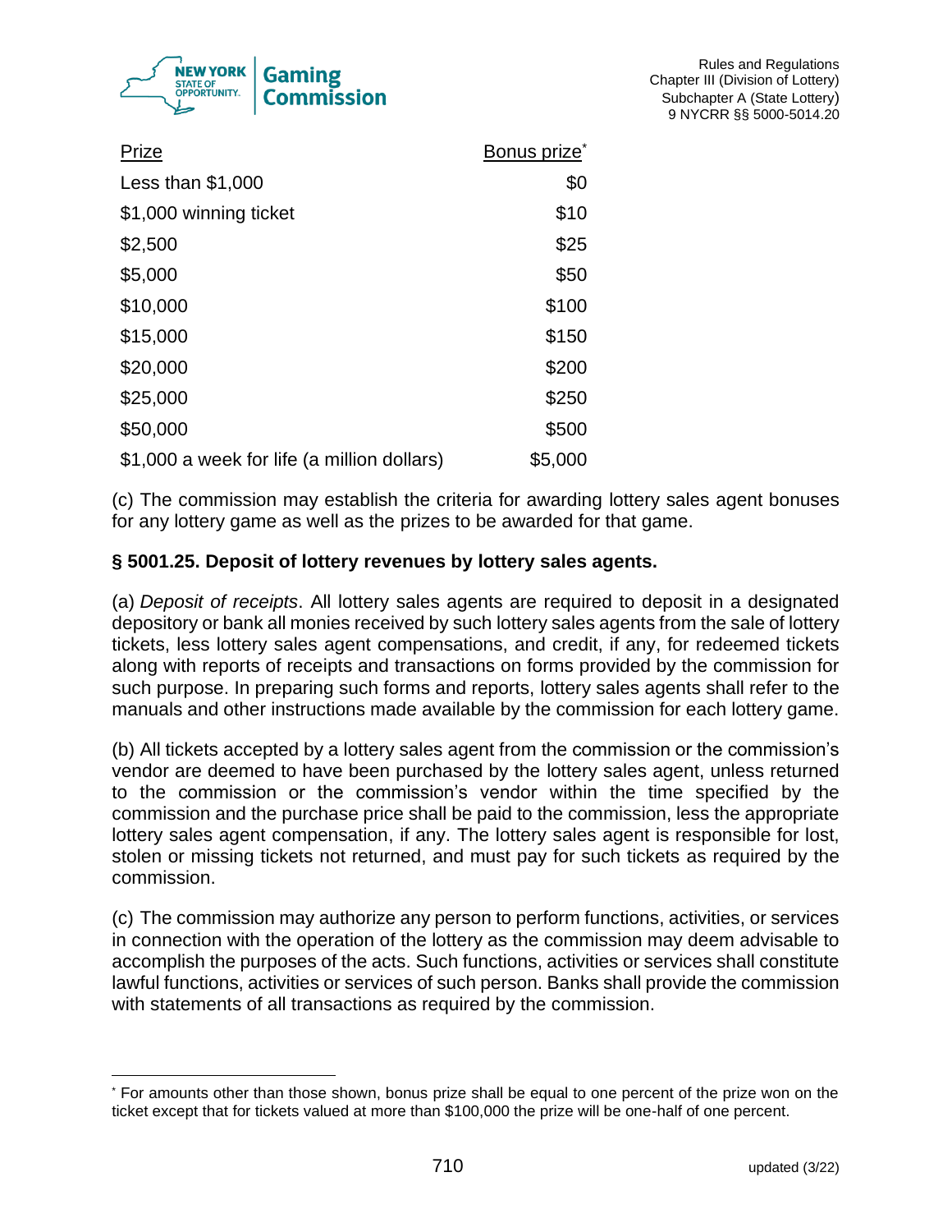| Prize | Bonus prize* |
|---|---|
| Less than $1,000 | $0 |
| $1,000 winning ticket | $10 |
| $2,500 | $25 |
| $5,000 | $50 |
| $10,000 | $100 |
| $15,000 | $150 |
| $20,000 | $200 |
| $25,000 | $250 |
| $50,000 | $500 |
| $1,000 a week for life (a million dollars) | $5,000 |

(c) The commission may establish the criteria for awarding lottery sales agent bonuses for any lottery game as well as the prizes to be awarded for that game.

**§ 5001.25. Deposit of lottery revenues by lottery sales agents.**

(a) *Deposit of receipts*. All lottery sales agents are required to deposit in a designated depository or bank all monies received by such lottery sales agents from the sale of lottery tickets, less lottery sales agent compensations, and credit, if any, for redeemed tickets along with reports of receipts and transactions on forms provided by the commission for such purpose. In preparing such forms and reports, lottery sales agents shall refer to the manuals and other instructions made available by the commission for each lottery game.

(b) All tickets accepted by a lottery sales agent from the commission or the commission's vendor are deemed to have been purchased by the lottery sales agent, unless returned to the commission or the commission's vendor within the time specified by the commission and the purchase price shall be paid to the commission, less the appropriate lottery sales agent compensation, if any. The lottery sales agent is responsible for lost, stolen or missing tickets not returned, and must pay for such tickets as required by the commission.

(c) The commission may authorize any person to perform functions, activities, or services in connection with the operation of the lottery as the commission may deem advisable to accomplish the purposes of the acts. Such functions, activities or services shall constitute lawful functions, activities or services of such person. Banks shall provide the commission with statements of all transactions as required by the commission.

---

* For amounts other than those shown, bonus prize shall be equal to one percent of the prize won on the ticket except that for tickets valued at more than $100,000 the prize will be one-half of one percent.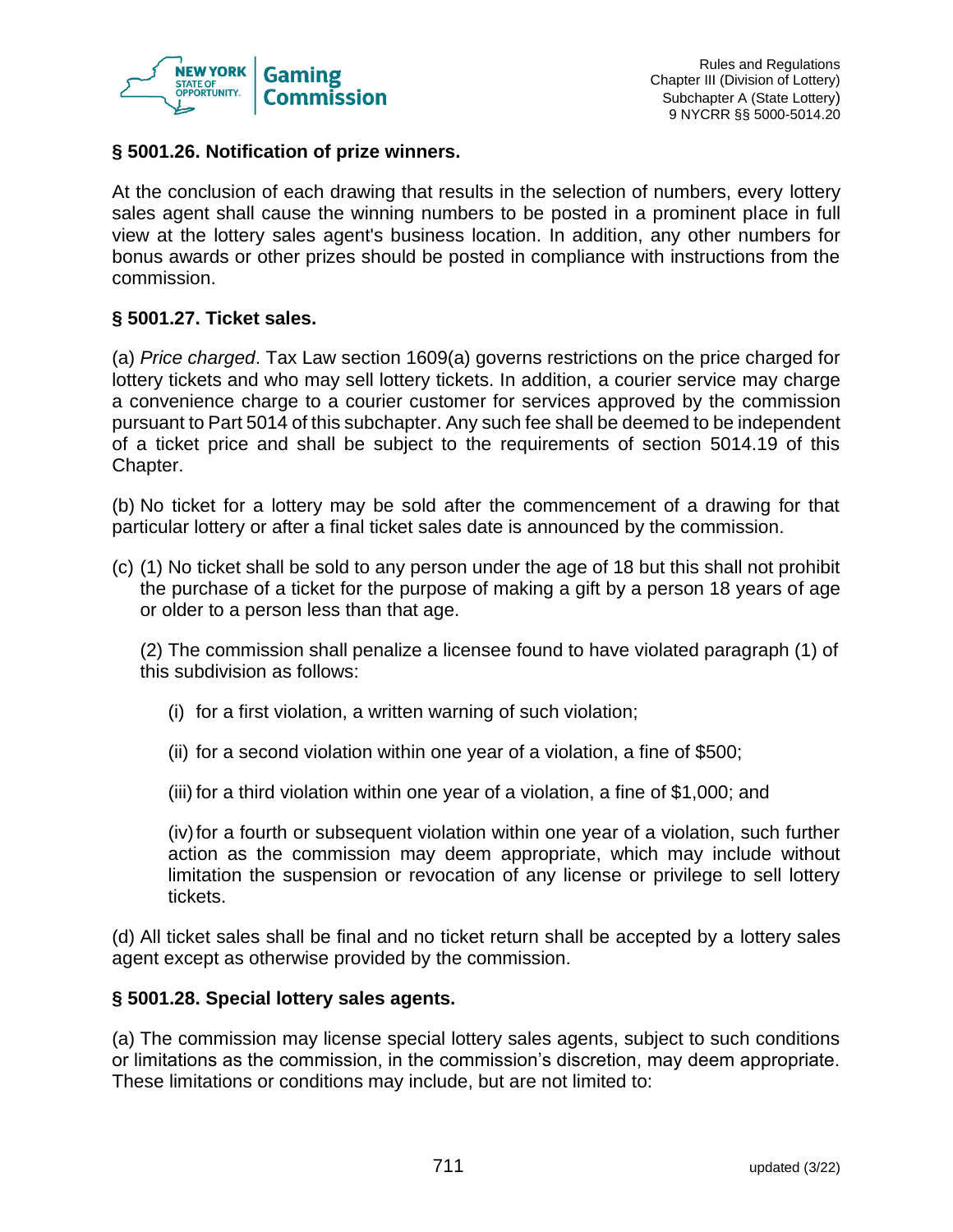### § 5001.26. Notification of prize winners.

At the conclusion of each drawing that results in the selection of numbers, every lottery sales agent shall cause the winning numbers to be posted in a prominent place in full view at the lottery sales agent's business location. In addition, any other numbers for bonus awards or other prizes should be posted in compliance with instructions from the commission.

### § 5001.27. Ticket sales.

(a) *Price charged*. Tax Law section 1609(a) governs restrictions on the price charged for lottery tickets and who may sell lottery tickets. In addition, a courier service may charge a convenience charge to a courier customer for services approved by the commission pursuant to Part 5014 of this subchapter. Any such fee shall be deemed to be independent of a ticket price and shall be subject to the requirements of section 5014.19 of this Chapter.

(b) No ticket for a lottery may be sold after the commencement of a drawing for that particular lottery or after a final ticket sales date is announced by the commission.

(c) (1) No ticket shall be sold to any person under the age of 18 but this shall not prohibit the purchase of a ticket for the purpose of making a gift by a person 18 years of age or older to a person less than that age.

(2) The commission shall penalize a licensee found to have violated paragraph (1) of this subdivision as follows:

(i) for a first violation, a written warning of such violation;

(ii) for a second violation within one year of a violation, a fine of $500;

(iii) for a third violation within one year of a violation, a fine of $1,000; and

(iv) for a fourth or subsequent violation within one year of a violation, such further action as the commission may deem appropriate, which may include without limitation the suspension or revocation of any license or privilege to sell lottery tickets.

(d) All ticket sales shall be final and no ticket return shall be accepted by a lottery sales agent except as otherwise provided by the commission.

### § 5001.28. Special lottery sales agents.

(a) The commission may license special lottery sales agents, subject to such conditions or limitations as the commission, in the commission's discretion, may deem appropriate. These limitations or conditions may include, but are not limited to: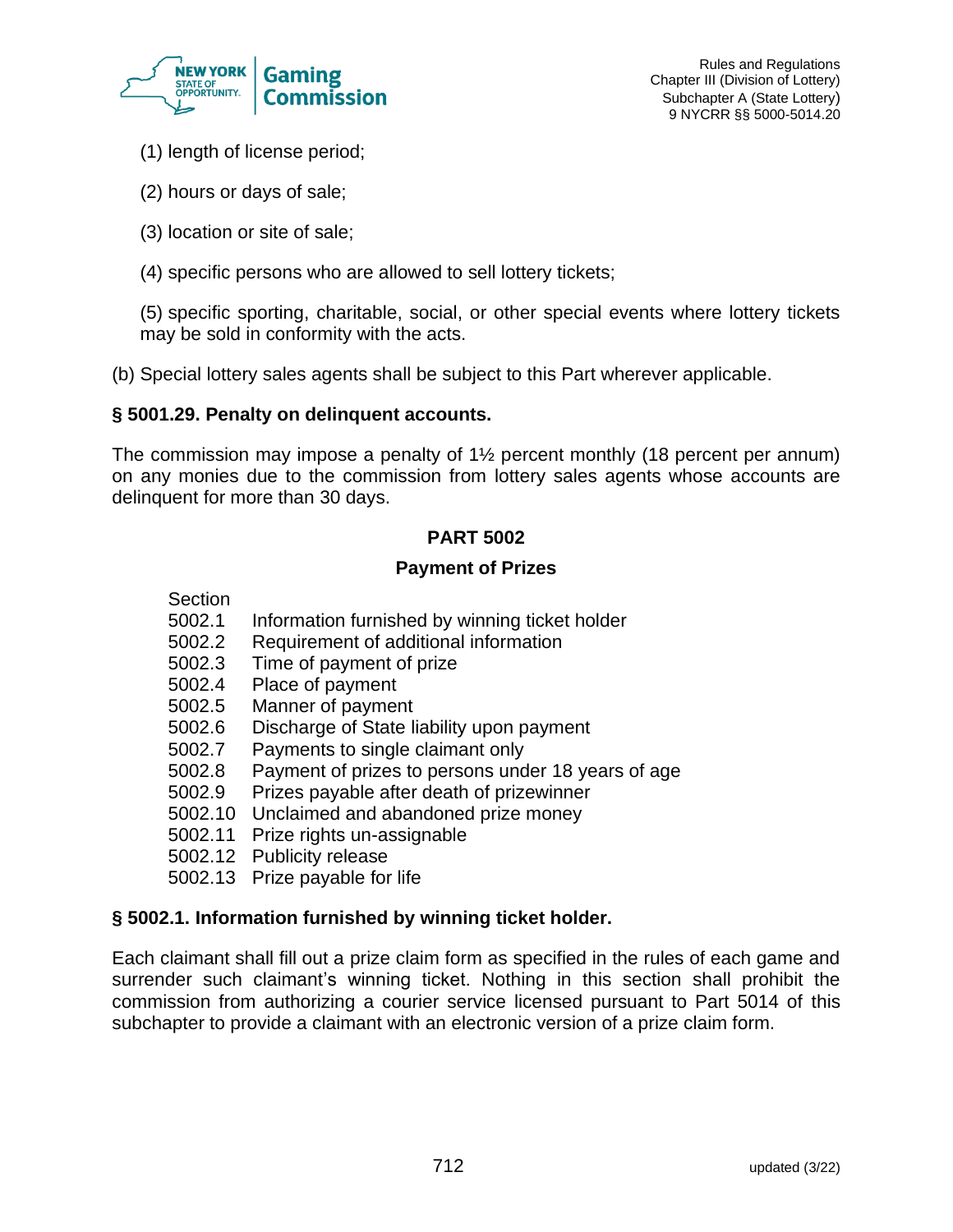(1) length of license period;

(2) hours or days of sale;

(3) location or site of sale;

(4) specific persons who are allowed to sell lottery tickets;

(5) specific sporting, charitable, social, or other special events where lottery tickets may be sold in conformity with the acts.

(b) Special lottery sales agents shall be subject to this Part wherever applicable.

### § 5001.29. Penalty on delinquent accounts.

The commission may impose a penalty of 1½ percent monthly (18 percent per annum) on any monies due to the commission from lottery sales agents whose accounts are delinquent for more than 30 days.

## PART 5002

## Payment of Prizes

| Section | |
|---|---|
| 5002.1 | Information furnished by winning ticket holder |
| 5002.2 | Requirement of additional information |
| 5002.3 | Time of payment of prize |
| 5002.4 | Place of payment |
| 5002.5 | Manner of payment |
| 5002.6 | Discharge of State liability upon payment |
| 5002.7 | Payments to single claimant only |
| 5002.8 | Payment of prizes to persons under 18 years of age |
| 5002.9 | Prizes payable after death of prizewinner |
| 5002.10 | Unclaimed and abandoned prize money |
| 5002.11 | Prize rights un-assignable |
| 5002.12 | Publicity release |
| 5002.13 | Prize payable for life |

### § 5002.1. Information furnished by winning ticket holder.

Each claimant shall fill out a prize claim form as specified in the rules of each game and surrender such claimant's winning ticket. Nothing in this section shall prohibit the commission from authorizing a courier service licensed pursuant to Part 5014 of this subchapter to provide a claimant with an electronic version of a prize claim form.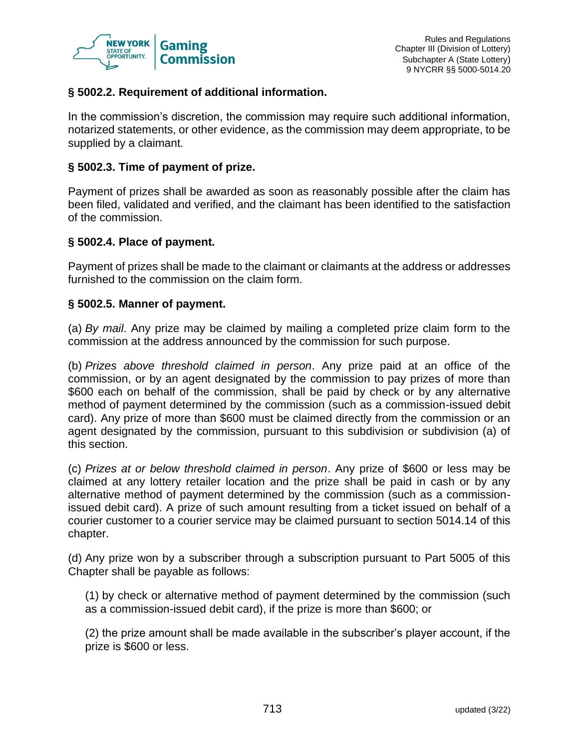### § 5002.2. Requirement of additional information.

In the commission's discretion, the commission may require such additional information, notarized statements, or other evidence, as the commission may deem appropriate, to be supplied by a claimant.

### § 5002.3. Time of payment of prize.

Payment of prizes shall be awarded as soon as reasonably possible after the claim has been filed, validated and verified, and the claimant has been identified to the satisfaction of the commission.

### § 5002.4. Place of payment.

Payment of prizes shall be made to the claimant or claimants at the address or addresses furnished to the commission on the claim form.

### § 5002.5. Manner of payment.

(a) *By mail*. Any prize may be claimed by mailing a completed prize claim form to the commission at the address announced by the commission for such purpose.

(b) *Prizes above threshold claimed in person*. Any prize paid at an office of the commission, or by an agent designated by the commission to pay prizes of more than $600 each on behalf of the commission, shall be paid by check or by any alternative method of payment determined by the commission (such as a commission-issued debit card). Any prize of more than $600 must be claimed directly from the commission or an agent designated by the commission, pursuant to this subdivision or subdivision (a) of this section.

(c) *Prizes at or below threshold claimed in person*. Any prize of $600 or less may be claimed at any lottery retailer location and the prize shall be paid in cash or by any alternative method of payment determined by the commission (such as a commission-issued debit card). A prize of such amount resulting from a ticket issued on behalf of a courier customer to a courier service may be claimed pursuant to section 5014.14 of this chapter.

(d) Any prize won by a subscriber through a subscription pursuant to Part 5005 of this Chapter shall be payable as follows:

(1) by check or alternative method of payment determined by the commission (such as a commission-issued debit card), if the prize is more than $600; or

(2) the prize amount shall be made available in the subscriber's player account, if the prize is $600 or less.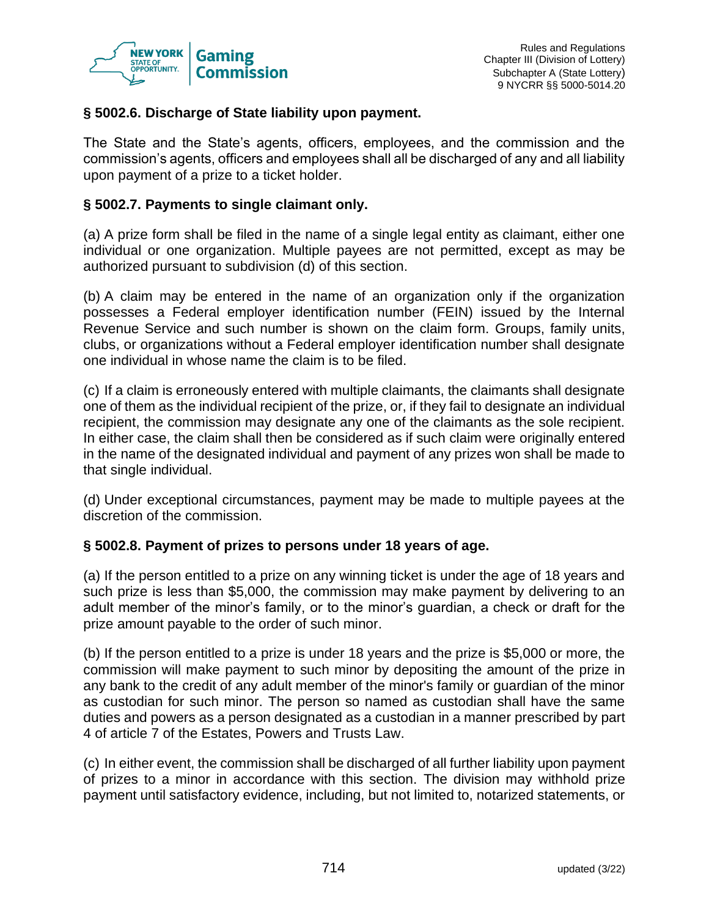### § 5002.6. Discharge of State liability upon payment.

The State and the State's agents, officers, employees, and the commission and the commission's agents, officers and employees shall all be discharged of any and all liability upon payment of a prize to a ticket holder.

### § 5002.7. Payments to single claimant only.

(a) A prize form shall be filed in the name of a single legal entity as claimant, either one individual or one organization. Multiple payees are not permitted, except as may be authorized pursuant to subdivision (d) of this section.

(b) A claim may be entered in the name of an organization only if the organization possesses a Federal employer identification number (FEIN) issued by the Internal Revenue Service and such number is shown on the claim form. Groups, family units, clubs, or organizations without a Federal employer identification number shall designate one individual in whose name the claim is to be filed.

(c) If a claim is erroneously entered with multiple claimants, the claimants shall designate one of them as the individual recipient of the prize, or, if they fail to designate an individual recipient, the commission may designate any one of the claimants as the sole recipient. In either case, the claim shall then be considered as if such claim were originally entered in the name of the designated individual and payment of any prizes won shall be made to that single individual.

(d) Under exceptional circumstances, payment may be made to multiple payees at the discretion of the commission.

### § 5002.8. Payment of prizes to persons under 18 years of age.

(a) If the person entitled to a prize on any winning ticket is under the age of 18 years and such prize is less than $5,000, the commission may make payment by delivering to an adult member of the minor's family, or to the minor's guardian, a check or draft for the prize amount payable to the order of such minor.

(b) If the person entitled to a prize is under 18 years and the prize is $5,000 or more, the commission will make payment to such minor by depositing the amount of the prize in any bank to the credit of any adult member of the minor's family or guardian of the minor as custodian for such minor. The person so named as custodian shall have the same duties and powers as a person designated as a custodian in a manner prescribed by part 4 of article 7 of the Estates, Powers and Trusts Law.

(c) In either event, the commission shall be discharged of all further liability upon payment of prizes to a minor in accordance with this section. The division may withhold prize payment until satisfactory evidence, including, but not limited to, notarized statements, or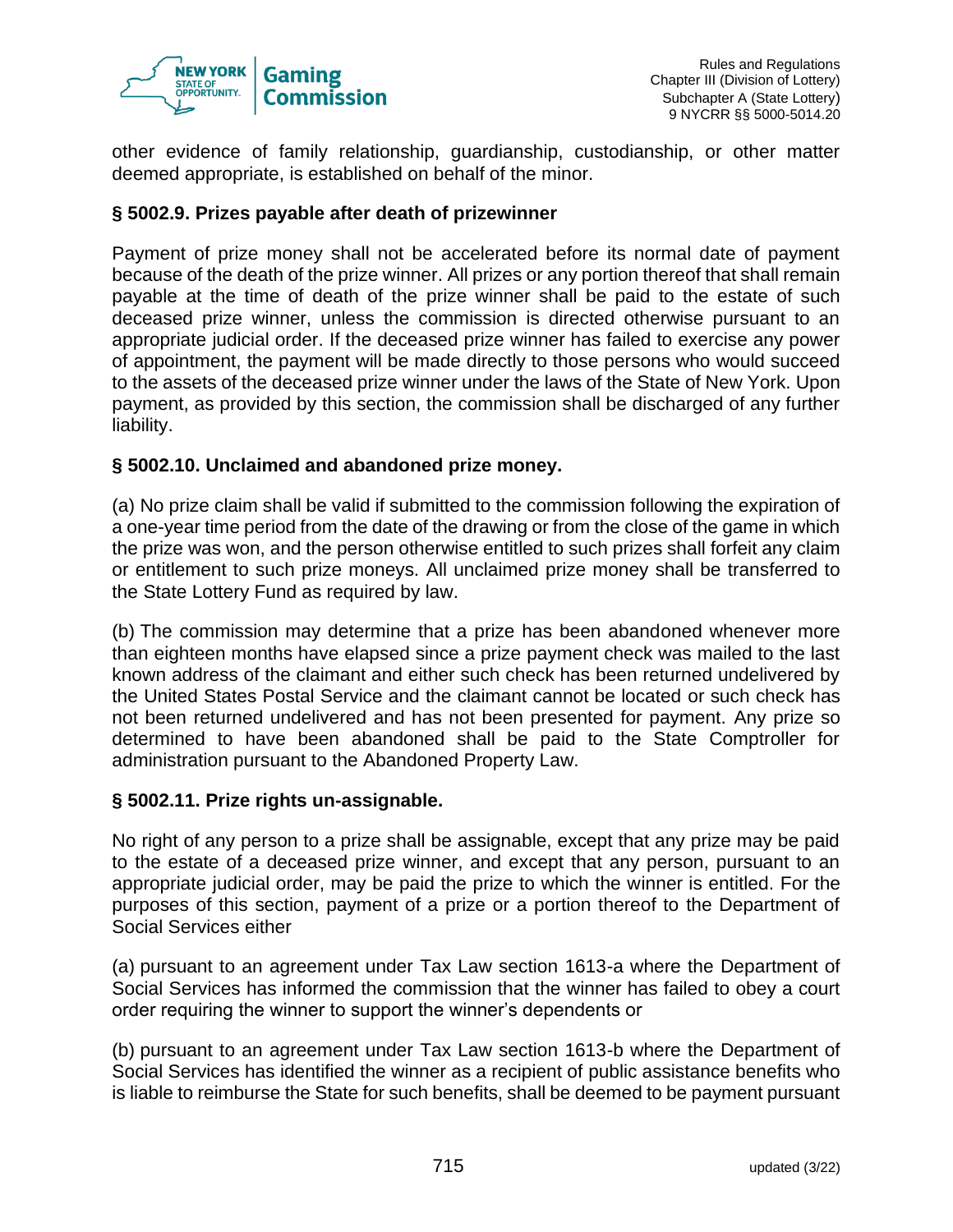other evidence of family relationship, guardianship, custodianship, or other matter deemed appropriate, is established on behalf of the minor.

### § 5002.9. Prizes payable after death of prizewinner

Payment of prize money shall not be accelerated before its normal date of payment because of the death of the prize winner. All prizes or any portion thereof that shall remain payable at the time of death of the prize winner shall be paid to the estate of such deceased prize winner, unless the commission is directed otherwise pursuant to an appropriate judicial order. If the deceased prize winner has failed to exercise any power of appointment, the payment will be made directly to those persons who would succeed to the assets of the deceased prize winner under the laws of the State of New York. Upon payment, as provided by this section, the commission shall be discharged of any further liability.

### § 5002.10. Unclaimed and abandoned prize money.

(a) No prize claim shall be valid if submitted to the commission following the expiration of a one-year time period from the date of the drawing or from the close of the game in which the prize was won, and the person otherwise entitled to such prizes shall forfeit any claim or entitlement to such prize moneys. All unclaimed prize money shall be transferred to the State Lottery Fund as required by law.

(b) The commission may determine that a prize has been abandoned whenever more than eighteen months have elapsed since a prize payment check was mailed to the last known address of the claimant and either such check has been returned undelivered by the United States Postal Service and the claimant cannot be located or such check has not been returned undelivered and has not been presented for payment. Any prize so determined to have been abandoned shall be paid to the State Comptroller for administration pursuant to the Abandoned Property Law.

### § 5002.11. Prize rights un-assignable.

No right of any person to a prize shall be assignable, except that any prize may be paid to the estate of a deceased prize winner, and except that any person, pursuant to an appropriate judicial order, may be paid the prize to which the winner is entitled. For the purposes of this section, payment of a prize or a portion thereof to the Department of Social Services either

(a) pursuant to an agreement under Tax Law section 1613-a where the Department of Social Services has informed the commission that the winner has failed to obey a court order requiring the winner to support the winner's dependents or

(b) pursuant to an agreement under Tax Law section 1613-b where the Department of Social Services has identified the winner as a recipient of public assistance benefits who is liable to reimburse the State for such benefits, shall be deemed to be payment pursuant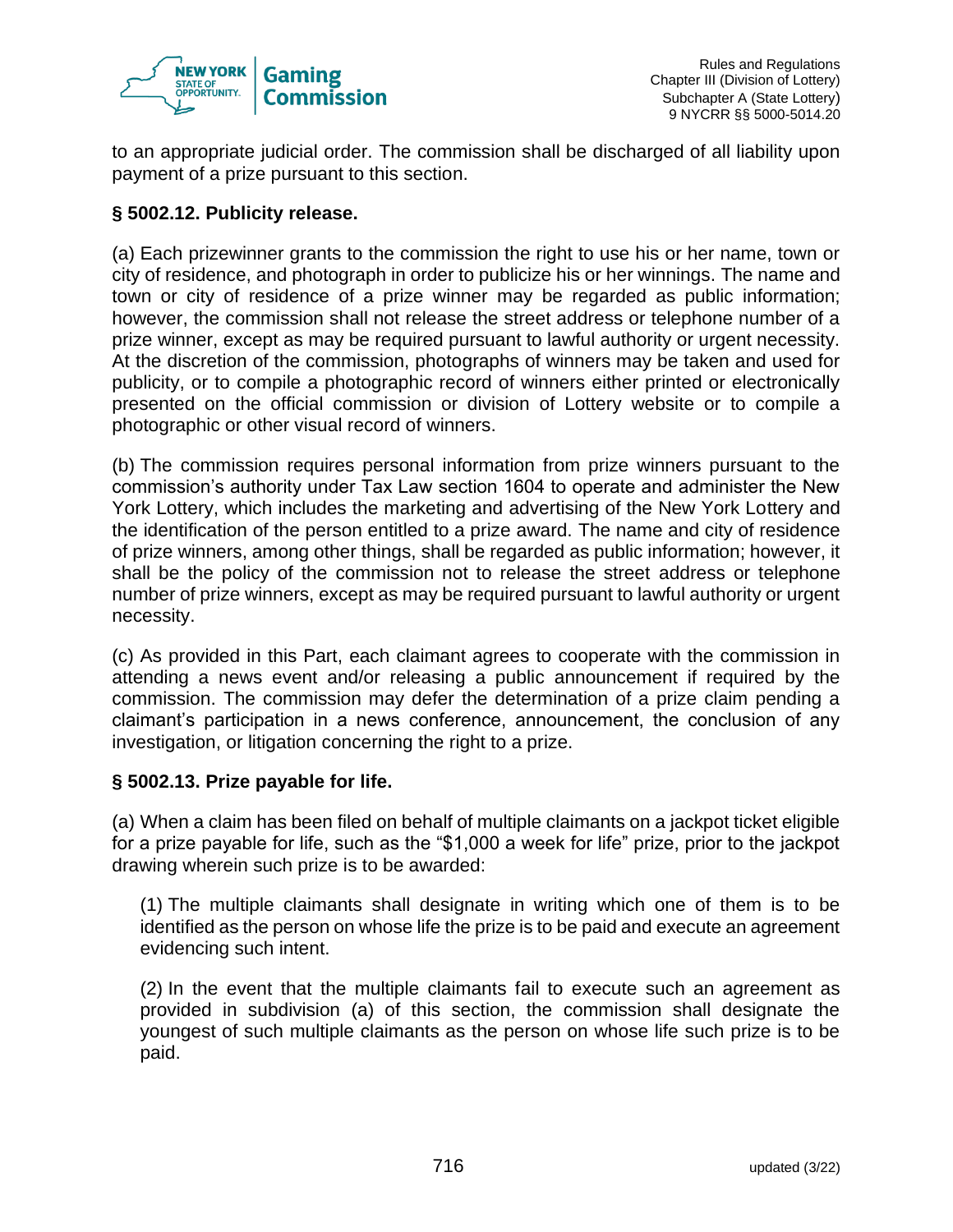to an appropriate judicial order. The commission shall be discharged of all liability upon payment of a prize pursuant to this section.

### § 5002.12. Publicity release.

(a) Each prizewinner grants to the commission the right to use his or her name, town or city of residence, and photograph in order to publicize his or her winnings. The name and town or city of residence of a prize winner may be regarded as public information; however, the commission shall not release the street address or telephone number of a prize winner, except as may be required pursuant to lawful authority or urgent necessity. At the discretion of the commission, photographs of winners may be taken and used for publicity, or to compile a photographic record of winners either printed or electronically presented on the official commission or division of Lottery website or to compile a photographic or other visual record of winners.

(b) The commission requires personal information from prize winners pursuant to the commission's authority under Tax Law section 1604 to operate and administer the New York Lottery, which includes the marketing and advertising of the New York Lottery and the identification of the person entitled to a prize award. The name and city of residence of prize winners, among other things, shall be regarded as public information; however, it shall be the policy of the commission not to release the street address or telephone number of prize winners, except as may be required pursuant to lawful authority or urgent necessity.

(c) As provided in this Part, each claimant agrees to cooperate with the commission in attending a news event and/or releasing a public announcement if required by the commission. The commission may defer the determination of a prize claim pending a claimant's participation in a news conference, announcement, the conclusion of any investigation, or litigation concerning the right to a prize.

### § 5002.13. Prize payable for life.

(a) When a claim has been filed on behalf of multiple claimants on a jackpot ticket eligible for a prize payable for life, such as the "$1,000 a week for life" prize, prior to the jackpot drawing wherein such prize is to be awarded:

(1) The multiple claimants shall designate in writing which one of them is to be identified as the person on whose life the prize is to be paid and execute an agreement evidencing such intent.

(2) In the event that the multiple claimants fail to execute such an agreement as provided in subdivision (a) of this section, the commission shall designate the youngest of such multiple claimants as the person on whose life such prize is to be paid.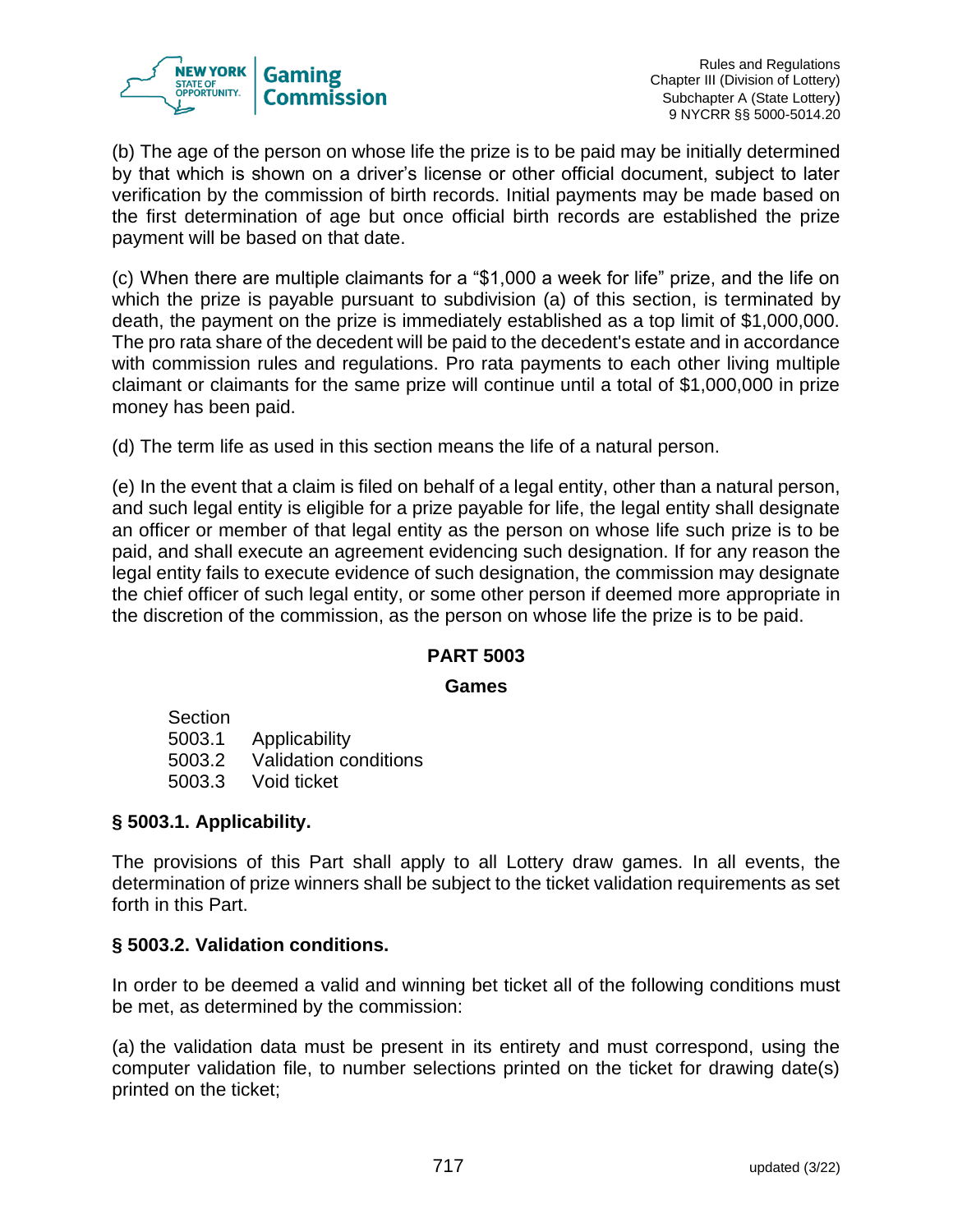(b) The age of the person on whose life the prize is to be paid may be initially determined by that which is shown on a driver's license or other official document, subject to later verification by the commission of birth records. Initial payments may be made based on the first determination of age but once official birth records are established the prize payment will be based on that date.

(c) When there are multiple claimants for a "$1,000 a week for life" prize, and the life on which the prize is payable pursuant to subdivision (a) of this section, is terminated by death, the payment on the prize is immediately established as a top limit of $1,000,000. The pro rata share of the decedent will be paid to the decedent's estate and in accordance with commission rules and regulations. Pro rata payments to each other living multiple claimant or claimants for the same prize will continue until a total of $1,000,000 in prize money has been paid.

(d) The term life as used in this section means the life of a natural person.

(e) In the event that a claim is filed on behalf of a legal entity, other than a natural person, and such legal entity is eligible for a prize payable for life, the legal entity shall designate an officer or member of that legal entity as the person on whose life such prize is to be paid, and shall execute an agreement evidencing such designation. If for any reason the legal entity fails to execute evidence of such designation, the commission may designate the chief officer of such legal entity, or some other person if deemed more appropriate in the discretion of the commission, as the person on whose life the prize is to be paid.

## PART 5003

### Games

Section
5003.1 Applicability
5003.2 Validation conditions
5003.3 Void ticket

### § 5003.1. Applicability.

The provisions of this Part shall apply to all Lottery draw games. In all events, the determination of prize winners shall be subject to the ticket validation requirements as set forth in this Part.

### § 5003.2. Validation conditions.

In order to be deemed a valid and winning bet ticket all of the following conditions must be met, as determined by the commission:

(a) the validation data must be present in its entirety and must correspond, using the computer validation file, to number selections printed on the ticket for drawing date(s) printed on the ticket;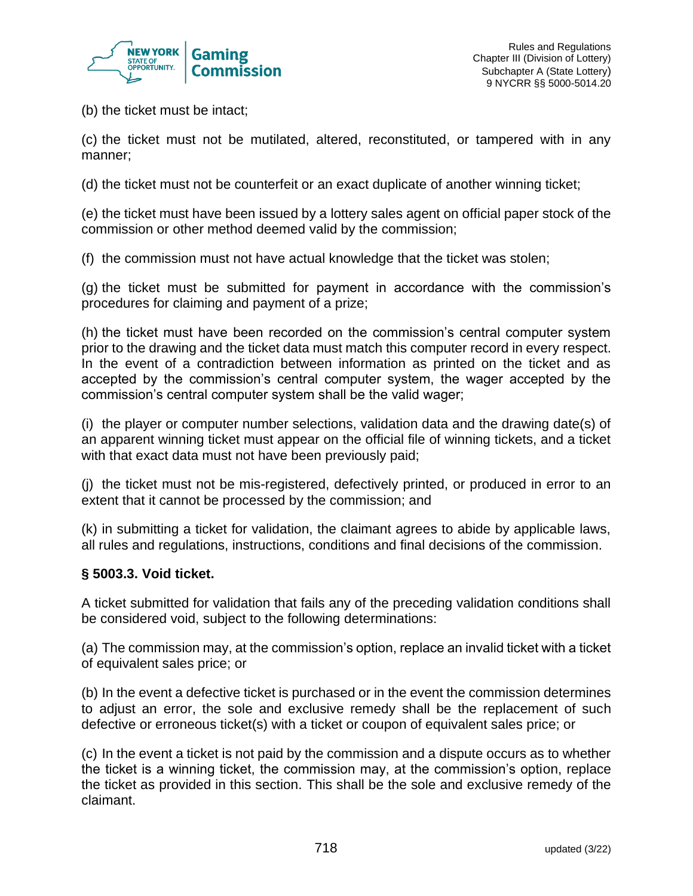(b) the ticket must be intact;

(c) the ticket must not be mutilated, altered, reconstituted, or tampered with in any manner;

(d) the ticket must not be counterfeit or an exact duplicate of another winning ticket;

(e) the ticket must have been issued by a lottery sales agent on official paper stock of the commission or other method deemed valid by the commission;

(f) the commission must not have actual knowledge that the ticket was stolen;

(g) the ticket must be submitted for payment in accordance with the commission's procedures for claiming and payment of a prize;

(h) the ticket must have been recorded on the commission's central computer system prior to the drawing and the ticket data must match this computer record in every respect. In the event of a contradiction between information as printed on the ticket and as accepted by the commission's central computer system, the wager accepted by the commission's central computer system shall be the valid wager;

(i) the player or computer number selections, validation data and the drawing date(s) of an apparent winning ticket must appear on the official file of winning tickets, and a ticket with that exact data must not have been previously paid;

(j) the ticket must not be mis-registered, defectively printed, or produced in error to an extent that it cannot be processed by the commission; and

(k) in submitting a ticket for validation, the claimant agrees to abide by applicable laws, all rules and regulations, instructions, conditions and final decisions of the commission.

**§ 5003.3. Void ticket.**

A ticket submitted for validation that fails any of the preceding validation conditions shall be considered void, subject to the following determinations:

(a) The commission may, at the commission's option, replace an invalid ticket with a ticket of equivalent sales price; or

(b) In the event a defective ticket is purchased or in the event the commission determines to adjust an error, the sole and exclusive remedy shall be the replacement of such defective or erroneous ticket(s) with a ticket or coupon of equivalent sales price; or

(c) In the event a ticket is not paid by the commission and a dispute occurs as to whether the ticket is a winning ticket, the commission may, at the commission's option, replace the ticket as provided in this section. This shall be the sole and exclusive remedy of the claimant.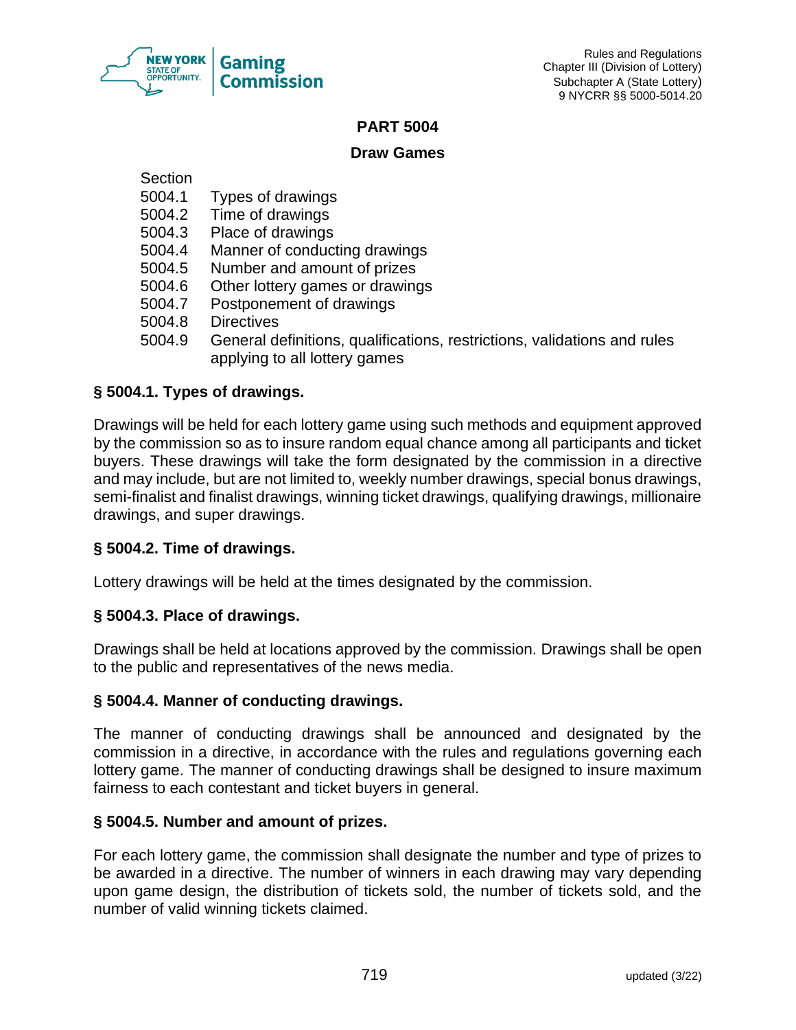# PART 5004

## Draw Games

Section
5004.1 Types of drawings
5004.2 Time of drawings
5004.3 Place of drawings
5004.4 Manner of conducting drawings
5004.5 Number and amount of prizes
5004.6 Other lottery games or drawings
5004.7 Postponement of drawings
5004.8 Directives
5004.9 General definitions, qualifications, restrictions, validations and rules applying to all lottery games

### § 5004.1. Types of drawings.

Drawings will be held for each lottery game using such methods and equipment approved by the commission so as to insure random equal chance among all participants and ticket buyers. These drawings will take the form designated by the commission in a directive and may include, but are not limited to, weekly number drawings, special bonus drawings, semi-finalist and finalist drawings, winning ticket drawings, qualifying drawings, millionaire drawings, and super drawings.

### § 5004.2. Time of drawings.

Lottery drawings will be held at the times designated by the commission.

### § 5004.3. Place of drawings.

Drawings shall be held at locations approved by the commission. Drawings shall be open to the public and representatives of the news media.

### § 5004.4. Manner of conducting drawings.

The manner of conducting drawings shall be announced and designated by the commission in a directive, in accordance with the rules and regulations governing each lottery game. The manner of conducting drawings shall be designed to insure maximum fairness to each contestant and ticket buyers in general.

### § 5004.5. Number and amount of prizes.

For each lottery game, the commission shall designate the number and type of prizes to be awarded in a directive. The number of winners in each drawing may vary depending upon game design, the distribution of tickets sold, the number of tickets sold, and the number of valid winning tickets claimed.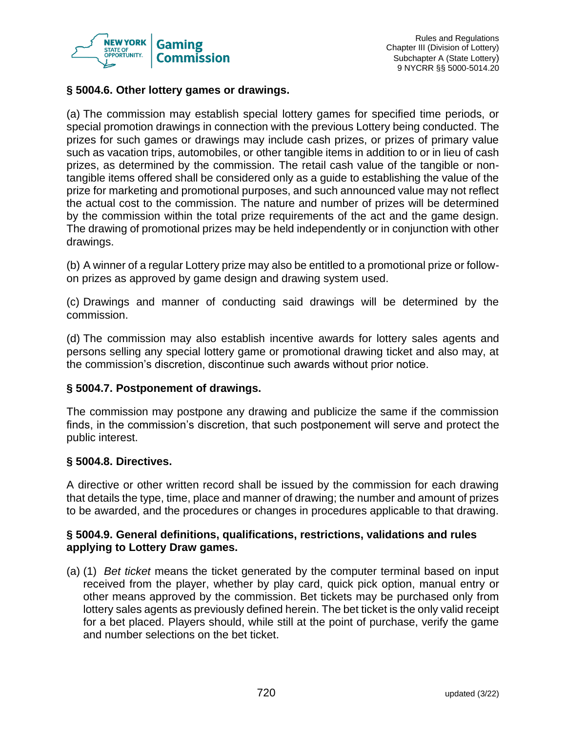### § 5004.6. Other lottery games or drawings.

(a) The commission may establish special lottery games for specified time periods, or special promotion drawings in connection with the previous Lottery being conducted. The prizes for such games or drawings may include cash prizes, or prizes of primary value such as vacation trips, automobiles, or other tangible items in addition to or in lieu of cash prizes, as determined by the commission. The retail cash value of the tangible or non-tangible items offered shall be considered only as a guide to establishing the value of the prize for marketing and promotional purposes, and such announced value may not reflect the actual cost to the commission. The nature and number of prizes will be determined by the commission within the total prize requirements of the act and the game design. The drawing of promotional prizes may be held independently or in conjunction with other drawings.

(b) A winner of a regular Lottery prize may also be entitled to a promotional prize or follow-on prizes as approved by game design and drawing system used.

(c) Drawings and manner of conducting said drawings will be determined by the commission.

(d) The commission may also establish incentive awards for lottery sales agents and persons selling any special lottery game or promotional drawing ticket and also may, at the commission's discretion, discontinue such awards without prior notice.

### § 5004.7. Postponement of drawings.

The commission may postpone any drawing and publicize the same if the commission finds, in the commission's discretion, that such postponement will serve and protect the public interest.

### § 5004.8. Directives.

A directive or other written record shall be issued by the commission for each drawing that details the type, time, place and manner of drawing; the number and amount of prizes to be awarded, and the procedures or changes in procedures applicable to that drawing.

### § 5004.9. General definitions, qualifications, restrictions, validations and rules applying to Lottery Draw games.

(a) (1) *Bet ticket* means the ticket generated by the computer terminal based on input received from the player, whether by play card, quick pick option, manual entry or other means approved by the commission. Bet tickets may be purchased only from lottery sales agents as previously defined herein. The bet ticket is the only valid receipt for a bet placed. Players should, while still at the point of purchase, verify the game and number selections on the bet ticket.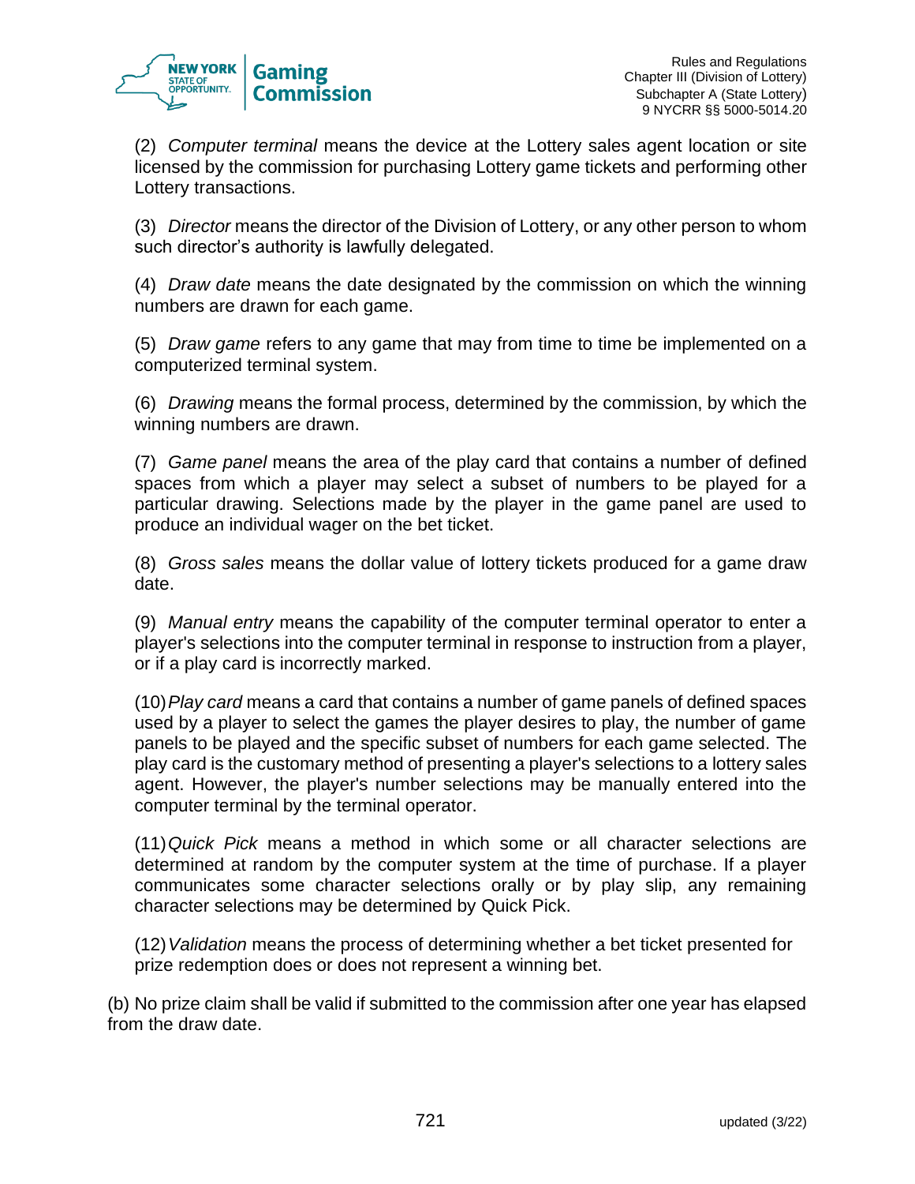(2) *Computer terminal* means the device at the Lottery sales agent location or site licensed by the commission for purchasing Lottery game tickets and performing other Lottery transactions.

(3) *Director* means the director of the Division of Lottery, or any other person to whom such director's authority is lawfully delegated.

(4) *Draw date* means the date designated by the commission on which the winning numbers are drawn for each game.

(5) *Draw game* refers to any game that may from time to time be implemented on a computerized terminal system.

(6) *Drawing* means the formal process, determined by the commission, by which the winning numbers are drawn.

(7) *Game panel* means the area of the play card that contains a number of defined spaces from which a player may select a subset of numbers to be played for a particular drawing. Selections made by the player in the game panel are used to produce an individual wager on the bet ticket.

(8) *Gross sales* means the dollar value of lottery tickets produced for a game draw date.

(9) *Manual entry* means the capability of the computer terminal operator to enter a player's selections into the computer terminal in response to instruction from a player, or if a play card is incorrectly marked.

(10) *Play card* means a card that contains a number of game panels of defined spaces used by a player to select the games the player desires to play, the number of game panels to be played and the specific subset of numbers for each game selected. The play card is the customary method of presenting a player's selections to a lottery sales agent. However, the player's number selections may be manually entered into the computer terminal by the terminal operator.

(11) *Quick Pick* means a method in which some or all character selections are determined at random by the computer system at the time of purchase. If a player communicates some character selections orally or by play slip, any remaining character selections may be determined by Quick Pick.

(12) *Validation* means the process of determining whether a bet ticket presented for prize redemption does or does not represent a winning bet.

(b) No prize claim shall be valid if submitted to the commission after one year has elapsed from the draw date.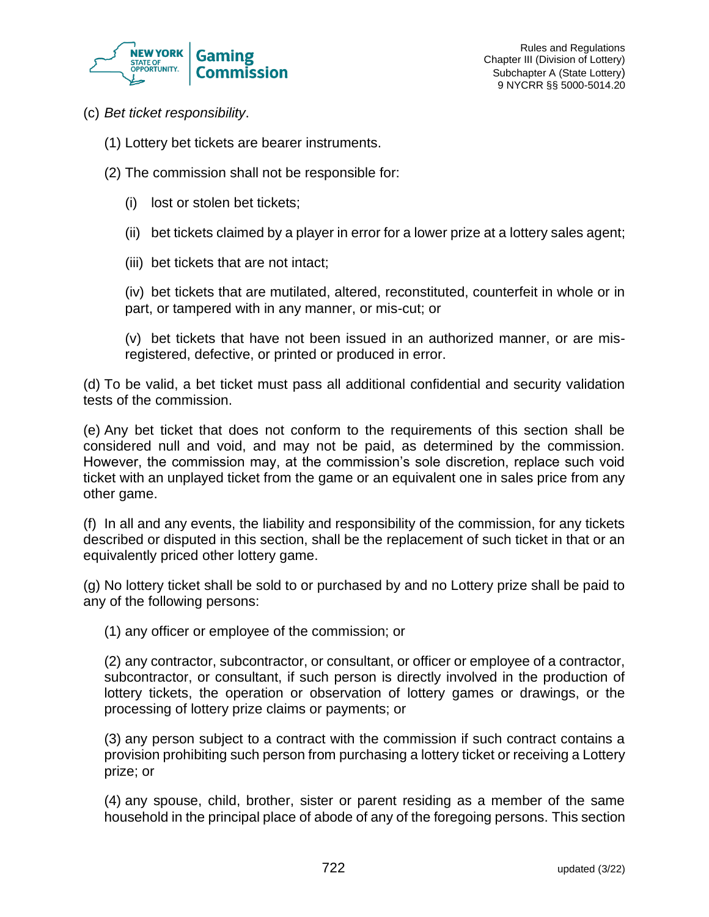(c) *Bet ticket responsibility*.

(1) Lottery bet tickets are bearer instruments.

(2) The commission shall not be responsible for:

(i) lost or stolen bet tickets;

(ii) bet tickets claimed by a player in error for a lower prize at a lottery sales agent;

(iii) bet tickets that are not intact;

(iv) bet tickets that are mutilated, altered, reconstituted, counterfeit in whole or in part, or tampered with in any manner, or mis-cut; or

(v) bet tickets that have not been issued in an authorized manner, or are mis-registered, defective, or printed or produced in error.

(d) To be valid, a bet ticket must pass all additional confidential and security validation tests of the commission.

(e) Any bet ticket that does not conform to the requirements of this section shall be considered null and void, and may not be paid, as determined by the commission. However, the commission may, at the commission's sole discretion, replace such void ticket with an unplayed ticket from the game or an equivalent one in sales price from any other game.

(f) In all and any events, the liability and responsibility of the commission, for any tickets described or disputed in this section, shall be the replacement of such ticket in that or an equivalently priced other lottery game.

(g) No lottery ticket shall be sold to or purchased by and no Lottery prize shall be paid to any of the following persons:

(1) any officer or employee of the commission; or

(2) any contractor, subcontractor, or consultant, or officer or employee of a contractor, subcontractor, or consultant, if such person is directly involved in the production of lottery tickets, the operation or observation of lottery games or drawings, or the processing of lottery prize claims or payments; or

(3) any person subject to a contract with the commission if such contract contains a provision prohibiting such person from purchasing a lottery ticket or receiving a Lottery prize; or

(4) any spouse, child, brother, sister or parent residing as a member of the same household in the principal place of abode of any of the foregoing persons. This section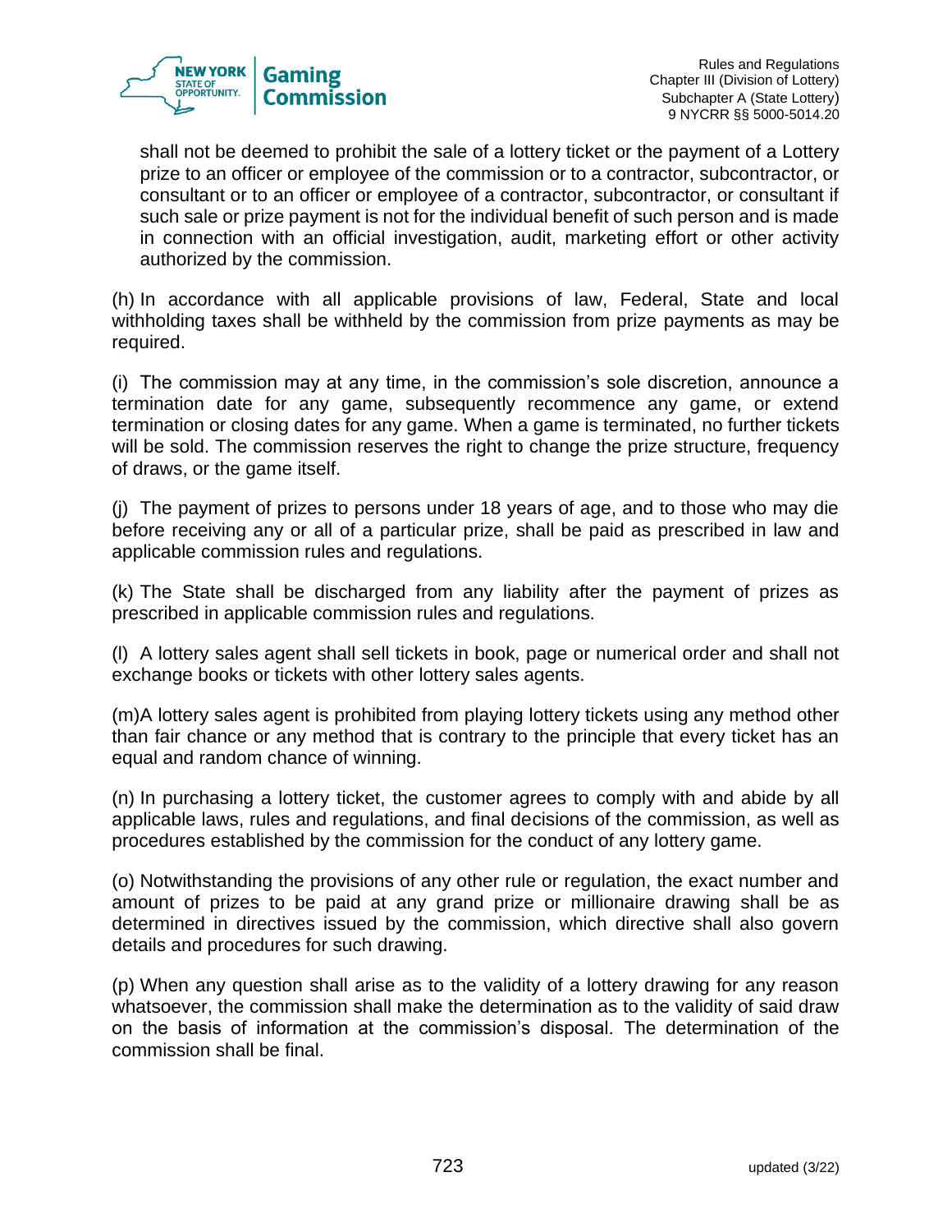shall not be deemed to prohibit the sale of a lottery ticket or the payment of a Lottery prize to an officer or employee of the commission or to a contractor, subcontractor, or consultant or to an officer or employee of a contractor, subcontractor, or consultant if such sale or prize payment is not for the individual benefit of such person and is made in connection with an official investigation, audit, marketing effort or other activity authorized by the commission.

(h) In accordance with all applicable provisions of law, Federal, State and local withholding taxes shall be withheld by the commission from prize payments as may be required.

(i) The commission may at any time, in the commission's sole discretion, announce a termination date for any game, subsequently recommence any game, or extend termination or closing dates for any game. When a game is terminated, no further tickets will be sold. The commission reserves the right to change the prize structure, frequency of draws, or the game itself.

(j) The payment of prizes to persons under 18 years of age, and to those who may die before receiving any or all of a particular prize, shall be paid as prescribed in law and applicable commission rules and regulations.

(k) The State shall be discharged from any liability after the payment of prizes as prescribed in applicable commission rules and regulations.

(l) A lottery sales agent shall sell tickets in book, page or numerical order and shall not exchange books or tickets with other lottery sales agents.

(m)A lottery sales agent is prohibited from playing lottery tickets using any method other than fair chance or any method that is contrary to the principle that every ticket has an equal and random chance of winning.

(n) In purchasing a lottery ticket, the customer agrees to comply with and abide by all applicable laws, rules and regulations, and final decisions of the commission, as well as procedures established by the commission for the conduct of any lottery game.

(o) Notwithstanding the provisions of any other rule or regulation, the exact number and amount of prizes to be paid at any grand prize or millionaire drawing shall be as determined in directives issued by the commission, which directive shall also govern details and procedures for such drawing.

(p) When any question shall arise as to the validity of a lottery drawing for any reason whatsoever, the commission shall make the determination as to the validity of said draw on the basis of information at the commission's disposal. The determination of the commission shall be final.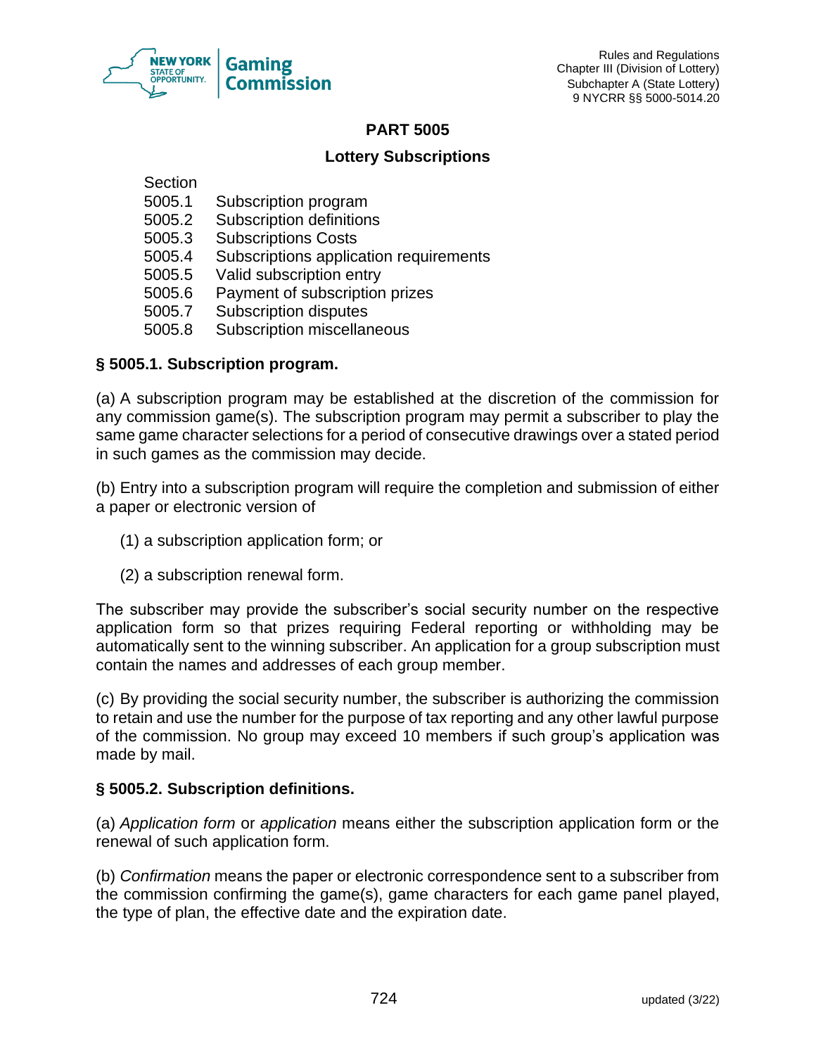## PART 5005

### Lottery Subscriptions

Section
5005.1 Subscription program
5005.2 Subscription definitions
5005.3 Subscriptions Costs
5005.4 Subscriptions application requirements
5005.5 Valid subscription entry
5005.6 Payment of subscription prizes
5005.7 Subscription disputes
5005.8 Subscription miscellaneous

### § 5005.1. Subscription program.

(a) A subscription program may be established at the discretion of the commission for any commission game(s). The subscription program may permit a subscriber to play the same game character selections for a period of consecutive drawings over a stated period in such games as the commission may decide.

(b) Entry into a subscription program will require the completion and submission of either a paper or electronic version of

(1) a subscription application form; or

(2) a subscription renewal form.

The subscriber may provide the subscriber's social security number on the respective application form so that prizes requiring Federal reporting or withholding may be automatically sent to the winning subscriber. An application for a group subscription must contain the names and addresses of each group member.

(c) By providing the social security number, the subscriber is authorizing the commission to retain and use the number for the purpose of tax reporting and any other lawful purpose of the commission. No group may exceed 10 members if such group's application was made by mail.

### § 5005.2. Subscription definitions.

(a) *Application form* or *application* means either the subscription application form or the renewal of such application form.

(b) *Confirmation* means the paper or electronic correspondence sent to a subscriber from the commission confirming the game(s), game characters for each game panel played, the type of plan, the effective date and the expiration date.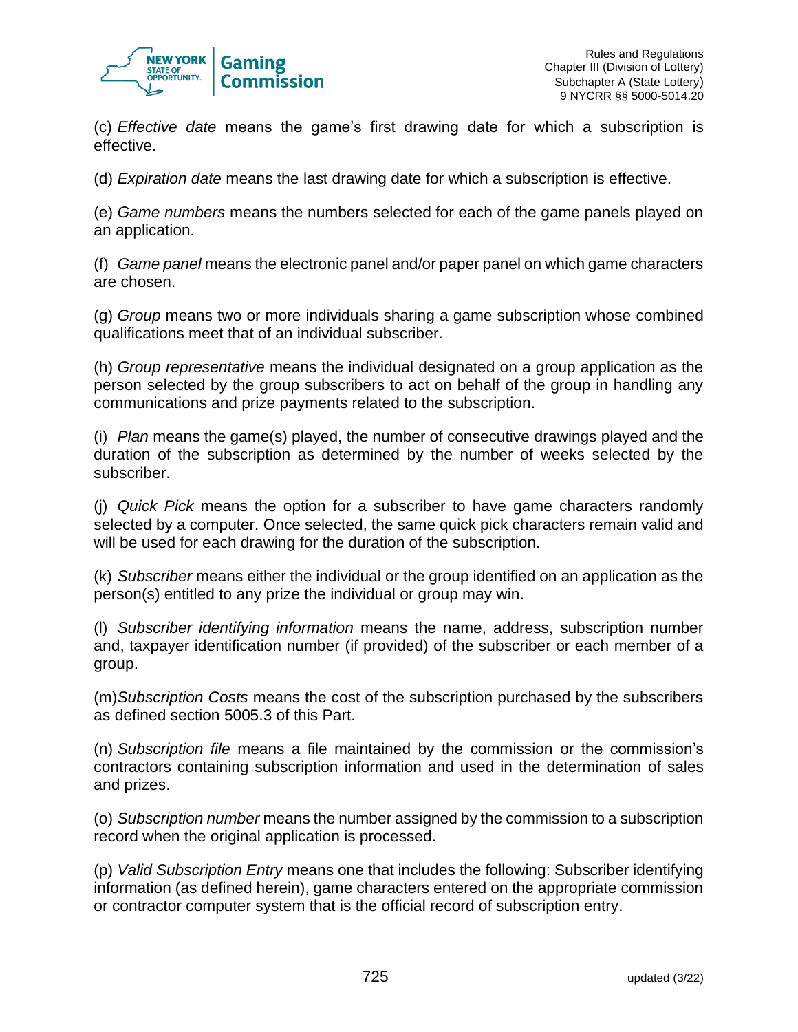(c) *Effective date* means the game's first drawing date for which a subscription is effective.

(d) *Expiration date* means the last drawing date for which a subscription is effective.

(e) *Game numbers* means the numbers selected for each of the game panels played on an application.

(f) *Game panel* means the electronic panel and/or paper panel on which game characters are chosen.

(g) *Group* means two or more individuals sharing a game subscription whose combined qualifications meet that of an individual subscriber.

(h) *Group representative* means the individual designated on a group application as the person selected by the group subscribers to act on behalf of the group in handling any communications and prize payments related to the subscription.

(i) *Plan* means the game(s) played, the number of consecutive drawings played and the duration of the subscription as determined by the number of weeks selected by the subscriber.

(j) *Quick Pick* means the option for a subscriber to have game characters randomly selected by a computer. Once selected, the same quick pick characters remain valid and will be used for each drawing for the duration of the subscription.

(k) *Subscriber* means either the individual or the group identified on an application as the person(s) entitled to any prize the individual or group may win.

(l) *Subscriber identifying information* means the name, address, subscription number and, taxpayer identification number (if provided) of the subscriber or each member of a group.

(m)*Subscription Costs* means the cost of the subscription purchased by the subscribers as defined section 5005.3 of this Part.

(n) *Subscription file* means a file maintained by the commission or the commission's contractors containing subscription information and used in the determination of sales and prizes.

(o) *Subscription number* means the number assigned by the commission to a subscription record when the original application is processed.

(p) *Valid Subscription Entry* means one that includes the following: Subscriber identifying information (as defined herein), game characters entered on the appropriate commission or contractor computer system that is the official record of subscription entry.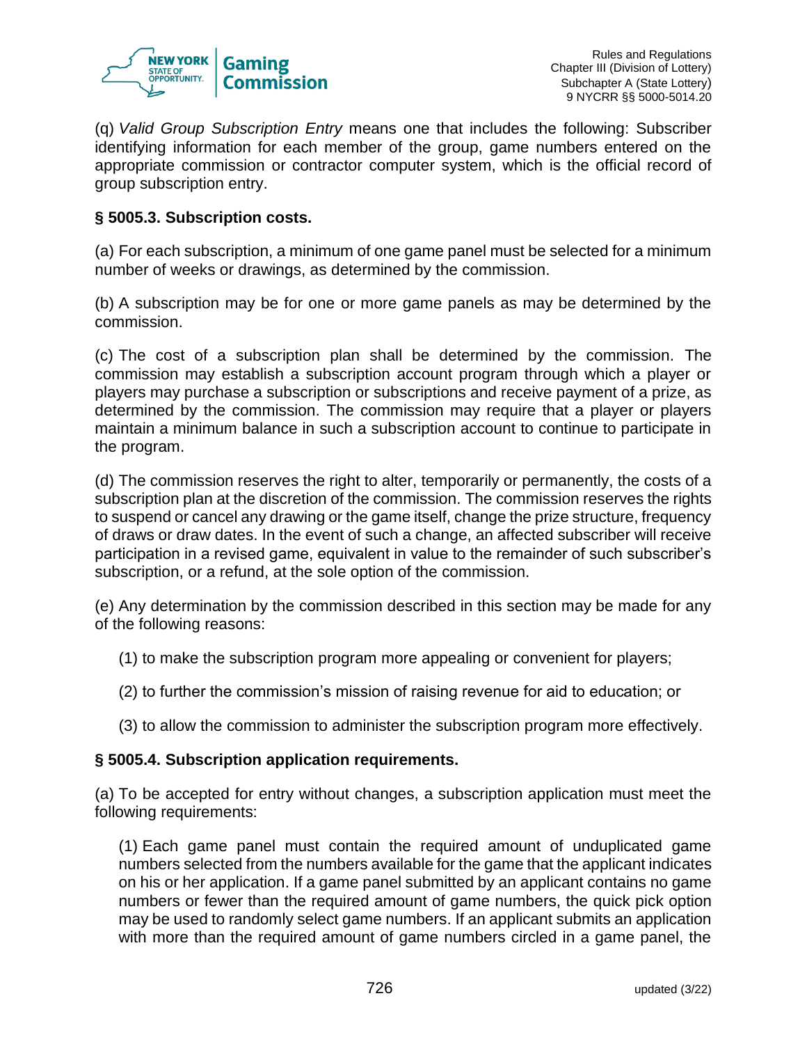(q) *Valid Group Subscription Entry* means one that includes the following: Subscriber identifying information for each member of the group, game numbers entered on the appropriate commission or contractor computer system, which is the official record of group subscription entry.

### § 5005.3. Subscription costs.

(a) For each subscription, a minimum of one game panel must be selected for a minimum number of weeks or drawings, as determined by the commission.

(b) A subscription may be for one or more game panels as may be determined by the commission.

(c) The cost of a subscription plan shall be determined by the commission. The commission may establish a subscription account program through which a player or players may purchase a subscription or subscriptions and receive payment of a prize, as determined by the commission. The commission may require that a player or players maintain a minimum balance in such a subscription account to continue to participate in the program.

(d) The commission reserves the right to alter, temporarily or permanently, the costs of a subscription plan at the discretion of the commission. The commission reserves the rights to suspend or cancel any drawing or the game itself, change the prize structure, frequency of draws or draw dates. In the event of such a change, an affected subscriber will receive participation in a revised game, equivalent in value to the remainder of such subscriber's subscription, or a refund, at the sole option of the commission.

(e) Any determination by the commission described in this section may be made for any of the following reasons:

(1) to make the subscription program more appealing or convenient for players;

(2) to further the commission's mission of raising revenue for aid to education; or

(3) to allow the commission to administer the subscription program more effectively.

### § 5005.4. Subscription application requirements.

(a) To be accepted for entry without changes, a subscription application must meet the following requirements:

(1) Each game panel must contain the required amount of unduplicated game numbers selected from the numbers available for the game that the applicant indicates on his or her application. If a game panel submitted by an applicant contains no game numbers or fewer than the required amount of game numbers, the quick pick option may be used to randomly select game numbers. If an applicant submits an application with more than the required amount of game numbers circled in a game panel, the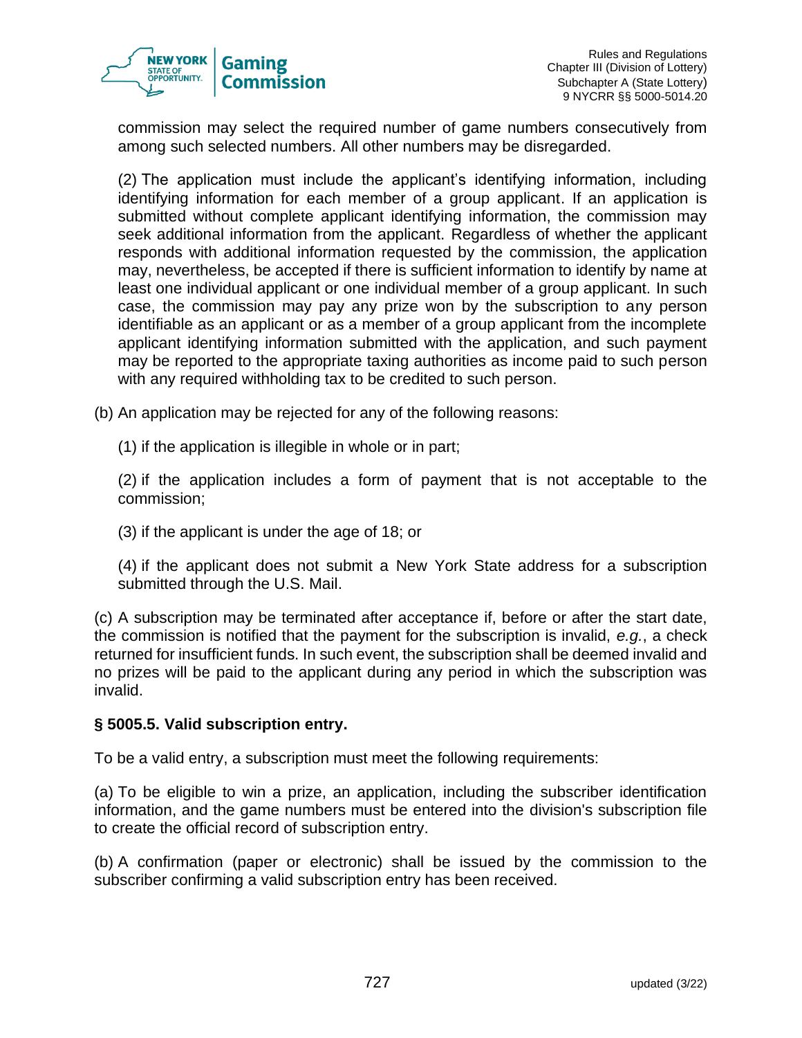commission may select the required number of game numbers consecutively from among such selected numbers. All other numbers may be disregarded.

(2) The application must include the applicant's identifying information, including identifying information for each member of a group applicant. If an application is submitted without complete applicant identifying information, the commission may seek additional information from the applicant. Regardless of whether the applicant responds with additional information requested by the commission, the application may, nevertheless, be accepted if there is sufficient information to identify by name at least one individual applicant or one individual member of a group applicant. In such case, the commission may pay any prize won by the subscription to any person identifiable as an applicant or as a member of a group applicant from the incomplete applicant identifying information submitted with the application, and such payment may be reported to the appropriate taxing authorities as income paid to such person with any required withholding tax to be credited to such person.

(b) An application may be rejected for any of the following reasons:

(1) if the application is illegible in whole or in part;

(2) if the application includes a form of payment that is not acceptable to the commission;

(3) if the applicant is under the age of 18; or

(4) if the applicant does not submit a New York State address for a subscription submitted through the U.S. Mail.

(c) A subscription may be terminated after acceptance if, before or after the start date, the commission is notified that the payment for the subscription is invalid, *e.g.*, a check returned for insufficient funds. In such event, the subscription shall be deemed invalid and no prizes will be paid to the applicant during any period in which the subscription was invalid.

**§ 5005.5. Valid subscription entry.**

To be a valid entry, a subscription must meet the following requirements:

(a) To be eligible to win a prize, an application, including the subscriber identification information, and the game numbers must be entered into the division's subscription file to create the official record of subscription entry.

(b) A confirmation (paper or electronic) shall be issued by the commission to the subscriber confirming a valid subscription entry has been received.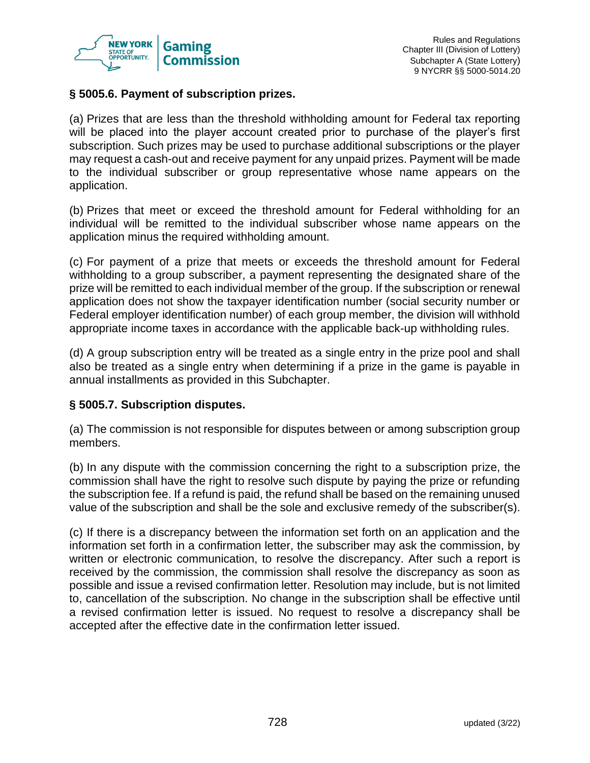### § 5005.6. Payment of subscription prizes.

(a) Prizes that are less than the threshold withholding amount for Federal tax reporting will be placed into the player account created prior to purchase of the player's first subscription. Such prizes may be used to purchase additional subscriptions or the player may request a cash-out and receive payment for any unpaid prizes. Payment will be made to the individual subscriber or group representative whose name appears on the application.

(b) Prizes that meet or exceed the threshold amount for Federal withholding for an individual will be remitted to the individual subscriber whose name appears on the application minus the required withholding amount.

(c) For payment of a prize that meets or exceeds the threshold amount for Federal withholding to a group subscriber, a payment representing the designated share of the prize will be remitted to each individual member of the group. If the subscription or renewal application does not show the taxpayer identification number (social security number or Federal employer identification number) of each group member, the division will withhold appropriate income taxes in accordance with the applicable back-up withholding rules.

(d) A group subscription entry will be treated as a single entry in the prize pool and shall also be treated as a single entry when determining if a prize in the game is payable in annual installments as provided in this Subchapter.

### § 5005.7. Subscription disputes.

(a) The commission is not responsible for disputes between or among subscription group members.

(b) In any dispute with the commission concerning the right to a subscription prize, the commission shall have the right to resolve such dispute by paying the prize or refunding the subscription fee. If a refund is paid, the refund shall be based on the remaining unused value of the subscription and shall be the sole and exclusive remedy of the subscriber(s).

(c) If there is a discrepancy between the information set forth on an application and the information set forth in a confirmation letter, the subscriber may ask the commission, by written or electronic communication, to resolve the discrepancy. After such a report is received by the commission, the commission shall resolve the discrepancy as soon as possible and issue a revised confirmation letter. Resolution may include, but is not limited to, cancellation of the subscription. No change in the subscription shall be effective until a revised confirmation letter is issued. No request to resolve a discrepancy shall be accepted after the effective date in the confirmation letter issued.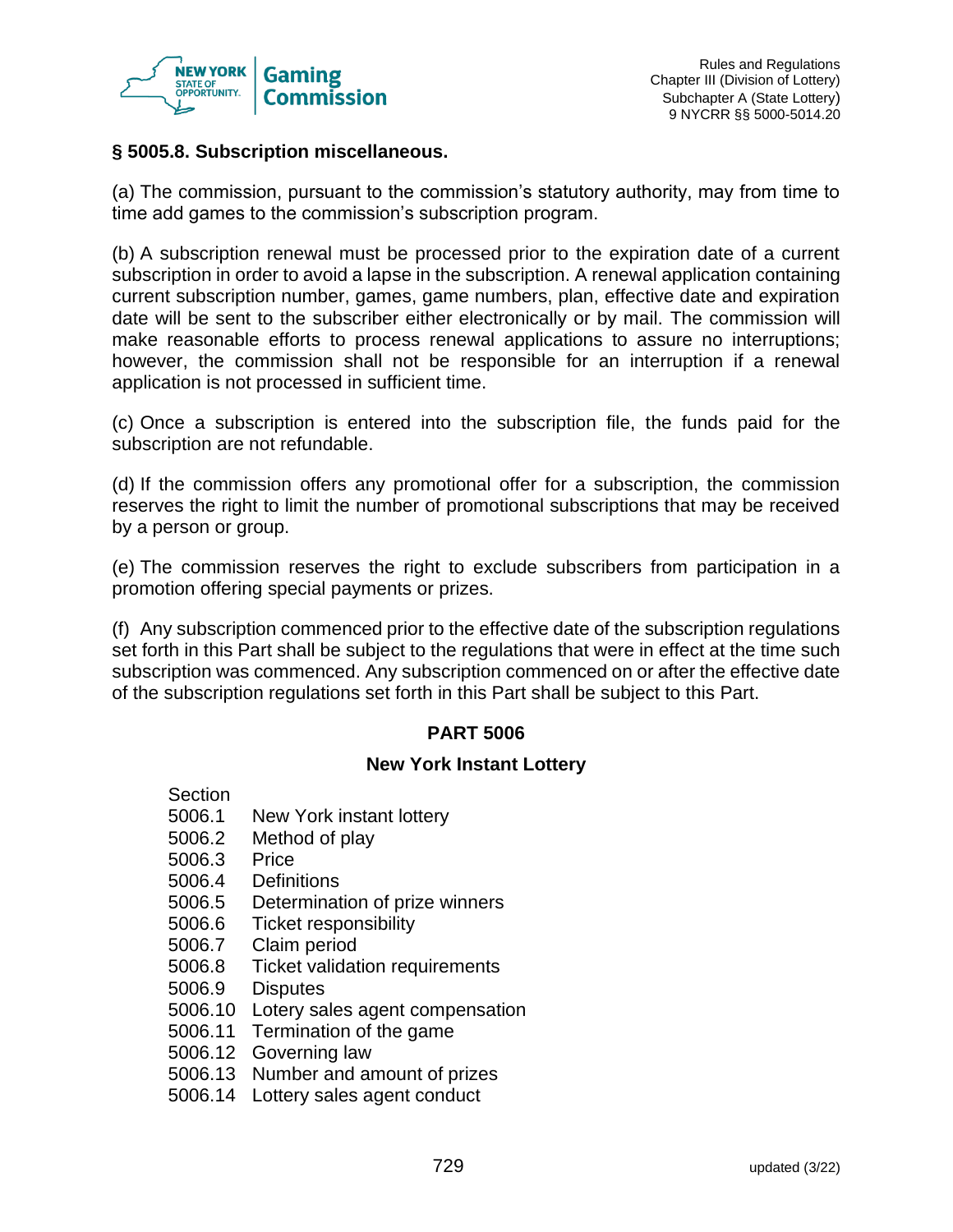### § 5005.8. Subscription miscellaneous.

(a) The commission, pursuant to the commission's statutory authority, may from time to time add games to the commission's subscription program.

(b) A subscription renewal must be processed prior to the expiration date of a current subscription in order to avoid a lapse in the subscription. A renewal application containing current subscription number, games, game numbers, plan, effective date and expiration date will be sent to the subscriber either electronically or by mail. The commission will make reasonable efforts to process renewal applications to assure no interruptions; however, the commission shall not be responsible for an interruption if a renewal application is not processed in sufficient time.

(c) Once a subscription is entered into the subscription file, the funds paid for the subscription are not refundable.

(d) If the commission offers any promotional offer for a subscription, the commission reserves the right to limit the number of promotional subscriptions that may be received by a person or group.

(e) The commission reserves the right to exclude subscribers from participation in a promotion offering special payments or prizes.

(f) Any subscription commenced prior to the effective date of the subscription regulations set forth in this Part shall be subject to the regulations that were in effect at the time such subscription was commenced. Any subscription commenced on or after the effective date of the subscription regulations set forth in this Part shall be subject to this Part.

## PART 5006

## New York Instant Lottery

Section
5006.1 New York instant lottery
5006.2 Method of play
5006.3 Price
5006.4 Definitions
5006.5 Determination of prize winners
5006.6 Ticket responsibility
5006.7 Claim period
5006.8 Ticket validation requirements
5006.9 Disputes
5006.10 Lotery sales agent compensation
5006.11 Termination of the game
5006.12 Governing law
5006.13 Number and amount of prizes
5006.14 Lottery sales agent conduct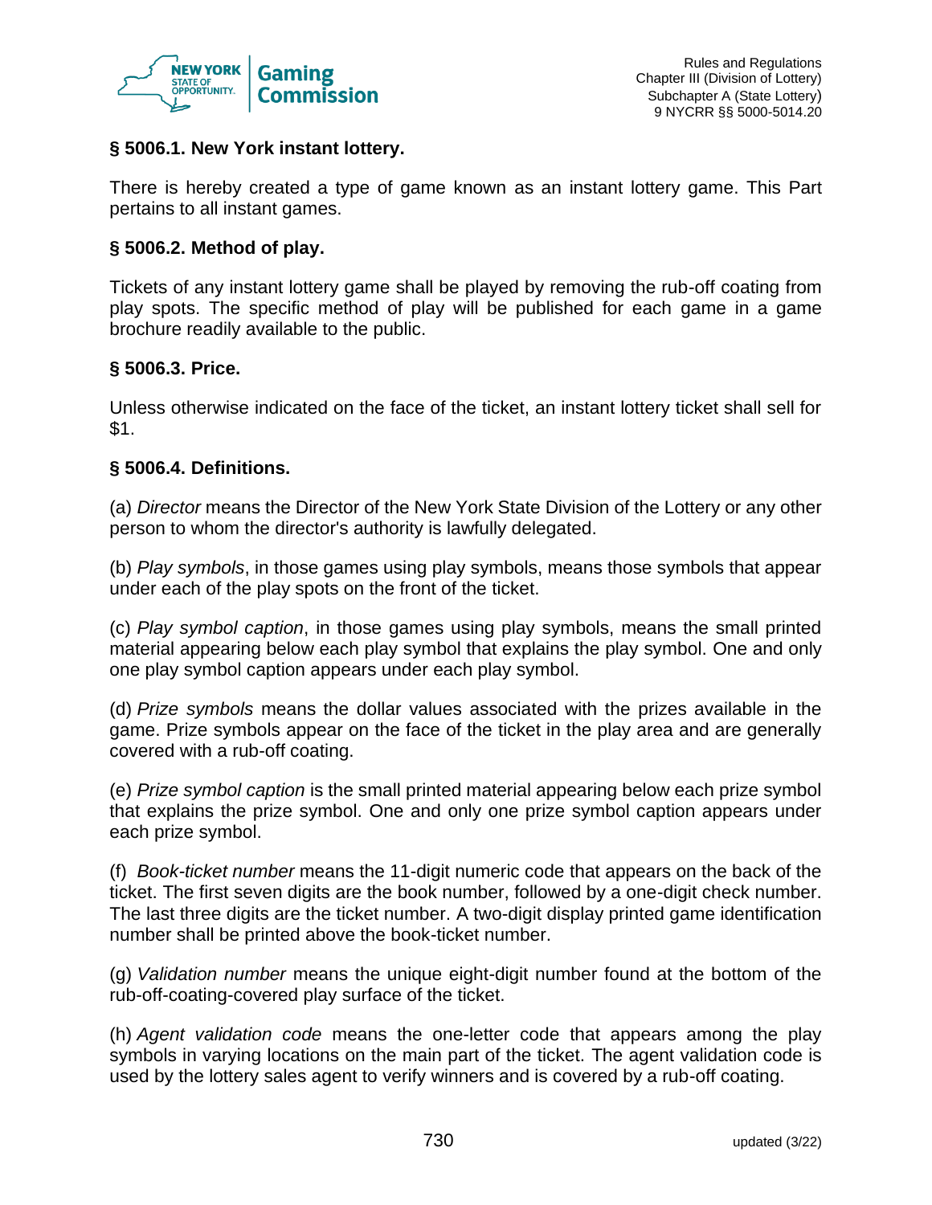### § 5006.1. New York instant lottery.

There is hereby created a type of game known as an instant lottery game. This Part pertains to all instant games.

### § 5006.2. Method of play.

Tickets of any instant lottery game shall be played by removing the rub-off coating from play spots. The specific method of play will be published for each game in a game brochure readily available to the public.

### § 5006.3. Price.

Unless otherwise indicated on the face of the ticket, an instant lottery ticket shall sell for $1.

### § 5006.4. Definitions.

(a) *Director* means the Director of the New York State Division of the Lottery or any other person to whom the director's authority is lawfully delegated.

(b) *Play symbols*, in those games using play symbols, means those symbols that appear under each of the play spots on the front of the ticket.

(c) *Play symbol caption*, in those games using play symbols, means the small printed material appearing below each play symbol that explains the play symbol. One and only one play symbol caption appears under each play symbol.

(d) *Prize symbols* means the dollar values associated with the prizes available in the game. Prize symbols appear on the face of the ticket in the play area and are generally covered with a rub-off coating.

(e) *Prize symbol caption* is the small printed material appearing below each prize symbol that explains the prize symbol. One and only one prize symbol caption appears under each prize symbol.

(f) *Book-ticket number* means the 11-digit numeric code that appears on the back of the ticket. The first seven digits are the book number, followed by a one-digit check number. The last three digits are the ticket number. A two-digit display printed game identification number shall be printed above the book-ticket number.

(g) *Validation number* means the unique eight-digit number found at the bottom of the rub-off-coating-covered play surface of the ticket.

(h) *Agent validation code* means the one-letter code that appears among the play symbols in varying locations on the main part of the ticket. The agent validation code is used by the lottery sales agent to verify winners and is covered by a rub-off coating.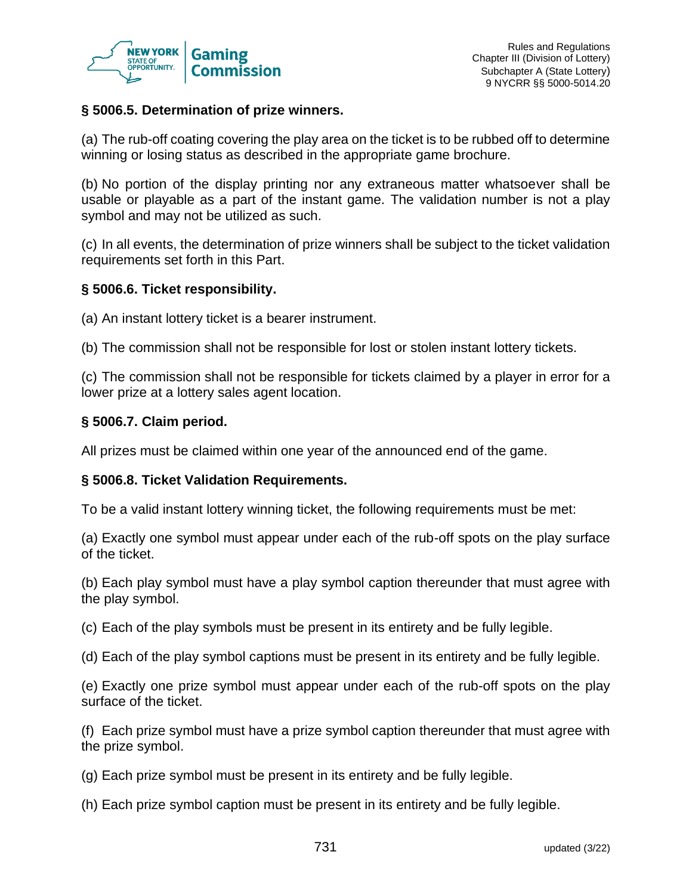### § 5006.5. Determination of prize winners.

(a) The rub-off coating covering the play area on the ticket is to be rubbed off to determine winning or losing status as described in the appropriate game brochure.

(b) No portion of the display printing nor any extraneous matter whatsoever shall be usable or playable as a part of the instant game. The validation number is not a play symbol and may not be utilized as such.

(c) In all events, the determination of prize winners shall be subject to the ticket validation requirements set forth in this Part.

### § 5006.6. Ticket responsibility.

(a) An instant lottery ticket is a bearer instrument.

(b) The commission shall not be responsible for lost or stolen instant lottery tickets.

(c) The commission shall not be responsible for tickets claimed by a player in error for a lower prize at a lottery sales agent location.

### § 5006.7. Claim period.

All prizes must be claimed within one year of the announced end of the game.

### § 5006.8. Ticket Validation Requirements.

To be a valid instant lottery winning ticket, the following requirements must be met:

(a) Exactly one symbol must appear under each of the rub-off spots on the play surface of the ticket.

(b) Each play symbol must have a play symbol caption thereunder that must agree with the play symbol.

(c) Each of the play symbols must be present in its entirety and be fully legible.

(d) Each of the play symbol captions must be present in its entirety and be fully legible.

(e) Exactly one prize symbol must appear under each of the rub-off spots on the play surface of the ticket.

(f) Each prize symbol must have a prize symbol caption thereunder that must agree with the prize symbol.

(g) Each prize symbol must be present in its entirety and be fully legible.

(h) Each prize symbol caption must be present in its entirety and be fully legible.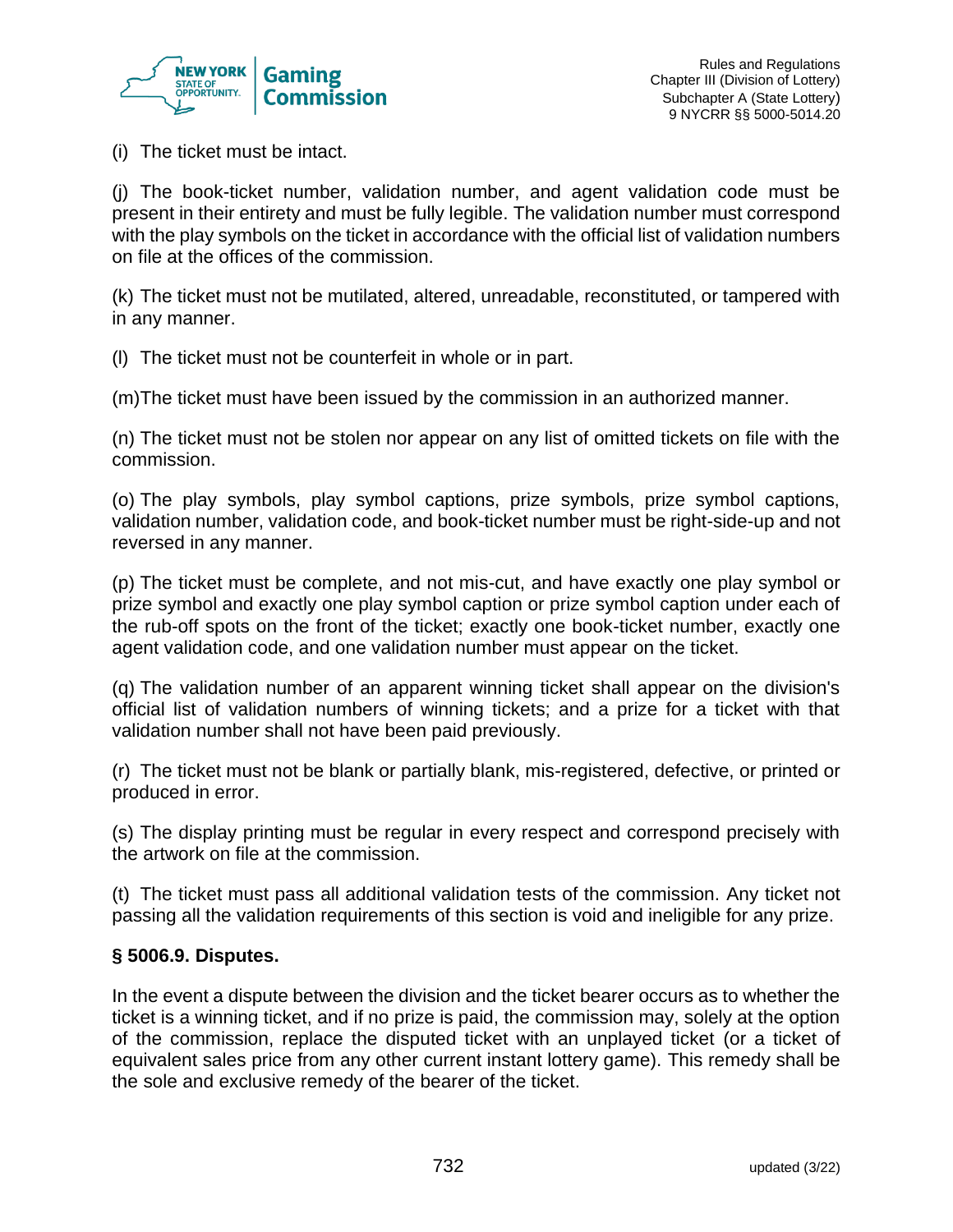(i) The ticket must be intact.

(j) The book-ticket number, validation number, and agent validation code must be present in their entirety and must be fully legible. The validation number must correspond with the play symbols on the ticket in accordance with the official list of validation numbers on file at the offices of the commission.

(k) The ticket must not be mutilated, altered, unreadable, reconstituted, or tampered with in any manner.

(l) The ticket must not be counterfeit in whole or in part.

(m)The ticket must have been issued by the commission in an authorized manner.

(n) The ticket must not be stolen nor appear on any list of omitted tickets on file with the commission.

(o) The play symbols, play symbol captions, prize symbols, prize symbol captions, validation number, validation code, and book-ticket number must be right-side-up and not reversed in any manner.

(p) The ticket must be complete, and not mis-cut, and have exactly one play symbol or prize symbol and exactly one play symbol caption or prize symbol caption under each of the rub-off spots on the front of the ticket; exactly one book-ticket number, exactly one agent validation code, and one validation number must appear on the ticket.

(q) The validation number of an apparent winning ticket shall appear on the division's official list of validation numbers of winning tickets; and a prize for a ticket with that validation number shall not have been paid previously.

(r) The ticket must not be blank or partially blank, mis-registered, defective, or printed or produced in error.

(s) The display printing must be regular in every respect and correspond precisely with the artwork on file at the commission.

(t) The ticket must pass all additional validation tests of the commission. Any ticket not passing all the validation requirements of this section is void and ineligible for any prize.

**§ 5006.9. Disputes.**

In the event a dispute between the division and the ticket bearer occurs as to whether the ticket is a winning ticket, and if no prize is paid, the commission may, solely at the option of the commission, replace the disputed ticket with an unplayed ticket (or a ticket of equivalent sales price from any other current instant lottery game). This remedy shall be the sole and exclusive remedy of the bearer of the ticket.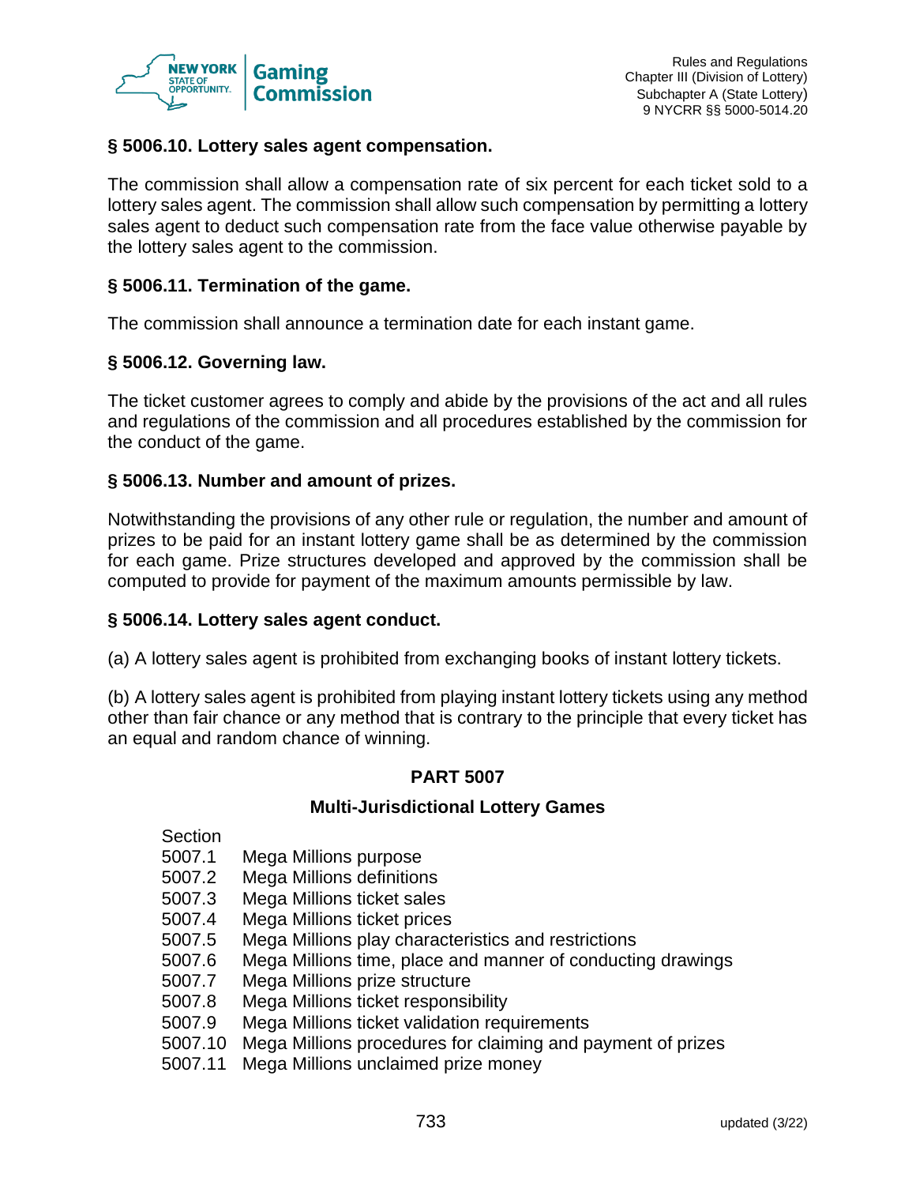### § 5006.10. Lottery sales agent compensation.

The commission shall allow a compensation rate of six percent for each ticket sold to a lottery sales agent. The commission shall allow such compensation by permitting a lottery sales agent to deduct such compensation rate from the face value otherwise payable by the lottery sales agent to the commission.

### § 5006.11. Termination of the game.

The commission shall announce a termination date for each instant game.

### § 5006.12. Governing law.

The ticket customer agrees to comply and abide by the provisions of the act and all rules and regulations of the commission and all procedures established by the commission for the conduct of the game.

### § 5006.13. Number and amount of prizes.

Notwithstanding the provisions of any other rule or regulation, the number and amount of prizes to be paid for an instant lottery game shall be as determined by the commission for each game. Prize structures developed and approved by the commission shall be computed to provide for payment of the maximum amounts permissible by law.

### § 5006.14. Lottery sales agent conduct.

(a) A lottery sales agent is prohibited from exchanging books of instant lottery tickets.

(b) A lottery sales agent is prohibited from playing instant lottery tickets using any method other than fair chance or any method that is contrary to the principle that every ticket has an equal and random chance of winning.

## PART 5007

## Multi-Jurisdictional Lottery Games

| Section | |
|---|---|
| 5007.1 | Mega Millions purpose |
| 5007.2 | Mega Millions definitions |
| 5007.3 | Mega Millions ticket sales |
| 5007.4 | Mega Millions ticket prices |
| 5007.5 | Mega Millions play characteristics and restrictions |
| 5007.6 | Mega Millions time, place and manner of conducting drawings |
| 5007.7 | Mega Millions prize structure |
| 5007.8 | Mega Millions ticket responsibility |
| 5007.9 | Mega Millions ticket validation requirements |
| 5007.10 | Mega Millions procedures for claiming and payment of prizes |
| 5007.11 | Mega Millions unclaimed prize money |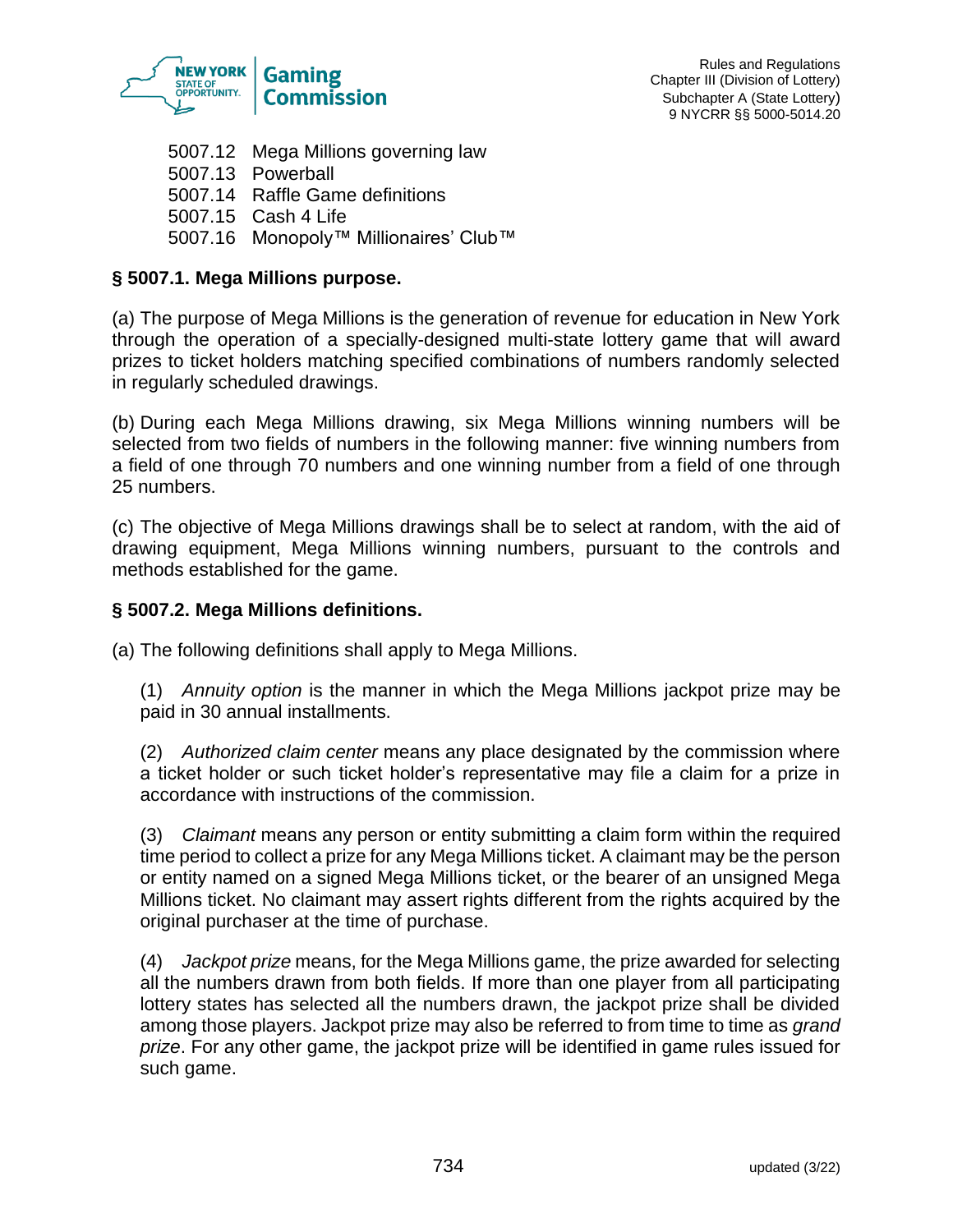5007.12 Mega Millions governing law
5007.13 Powerball
5007.14 Raffle Game definitions
5007.15 Cash 4 Life
5007.16 Monopoly™ Millionaires' Club™

**§ 5007.1. Mega Millions purpose.**

(a) The purpose of Mega Millions is the generation of revenue for education in New York through the operation of a specially-designed multi-state lottery game that will award prizes to ticket holders matching specified combinations of numbers randomly selected in regularly scheduled drawings.

(b) During each Mega Millions drawing, six Mega Millions winning numbers will be selected from two fields of numbers in the following manner: five winning numbers from a field of one through 70 numbers and one winning number from a field of one through 25 numbers.

(c) The objective of Mega Millions drawings shall be to select at random, with the aid of drawing equipment, Mega Millions winning numbers, pursuant to the controls and methods established for the game.

**§ 5007.2. Mega Millions definitions.**

(a) The following definitions shall apply to Mega Millions.

(1) *Annuity option* is the manner in which the Mega Millions jackpot prize may be paid in 30 annual installments.

(2) *Authorized claim center* means any place designated by the commission where a ticket holder or such ticket holder's representative may file a claim for a prize in accordance with instructions of the commission.

(3) *Claimant* means any person or entity submitting a claim form within the required time period to collect a prize for any Mega Millions ticket. A claimant may be the person or entity named on a signed Mega Millions ticket, or the bearer of an unsigned Mega Millions ticket. No claimant may assert rights different from the rights acquired by the original purchaser at the time of purchase.

(4) *Jackpot prize* means, for the Mega Millions game, the prize awarded for selecting all the numbers drawn from both fields. If more than one player from all participating lottery states has selected all the numbers drawn, the jackpot prize shall be divided among those players. Jackpot prize may also be referred to from time to time as *grand prize*. For any other game, the jackpot prize will be identified in game rules issued for such game.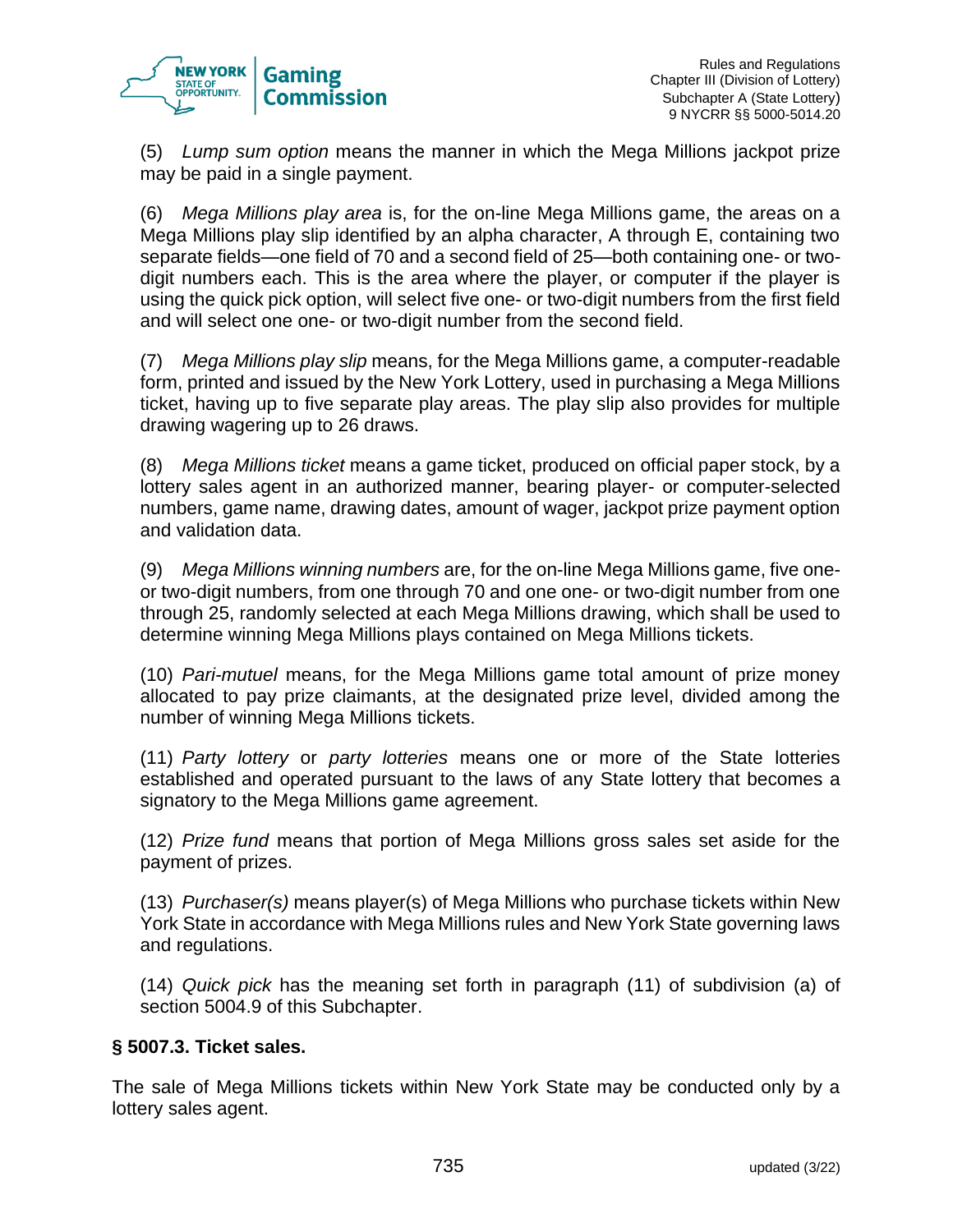(5) *Lump sum option* means the manner in which the Mega Millions jackpot prize may be paid in a single payment.

(6) *Mega Millions play area* is, for the on-line Mega Millions game, the areas on a Mega Millions play slip identified by an alpha character, A through E, containing two separate fields—one field of 70 and a second field of 25—both containing one- or two-digit numbers each. This is the area where the player, or computer if the player is using the quick pick option, will select five one- or two-digit numbers from the first field and will select one one- or two-digit number from the second field.

(7) *Mega Millions play slip* means, for the Mega Millions game, a computer-readable form, printed and issued by the New York Lottery, used in purchasing a Mega Millions ticket, having up to five separate play areas. The play slip also provides for multiple drawing wagering up to 26 draws.

(8) *Mega Millions ticket* means a game ticket, produced on official paper stock, by a lottery sales agent in an authorized manner, bearing player- or computer-selected numbers, game name, drawing dates, amount of wager, jackpot prize payment option and validation data.

(9) *Mega Millions winning numbers* are, for the on-line Mega Millions game, five one- or two-digit numbers, from one through 70 and one one- or two-digit number from one through 25, randomly selected at each Mega Millions drawing, which shall be used to determine winning Mega Millions plays contained on Mega Millions tickets.

(10) *Pari-mutuel* means, for the Mega Millions game total amount of prize money allocated to pay prize claimants, at the designated prize level, divided among the number of winning Mega Millions tickets.

(11) *Party lottery* or *party lotteries* means one or more of the State lotteries established and operated pursuant to the laws of any State lottery that becomes a signatory to the Mega Millions game agreement.

(12) *Prize fund* means that portion of Mega Millions gross sales set aside for the payment of prizes.

(13) *Purchaser(s)* means player(s) of Mega Millions who purchase tickets within New York State in accordance with Mega Millions rules and New York State governing laws and regulations.

(14) *Quick pick* has the meaning set forth in paragraph (11) of subdivision (a) of section 5004.9 of this Subchapter.

**§ 5007.3. Ticket sales.**

The sale of Mega Millions tickets within New York State may be conducted only by a lottery sales agent.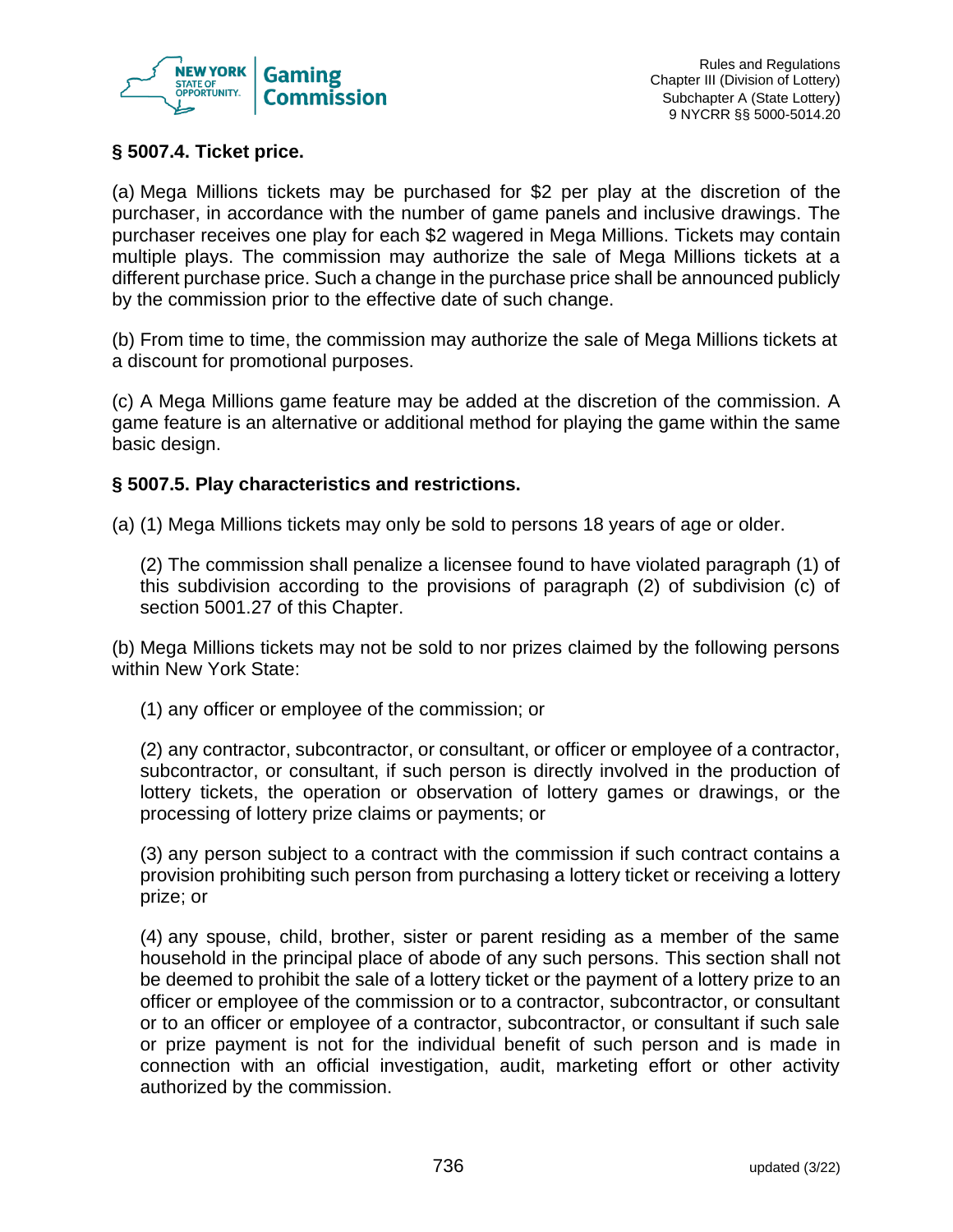### § 5007.4. Ticket price.

(a) Mega Millions tickets may be purchased for $2 per play at the discretion of the purchaser, in accordance with the number of game panels and inclusive drawings. The purchaser receives one play for each $2 wagered in Mega Millions. Tickets may contain multiple plays. The commission may authorize the sale of Mega Millions tickets at a different purchase price. Such a change in the purchase price shall be announced publicly by the commission prior to the effective date of such change.

(b) From time to time, the commission may authorize the sale of Mega Millions tickets at a discount for promotional purposes.

(c) A Mega Millions game feature may be added at the discretion of the commission. A game feature is an alternative or additional method for playing the game within the same basic design.

### § 5007.5. Play characteristics and restrictions.

(a) (1) Mega Millions tickets may only be sold to persons 18 years of age or older.

(2) The commission shall penalize a licensee found to have violated paragraph (1) of this subdivision according to the provisions of paragraph (2) of subdivision (c) of section 5001.27 of this Chapter.

(b) Mega Millions tickets may not be sold to nor prizes claimed by the following persons within New York State:

(1) any officer or employee of the commission; or

(2) any contractor, subcontractor, or consultant, or officer or employee of a contractor, subcontractor, or consultant, if such person is directly involved in the production of lottery tickets, the operation or observation of lottery games or drawings, or the processing of lottery prize claims or payments; or

(3) any person subject to a contract with the commission if such contract contains a provision prohibiting such person from purchasing a lottery ticket or receiving a lottery prize; or

(4) any spouse, child, brother, sister or parent residing as a member of the same household in the principal place of abode of any such persons. This section shall not be deemed to prohibit the sale of a lottery ticket or the payment of a lottery prize to an officer or employee of the commission or to a contractor, subcontractor, or consultant or to an officer or employee of a contractor, subcontractor, or consultant if such sale or prize payment is not for the individual benefit of such person and is made in connection with an official investigation, audit, marketing effort or other activity authorized by the commission.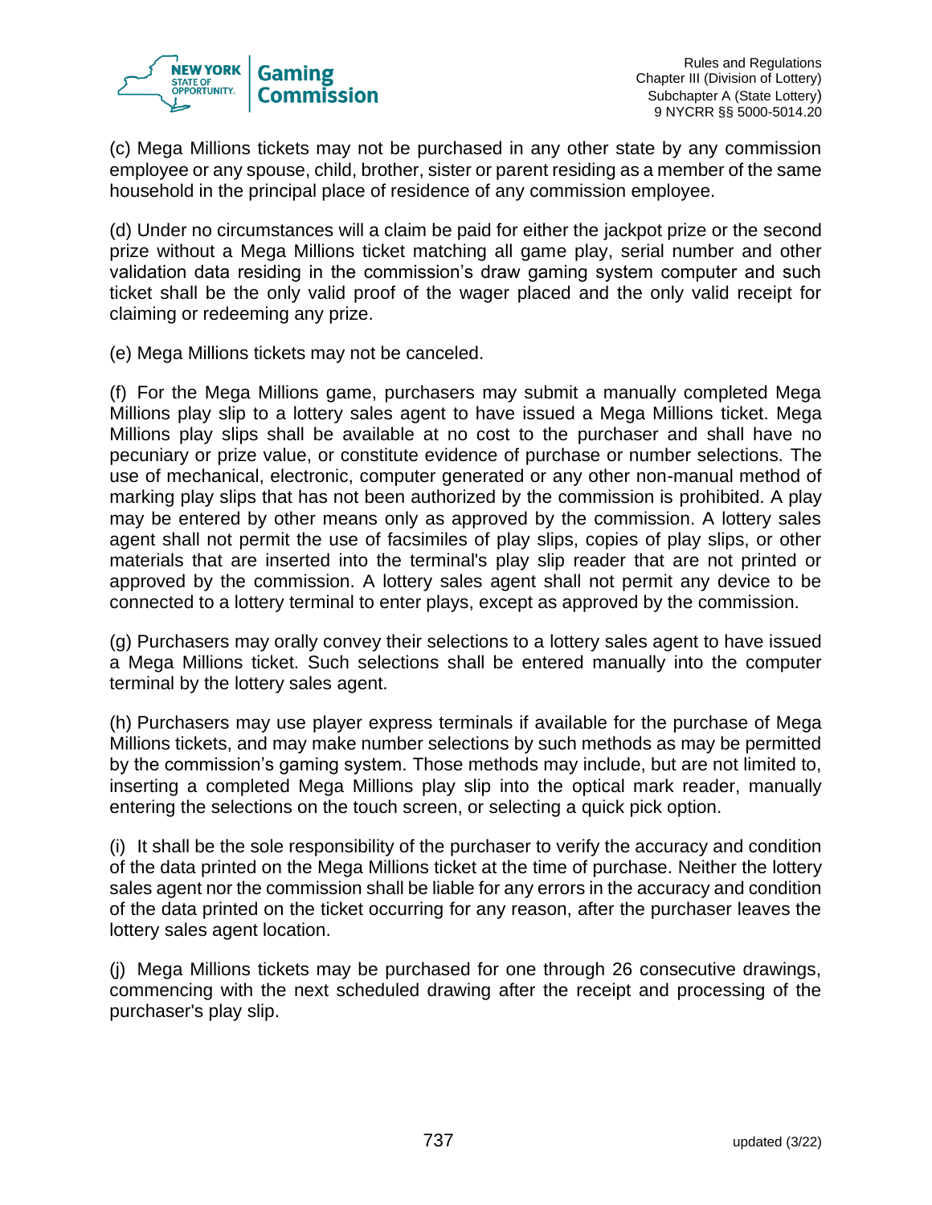(c) Mega Millions tickets may not be purchased in any other state by any commission employee or any spouse, child, brother, sister or parent residing as a member of the same household in the principal place of residence of any commission employee.

(d) Under no circumstances will a claim be paid for either the jackpot prize or the second prize without a Mega Millions ticket matching all game play, serial number and other validation data residing in the commission's draw gaming system computer and such ticket shall be the only valid proof of the wager placed and the only valid receipt for claiming or redeeming any prize.

(e) Mega Millions tickets may not be canceled.

(f) For the Mega Millions game, purchasers may submit a manually completed Mega Millions play slip to a lottery sales agent to have issued a Mega Millions ticket. Mega Millions play slips shall be available at no cost to the purchaser and shall have no pecuniary or prize value, or constitute evidence of purchase or number selections. The use of mechanical, electronic, computer generated or any other non-manual method of marking play slips that has not been authorized by the commission is prohibited. A play may be entered by other means only as approved by the commission. A lottery sales agent shall not permit the use of facsimiles of play slips, copies of play slips, or other materials that are inserted into the terminal's play slip reader that are not printed or approved by the commission. A lottery sales agent shall not permit any device to be connected to a lottery terminal to enter plays, except as approved by the commission.

(g) Purchasers may orally convey their selections to a lottery sales agent to have issued a Mega Millions ticket. Such selections shall be entered manually into the computer terminal by the lottery sales agent.

(h) Purchasers may use player express terminals if available for the purchase of Mega Millions tickets, and may make number selections by such methods as may be permitted by the commission's gaming system. Those methods may include, but are not limited to, inserting a completed Mega Millions play slip into the optical mark reader, manually entering the selections on the touch screen, or selecting a quick pick option.

(i) It shall be the sole responsibility of the purchaser to verify the accuracy and condition of the data printed on the Mega Millions ticket at the time of purchase. Neither the lottery sales agent nor the commission shall be liable for any errors in the accuracy and condition of the data printed on the ticket occurring for any reason, after the purchaser leaves the lottery sales agent location.

(j) Mega Millions tickets may be purchased for one through 26 consecutive drawings, commencing with the next scheduled drawing after the receipt and processing of the purchaser's play slip.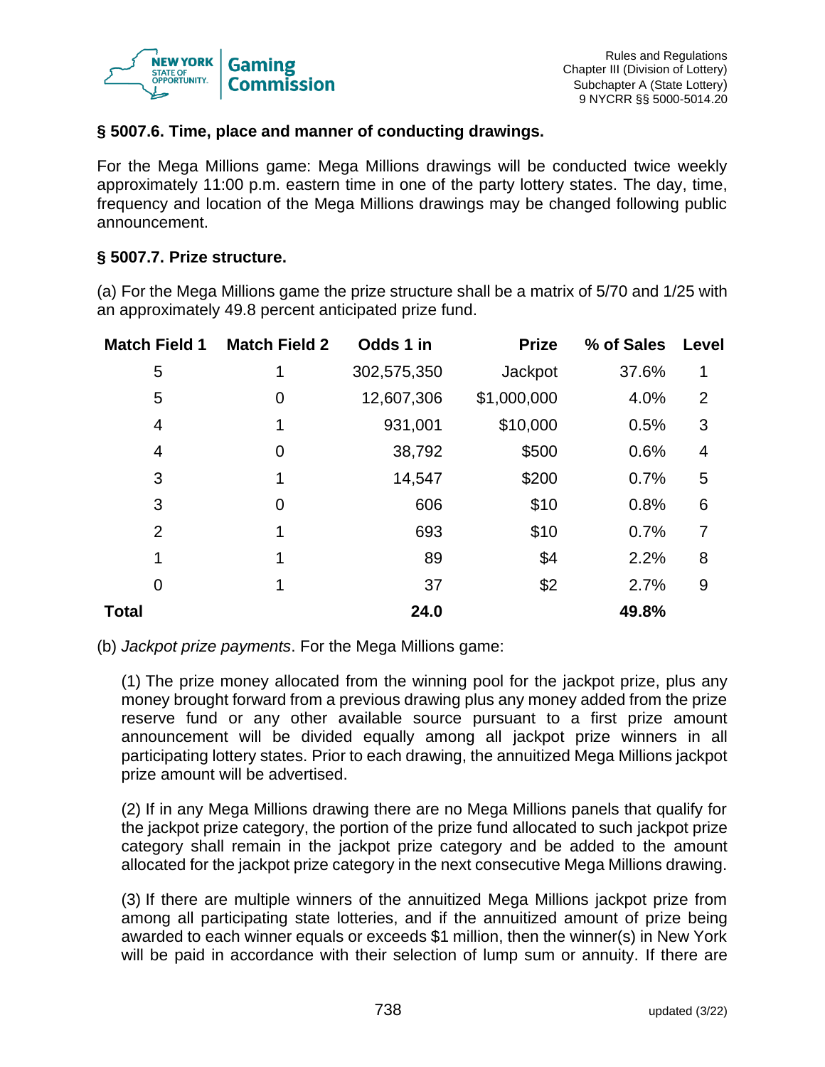### § 5007.6. Time, place and manner of conducting drawings.

For the Mega Millions game: Mega Millions drawings will be conducted twice weekly approximately 11:00 p.m. eastern time in one of the party lottery states. The day, time, frequency and location of the Mega Millions drawings may be changed following public announcement.

### § 5007.7. Prize structure.

(a) For the Mega Millions game the prize structure shall be a matrix of 5/70 and 1/25 with an approximately 49.8 percent anticipated prize fund.

| Match Field 1 | Match Field 2 | Odds 1 in | Prize | % of Sales | Level |
|---|---|---|---|---|---|
| 5 | 1 | 302,575,350 | Jackpot | 37.6% | 1 |
| 5 | 0 | 12,607,306 | $1,000,000 | 4.0% | 2 |
| 4 | 1 | 931,001 | $10,000 | 0.5% | 3 |
| 4 | 0 | 38,792 | $500 | 0.6% | 4 |
| 3 | 1 | 14,547 | $200 | 0.7% | 5 |
| 3 | 0 | 606 | $10 | 0.8% | 6 |
| 2 | 1 | 693 | $10 | 0.7% | 7 |
| 1 | 1 | 89 | $4 | 2.2% | 8 |
| 0 | 1 | 37 | $2 | 2.7% | 9 |
| **Total** | | **24.0** | | **49.8%** | |

(b) *Jackpot prize payments*. For the Mega Millions game:

(1) The prize money allocated from the winning pool for the jackpot prize, plus any money brought forward from a previous drawing plus any money added from the prize reserve fund or any other available source pursuant to a first prize amount announcement will be divided equally among all jackpot prize winners in all participating lottery states. Prior to each drawing, the annuitized Mega Millions jackpot prize amount will be advertised.

(2) If in any Mega Millions drawing there are no Mega Millions panels that qualify for the jackpot prize category, the portion of the prize fund allocated to such jackpot prize category shall remain in the jackpot prize category and be added to the amount allocated for the jackpot prize category in the next consecutive Mega Millions drawing.

(3) If there are multiple winners of the annuitized Mega Millions jackpot prize from among all participating state lotteries, and if the annuitized amount of prize being awarded to each winner equals or exceeds $1 million, then the winner(s) in New York will be paid in accordance with their selection of lump sum or annuity. If there are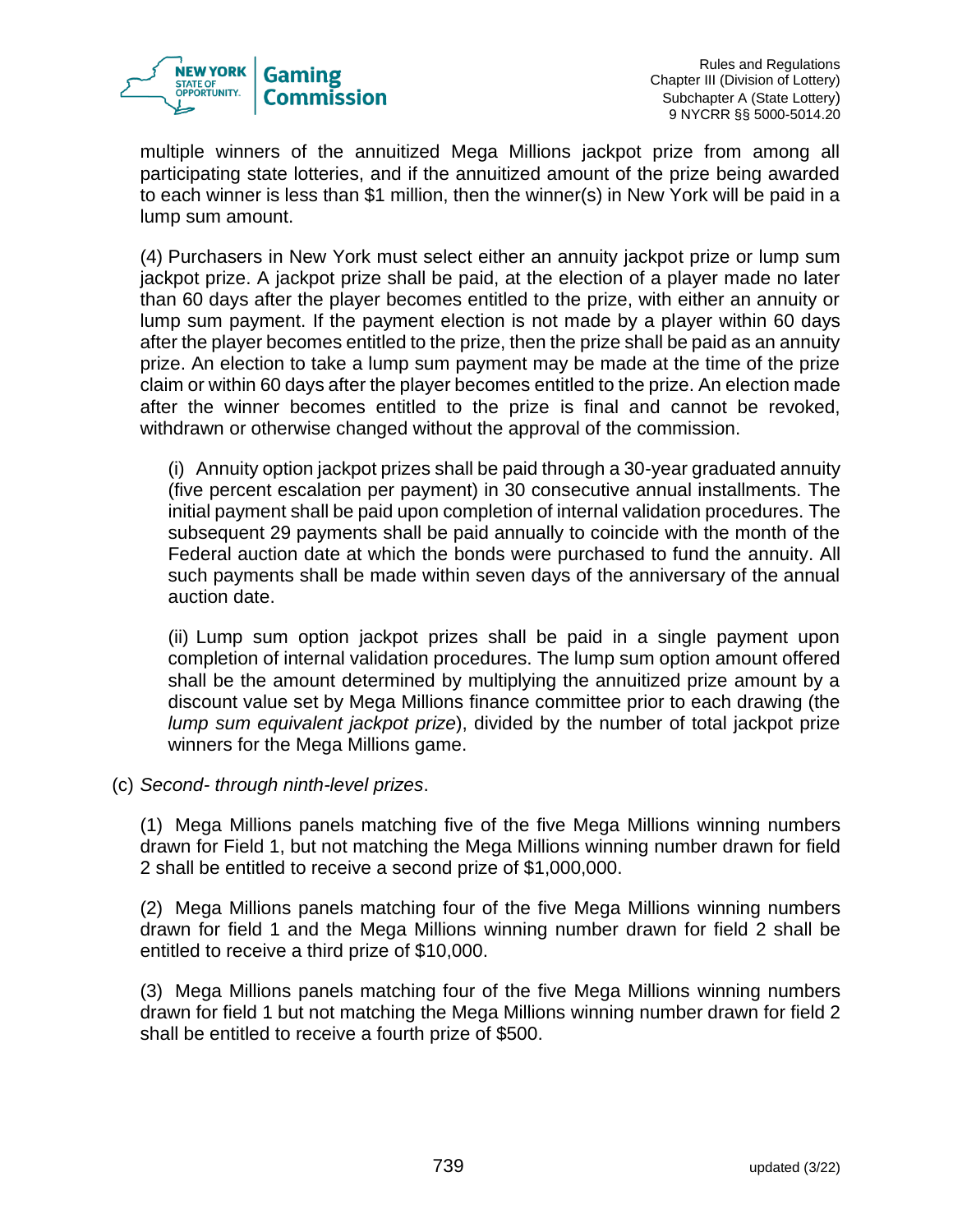multiple winners of the annuitized Mega Millions jackpot prize from among all participating state lotteries, and if the annuitized amount of the prize being awarded to each winner is less than $1 million, then the winner(s) in New York will be paid in a lump sum amount.

(4) Purchasers in New York must select either an annuity jackpot prize or lump sum jackpot prize. A jackpot prize shall be paid, at the election of a player made no later than 60 days after the player becomes entitled to the prize, with either an annuity or lump sum payment. If the payment election is not made by a player within 60 days after the player becomes entitled to the prize, then the prize shall be paid as an annuity prize. An election to take a lump sum payment may be made at the time of the prize claim or within 60 days after the player becomes entitled to the prize. An election made after the winner becomes entitled to the prize is final and cannot be revoked, withdrawn or otherwise changed without the approval of the commission.

(i) Annuity option jackpot prizes shall be paid through a 30-year graduated annuity (five percent escalation per payment) in 30 consecutive annual installments. The initial payment shall be paid upon completion of internal validation procedures. The subsequent 29 payments shall be paid annually to coincide with the month of the Federal auction date at which the bonds were purchased to fund the annuity. All such payments shall be made within seven days of the anniversary of the annual auction date.

(ii) Lump sum option jackpot prizes shall be paid in a single payment upon completion of internal validation procedures. The lump sum option amount offered shall be the amount determined by multiplying the annuitized prize amount by a discount value set by Mega Millions finance committee prior to each drawing (the *lump sum equivalent jackpot prize*), divided by the number of total jackpot prize winners for the Mega Millions game.

(c) *Second- through ninth-level prizes*.

(1) Mega Millions panels matching five of the five Mega Millions winning numbers drawn for Field 1, but not matching the Mega Millions winning number drawn for field 2 shall be entitled to receive a second prize of $1,000,000.

(2) Mega Millions panels matching four of the five Mega Millions winning numbers drawn for field 1 and the Mega Millions winning number drawn for field 2 shall be entitled to receive a third prize of $10,000.

(3) Mega Millions panels matching four of the five Mega Millions winning numbers drawn for field 1 but not matching the Mega Millions winning number drawn for field 2 shall be entitled to receive a fourth prize of $500.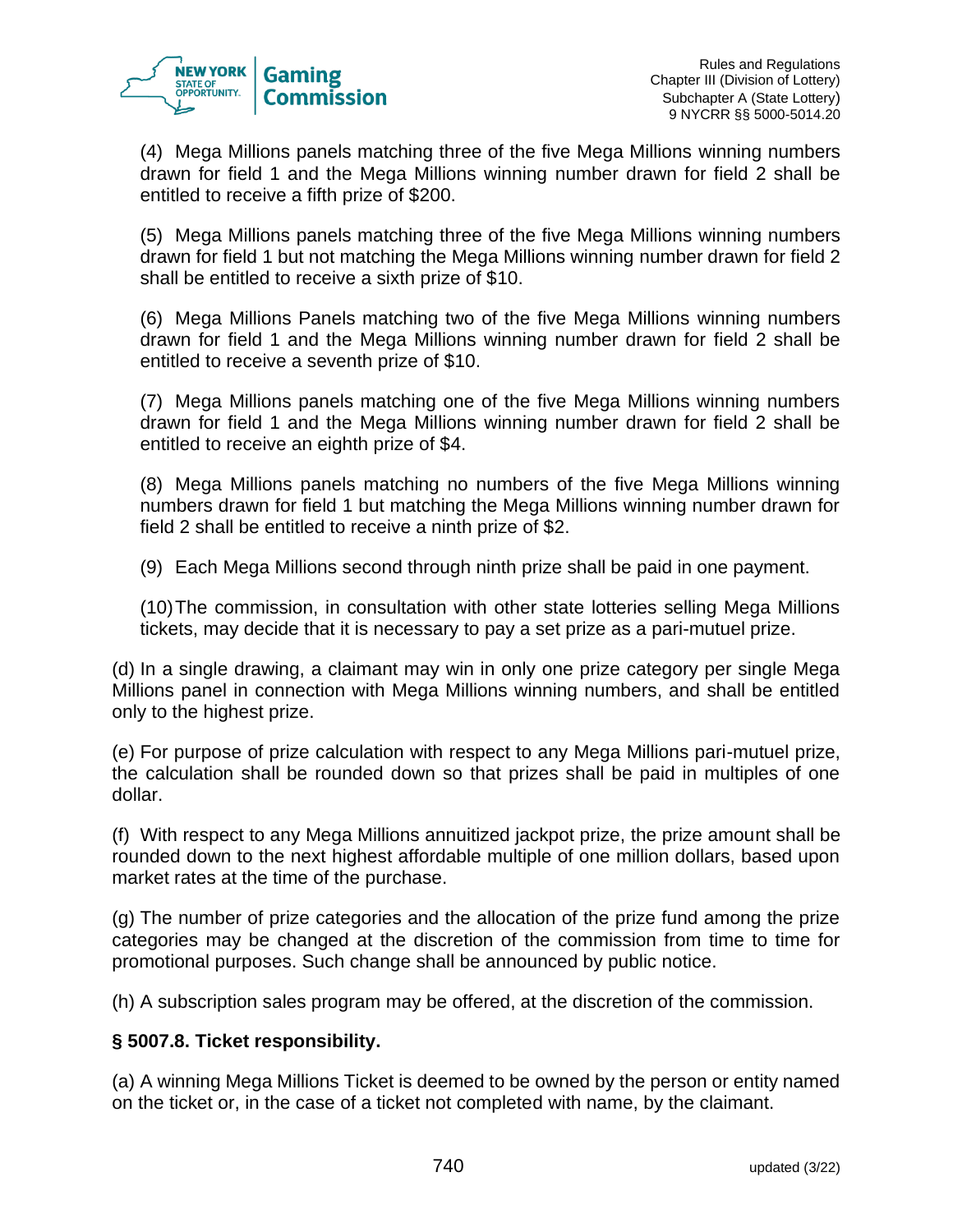(4) Mega Millions panels matching three of the five Mega Millions winning numbers drawn for field 1 and the Mega Millions winning number drawn for field 2 shall be entitled to receive a fifth prize of $200.

(5) Mega Millions panels matching three of the five Mega Millions winning numbers drawn for field 1 but not matching the Mega Millions winning number drawn for field 2 shall be entitled to receive a sixth prize of $10.

(6) Mega Millions Panels matching two of the five Mega Millions winning numbers drawn for field 1 and the Mega Millions winning number drawn for field 2 shall be entitled to receive a seventh prize of $10.

(7) Mega Millions panels matching one of the five Mega Millions winning numbers drawn for field 1 and the Mega Millions winning number drawn for field 2 shall be entitled to receive an eighth prize of $4.

(8) Mega Millions panels matching no numbers of the five Mega Millions winning numbers drawn for field 1 but matching the Mega Millions winning number drawn for field 2 shall be entitled to receive a ninth prize of $2.

(9) Each Mega Millions second through ninth prize shall be paid in one payment.

(10) The commission, in consultation with other state lotteries selling Mega Millions tickets, may decide that it is necessary to pay a set prize as a pari-mutuel prize.

(d) In a single drawing, a claimant may win in only one prize category per single Mega Millions panel in connection with Mega Millions winning numbers, and shall be entitled only to the highest prize.

(e) For purpose of prize calculation with respect to any Mega Millions pari-mutuel prize, the calculation shall be rounded down so that prizes shall be paid in multiples of one dollar.

(f) With respect to any Mega Millions annuitized jackpot prize, the prize amount shall be rounded down to the next highest affordable multiple of one million dollars, based upon market rates at the time of the purchase.

(g) The number of prize categories and the allocation of the prize fund among the prize categories may be changed at the discretion of the commission from time to time for promotional purposes. Such change shall be announced by public notice.

(h) A subscription sales program may be offered, at the discretion of the commission.

**§ 5007.8. Ticket responsibility.**

(a) A winning Mega Millions Ticket is deemed to be owned by the person or entity named on the ticket or, in the case of a ticket not completed with name, by the claimant.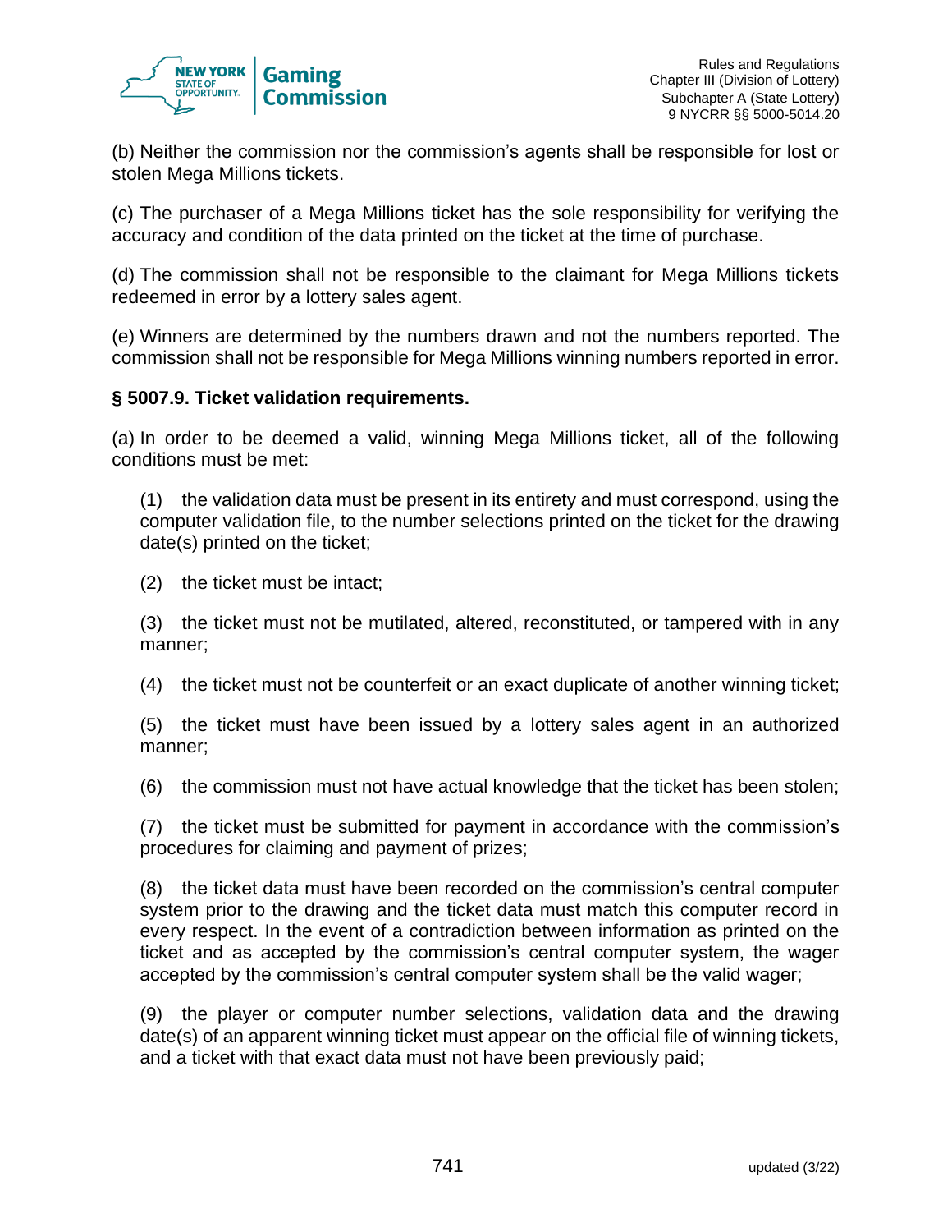(b) Neither the commission nor the commission's agents shall be responsible for lost or stolen Mega Millions tickets.

(c) The purchaser of a Mega Millions ticket has the sole responsibility for verifying the accuracy and condition of the data printed on the ticket at the time of purchase.

(d) The commission shall not be responsible to the claimant for Mega Millions tickets redeemed in error by a lottery sales agent.

(e) Winners are determined by the numbers drawn and not the numbers reported. The commission shall not be responsible for Mega Millions winning numbers reported in error.

**§ 5007.9. Ticket validation requirements.**

(a) In order to be deemed a valid, winning Mega Millions ticket, all of the following conditions must be met:

(1) the validation data must be present in its entirety and must correspond, using the computer validation file, to the number selections printed on the ticket for the drawing date(s) printed on the ticket;

(2) the ticket must be intact;

(3) the ticket must not be mutilated, altered, reconstituted, or tampered with in any manner;

(4) the ticket must not be counterfeit or an exact duplicate of another winning ticket;

(5) the ticket must have been issued by a lottery sales agent in an authorized manner;

(6) the commission must not have actual knowledge that the ticket has been stolen;

(7) the ticket must be submitted for payment in accordance with the commission's procedures for claiming and payment of prizes;

(8) the ticket data must have been recorded on the commission's central computer system prior to the drawing and the ticket data must match this computer record in every respect. In the event of a contradiction between information as printed on the ticket and as accepted by the commission's central computer system, the wager accepted by the commission's central computer system shall be the valid wager;

(9) the player or computer number selections, validation data and the drawing date(s) of an apparent winning ticket must appear on the official file of winning tickets, and a ticket with that exact data must not have been previously paid;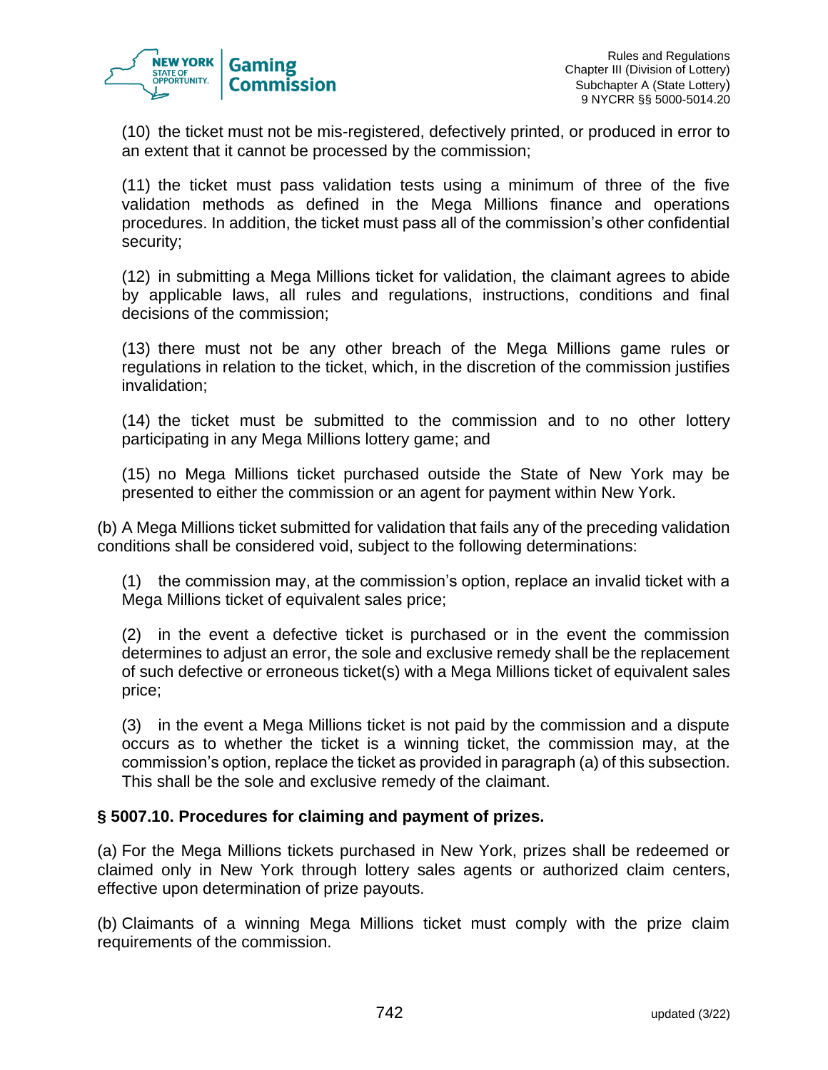(10) the ticket must not be mis-registered, defectively printed, or produced in error to an extent that it cannot be processed by the commission;

(11) the ticket must pass validation tests using a minimum of three of the five validation methods as defined in the Mega Millions finance and operations procedures. In addition, the ticket must pass all of the commission's other confidential security;

(12) in submitting a Mega Millions ticket for validation, the claimant agrees to abide by applicable laws, all rules and regulations, instructions, conditions and final decisions of the commission;

(13) there must not be any other breach of the Mega Millions game rules or regulations in relation to the ticket, which, in the discretion of the commission justifies invalidation;

(14) the ticket must be submitted to the commission and to no other lottery participating in any Mega Millions lottery game; and

(15) no Mega Millions ticket purchased outside the State of New York may be presented to either the commission or an agent for payment within New York.

(b) A Mega Millions ticket submitted for validation that fails any of the preceding validation conditions shall be considered void, subject to the following determinations:

(1) the commission may, at the commission's option, replace an invalid ticket with a Mega Millions ticket of equivalent sales price;

(2) in the event a defective ticket is purchased or in the event the commission determines to adjust an error, the sole and exclusive remedy shall be the replacement of such defective or erroneous ticket(s) with a Mega Millions ticket of equivalent sales price;

(3) in the event a Mega Millions ticket is not paid by the commission and a dispute occurs as to whether the ticket is a winning ticket, the commission may, at the commission's option, replace the ticket as provided in paragraph (a) of this subsection. This shall be the sole and exclusive remedy of the claimant.

**§ 5007.10. Procedures for claiming and payment of prizes.**

(a) For the Mega Millions tickets purchased in New York, prizes shall be redeemed or claimed only in New York through lottery sales agents or authorized claim centers, effective upon determination of prize payouts.

(b) Claimants of a winning Mega Millions ticket must comply with the prize claim requirements of the commission.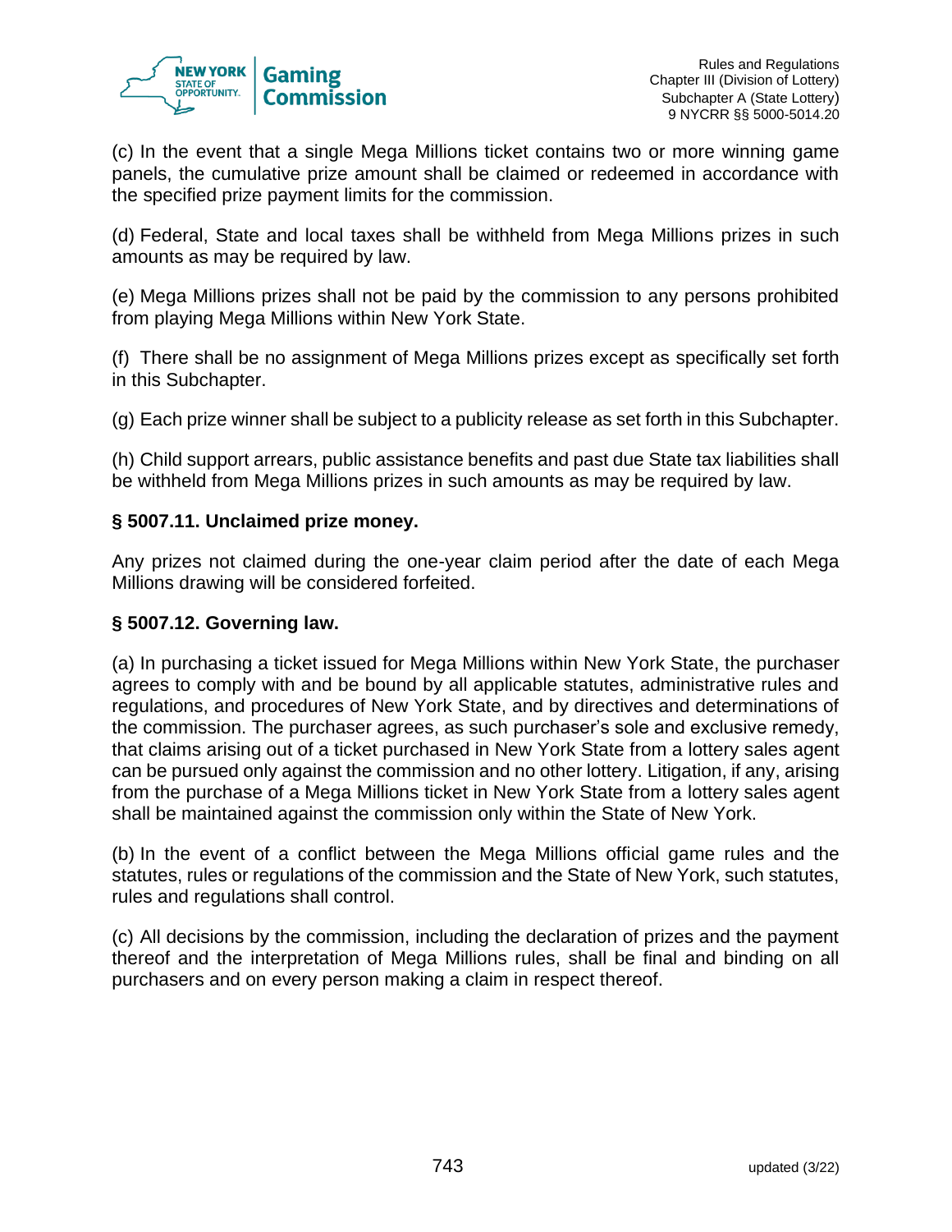(c) In the event that a single Mega Millions ticket contains two or more winning game panels, the cumulative prize amount shall be claimed or redeemed in accordance with the specified prize payment limits for the commission.

(d) Federal, State and local taxes shall be withheld from Mega Millions prizes in such amounts as may be required by law.

(e) Mega Millions prizes shall not be paid by the commission to any persons prohibited from playing Mega Millions within New York State.

(f) There shall be no assignment of Mega Millions prizes except as specifically set forth in this Subchapter.

(g) Each prize winner shall be subject to a publicity release as set forth in this Subchapter.

(h) Child support arrears, public assistance benefits and past due State tax liabilities shall be withheld from Mega Millions prizes in such amounts as may be required by law.

### § 5007.11. Unclaimed prize money.

Any prizes not claimed during the one-year claim period after the date of each Mega Millions drawing will be considered forfeited.

### § 5007.12. Governing law.

(a) In purchasing a ticket issued for Mega Millions within New York State, the purchaser agrees to comply with and be bound by all applicable statutes, administrative rules and regulations, and procedures of New York State, and by directives and determinations of the commission. The purchaser agrees, as such purchaser's sole and exclusive remedy, that claims arising out of a ticket purchased in New York State from a lottery sales agent can be pursued only against the commission and no other lottery. Litigation, if any, arising from the purchase of a Mega Millions ticket in New York State from a lottery sales agent shall be maintained against the commission only within the State of New York.

(b) In the event of a conflict between the Mega Millions official game rules and the statutes, rules or regulations of the commission and the State of New York, such statutes, rules and regulations shall control.

(c) All decisions by the commission, including the declaration of prizes and the payment thereof and the interpretation of Mega Millions rules, shall be final and binding on all purchasers and on every person making a claim in respect thereof.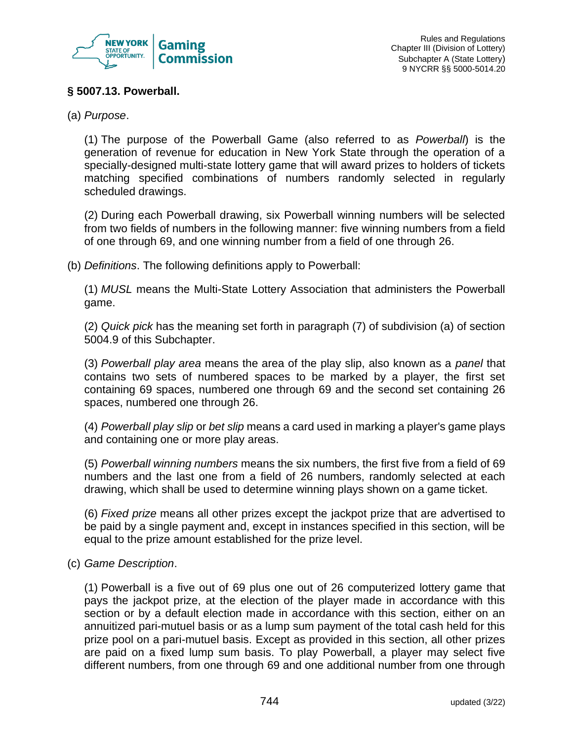## § 5007.13. Powerball.

(a) *Purpose*.

(1) The purpose of the Powerball Game (also referred to as *Powerball*) is the generation of revenue for education in New York State through the operation of a specially-designed multi-state lottery game that will award prizes to holders of tickets matching specified combinations of numbers randomly selected in regularly scheduled drawings.

(2) During each Powerball drawing, six Powerball winning numbers will be selected from two fields of numbers in the following manner: five winning numbers from a field of one through 69, and one winning number from a field of one through 26.

(b) *Definitions*. The following definitions apply to Powerball:

(1) *MUSL* means the Multi-State Lottery Association that administers the Powerball game.

(2) *Quick pick* has the meaning set forth in paragraph (7) of subdivision (a) of section 5004.9 of this Subchapter.

(3) *Powerball play area* means the area of the play slip, also known as a *panel* that contains two sets of numbered spaces to be marked by a player, the first set containing 69 spaces, numbered one through 69 and the second set containing 26 spaces, numbered one through 26.

(4) *Powerball play slip* or *bet slip* means a card used in marking a player's game plays and containing one or more play areas.

(5) *Powerball winning numbers* means the six numbers, the first five from a field of 69 numbers and the last one from a field of 26 numbers, randomly selected at each drawing, which shall be used to determine winning plays shown on a game ticket.

(6) *Fixed prize* means all other prizes except the jackpot prize that are advertised to be paid by a single payment and, except in instances specified in this section, will be equal to the prize amount established for the prize level.

(c) *Game Description*.

(1) Powerball is a five out of 69 plus one out of 26 computerized lottery game that pays the jackpot prize, at the election of the player made in accordance with this section or by a default election made in accordance with this section, either on an annuitized pari-mutuel basis or as a lump sum payment of the total cash held for this prize pool on a pari-mutuel basis. Except as provided in this section, all other prizes are paid on a fixed lump sum basis. To play Powerball, a player may select five different numbers, from one through 69 and one additional number from one through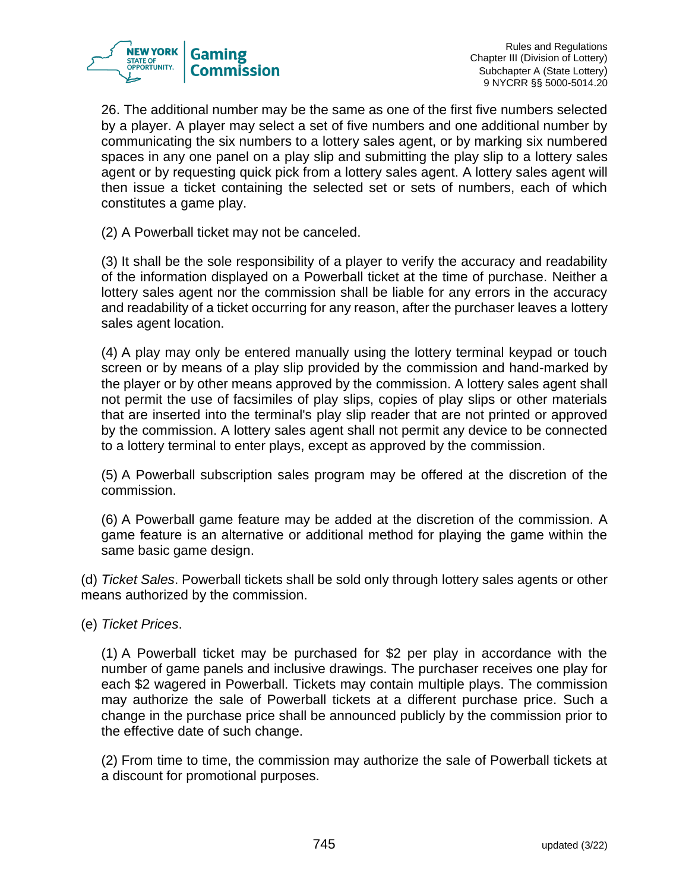26. The additional number may be the same as one of the first five numbers selected by a player. A player may select a set of five numbers and one additional number by communicating the six numbers to a lottery sales agent, or by marking six numbered spaces in any one panel on a play slip and submitting the play slip to a lottery sales agent or by requesting quick pick from a lottery sales agent. A lottery sales agent will then issue a ticket containing the selected set or sets of numbers, each of which constitutes a game play.

(2) A Powerball ticket may not be canceled.

(3) It shall be the sole responsibility of a player to verify the accuracy and readability of the information displayed on a Powerball ticket at the time of purchase. Neither a lottery sales agent nor the commission shall be liable for any errors in the accuracy and readability of a ticket occurring for any reason, after the purchaser leaves a lottery sales agent location.

(4) A play may only be entered manually using the lottery terminal keypad or touch screen or by means of a play slip provided by the commission and hand-marked by the player or by other means approved by the commission. A lottery sales agent shall not permit the use of facsimiles of play slips, copies of play slips or other materials that are inserted into the terminal's play slip reader that are not printed or approved by the commission. A lottery sales agent shall not permit any device to be connected to a lottery terminal to enter plays, except as approved by the commission.

(5) A Powerball subscription sales program may be offered at the discretion of the commission.

(6) A Powerball game feature may be added at the discretion of the commission. A game feature is an alternative or additional method for playing the game within the same basic game design.

(d) *Ticket Sales*. Powerball tickets shall be sold only through lottery sales agents or other means authorized by the commission.

(e) *Ticket Prices*.

(1) A Powerball ticket may be purchased for $2 per play in accordance with the number of game panels and inclusive drawings. The purchaser receives one play for each $2 wagered in Powerball. Tickets may contain multiple plays. The commission may authorize the sale of Powerball tickets at a different purchase price. Such a change in the purchase price shall be announced publicly by the commission prior to the effective date of such change.

(2) From time to time, the commission may authorize the sale of Powerball tickets at a discount for promotional purposes.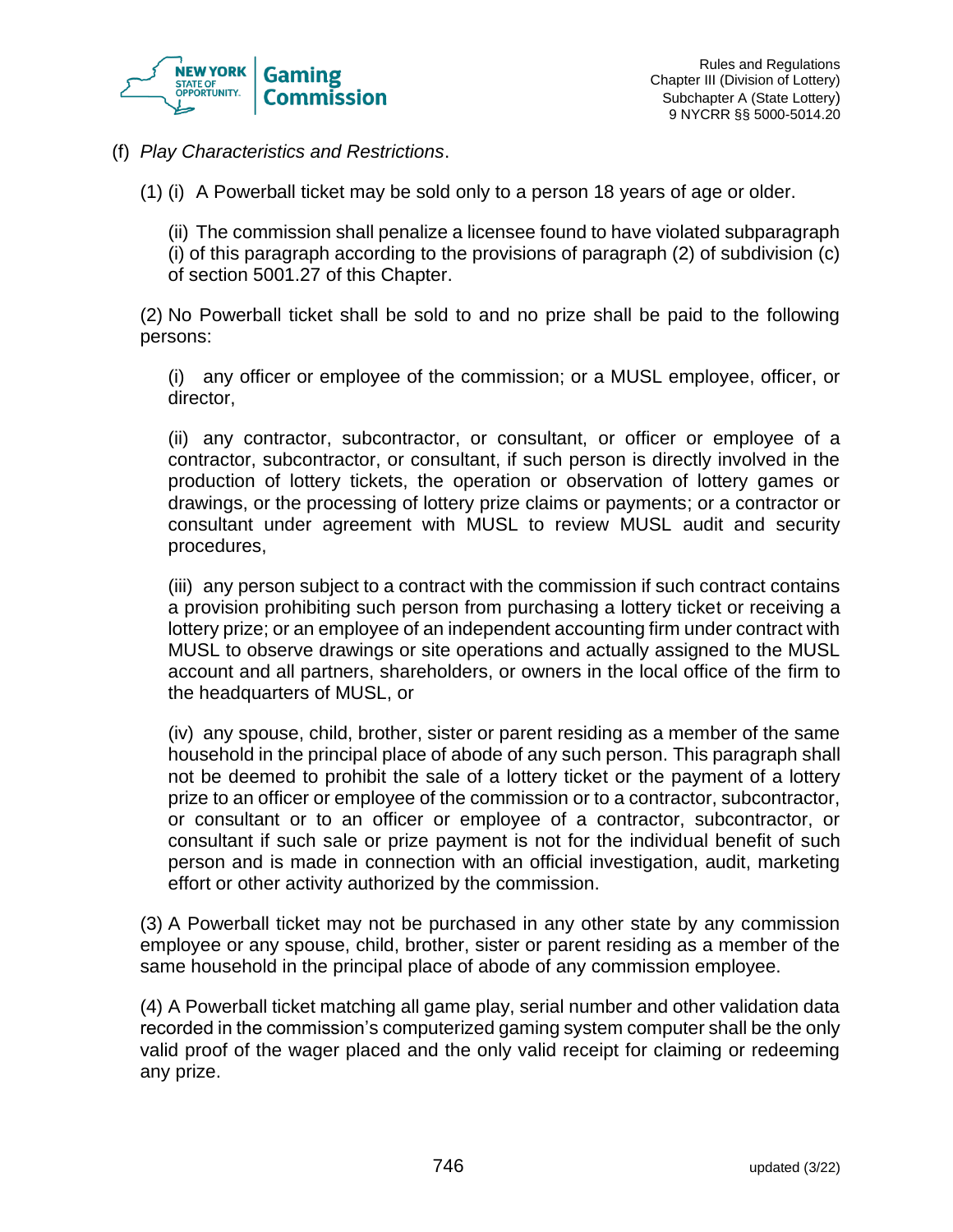(f) *Play Characteristics and Restrictions*.

(1) (i) A Powerball ticket may be sold only to a person 18 years of age or older.

(ii) The commission shall penalize a licensee found to have violated subparagraph (i) of this paragraph according to the provisions of paragraph (2) of subdivision (c) of section 5001.27 of this Chapter.

(2) No Powerball ticket shall be sold to and no prize shall be paid to the following persons:

(i) any officer or employee of the commission; or a MUSL employee, officer, or director,

(ii) any contractor, subcontractor, or consultant, or officer or employee of a contractor, subcontractor, or consultant, if such person is directly involved in the production of lottery tickets, the operation or observation of lottery games or drawings, or the processing of lottery prize claims or payments; or a contractor or consultant under agreement with MUSL to review MUSL audit and security procedures,

(iii) any person subject to a contract with the commission if such contract contains a provision prohibiting such person from purchasing a lottery ticket or receiving a lottery prize; or an employee of an independent accounting firm under contract with MUSL to observe drawings or site operations and actually assigned to the MUSL account and all partners, shareholders, or owners in the local office of the firm to the headquarters of MUSL, or

(iv) any spouse, child, brother, sister or parent residing as a member of the same household in the principal place of abode of any such person. This paragraph shall not be deemed to prohibit the sale of a lottery ticket or the payment of a lottery prize to an officer or employee of the commission or to a contractor, subcontractor, or consultant or to an officer or employee of a contractor, subcontractor, or consultant if such sale or prize payment is not for the individual benefit of such person and is made in connection with an official investigation, audit, marketing effort or other activity authorized by the commission.

(3) A Powerball ticket may not be purchased in any other state by any commission employee or any spouse, child, brother, sister or parent residing as a member of the same household in the principal place of abode of any commission employee.

(4) A Powerball ticket matching all game play, serial number and other validation data recorded in the commission's computerized gaming system computer shall be the only valid proof of the wager placed and the only valid receipt for claiming or redeeming any prize.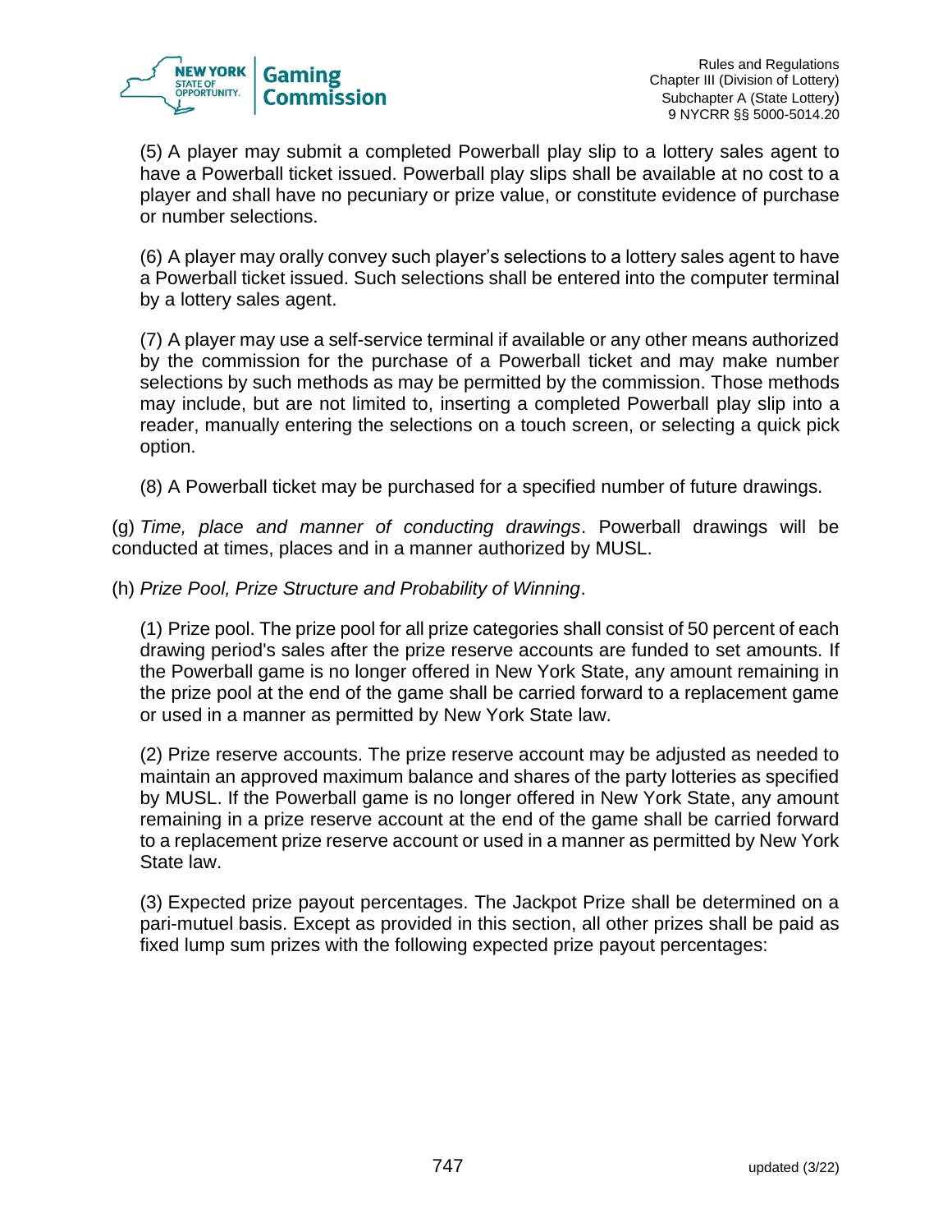(5) A player may submit a completed Powerball play slip to a lottery sales agent to have a Powerball ticket issued. Powerball play slips shall be available at no cost to a player and shall have no pecuniary or prize value, or constitute evidence of purchase or number selections.

(6) A player may orally convey such player's selections to a lottery sales agent to have a Powerball ticket issued. Such selections shall be entered into the computer terminal by a lottery sales agent.

(7) A player may use a self-service terminal if available or any other means authorized by the commission for the purchase of a Powerball ticket and may make number selections by such methods as may be permitted by the commission. Those methods may include, but are not limited to, inserting a completed Powerball play slip into a reader, manually entering the selections on a touch screen, or selecting a quick pick option.

(8) A Powerball ticket may be purchased for a specified number of future drawings.

(g) *Time, place and manner of conducting drawings*. Powerball drawings will be conducted at times, places and in a manner authorized by MUSL.

(h) *Prize Pool, Prize Structure and Probability of Winning*.

(1) Prize pool. The prize pool for all prize categories shall consist of 50 percent of each drawing period's sales after the prize reserve accounts are funded to set amounts. If the Powerball game is no longer offered in New York State, any amount remaining in the prize pool at the end of the game shall be carried forward to a replacement game or used in a manner as permitted by New York State law.

(2) Prize reserve accounts. The prize reserve account may be adjusted as needed to maintain an approved maximum balance and shares of the party lotteries as specified by MUSL. If the Powerball game is no longer offered in New York State, any amount remaining in a prize reserve account at the end of the game shall be carried forward to a replacement prize reserve account or used in a manner as permitted by New York State law.

(3) Expected prize payout percentages. The Jackpot Prize shall be determined on a pari-mutuel basis. Except as provided in this section, all other prizes shall be paid as fixed lump sum prizes with the following expected prize payout percentages: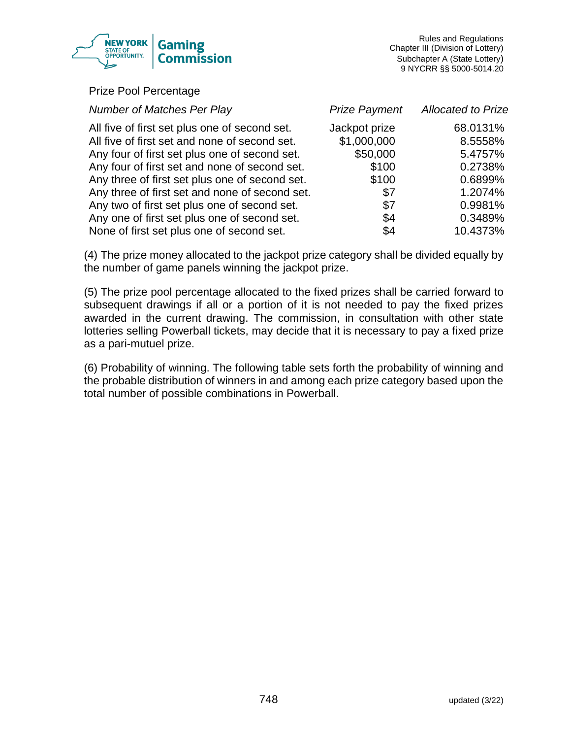Prize Pool Percentage

| *Number of Matches Per Play* | *Prize Payment* | *Allocated to Prize* |
|---|---|---|
| All five of first set plus one of second set. | Jackpot prize | 68.0131% |
| All five of first set and none of second set. | $1,000,000 | 8.5558% |
| Any four of first set plus one of second set. | $50,000 | 5.4757% |
| Any four of first set and none of second set. | $100 | 0.2738% |
| Any three of first set plus one of second set. | $100 | 0.6899% |
| Any three of first set and none of second set. | $7 | 1.2074% |
| Any two of first set plus one of second set. | $7 | 0.9981% |
| Any one of first set plus one of second set. | $4 | 0.3489% |
| None of first set plus one of second set. | $4 | 10.4373% |

(4) The prize money allocated to the jackpot prize category shall be divided equally by the number of game panels winning the jackpot prize.

(5) The prize pool percentage allocated to the fixed prizes shall be carried forward to subsequent drawings if all or a portion of it is not needed to pay the fixed prizes awarded in the current drawing. The commission, in consultation with other state lotteries selling Powerball tickets, may decide that it is necessary to pay a fixed prize as a pari-mutuel prize.

(6) Probability of winning. The following table sets forth the probability of winning and the probable distribution of winners in and among each prize category based upon the total number of possible combinations in Powerball.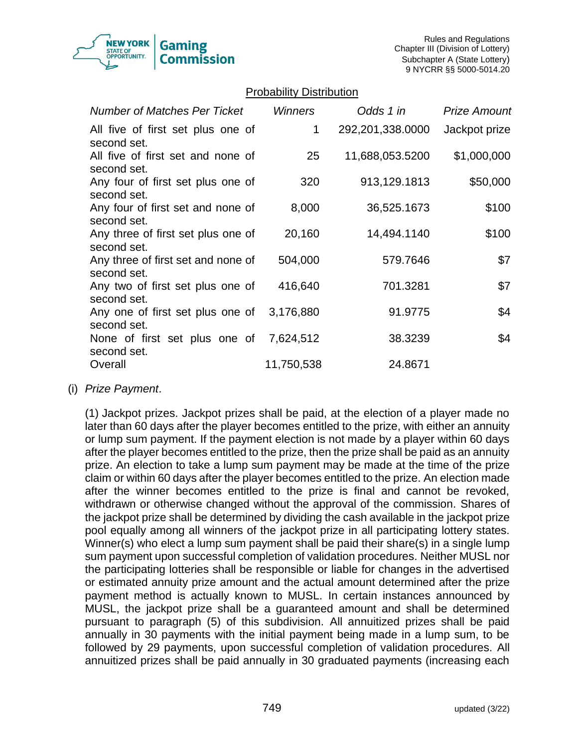<u>Probability Distribution</u>

| *Number of Matches Per Ticket* | *Winners* | *Odds 1 in* | *Prize Amount* |
|---|---|---|---|
| All five of first set plus one of second set. | 1 | 292,201,338.0000 | Jackpot prize |
| All five of first set and none of second set. | 25 | 11,688,053.5200 | $1,000,000 |
| Any four of first set plus one of second set. | 320 | 913,129.1813 | $50,000 |
| Any four of first set and none of second set. | 8,000 | 36,525.1673 | $100 |
| Any three of first set plus one of second set. | 20,160 | 14,494.1140 | $100 |
| Any three of first set and none of second set. | 504,000 | 579.7646 | $7 |
| Any two of first set plus one of second set. | 416,640 | 701.3281 | $7 |
| Any one of first set plus one of second set. | 3,176,880 | 91.9775 | $4 |
| None of first set plus one of second set. | 7,624,512 | 38.3239 | $4 |
| Overall | 11,750,538 | 24.8671 | |

(i) *Prize Payment*.

(1) Jackpot prizes. Jackpot prizes shall be paid, at the election of a player made no later than 60 days after the player becomes entitled to the prize, with either an annuity or lump sum payment. If the payment election is not made by a player within 60 days after the player becomes entitled to the prize, then the prize shall be paid as an annuity prize. An election to take a lump sum payment may be made at the time of the prize claim or within 60 days after the player becomes entitled to the prize. An election made after the winner becomes entitled to the prize is final and cannot be revoked, withdrawn or otherwise changed without the approval of the commission. Shares of the jackpot prize shall be determined by dividing the cash available in the jackpot prize pool equally among all winners of the jackpot prize in all participating lottery states. Winner(s) who elect a lump sum payment shall be paid their share(s) in a single lump sum payment upon successful completion of validation procedures. Neither MUSL nor the participating lotteries shall be responsible or liable for changes in the advertised or estimated annuity prize amount and the actual amount determined after the prize payment method is actually known to MUSL. In certain instances announced by MUSL, the jackpot prize shall be a guaranteed amount and shall be determined pursuant to paragraph (5) of this subdivision. All annuitized prizes shall be paid annually in 30 payments with the initial payment being made in a lump sum, to be followed by 29 payments, upon successful completion of validation procedures. All annuitized prizes shall be paid annually in 30 graduated payments (increasing each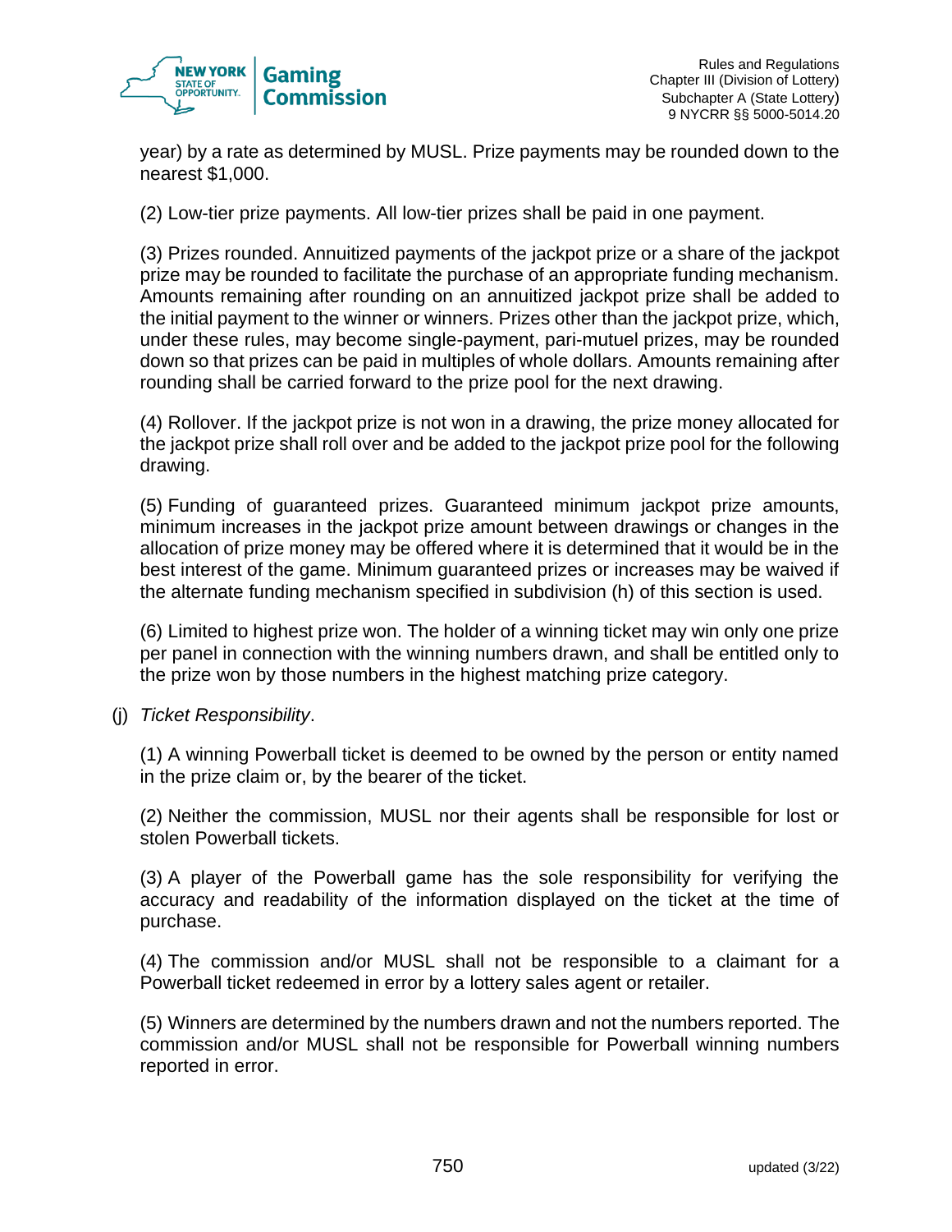year) by a rate as determined by MUSL. Prize payments may be rounded down to the nearest $1,000.

(2) Low-tier prize payments. All low-tier prizes shall be paid in one payment.

(3) Prizes rounded. Annuitized payments of the jackpot prize or a share of the jackpot prize may be rounded to facilitate the purchase of an appropriate funding mechanism. Amounts remaining after rounding on an annuitized jackpot prize shall be added to the initial payment to the winner or winners. Prizes other than the jackpot prize, which, under these rules, may become single-payment, pari-mutuel prizes, may be rounded down so that prizes can be paid in multiples of whole dollars. Amounts remaining after rounding shall be carried forward to the prize pool for the next drawing.

(4) Rollover. If the jackpot prize is not won in a drawing, the prize money allocated for the jackpot prize shall roll over and be added to the jackpot prize pool for the following drawing.

(5) Funding of guaranteed prizes. Guaranteed minimum jackpot prize amounts, minimum increases in the jackpot prize amount between drawings or changes in the allocation of prize money may be offered where it is determined that it would be in the best interest of the game. Minimum guaranteed prizes or increases may be waived if the alternate funding mechanism specified in subdivision (h) of this section is used.

(6) Limited to highest prize won. The holder of a winning ticket may win only one prize per panel in connection with the winning numbers drawn, and shall be entitled only to the prize won by those numbers in the highest matching prize category.

(j) *Ticket Responsibility*.

(1) A winning Powerball ticket is deemed to be owned by the person or entity named in the prize claim or, by the bearer of the ticket.

(2) Neither the commission, MUSL nor their agents shall be responsible for lost or stolen Powerball tickets.

(3) A player of the Powerball game has the sole responsibility for verifying the accuracy and readability of the information displayed on the ticket at the time of purchase.

(4) The commission and/or MUSL shall not be responsible to a claimant for a Powerball ticket redeemed in error by a lottery sales agent or retailer.

(5) Winners are determined by the numbers drawn and not the numbers reported. The commission and/or MUSL shall not be responsible for Powerball winning numbers reported in error.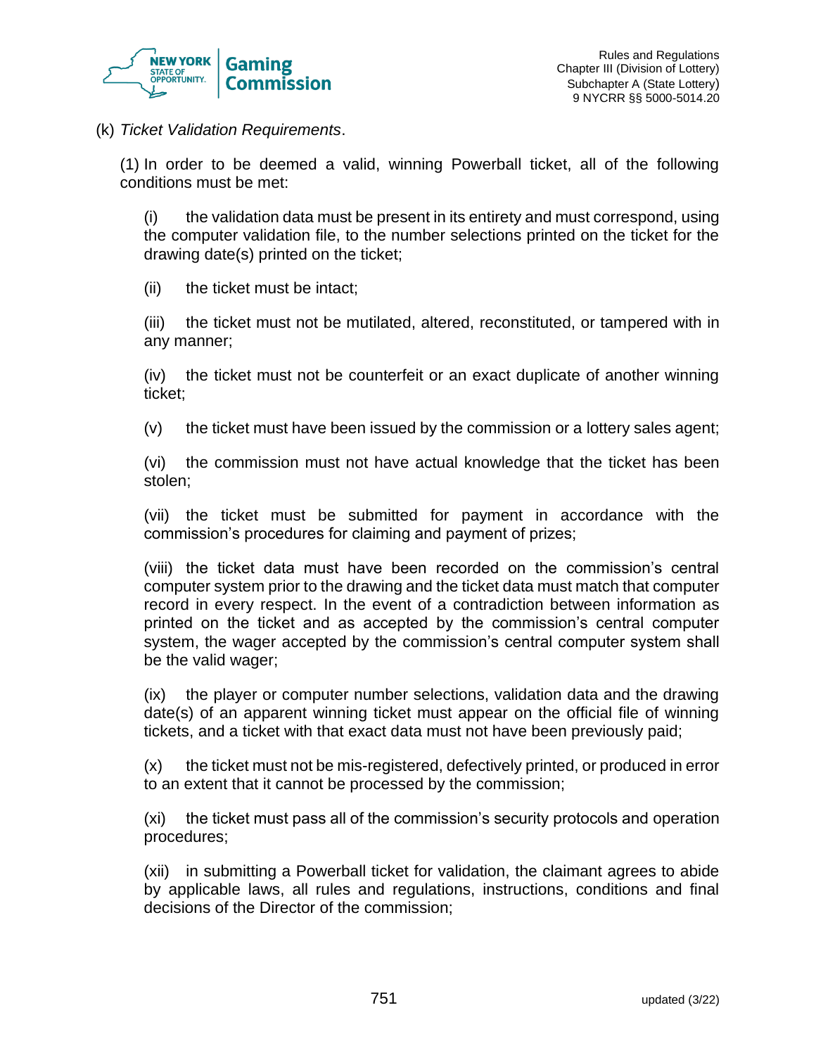(k) *Ticket Validation Requirements*.

(1) In order to be deemed a valid, winning Powerball ticket, all of the following conditions must be met:

(i) the validation data must be present in its entirety and must correspond, using the computer validation file, to the number selections printed on the ticket for the drawing date(s) printed on the ticket;

(ii) the ticket must be intact;

(iii) the ticket must not be mutilated, altered, reconstituted, or tampered with in any manner;

(iv) the ticket must not be counterfeit or an exact duplicate of another winning ticket;

(v) the ticket must have been issued by the commission or a lottery sales agent;

(vi) the commission must not have actual knowledge that the ticket has been stolen;

(vii) the ticket must be submitted for payment in accordance with the commission's procedures for claiming and payment of prizes;

(viii) the ticket data must have been recorded on the commission's central computer system prior to the drawing and the ticket data must match that computer record in every respect. In the event of a contradiction between information as printed on the ticket and as accepted by the commission's central computer system, the wager accepted by the commission's central computer system shall be the valid wager;

(ix) the player or computer number selections, validation data and the drawing date(s) of an apparent winning ticket must appear on the official file of winning tickets, and a ticket with that exact data must not have been previously paid;

(x) the ticket must not be mis-registered, defectively printed, or produced in error to an extent that it cannot be processed by the commission;

(xi) the ticket must pass all of the commission's security protocols and operation procedures;

(xii) in submitting a Powerball ticket for validation, the claimant agrees to abide by applicable laws, all rules and regulations, instructions, conditions and final decisions of the Director of the commission;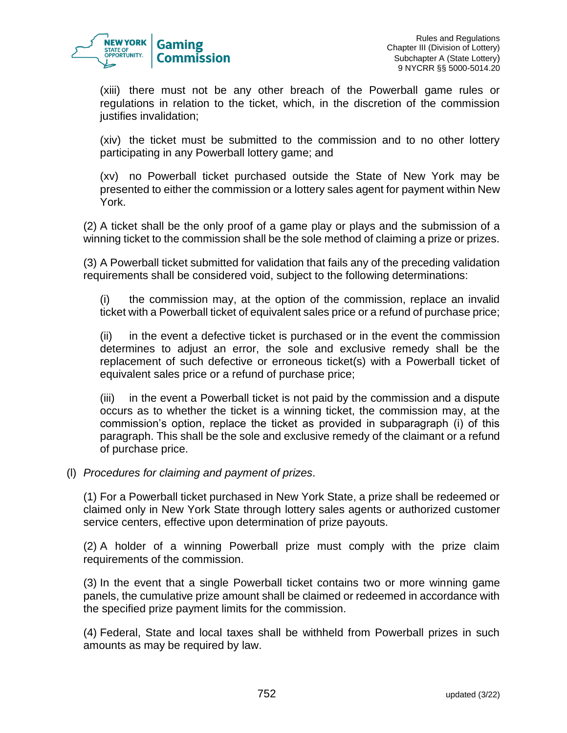(xiii) there must not be any other breach of the Powerball game rules or regulations in relation to the ticket, which, in the discretion of the commission justifies invalidation;

(xiv) the ticket must be submitted to the commission and to no other lottery participating in any Powerball lottery game; and

(xv) no Powerball ticket purchased outside the State of New York may be presented to either the commission or a lottery sales agent for payment within New York.

(2) A ticket shall be the only proof of a game play or plays and the submission of a winning ticket to the commission shall be the sole method of claiming a prize or prizes.

(3) A Powerball ticket submitted for validation that fails any of the preceding validation requirements shall be considered void, subject to the following determinations:

(i) the commission may, at the option of the commission, replace an invalid ticket with a Powerball ticket of equivalent sales price or a refund of purchase price;

(ii) in the event a defective ticket is purchased or in the event the commission determines to adjust an error, the sole and exclusive remedy shall be the replacement of such defective or erroneous ticket(s) with a Powerball ticket of equivalent sales price or a refund of purchase price;

(iii) in the event a Powerball ticket is not paid by the commission and a dispute occurs as to whether the ticket is a winning ticket, the commission may, at the commission's option, replace the ticket as provided in subparagraph (i) of this paragraph. This shall be the sole and exclusive remedy of the claimant or a refund of purchase price.

(l) *Procedures for claiming and payment of prizes*.

(1) For a Powerball ticket purchased in New York State, a prize shall be redeemed or claimed only in New York State through lottery sales agents or authorized customer service centers, effective upon determination of prize payouts.

(2) A holder of a winning Powerball prize must comply with the prize claim requirements of the commission.

(3) In the event that a single Powerball ticket contains two or more winning game panels, the cumulative prize amount shall be claimed or redeemed in accordance with the specified prize payment limits for the commission.

(4) Federal, State and local taxes shall be withheld from Powerball prizes in such amounts as may be required by law.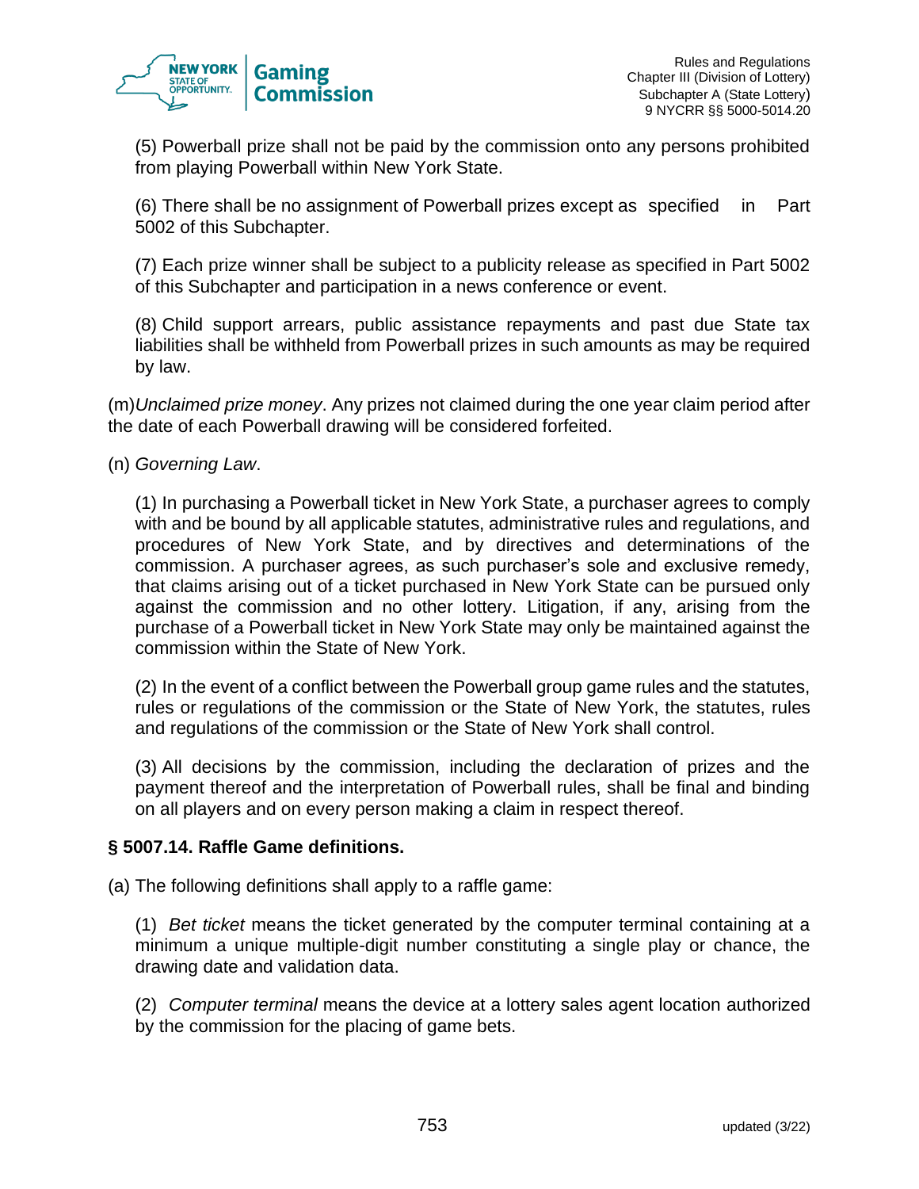(5) Powerball prize shall not be paid by the commission onto any persons prohibited from playing Powerball within New York State.

(6) There shall be no assignment of Powerball prizes except as specified in Part 5002 of this Subchapter.

(7) Each prize winner shall be subject to a publicity release as specified in Part 5002 of this Subchapter and participation in a news conference or event.

(8) Child support arrears, public assistance repayments and past due State tax liabilities shall be withheld from Powerball prizes in such amounts as may be required by law.

(m) *Unclaimed prize money*. Any prizes not claimed during the one year claim period after the date of each Powerball drawing will be considered forfeited.

(n) *Governing Law*.

(1) In purchasing a Powerball ticket in New York State, a purchaser agrees to comply with and be bound by all applicable statutes, administrative rules and regulations, and procedures of New York State, and by directives and determinations of the commission. A purchaser agrees, as such purchaser's sole and exclusive remedy, that claims arising out of a ticket purchased in New York State can be pursued only against the commission and no other lottery. Litigation, if any, arising from the purchase of a Powerball ticket in New York State may only be maintained against the commission within the State of New York.

(2) In the event of a conflict between the Powerball group game rules and the statutes, rules or regulations of the commission or the State of New York, the statutes, rules and regulations of the commission or the State of New York shall control.

(3) All decisions by the commission, including the declaration of prizes and the payment thereof and the interpretation of Powerball rules, shall be final and binding on all players and on every person making a claim in respect thereof.

### § 5007.14. Raffle Game definitions.

(a) The following definitions shall apply to a raffle game:

(1) *Bet ticket* means the ticket generated by the computer terminal containing at a minimum a unique multiple-digit number constituting a single play or chance, the drawing date and validation data.

(2) *Computer terminal* means the device at a lottery sales agent location authorized by the commission for the placing of game bets.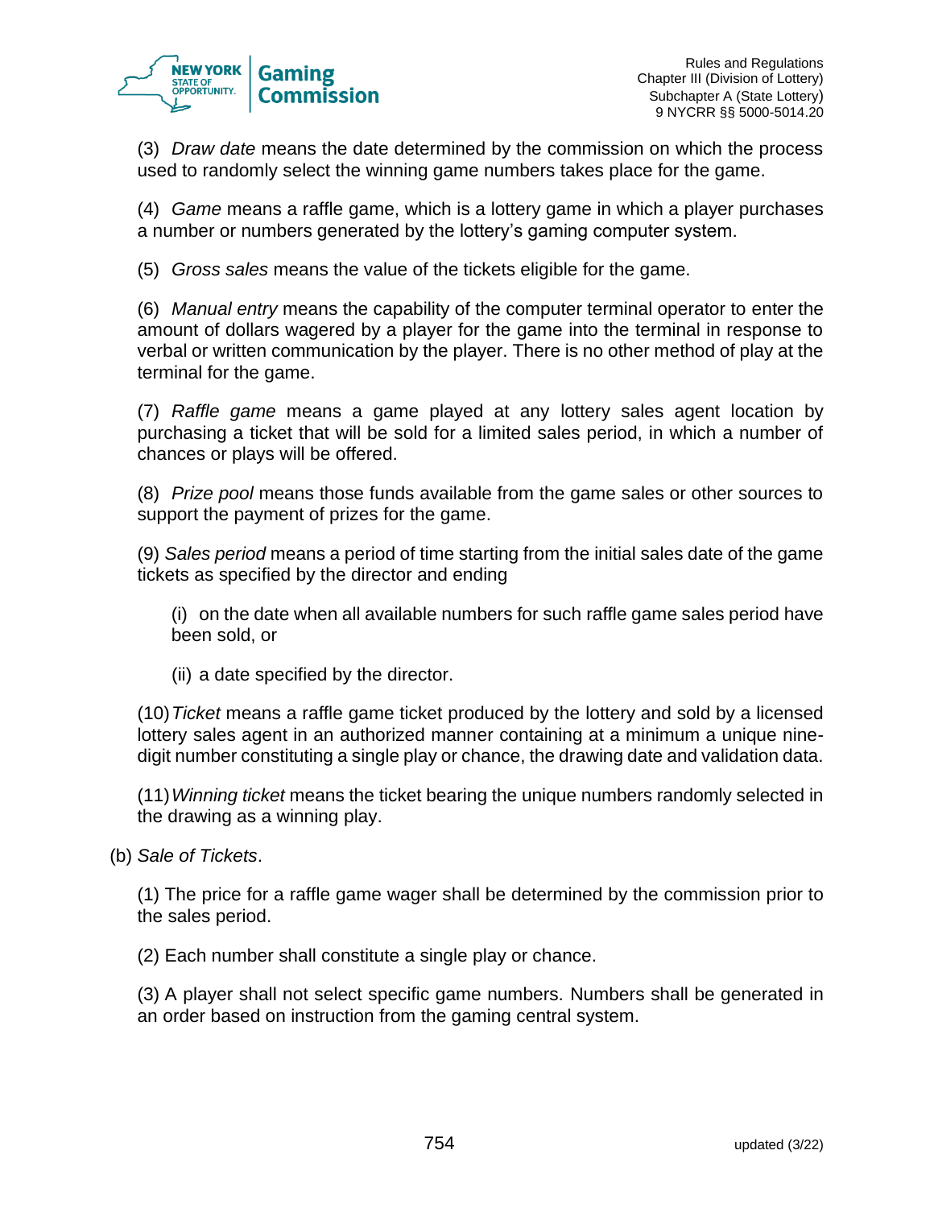(3) *Draw date* means the date determined by the commission on which the process used to randomly select the winning game numbers takes place for the game.

(4) *Game* means a raffle game, which is a lottery game in which a player purchases a number or numbers generated by the lottery's gaming computer system.

(5) *Gross sales* means the value of the tickets eligible for the game.

(6) *Manual entry* means the capability of the computer terminal operator to enter the amount of dollars wagered by a player for the game into the terminal in response to verbal or written communication by the player. There is no other method of play at the terminal for the game.

(7) *Raffle game* means a game played at any lottery sales agent location by purchasing a ticket that will be sold for a limited sales period, in which a number of chances or plays will be offered.

(8) *Prize pool* means those funds available from the game sales or other sources to support the payment of prizes for the game.

(9) *Sales period* means a period of time starting from the initial sales date of the game tickets as specified by the director and ending

(i) on the date when all available numbers for such raffle game sales period have been sold, or

(ii) a date specified by the director.

(10) *Ticket* means a raffle game ticket produced by the lottery and sold by a licensed lottery sales agent in an authorized manner containing at a minimum a unique nine-digit number constituting a single play or chance, the drawing date and validation data.

(11) *Winning ticket* means the ticket bearing the unique numbers randomly selected in the drawing as a winning play.

(b) *Sale of Tickets*.

(1) The price for a raffle game wager shall be determined by the commission prior to the sales period.

(2) Each number shall constitute a single play or chance.

(3) A player shall not select specific game numbers. Numbers shall be generated in an order based on instruction from the gaming central system.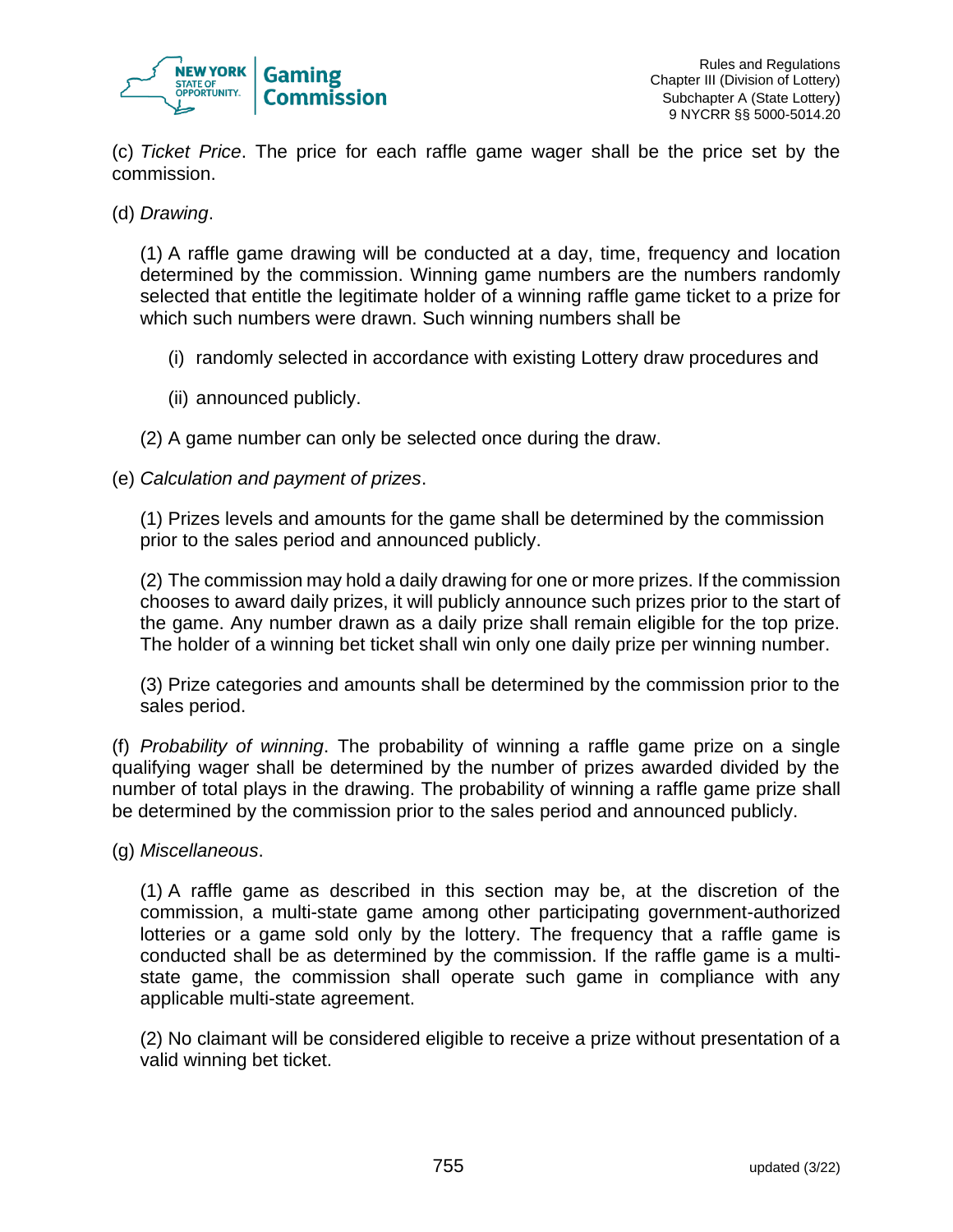(c) *Ticket Price*. The price for each raffle game wager shall be the price set by the commission.

(d) *Drawing*.

(1) A raffle game drawing will be conducted at a day, time, frequency and location determined by the commission. Winning game numbers are the numbers randomly selected that entitle the legitimate holder of a winning raffle game ticket to a prize for which such numbers were drawn. Such winning numbers shall be

(i) randomly selected in accordance with existing Lottery draw procedures and

(ii) announced publicly.

(2) A game number can only be selected once during the draw.

(e) *Calculation and payment of prizes*.

(1) Prizes levels and amounts for the game shall be determined by the commission prior to the sales period and announced publicly.

(2) The commission may hold a daily drawing for one or more prizes. If the commission chooses to award daily prizes, it will publicly announce such prizes prior to the start of the game. Any number drawn as a daily prize shall remain eligible for the top prize. The holder of a winning bet ticket shall win only one daily prize per winning number.

(3) Prize categories and amounts shall be determined by the commission prior to the sales period.

(f) *Probability of winning*. The probability of winning a raffle game prize on a single qualifying wager shall be determined by the number of prizes awarded divided by the number of total plays in the drawing. The probability of winning a raffle game prize shall be determined by the commission prior to the sales period and announced publicly.

(g) *Miscellaneous*.

(1) A raffle game as described in this section may be, at the discretion of the commission, a multi-state game among other participating government-authorized lotteries or a game sold only by the lottery. The frequency that a raffle game is conducted shall be as determined by the commission. If the raffle game is a multi-state game, the commission shall operate such game in compliance with any applicable multi-state agreement.

(2) No claimant will be considered eligible to receive a prize without presentation of a valid winning bet ticket.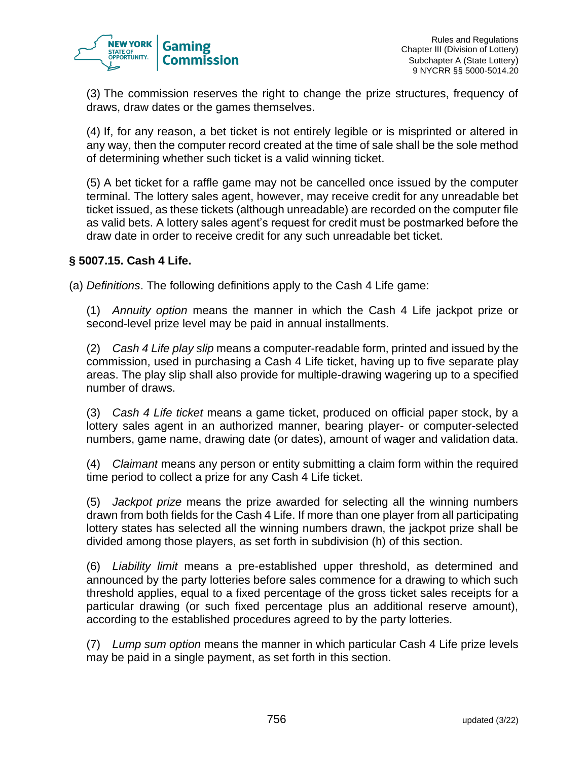(3) The commission reserves the right to change the prize structures, frequency of draws, draw dates or the games themselves.

(4) If, for any reason, a bet ticket is not entirely legible or is misprinted or altered in any way, then the computer record created at the time of sale shall be the sole method of determining whether such ticket is a valid winning ticket.

(5) A bet ticket for a raffle game may not be cancelled once issued by the computer terminal. The lottery sales agent, however, may receive credit for any unreadable bet ticket issued, as these tickets (although unreadable) are recorded on the computer file as valid bets. A lottery sales agent's request for credit must be postmarked before the draw date in order to receive credit for any such unreadable bet ticket.

### § 5007.15. Cash 4 Life.

(a) *Definitions*. The following definitions apply to the Cash 4 Life game:

(1) *Annuity option* means the manner in which the Cash 4 Life jackpot prize or second-level prize level may be paid in annual installments.

(2) *Cash 4 Life play slip* means a computer-readable form, printed and issued by the commission, used in purchasing a Cash 4 Life ticket, having up to five separate play areas. The play slip shall also provide for multiple-drawing wagering up to a specified number of draws.

(3) *Cash 4 Life ticket* means a game ticket, produced on official paper stock, by a lottery sales agent in an authorized manner, bearing player- or computer-selected numbers, game name, drawing date (or dates), amount of wager and validation data.

(4) *Claimant* means any person or entity submitting a claim form within the required time period to collect a prize for any Cash 4 Life ticket.

(5) *Jackpot prize* means the prize awarded for selecting all the winning numbers drawn from both fields for the Cash 4 Life. If more than one player from all participating lottery states has selected all the winning numbers drawn, the jackpot prize shall be divided among those players, as set forth in subdivision (h) of this section.

(6) *Liability limit* means a pre-established upper threshold, as determined and announced by the party lotteries before sales commence for a drawing to which such threshold applies, equal to a fixed percentage of the gross ticket sales receipts for a particular drawing (or such fixed percentage plus an additional reserve amount), according to the established procedures agreed to by the party lotteries.

(7) *Lump sum option* means the manner in which particular Cash 4 Life prize levels may be paid in a single payment, as set forth in this section.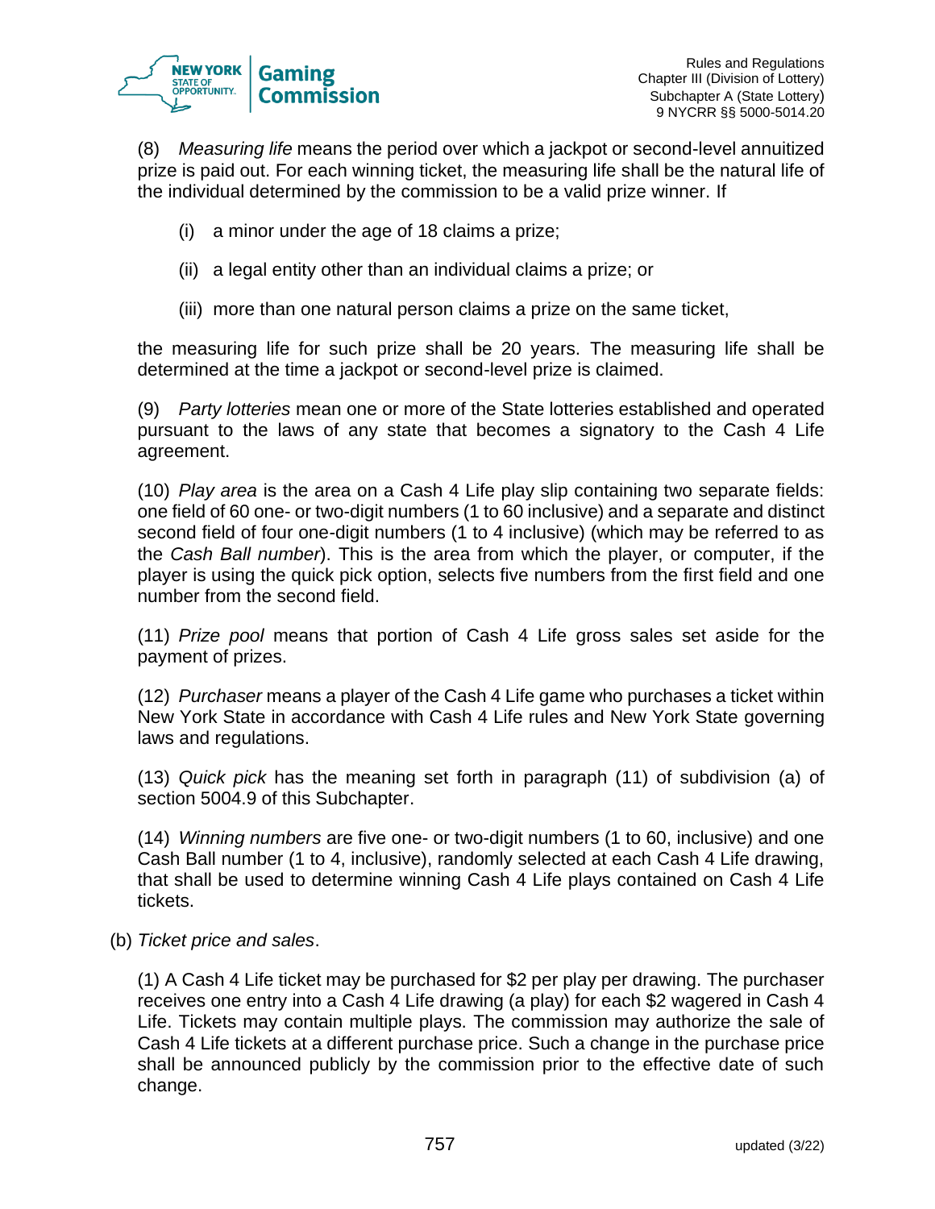(8) *Measuring life* means the period over which a jackpot or second-level annuitized prize is paid out. For each winning ticket, the measuring life shall be the natural life of the individual determined by the commission to be a valid prize winner. If

(i) a minor under the age of 18 claims a prize;

(ii) a legal entity other than an individual claims a prize; or

(iii) more than one natural person claims a prize on the same ticket,

the measuring life for such prize shall be 20 years. The measuring life shall be determined at the time a jackpot or second-level prize is claimed.

(9) *Party lotteries* mean one or more of the State lotteries established and operated pursuant to the laws of any state that becomes a signatory to the Cash 4 Life agreement.

(10) *Play area* is the area on a Cash 4 Life play slip containing two separate fields: one field of 60 one- or two-digit numbers (1 to 60 inclusive) and a separate and distinct second field of four one-digit numbers (1 to 4 inclusive) (which may be referred to as the *Cash Ball number*). This is the area from which the player, or computer, if the player is using the quick pick option, selects five numbers from the first field and one number from the second field.

(11) *Prize pool* means that portion of Cash 4 Life gross sales set aside for the payment of prizes.

(12) *Purchaser* means a player of the Cash 4 Life game who purchases a ticket within New York State in accordance with Cash 4 Life rules and New York State governing laws and regulations.

(13) *Quick pick* has the meaning set forth in paragraph (11) of subdivision (a) of section 5004.9 of this Subchapter.

(14) *Winning numbers* are five one- or two-digit numbers (1 to 60, inclusive) and one Cash Ball number (1 to 4, inclusive), randomly selected at each Cash 4 Life drawing, that shall be used to determine winning Cash 4 Life plays contained on Cash 4 Life tickets.

(b) *Ticket price and sales*.

(1) A Cash 4 Life ticket may be purchased for $2 per play per drawing. The purchaser receives one entry into a Cash 4 Life drawing (a play) for each $2 wagered in Cash 4 Life. Tickets may contain multiple plays. The commission may authorize the sale of Cash 4 Life tickets at a different purchase price. Such a change in the purchase price shall be announced publicly by the commission prior to the effective date of such change.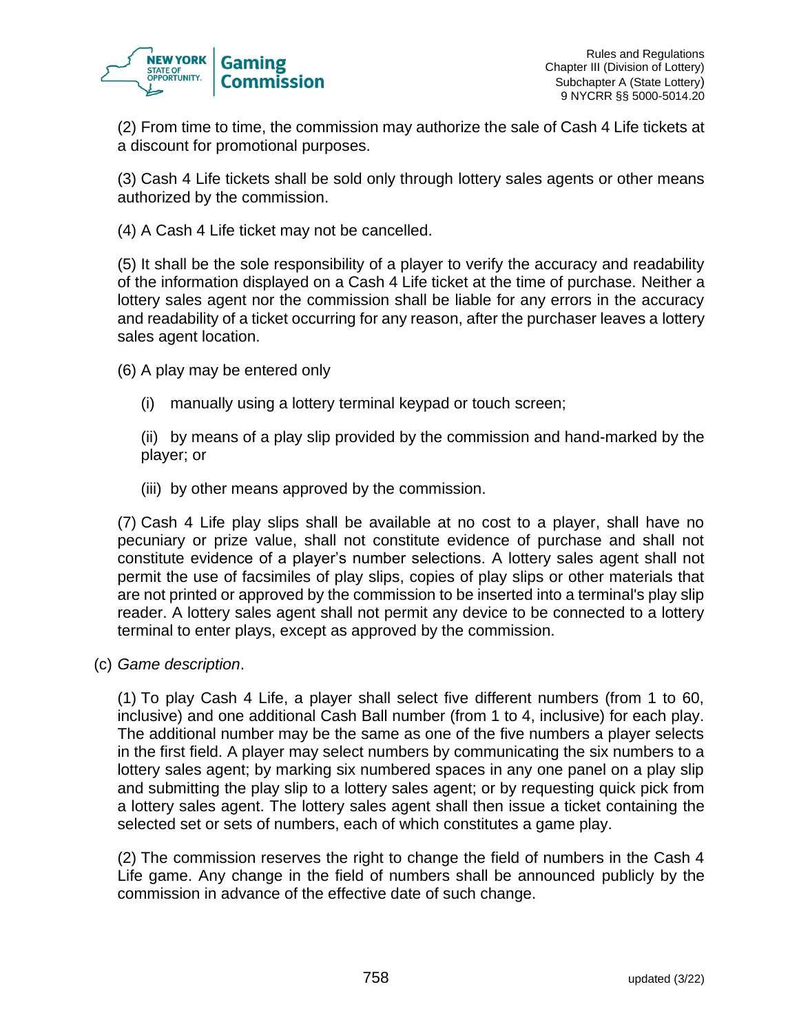(2) From time to time, the commission may authorize the sale of Cash 4 Life tickets at a discount for promotional purposes.

(3) Cash 4 Life tickets shall be sold only through lottery sales agents or other means authorized by the commission.

(4) A Cash 4 Life ticket may not be cancelled.

(5) It shall be the sole responsibility of a player to verify the accuracy and readability of the information displayed on a Cash 4 Life ticket at the time of purchase. Neither a lottery sales agent nor the commission shall be liable for any errors in the accuracy and readability of a ticket occurring for any reason, after the purchaser leaves a lottery sales agent location.

(6) A play may be entered only

(i) manually using a lottery terminal keypad or touch screen;

(ii) by means of a play slip provided by the commission and hand-marked by the player; or

(iii) by other means approved by the commission.

(7) Cash 4 Life play slips shall be available at no cost to a player, shall have no pecuniary or prize value, shall not constitute evidence of purchase and shall not constitute evidence of a player's number selections. A lottery sales agent shall not permit the use of facsimiles of play slips, copies of play slips or other materials that are not printed or approved by the commission to be inserted into a terminal's play slip reader. A lottery sales agent shall not permit any device to be connected to a lottery terminal to enter plays, except as approved by the commission.

(c) *Game description*.

(1) To play Cash 4 Life, a player shall select five different numbers (from 1 to 60, inclusive) and one additional Cash Ball number (from 1 to 4, inclusive) for each play. The additional number may be the same as one of the five numbers a player selects in the first field. A player may select numbers by communicating the six numbers to a lottery sales agent; by marking six numbered spaces in any one panel on a play slip and submitting the play slip to a lottery sales agent; or by requesting quick pick from a lottery sales agent. The lottery sales agent shall then issue a ticket containing the selected set or sets of numbers, each of which constitutes a game play.

(2) The commission reserves the right to change the field of numbers in the Cash 4 Life game. Any change in the field of numbers shall be announced publicly by the commission in advance of the effective date of such change.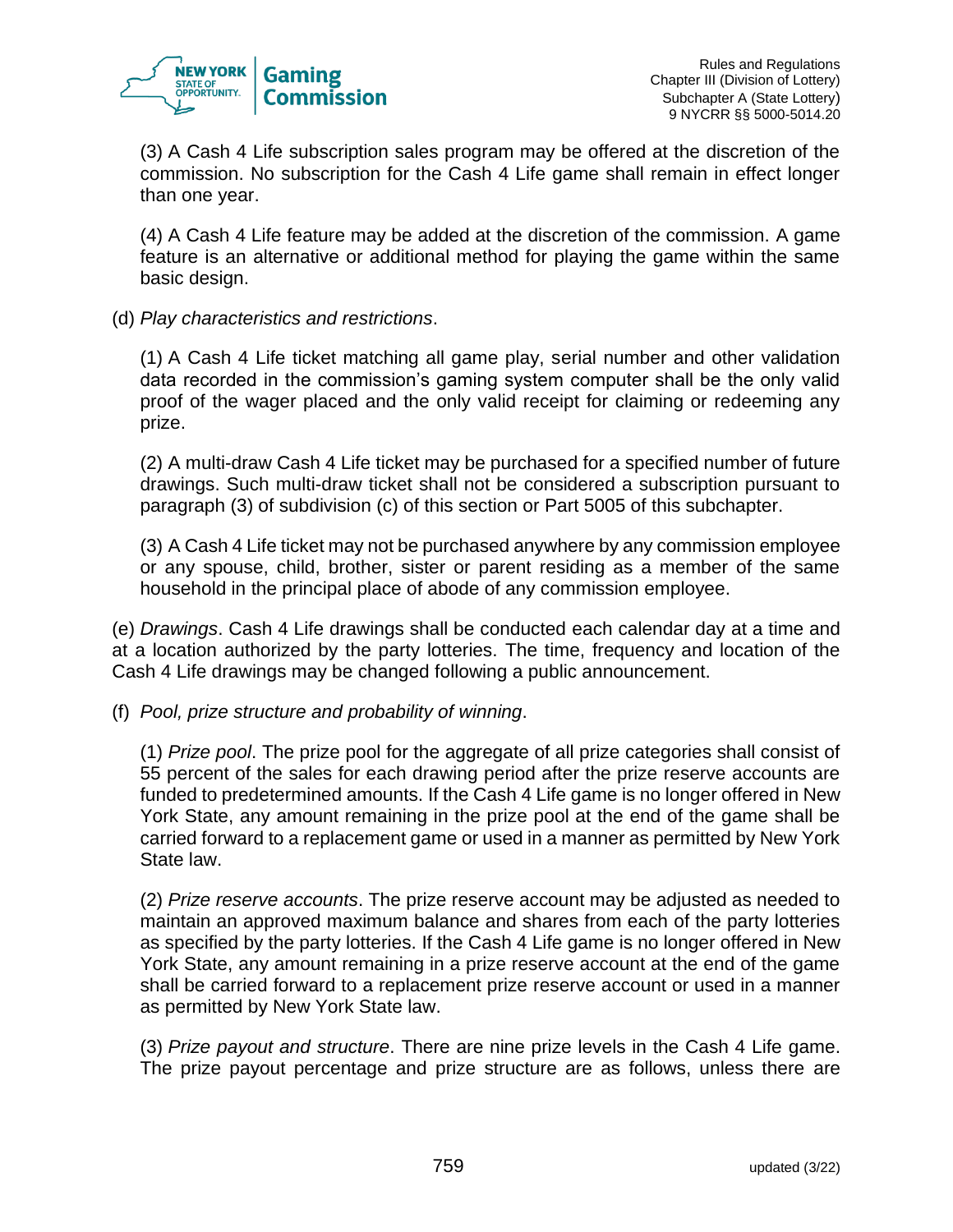(3) A Cash 4 Life subscription sales program may be offered at the discretion of the commission. No subscription for the Cash 4 Life game shall remain in effect longer than one year.

(4) A Cash 4 Life feature may be added at the discretion of the commission. A game feature is an alternative or additional method for playing the game within the same basic design.

(d) *Play characteristics and restrictions*.

(1) A Cash 4 Life ticket matching all game play, serial number and other validation data recorded in the commission's gaming system computer shall be the only valid proof of the wager placed and the only valid receipt for claiming or redeeming any prize.

(2) A multi-draw Cash 4 Life ticket may be purchased for a specified number of future drawings. Such multi-draw ticket shall not be considered a subscription pursuant to paragraph (3) of subdivision (c) of this section or Part 5005 of this subchapter.

(3) A Cash 4 Life ticket may not be purchased anywhere by any commission employee or any spouse, child, brother, sister or parent residing as a member of the same household in the principal place of abode of any commission employee.

(e) *Drawings*. Cash 4 Life drawings shall be conducted each calendar day at a time and at a location authorized by the party lotteries. The time, frequency and location of the Cash 4 Life drawings may be changed following a public announcement.

(f) *Pool, prize structure and probability of winning*.

(1) *Prize pool*. The prize pool for the aggregate of all prize categories shall consist of 55 percent of the sales for each drawing period after the prize reserve accounts are funded to predetermined amounts. If the Cash 4 Life game is no longer offered in New York State, any amount remaining in the prize pool at the end of the game shall be carried forward to a replacement game or used in a manner as permitted by New York State law.

(2) *Prize reserve accounts*. The prize reserve account may be adjusted as needed to maintain an approved maximum balance and shares from each of the party lotteries as specified by the party lotteries. If the Cash 4 Life game is no longer offered in New York State, any amount remaining in a prize reserve account at the end of the game shall be carried forward to a replacement prize reserve account or used in a manner as permitted by New York State law.

(3) *Prize payout and structure*. There are nine prize levels in the Cash 4 Life game. The prize payout percentage and prize structure are as follows, unless there are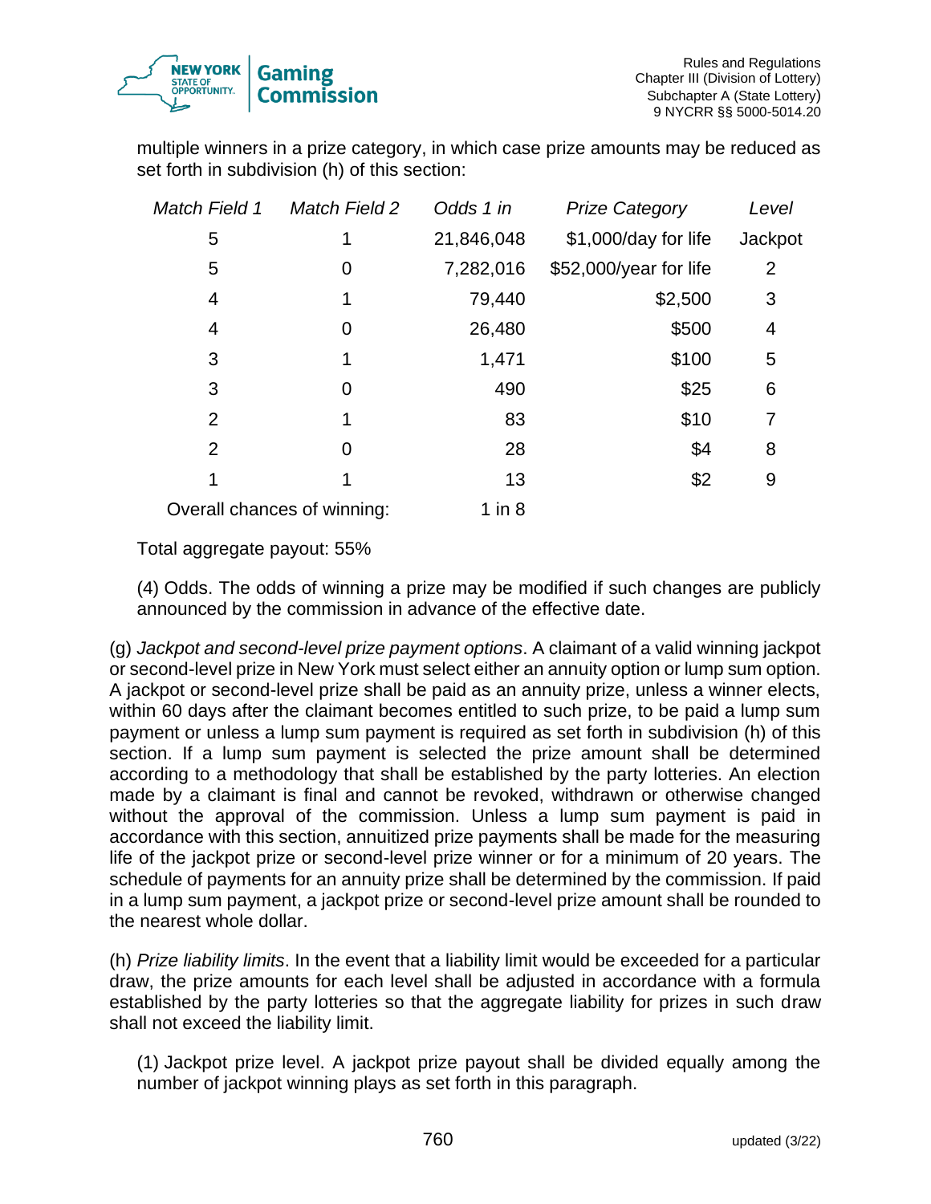multiple winners in a prize category, in which case prize amounts may be reduced as set forth in subdivision (h) of this section:

| *Match Field 1* | *Match Field 2* | *Odds 1 in* | *Prize Category* | *Level* |
|---|---|---|---|---|
| 5 | 1 | 21,846,048 | $1,000/day for life | Jackpot |
| 5 | 0 | 7,282,016 | $52,000/year for life | 2 |
| 4 | 1 | 79,440 | $2,500 | 3 |
| 4 | 0 | 26,480 | $500 | 4 |
| 3 | 1 | 1,471 | $100 | 5 |
| 3 | 0 | 490 | $25 | 6 |
| 2 | 1 | 83 | $10 | 7 |
| 2 | 0 | 28 | $4 | 8 |
| 1 | 1 | 13 | $2 | 9 |
| Overall chances of winning: | | 1 in 8 | | |

Total aggregate payout: 55%

(4) Odds. The odds of winning a prize may be modified if such changes are publicly announced by the commission in advance of the effective date.

(g) *Jackpot and second-level prize payment options*. A claimant of a valid winning jackpot or second-level prize in New York must select either an annuity option or lump sum option. A jackpot or second-level prize shall be paid as an annuity prize, unless a winner elects, within 60 days after the claimant becomes entitled to such prize, to be paid a lump sum payment or unless a lump sum payment is required as set forth in subdivision (h) of this section. If a lump sum payment is selected the prize amount shall be determined according to a methodology that shall be established by the party lotteries. An election made by a claimant is final and cannot be revoked, withdrawn or otherwise changed without the approval of the commission. Unless a lump sum payment is paid in accordance with this section, annuitized prize payments shall be made for the measuring life of the jackpot prize or second-level prize winner or for a minimum of 20 years. The schedule of payments for an annuity prize shall be determined by the commission. If paid in a lump sum payment, a jackpot prize or second-level prize amount shall be rounded to the nearest whole dollar.

(h) *Prize liability limits*. In the event that a liability limit would be exceeded for a particular draw, the prize amounts for each level shall be adjusted in accordance with a formula established by the party lotteries so that the aggregate liability for prizes in such draw shall not exceed the liability limit.

(1) Jackpot prize level. A jackpot prize payout shall be divided equally among the number of jackpot winning plays as set forth in this paragraph.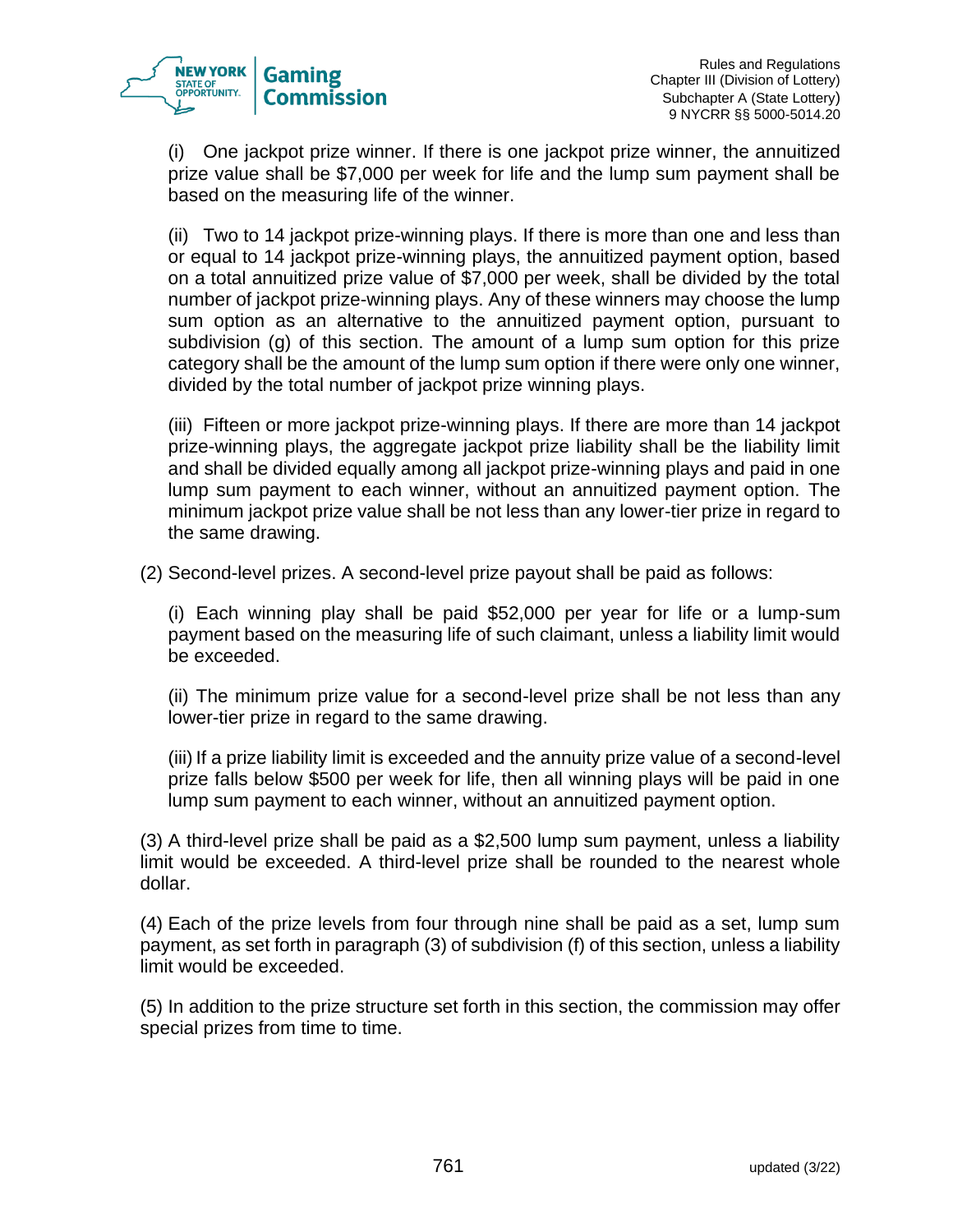(i) One jackpot prize winner. If there is one jackpot prize winner, the annuitized prize value shall be $7,000 per week for life and the lump sum payment shall be based on the measuring life of the winner.

(ii) Two to 14 jackpot prize-winning plays. If there is more than one and less than or equal to 14 jackpot prize-winning plays, the annuitized payment option, based on a total annuitized prize value of $7,000 per week, shall be divided by the total number of jackpot prize-winning plays. Any of these winners may choose the lump sum option as an alternative to the annuitized payment option, pursuant to subdivision (g) of this section. The amount of a lump sum option for this prize category shall be the amount of the lump sum option if there were only one winner, divided by the total number of jackpot prize winning plays.

(iii) Fifteen or more jackpot prize-winning plays. If there are more than 14 jackpot prize-winning plays, the aggregate jackpot prize liability shall be the liability limit and shall be divided equally among all jackpot prize-winning plays and paid in one lump sum payment to each winner, without an annuitized payment option. The minimum jackpot prize value shall be not less than any lower-tier prize in regard to the same drawing.

(2) Second-level prizes. A second-level prize payout shall be paid as follows:

(i) Each winning play shall be paid $52,000 per year for life or a lump-sum payment based on the measuring life of such claimant, unless a liability limit would be exceeded.

(ii) The minimum prize value for a second-level prize shall be not less than any lower-tier prize in regard to the same drawing.

(iii) If a prize liability limit is exceeded and the annuity prize value of a second-level prize falls below $500 per week for life, then all winning plays will be paid in one lump sum payment to each winner, without an annuitized payment option.

(3) A third-level prize shall be paid as a $2,500 lump sum payment, unless a liability limit would be exceeded. A third-level prize shall be rounded to the nearest whole dollar.

(4) Each of the prize levels from four through nine shall be paid as a set, lump sum payment, as set forth in paragraph (3) of subdivision (f) of this section, unless a liability limit would be exceeded.

(5) In addition to the prize structure set forth in this section, the commission may offer special prizes from time to time.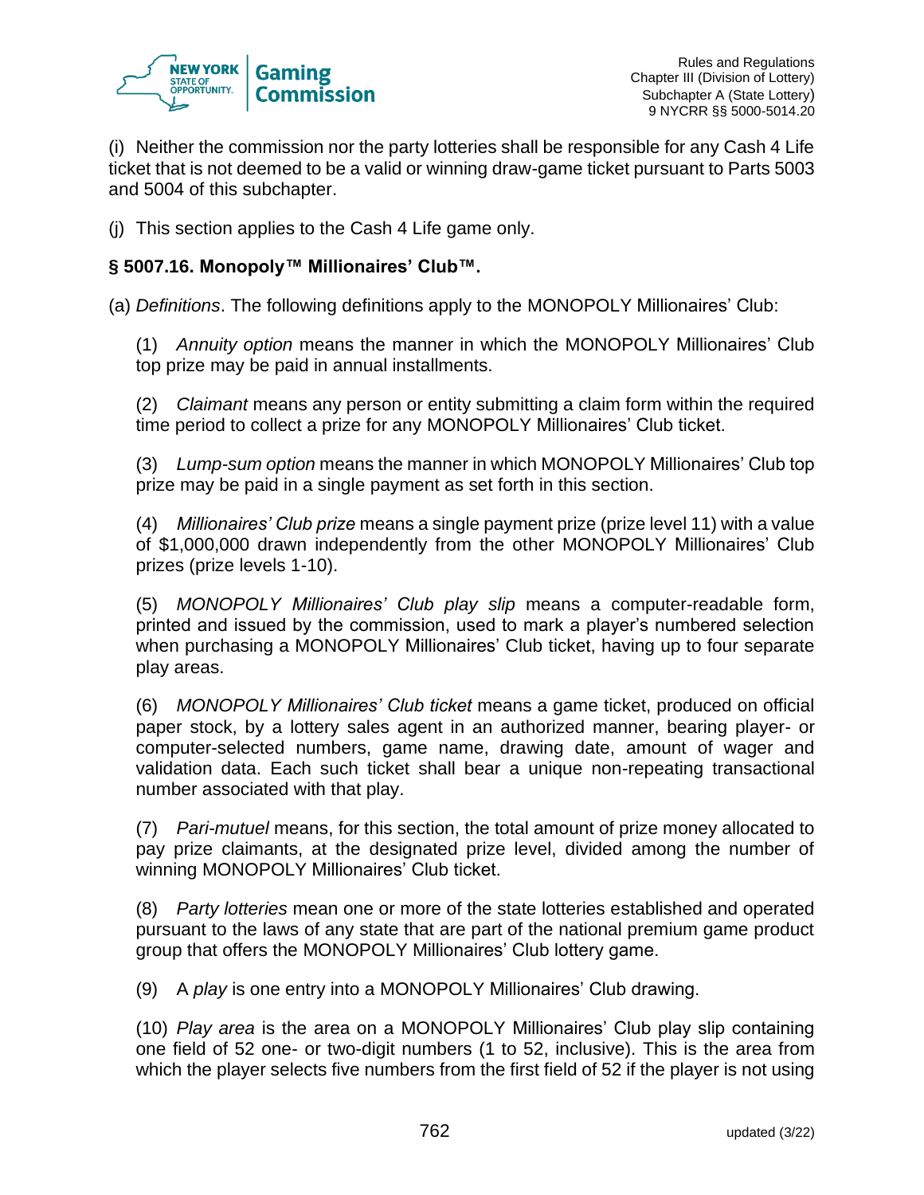(i) Neither the commission nor the party lotteries shall be responsible for any Cash 4 Life ticket that is not deemed to be a valid or winning draw-game ticket pursuant to Parts 5003 and 5004 of this subchapter.

(j) This section applies to the Cash 4 Life game only.

### § 5007.16. Monopoly™ Millionaires' Club™.

(a) *Definitions*. The following definitions apply to the MONOPOLY Millionaires' Club:

(1) *Annuity option* means the manner in which the MONOPOLY Millionaires' Club top prize may be paid in annual installments.

(2) *Claimant* means any person or entity submitting a claim form within the required time period to collect a prize for any MONOPOLY Millionaires' Club ticket.

(3) *Lump-sum option* means the manner in which MONOPOLY Millionaires' Club top prize may be paid in a single payment as set forth in this section.

(4) *Millionaires' Club prize* means a single payment prize (prize level 11) with a value of $1,000,000 drawn independently from the other MONOPOLY Millionaires' Club prizes (prize levels 1-10).

(5) *MONOPOLY Millionaires' Club play slip* means a computer-readable form, printed and issued by the commission, used to mark a player's numbered selection when purchasing a MONOPOLY Millionaires' Club ticket, having up to four separate play areas.

(6) *MONOPOLY Millionaires' Club ticket* means a game ticket, produced on official paper stock, by a lottery sales agent in an authorized manner, bearing player- or computer-selected numbers, game name, drawing date, amount of wager and validation data. Each such ticket shall bear a unique non-repeating transactional number associated with that play.

(7) *Pari-mutuel* means, for this section, the total amount of prize money allocated to pay prize claimants, at the designated prize level, divided among the number of winning MONOPOLY Millionaires' Club ticket.

(8) *Party lotteries* mean one or more of the state lotteries established and operated pursuant to the laws of any state that are part of the national premium game product group that offers the MONOPOLY Millionaires' Club lottery game.

(9) A *play* is one entry into a MONOPOLY Millionaires' Club drawing.

(10) *Play area* is the area on a MONOPOLY Millionaires' Club play slip containing one field of 52 one- or two-digit numbers (1 to 52, inclusive). This is the area from which the player selects five numbers from the first field of 52 if the player is not using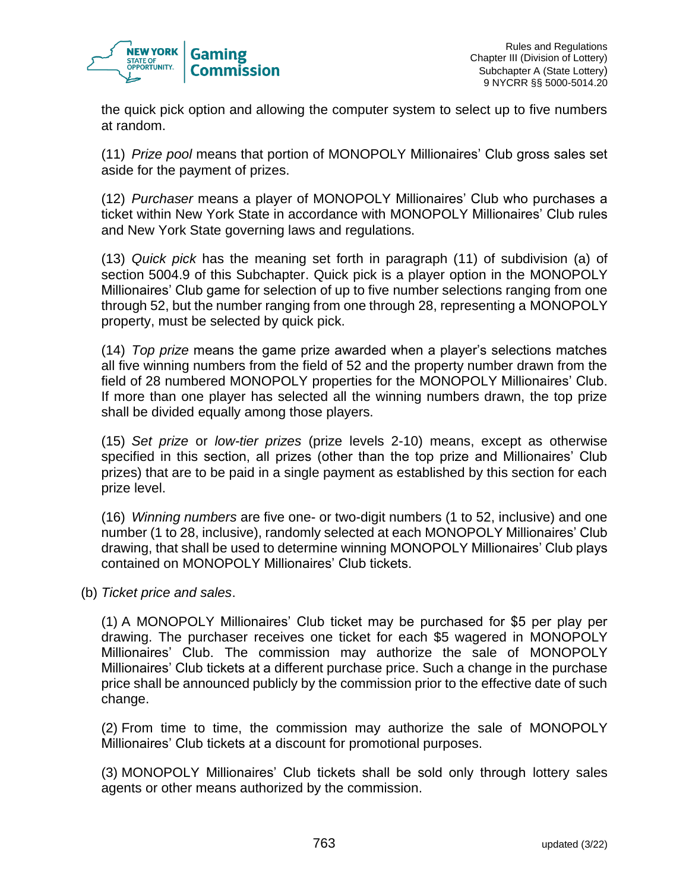the quick pick option and allowing the computer system to select up to five numbers at random.

(11) *Prize pool* means that portion of MONOPOLY Millionaires' Club gross sales set aside for the payment of prizes.

(12) *Purchaser* means a player of MONOPOLY Millionaires' Club who purchases a ticket within New York State in accordance with MONOPOLY Millionaires' Club rules and New York State governing laws and regulations.

(13) *Quick pick* has the meaning set forth in paragraph (11) of subdivision (a) of section 5004.9 of this Subchapter. Quick pick is a player option in the MONOPOLY Millionaires' Club game for selection of up to five number selections ranging from one through 52, but the number ranging from one through 28, representing a MONOPOLY property, must be selected by quick pick.

(14) *Top prize* means the game prize awarded when a player's selections matches all five winning numbers from the field of 52 and the property number drawn from the field of 28 numbered MONOPOLY properties for the MONOPOLY Millionaires' Club. If more than one player has selected all the winning numbers drawn, the top prize shall be divided equally among those players.

(15) *Set prize* or *low-tier prizes* (prize levels 2-10) means, except as otherwise specified in this section, all prizes (other than the top prize and Millionaires' Club prizes) that are to be paid in a single payment as established by this section for each prize level.

(16) *Winning numbers* are five one- or two-digit numbers (1 to 52, inclusive) and one number (1 to 28, inclusive), randomly selected at each MONOPOLY Millionaires' Club drawing, that shall be used to determine winning MONOPOLY Millionaires' Club plays contained on MONOPOLY Millionaires' Club tickets.

(b) *Ticket price and sales*.

(1) A MONOPOLY Millionaires' Club ticket may be purchased for $5 per play per drawing. The purchaser receives one ticket for each $5 wagered in MONOPOLY Millionaires' Club. The commission may authorize the sale of MONOPOLY Millionaires' Club tickets at a different purchase price. Such a change in the purchase price shall be announced publicly by the commission prior to the effective date of such change.

(2) From time to time, the commission may authorize the sale of MONOPOLY Millionaires' Club tickets at a discount for promotional purposes.

(3) MONOPOLY Millionaires' Club tickets shall be sold only through lottery sales agents or other means authorized by the commission.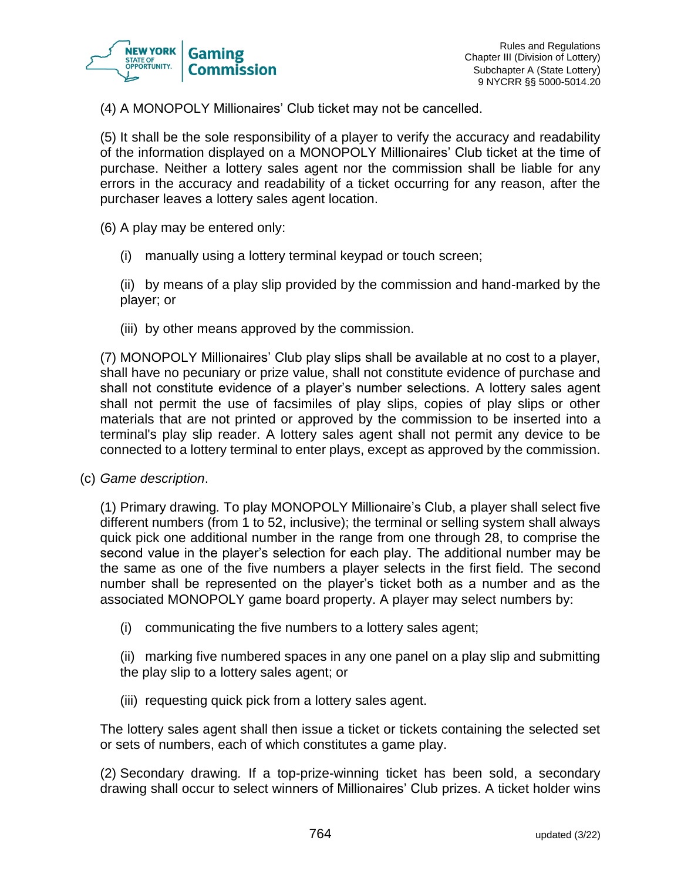(4) A MONOPOLY Millionaires' Club ticket may not be cancelled.

(5) It shall be the sole responsibility of a player to verify the accuracy and readability of the information displayed on a MONOPOLY Millionaires' Club ticket at the time of purchase. Neither a lottery sales agent nor the commission shall be liable for any errors in the accuracy and readability of a ticket occurring for any reason, after the purchaser leaves a lottery sales agent location.

(6) A play may be entered only:

(i) manually using a lottery terminal keypad or touch screen;

(ii) by means of a play slip provided by the commission and hand-marked by the player; or

(iii) by other means approved by the commission.

(7) MONOPOLY Millionaires' Club play slips shall be available at no cost to a player, shall have no pecuniary or prize value, shall not constitute evidence of purchase and shall not constitute evidence of a player's number selections. A lottery sales agent shall not permit the use of facsimiles of play slips, copies of play slips or other materials that are not printed or approved by the commission to be inserted into a terminal's play slip reader. A lottery sales agent shall not permit any device to be connected to a lottery terminal to enter plays, except as approved by the commission.

(c) *Game description*.

(1) Primary drawing*.* To play MONOPOLY Millionaire's Club, a player shall select five different numbers (from 1 to 52, inclusive); the terminal or selling system shall always quick pick one additional number in the range from one through 28, to comprise the second value in the player's selection for each play. The additional number may be the same as one of the five numbers a player selects in the first field. The second number shall be represented on the player's ticket both as a number and as the associated MONOPOLY game board property. A player may select numbers by:

(i) communicating the five numbers to a lottery sales agent;

(ii) marking five numbered spaces in any one panel on a play slip and submitting the play slip to a lottery sales agent; or

(iii) requesting quick pick from a lottery sales agent.

The lottery sales agent shall then issue a ticket or tickets containing the selected set or sets of numbers, each of which constitutes a game play.

(2) Secondary drawing*.* If a top-prize-winning ticket has been sold, a secondary drawing shall occur to select winners of Millionaires' Club prizes. A ticket holder wins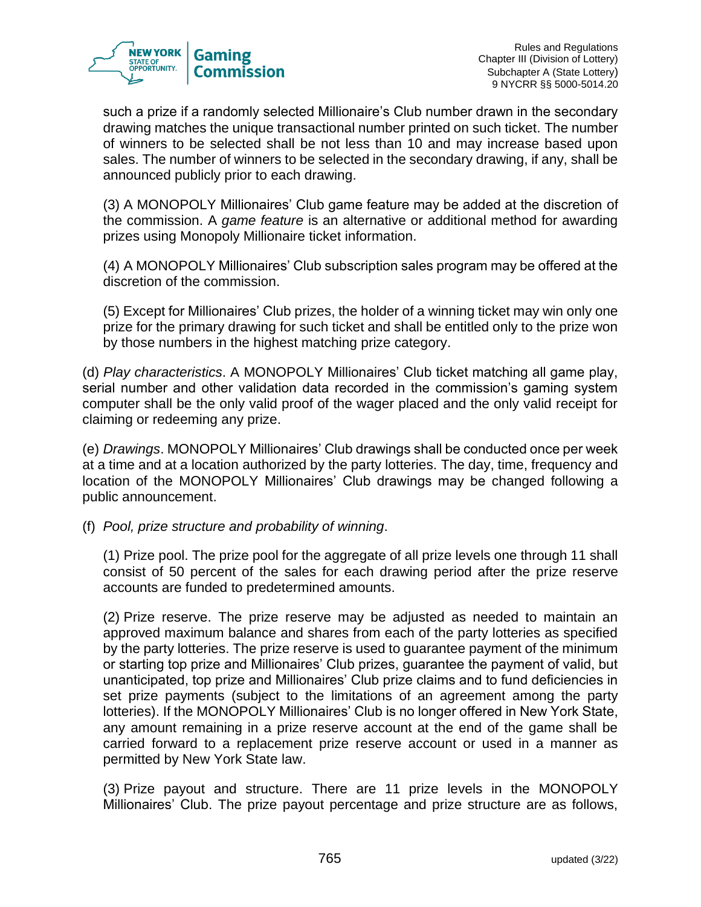such a prize if a randomly selected Millionaire's Club number drawn in the secondary drawing matches the unique transactional number printed on such ticket. The number of winners to be selected shall be not less than 10 and may increase based upon sales. The number of winners to be selected in the secondary drawing, if any, shall be announced publicly prior to each drawing.

(3) A MONOPOLY Millionaires' Club game feature may be added at the discretion of the commission. A *game feature* is an alternative or additional method for awarding prizes using Monopoly Millionaire ticket information.

(4) A MONOPOLY Millionaires' Club subscription sales program may be offered at the discretion of the commission.

(5) Except for Millionaires' Club prizes, the holder of a winning ticket may win only one prize for the primary drawing for such ticket and shall be entitled only to the prize won by those numbers in the highest matching prize category.

(d) *Play characteristics*. A MONOPOLY Millionaires' Club ticket matching all game play, serial number and other validation data recorded in the commission's gaming system computer shall be the only valid proof of the wager placed and the only valid receipt for claiming or redeeming any prize.

(e) *Drawings*. MONOPOLY Millionaires' Club drawings shall be conducted once per week at a time and at a location authorized by the party lotteries. The day, time, frequency and location of the MONOPOLY Millionaires' Club drawings may be changed following a public announcement.

(f) *Pool, prize structure and probability of winning*.

(1) Prize pool. The prize pool for the aggregate of all prize levels one through 11 shall consist of 50 percent of the sales for each drawing period after the prize reserve accounts are funded to predetermined amounts.

(2) Prize reserve. The prize reserve may be adjusted as needed to maintain an approved maximum balance and shares from each of the party lotteries as specified by the party lotteries. The prize reserve is used to guarantee payment of the minimum or starting top prize and Millionaires' Club prizes, guarantee the payment of valid, but unanticipated, top prize and Millionaires' Club prize claims and to fund deficiencies in set prize payments (subject to the limitations of an agreement among the party lotteries). If the MONOPOLY Millionaires' Club is no longer offered in New York State, any amount remaining in a prize reserve account at the end of the game shall be carried forward to a replacement prize reserve account or used in a manner as permitted by New York State law.

(3) Prize payout and structure. There are 11 prize levels in the MONOPOLY Millionaires' Club. The prize payout percentage and prize structure are as follows,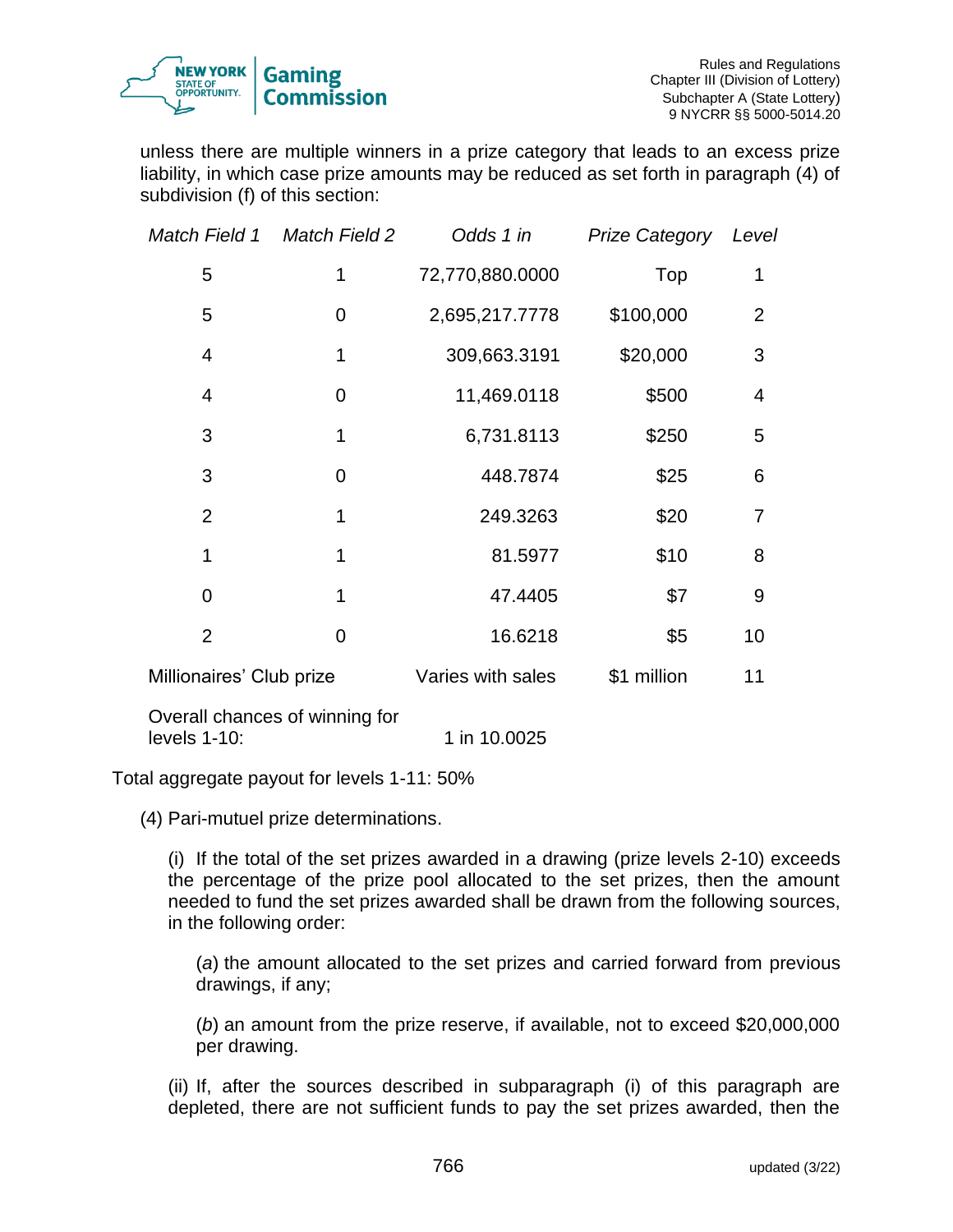unless there are multiple winners in a prize category that leads to an excess prize liability, in which case prize amounts may be reduced as set forth in paragraph (4) of subdivision (f) of this section:

| *Match Field 1* | *Match Field 2* | *Odds 1 in* | *Prize Category* | *Level* |
|---|---|---|---|---|
| 5 | 1 | 72,770,880.0000 | Top | 1 |
| 5 | 0 | 2,695,217.7778 | $100,000 | 2 |
| 4 | 1 | 309,663.3191 | $20,000 | 3 |
| 4 | 0 | 11,469.0118 | $500 | 4 |
| 3 | 1 | 6,731.8113 | $250 | 5 |
| 3 | 0 | 448.7874 | $25 | 6 |
| 2 | 1 | 249.3263 | $20 | 7 |
| 1 | 1 | 81.5977 | $10 | 8 |
| 0 | 1 | 47.4405 | $7 | 9 |
| 2 | 0 | 16.6218 | $5 | 10 |
| Millionaires' Club prize | | Varies with sales | $1 million | 11 |
| Overall chances of winning for levels 1-10: | | 1 in 10.0025 | | |

Total aggregate payout for levels 1-11: 50%

(4) Pari-mutuel prize determinations.

(i) If the total of the set prizes awarded in a drawing (prize levels 2-10) exceeds the percentage of the prize pool allocated to the set prizes, then the amount needed to fund the set prizes awarded shall be drawn from the following sources, in the following order:

(*a*) the amount allocated to the set prizes and carried forward from previous drawings, if any;

(*b*) an amount from the prize reserve, if available, not to exceed $20,000,000 per drawing.

(ii) If, after the sources described in subparagraph (i) of this paragraph are depleted, there are not sufficient funds to pay the set prizes awarded, then the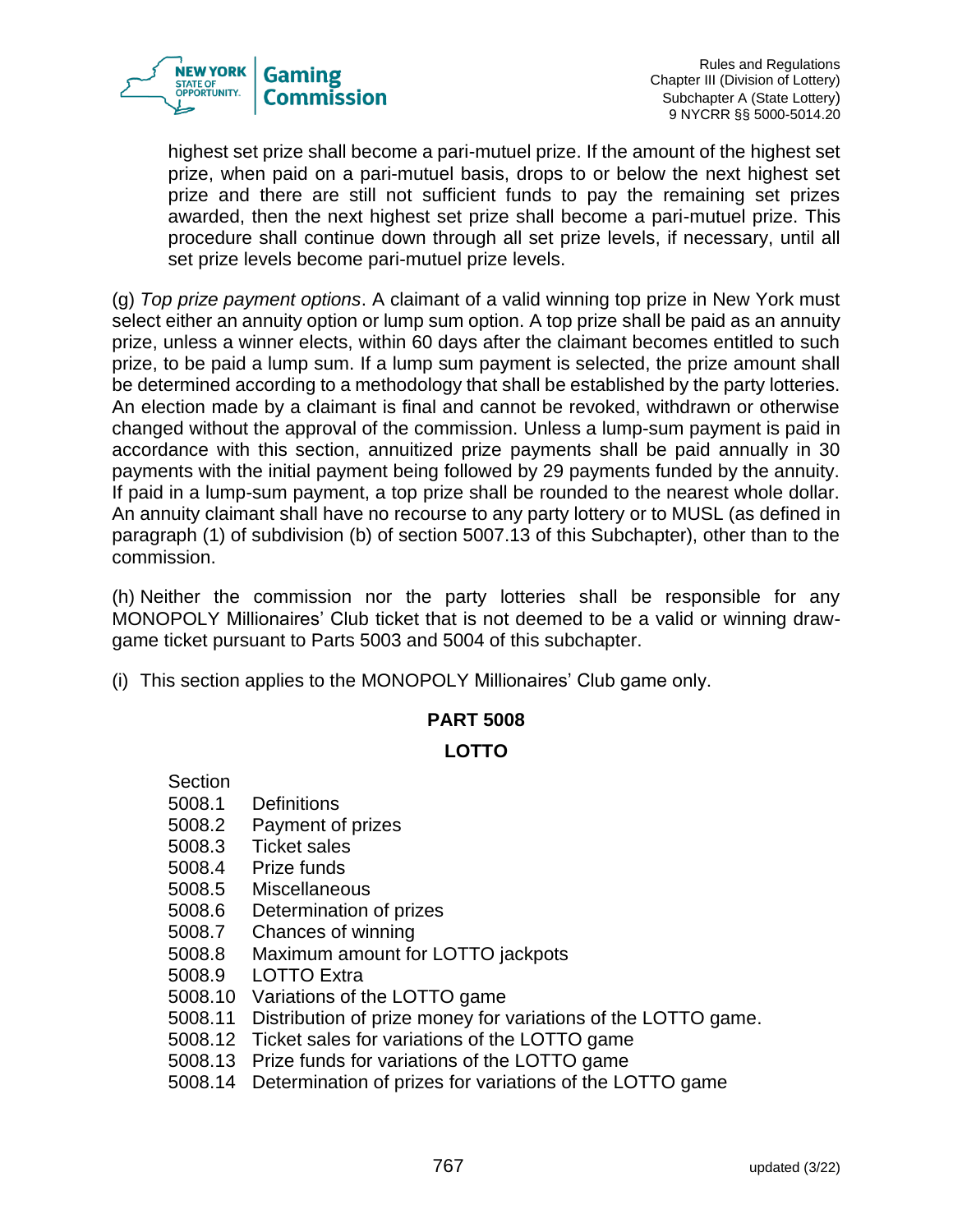highest set prize shall become a pari-mutuel prize. If the amount of the highest set prize, when paid on a pari-mutuel basis, drops to or below the next highest set prize and there are still not sufficient funds to pay the remaining set prizes awarded, then the next highest set prize shall become a pari-mutuel prize. This procedure shall continue down through all set prize levels, if necessary, until all set prize levels become pari-mutuel prize levels.

(g) *Top prize payment options*. A claimant of a valid winning top prize in New York must select either an annuity option or lump sum option. A top prize shall be paid as an annuity prize, unless a winner elects, within 60 days after the claimant becomes entitled to such prize, to be paid a lump sum. If a lump sum payment is selected, the prize amount shall be determined according to a methodology that shall be established by the party lotteries. An election made by a claimant is final and cannot be revoked, withdrawn or otherwise changed without the approval of the commission. Unless a lump-sum payment is paid in accordance with this section, annuitized prize payments shall be paid annually in 30 payments with the initial payment being followed by 29 payments funded by the annuity. If paid in a lump-sum payment, a top prize shall be rounded to the nearest whole dollar. An annuity claimant shall have no recourse to any party lottery or to MUSL (as defined in paragraph (1) of subdivision (b) of section 5007.13 of this Subchapter), other than to the commission.

(h) Neither the commission nor the party lotteries shall be responsible for any MONOPOLY Millionaires' Club ticket that is not deemed to be a valid or winning draw-game ticket pursuant to Parts 5003 and 5004 of this subchapter.

(i) This section applies to the MONOPOLY Millionaires' Club game only.

## PART 5008

## LOTTO

Section
5008.1 Definitions
5008.2 Payment of prizes
5008.3 Ticket sales
5008.4 Prize funds
5008.5 Miscellaneous
5008.6 Determination of prizes
5008.7 Chances of winning
5008.8 Maximum amount for LOTTO jackpots
5008.9 LOTTO Extra
5008.10 Variations of the LOTTO game
5008.11 Distribution of prize money for variations of the LOTTO game.
5008.12 Ticket sales for variations of the LOTTO game
5008.13 Prize funds for variations of the LOTTO game
5008.14 Determination of prizes for variations of the LOTTO game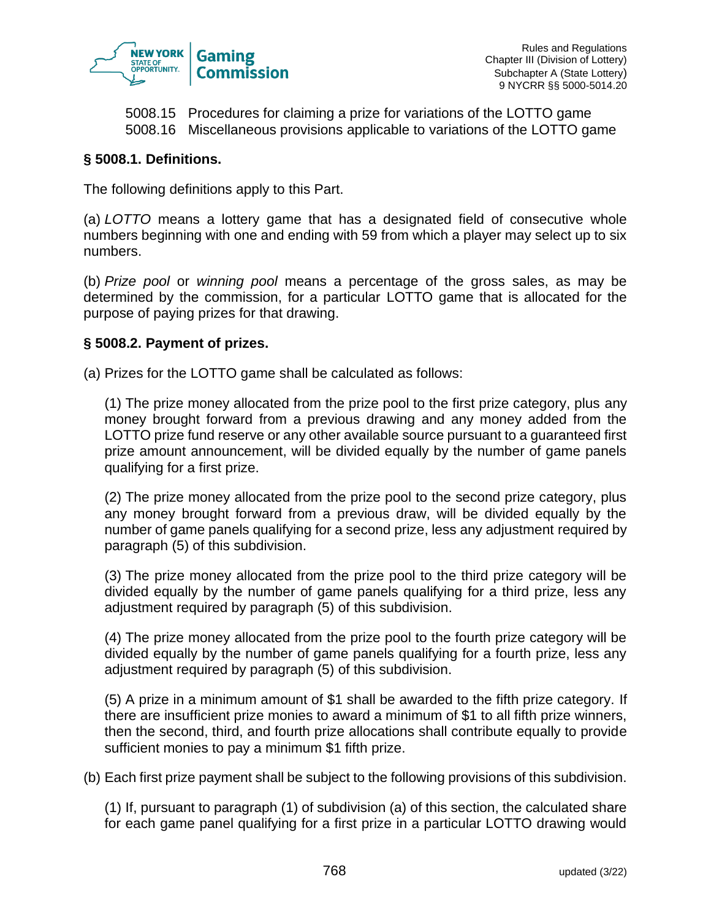5008.15 Procedures for claiming a prize for variations of the LOTTO game
5008.16 Miscellaneous provisions applicable to variations of the LOTTO game

### § 5008.1. Definitions.

The following definitions apply to this Part.

(a) *LOTTO* means a lottery game that has a designated field of consecutive whole numbers beginning with one and ending with 59 from which a player may select up to six numbers.

(b) *Prize pool* or *winning pool* means a percentage of the gross sales, as may be determined by the commission, for a particular LOTTO game that is allocated for the purpose of paying prizes for that drawing.

### § 5008.2. Payment of prizes.

(a) Prizes for the LOTTO game shall be calculated as follows:

(1) The prize money allocated from the prize pool to the first prize category, plus any money brought forward from a previous drawing and any money added from the LOTTO prize fund reserve or any other available source pursuant to a guaranteed first prize amount announcement, will be divided equally by the number of game panels qualifying for a first prize.

(2) The prize money allocated from the prize pool to the second prize category, plus any money brought forward from a previous draw, will be divided equally by the number of game panels qualifying for a second prize, less any adjustment required by paragraph (5) of this subdivision.

(3) The prize money allocated from the prize pool to the third prize category will be divided equally by the number of game panels qualifying for a third prize, less any adjustment required by paragraph (5) of this subdivision.

(4) The prize money allocated from the prize pool to the fourth prize category will be divided equally by the number of game panels qualifying for a fourth prize, less any adjustment required by paragraph (5) of this subdivision.

(5) A prize in a minimum amount of $1 shall be awarded to the fifth prize category. If there are insufficient prize monies to award a minimum of $1 to all fifth prize winners, then the second, third, and fourth prize allocations shall contribute equally to provide sufficient monies to pay a minimum $1 fifth prize.

(b) Each first prize payment shall be subject to the following provisions of this subdivision.

(1) If, pursuant to paragraph (1) of subdivision (a) of this section, the calculated share for each game panel qualifying for a first prize in a particular LOTTO drawing would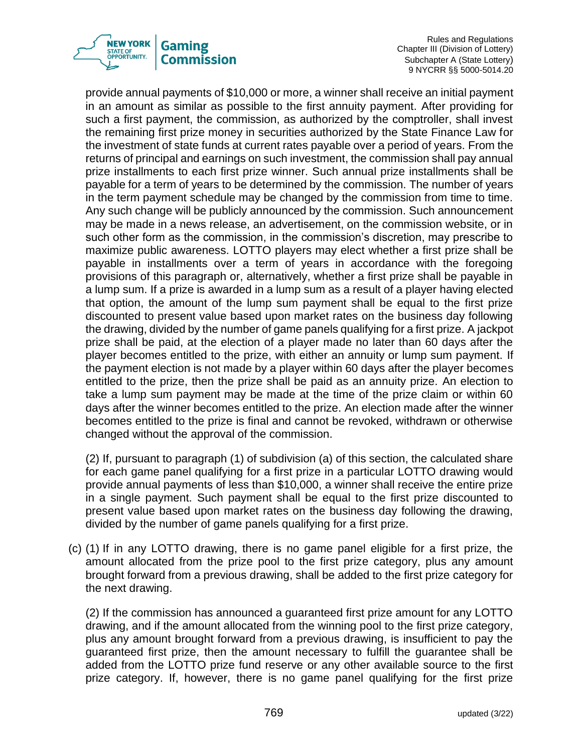provide annual payments of $10,000 or more, a winner shall receive an initial payment in an amount as similar as possible to the first annuity payment. After providing for such a first payment, the commission, as authorized by the comptroller, shall invest the remaining first prize money in securities authorized by the State Finance Law for the investment of state funds at current rates payable over a period of years. From the returns of principal and earnings on such investment, the commission shall pay annual prize installments to each first prize winner. Such annual prize installments shall be payable for a term of years to be determined by the commission. The number of years in the term payment schedule may be changed by the commission from time to time. Any such change will be publicly announced by the commission. Such announcement may be made in a news release, an advertisement, on the commission website, or in such other form as the commission, in the commission's discretion, may prescribe to maximize public awareness. LOTTO players may elect whether a first prize shall be payable in installments over a term of years in accordance with the foregoing provisions of this paragraph or, alternatively, whether a first prize shall be payable in a lump sum. If a prize is awarded in a lump sum as a result of a player having elected that option, the amount of the lump sum payment shall be equal to the first prize discounted to present value based upon market rates on the business day following the drawing, divided by the number of game panels qualifying for a first prize. A jackpot prize shall be paid, at the election of a player made no later than 60 days after the player becomes entitled to the prize, with either an annuity or lump sum payment. If the payment election is not made by a player within 60 days after the player becomes entitled to the prize, then the prize shall be paid as an annuity prize. An election to take a lump sum payment may be made at the time of the prize claim or within 60 days after the winner becomes entitled to the prize. An election made after the winner becomes entitled to the prize is final and cannot be revoked, withdrawn or otherwise changed without the approval of the commission.

(2) If, pursuant to paragraph (1) of subdivision (a) of this section, the calculated share for each game panel qualifying for a first prize in a particular LOTTO drawing would provide annual payments of less than $10,000, a winner shall receive the entire prize in a single payment. Such payment shall be equal to the first prize discounted to present value based upon market rates on the business day following the drawing, divided by the number of game panels qualifying for a first prize.

(c) (1) If in any LOTTO drawing, there is no game panel eligible for a first prize, the amount allocated from the prize pool to the first prize category, plus any amount brought forward from a previous drawing, shall be added to the first prize category for the next drawing.

(2) If the commission has announced a guaranteed first prize amount for any LOTTO drawing, and if the amount allocated from the winning pool to the first prize category, plus any amount brought forward from a previous drawing, is insufficient to pay the guaranteed first prize, then the amount necessary to fulfill the guarantee shall be added from the LOTTO prize fund reserve or any other available source to the first prize category. If, however, there is no game panel qualifying for the first prize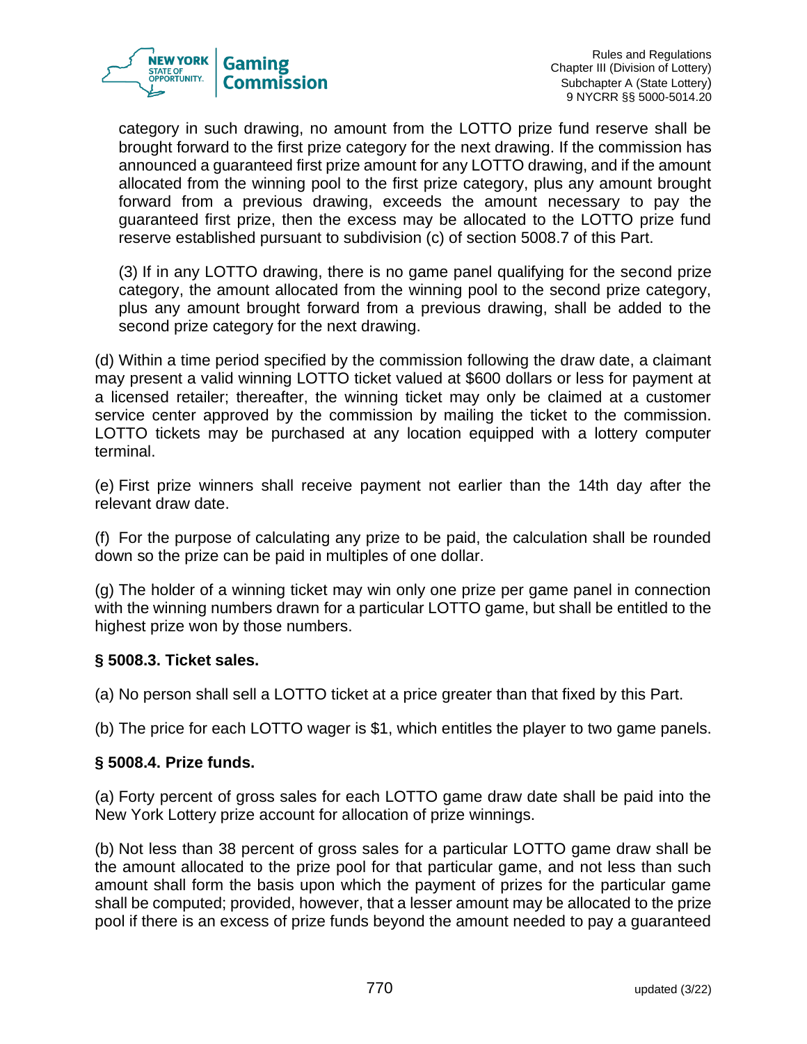category in such drawing, no amount from the LOTTO prize fund reserve shall be brought forward to the first prize category for the next drawing. If the commission has announced a guaranteed first prize amount for any LOTTO drawing, and if the amount allocated from the winning pool to the first prize category, plus any amount brought forward from a previous drawing, exceeds the amount necessary to pay the guaranteed first prize, then the excess may be allocated to the LOTTO prize fund reserve established pursuant to subdivision (c) of section 5008.7 of this Part.

(3) If in any LOTTO drawing, there is no game panel qualifying for the second prize category, the amount allocated from the winning pool to the second prize category, plus any amount brought forward from a previous drawing, shall be added to the second prize category for the next drawing.

(d) Within a time period specified by the commission following the draw date, a claimant may present a valid winning LOTTO ticket valued at $600 dollars or less for payment at a licensed retailer; thereafter, the winning ticket may only be claimed at a customer service center approved by the commission by mailing the ticket to the commission. LOTTO tickets may be purchased at any location equipped with a lottery computer terminal.

(e) First prize winners shall receive payment not earlier than the 14th day after the relevant draw date.

(f) For the purpose of calculating any prize to be paid, the calculation shall be rounded down so the prize can be paid in multiples of one dollar.

(g) The holder of a winning ticket may win only one prize per game panel in connection with the winning numbers drawn for a particular LOTTO game, but shall be entitled to the highest prize won by those numbers.

**§ 5008.3. Ticket sales.**

(a) No person shall sell a LOTTO ticket at a price greater than that fixed by this Part.

(b) The price for each LOTTO wager is $1, which entitles the player to two game panels.

**§ 5008.4. Prize funds.**

(a) Forty percent of gross sales for each LOTTO game draw date shall be paid into the New York Lottery prize account for allocation of prize winnings.

(b) Not less than 38 percent of gross sales for a particular LOTTO game draw shall be the amount allocated to the prize pool for that particular game, and not less than such amount shall form the basis upon which the payment of prizes for the particular game shall be computed; provided, however, that a lesser amount may be allocated to the prize pool if there is an excess of prize funds beyond the amount needed to pay a guaranteed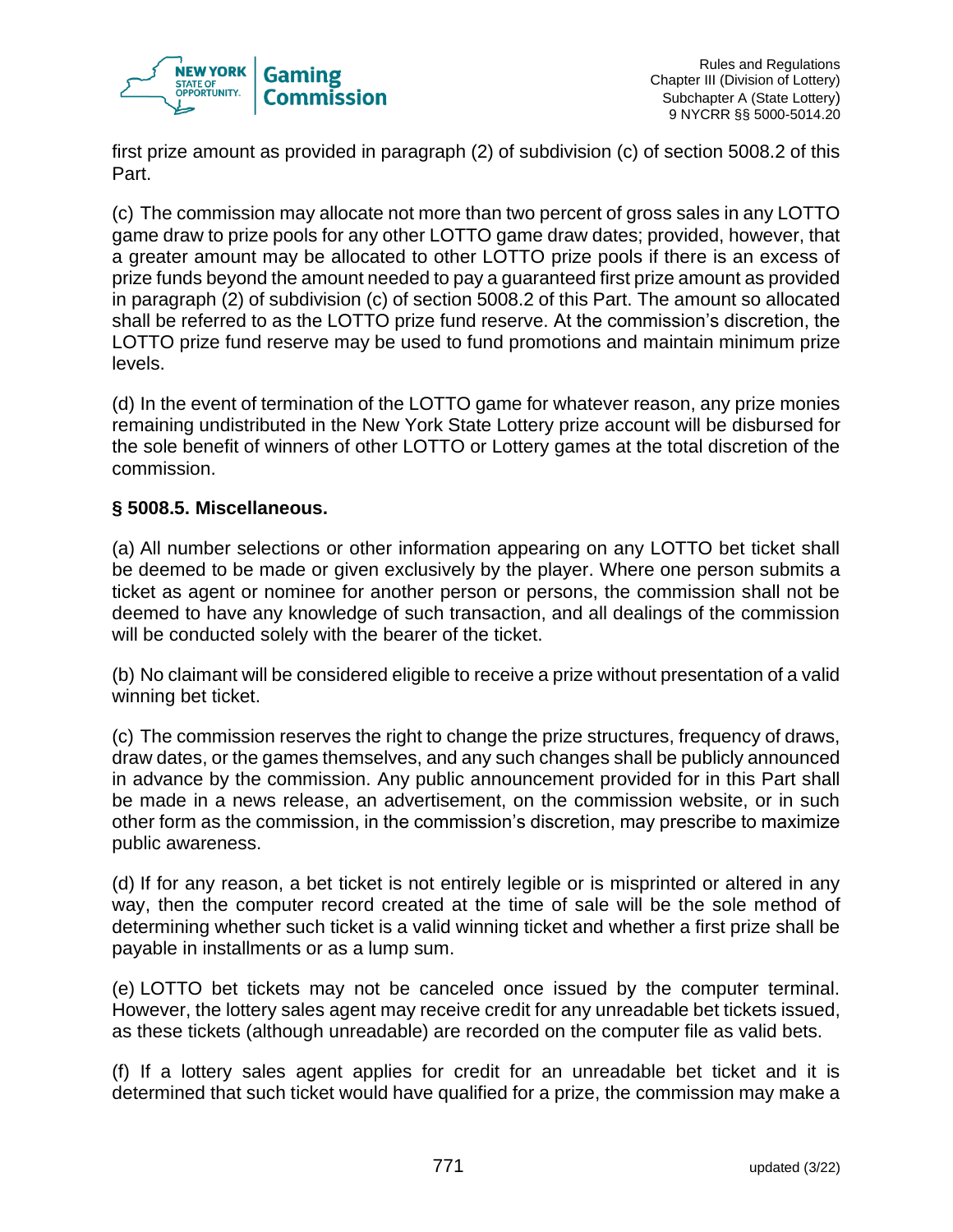first prize amount as provided in paragraph (2) of subdivision (c) of section 5008.2 of this Part.

(c) The commission may allocate not more than two percent of gross sales in any LOTTO game draw to prize pools for any other LOTTO game draw dates; provided, however, that a greater amount may be allocated to other LOTTO prize pools if there is an excess of prize funds beyond the amount needed to pay a guaranteed first prize amount as provided in paragraph (2) of subdivision (c) of section 5008.2 of this Part. The amount so allocated shall be referred to as the LOTTO prize fund reserve. At the commission's discretion, the LOTTO prize fund reserve may be used to fund promotions and maintain minimum prize levels.

(d) In the event of termination of the LOTTO game for whatever reason, any prize monies remaining undistributed in the New York State Lottery prize account will be disbursed for the sole benefit of winners of other LOTTO or Lottery games at the total discretion of the commission.

**§ 5008.5. Miscellaneous.**

(a) All number selections or other information appearing on any LOTTO bet ticket shall be deemed to be made or given exclusively by the player. Where one person submits a ticket as agent or nominee for another person or persons, the commission shall not be deemed to have any knowledge of such transaction, and all dealings of the commission will be conducted solely with the bearer of the ticket.

(b) No claimant will be considered eligible to receive a prize without presentation of a valid winning bet ticket.

(c) The commission reserves the right to change the prize structures, frequency of draws, draw dates, or the games themselves, and any such changes shall be publicly announced in advance by the commission. Any public announcement provided for in this Part shall be made in a news release, an advertisement, on the commission website, or in such other form as the commission, in the commission's discretion, may prescribe to maximize public awareness.

(d) If for any reason, a bet ticket is not entirely legible or is misprinted or altered in any way, then the computer record created at the time of sale will be the sole method of determining whether such ticket is a valid winning ticket and whether a first prize shall be payable in installments or as a lump sum.

(e) LOTTO bet tickets may not be canceled once issued by the computer terminal. However, the lottery sales agent may receive credit for any unreadable bet tickets issued, as these tickets (although unreadable) are recorded on the computer file as valid bets.

(f) If a lottery sales agent applies for credit for an unreadable bet ticket and it is determined that such ticket would have qualified for a prize, the commission may make a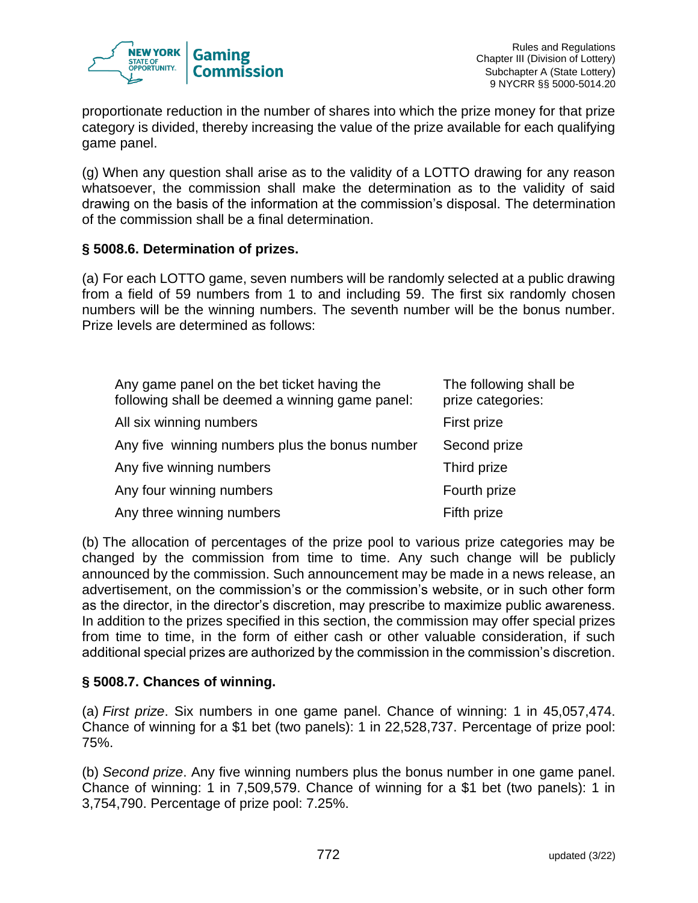proportionate reduction in the number of shares into which the prize money for that prize category is divided, thereby increasing the value of the prize available for each qualifying game panel.

(g) When any question shall arise as to the validity of a LOTTO drawing for any reason whatsoever, the commission shall make the determination as to the validity of said drawing on the basis of the information at the commission's disposal. The determination of the commission shall be a final determination.

**§ 5008.6. Determination of prizes.**

(a) For each LOTTO game, seven numbers will be randomly selected at a public drawing from a field of 59 numbers from 1 to and including 59. The first six randomly chosen numbers will be the winning numbers. The seventh number will be the bonus number. Prize levels are determined as follows:

| Any game panel on the bet ticket having the following shall be deemed a winning game panel: | The following shall be prize categories: |
|---|---|
| All six winning numbers | First prize |
| Any five winning numbers plus the bonus number | Second prize |
| Any five winning numbers | Third prize |
| Any four winning numbers | Fourth prize |
| Any three winning numbers | Fifth prize |

(b) The allocation of percentages of the prize pool to various prize categories may be changed by the commission from time to time. Any such change will be publicly announced by the commission. Such announcement may be made in a news release, an advertisement, on the commission's or the commission's website, or in such other form as the director, in the director's discretion, may prescribe to maximize public awareness. In addition to the prizes specified in this section, the commission may offer special prizes from time to time, in the form of either cash or other valuable consideration, if such additional special prizes are authorized by the commission in the commission's discretion.

**§ 5008.7. Chances of winning.**

(a) *First prize*. Six numbers in one game panel. Chance of winning: 1 in 45,057,474. Chance of winning for a $1 bet (two panels): 1 in 22,528,737. Percentage of prize pool: 75%.

(b) *Second prize*. Any five winning numbers plus the bonus number in one game panel. Chance of winning: 1 in 7,509,579. Chance of winning for a $1 bet (two panels): 1 in 3,754,790. Percentage of prize pool: 7.25%.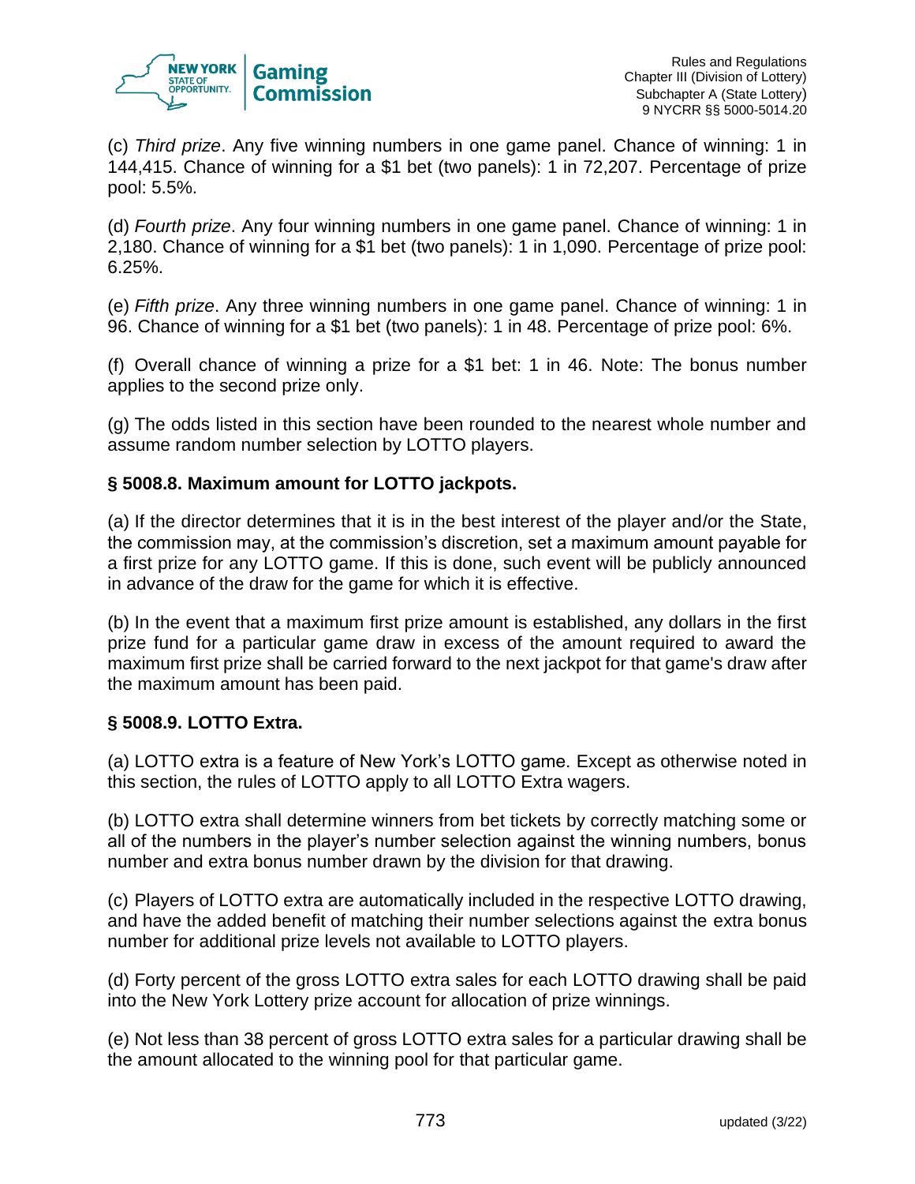(c) *Third prize*. Any five winning numbers in one game panel. Chance of winning: 1 in 144,415. Chance of winning for a $1 bet (two panels): 1 in 72,207. Percentage of prize pool: 5.5%.

(d) *Fourth prize*. Any four winning numbers in one game panel. Chance of winning: 1 in 2,180. Chance of winning for a $1 bet (two panels): 1 in 1,090. Percentage of prize pool: 6.25%.

(e) *Fifth prize*. Any three winning numbers in one game panel. Chance of winning: 1 in 96. Chance of winning for a $1 bet (two panels): 1 in 48. Percentage of prize pool: 6%.

(f) Overall chance of winning a prize for a $1 bet: 1 in 46. Note: The bonus number applies to the second prize only.

(g) The odds listed in this section have been rounded to the nearest whole number and assume random number selection by LOTTO players.

**§ 5008.8. Maximum amount for LOTTO jackpots.**

(a) If the director determines that it is in the best interest of the player and/or the State, the commission may, at the commission's discretion, set a maximum amount payable for a first prize for any LOTTO game. If this is done, such event will be publicly announced in advance of the draw for the game for which it is effective.

(b) In the event that a maximum first prize amount is established, any dollars in the first prize fund for a particular game draw in excess of the amount required to award the maximum first prize shall be carried forward to the next jackpot for that game's draw after the maximum amount has been paid.

**§ 5008.9. LOTTO Extra.**

(a) LOTTO extra is a feature of New York's LOTTO game. Except as otherwise noted in this section, the rules of LOTTO apply to all LOTTO Extra wagers.

(b) LOTTO extra shall determine winners from bet tickets by correctly matching some or all of the numbers in the player's number selection against the winning numbers, bonus number and extra bonus number drawn by the division for that drawing.

(c) Players of LOTTO extra are automatically included in the respective LOTTO drawing, and have the added benefit of matching their number selections against the extra bonus number for additional prize levels not available to LOTTO players.

(d) Forty percent of the gross LOTTO extra sales for each LOTTO drawing shall be paid into the New York Lottery prize account for allocation of prize winnings.

(e) Not less than 38 percent of gross LOTTO extra sales for a particular drawing shall be the amount allocated to the winning pool for that particular game.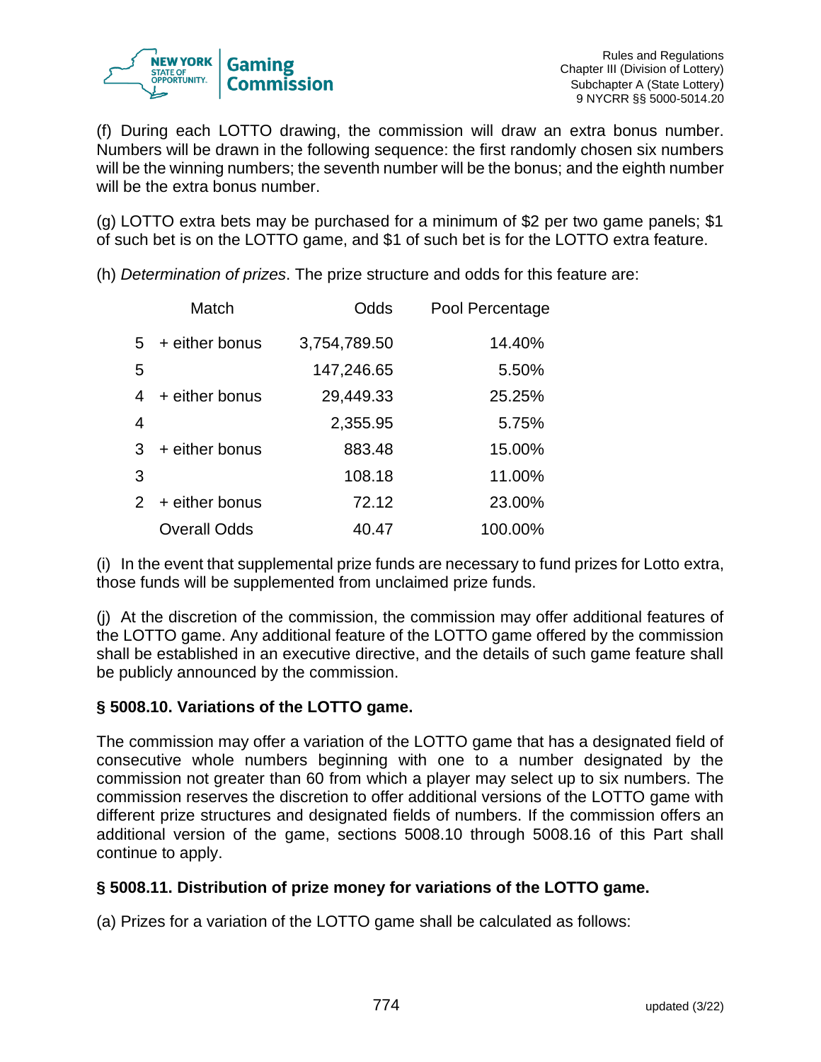(f) During each LOTTO drawing, the commission will draw an extra bonus number. Numbers will be drawn in the following sequence: the first randomly chosen six numbers will be the winning numbers; the seventh number will be the bonus; and the eighth number will be the extra bonus number.

(g) LOTTO extra bets may be purchased for a minimum of $2 per two game panels; $1 of such bet is on the LOTTO game, and $1 of such bet is for the LOTTO extra feature.

(h) *Determination of prizes*. The prize structure and odds for this feature are:

| Match | | Odds | Pool Percentage |
|---|---|---|---|
| 5 | + either bonus | 3,754,789.50 | 14.40% |
| 5 | | 147,246.65 | 5.50% |
| 4 | + either bonus | 29,449.33 | 25.25% |
| 4 | | 2,355.95 | 5.75% |
| 3 | + either bonus | 883.48 | 15.00% |
| 3 | | 108.18 | 11.00% |
| 2 | + either bonus | 72.12 | 23.00% |
| | Overall Odds | 40.47 | 100.00% |

(i) In the event that supplemental prize funds are necessary to fund prizes for Lotto extra, those funds will be supplemented from unclaimed prize funds.

(j) At the discretion of the commission, the commission may offer additional features of the LOTTO game. Any additional feature of the LOTTO game offered by the commission shall be established in an executive directive, and the details of such game feature shall be publicly announced by the commission.

**§ 5008.10. Variations of the LOTTO game.**

The commission may offer a variation of the LOTTO game that has a designated field of consecutive whole numbers beginning with one to a number designated by the commission not greater than 60 from which a player may select up to six numbers. The commission reserves the discretion to offer additional versions of the LOTTO game with different prize structures and designated fields of numbers. If the commission offers an additional version of the game, sections 5008.10 through 5008.16 of this Part shall continue to apply.

**§ 5008.11. Distribution of prize money for variations of the LOTTO game.**

(a) Prizes for a variation of the LOTTO game shall be calculated as follows: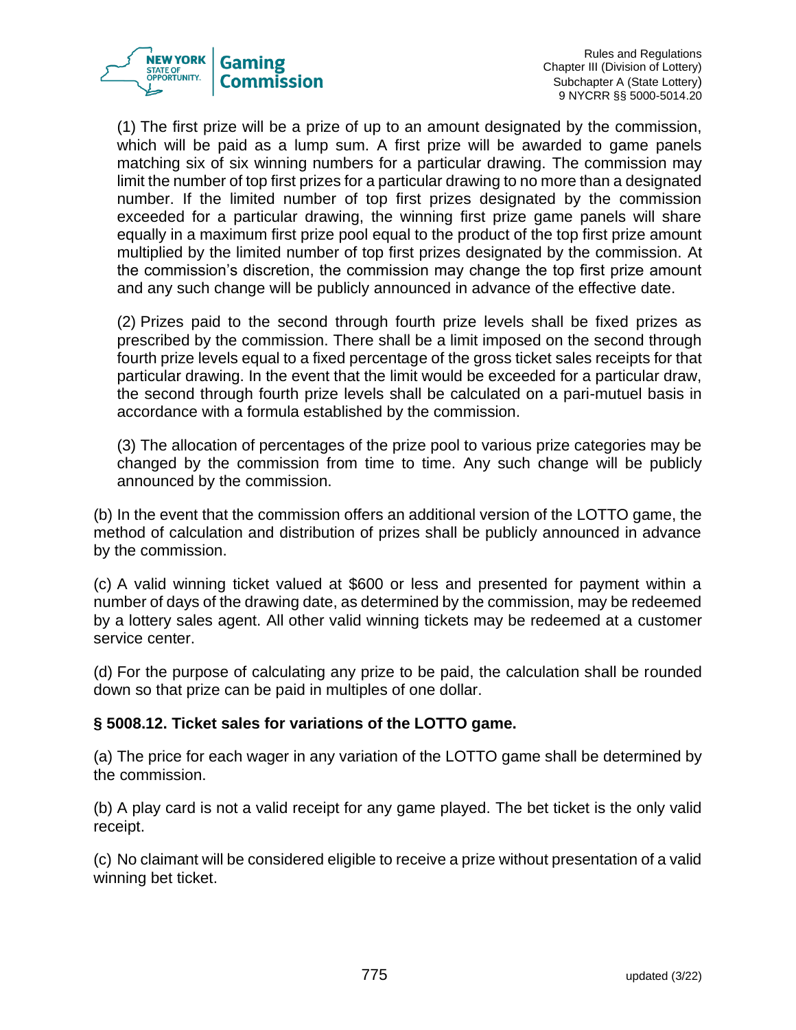(1) The first prize will be a prize of up to an amount designated by the commission, which will be paid as a lump sum. A first prize will be awarded to game panels matching six of six winning numbers for a particular drawing. The commission may limit the number of top first prizes for a particular drawing to no more than a designated number. If the limited number of top first prizes designated by the commission exceeded for a particular drawing, the winning first prize game panels will share equally in a maximum first prize pool equal to the product of the top first prize amount multiplied by the limited number of top first prizes designated by the commission. At the commission's discretion, the commission may change the top first prize amount and any such change will be publicly announced in advance of the effective date.

(2) Prizes paid to the second through fourth prize levels shall be fixed prizes as prescribed by the commission. There shall be a limit imposed on the second through fourth prize levels equal to a fixed percentage of the gross ticket sales receipts for that particular drawing. In the event that the limit would be exceeded for a particular draw, the second through fourth prize levels shall be calculated on a pari-mutuel basis in accordance with a formula established by the commission.

(3) The allocation of percentages of the prize pool to various prize categories may be changed by the commission from time to time. Any such change will be publicly announced by the commission.

(b) In the event that the commission offers an additional version of the LOTTO game, the method of calculation and distribution of prizes shall be publicly announced in advance by the commission.

(c) A valid winning ticket valued at $600 or less and presented for payment within a number of days of the drawing date, as determined by the commission, may be redeemed by a lottery sales agent. All other valid winning tickets may be redeemed at a customer service center.

(d) For the purpose of calculating any prize to be paid, the calculation shall be rounded down so that prize can be paid in multiples of one dollar.

**§ 5008.12. Ticket sales for variations of the LOTTO game.**

(a) The price for each wager in any variation of the LOTTO game shall be determined by the commission.

(b) A play card is not a valid receipt for any game played. The bet ticket is the only valid receipt.

(c) No claimant will be considered eligible to receive a prize without presentation of a valid winning bet ticket.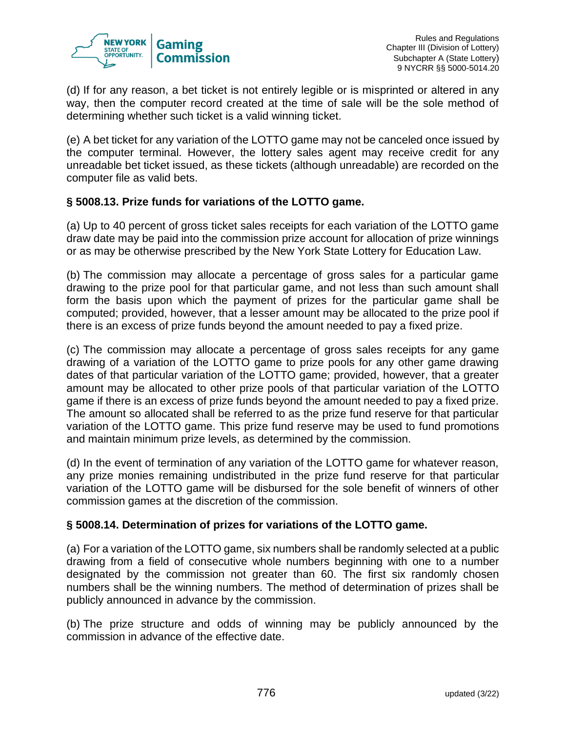(d) If for any reason, a bet ticket is not entirely legible or is misprinted or altered in any way, then the computer record created at the time of sale will be the sole method of determining whether such ticket is a valid winning ticket.

(e) A bet ticket for any variation of the LOTTO game may not be canceled once issued by the computer terminal. However, the lottery sales agent may receive credit for any unreadable bet ticket issued, as these tickets (although unreadable) are recorded on the computer file as valid bets.

**§ 5008.13. Prize funds for variations of the LOTTO game.**

(a) Up to 40 percent of gross ticket sales receipts for each variation of the LOTTO game draw date may be paid into the commission prize account for allocation of prize winnings or as may be otherwise prescribed by the New York State Lottery for Education Law.

(b) The commission may allocate a percentage of gross sales for a particular game drawing to the prize pool for that particular game, and not less than such amount shall form the basis upon which the payment of prizes for the particular game shall be computed; provided, however, that a lesser amount may be allocated to the prize pool if there is an excess of prize funds beyond the amount needed to pay a fixed prize.

(c) The commission may allocate a percentage of gross sales receipts for any game drawing of a variation of the LOTTO game to prize pools for any other game drawing dates of that particular variation of the LOTTO game; provided, however, that a greater amount may be allocated to other prize pools of that particular variation of the LOTTO game if there is an excess of prize funds beyond the amount needed to pay a fixed prize. The amount so allocated shall be referred to as the prize fund reserve for that particular variation of the LOTTO game. This prize fund reserve may be used to fund promotions and maintain minimum prize levels, as determined by the commission.

(d) In the event of termination of any variation of the LOTTO game for whatever reason, any prize monies remaining undistributed in the prize fund reserve for that particular variation of the LOTTO game will be disbursed for the sole benefit of winners of other commission games at the discretion of the commission.

**§ 5008.14. Determination of prizes for variations of the LOTTO game.**

(a) For a variation of the LOTTO game, six numbers shall be randomly selected at a public drawing from a field of consecutive whole numbers beginning with one to a number designated by the commission not greater than 60. The first six randomly chosen numbers shall be the winning numbers. The method of determination of prizes shall be publicly announced in advance by the commission.

(b) The prize structure and odds of winning may be publicly announced by the commission in advance of the effective date.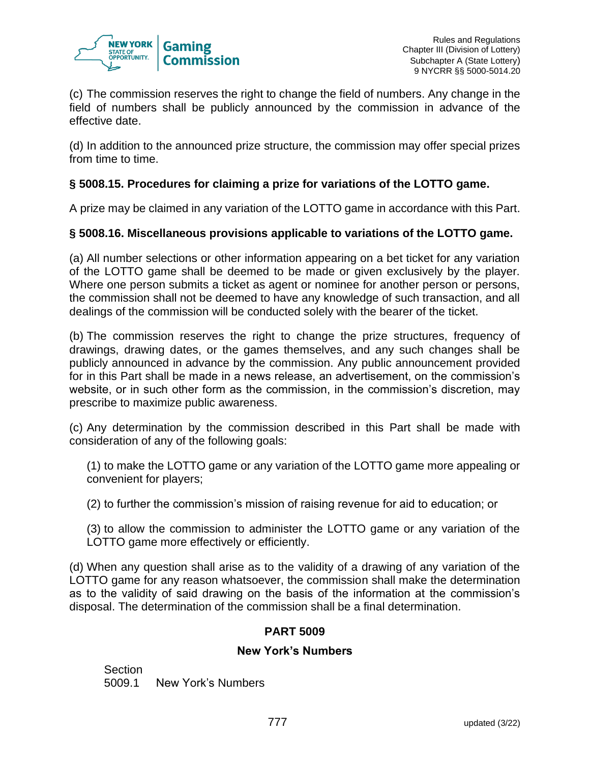(c) The commission reserves the right to change the field of numbers. Any change in the field of numbers shall be publicly announced by the commission in advance of the effective date.

(d) In addition to the announced prize structure, the commission may offer special prizes from time to time.

### § 5008.15. Procedures for claiming a prize for variations of the LOTTO game.

A prize may be claimed in any variation of the LOTTO game in accordance with this Part.

### § 5008.16. Miscellaneous provisions applicable to variations of the LOTTO game.

(a) All number selections or other information appearing on a bet ticket for any variation of the LOTTO game shall be deemed to be made or given exclusively by the player. Where one person submits a ticket as agent or nominee for another person or persons, the commission shall not be deemed to have any knowledge of such transaction, and all dealings of the commission will be conducted solely with the bearer of the ticket.

(b) The commission reserves the right to change the prize structures, frequency of drawings, drawing dates, or the games themselves, and any such changes shall be publicly announced in advance by the commission. Any public announcement provided for in this Part shall be made in a news release, an advertisement, on the commission's website, or in such other form as the commission, in the commission's discretion, may prescribe to maximize public awareness.

(c) Any determination by the commission described in this Part shall be made with consideration of any of the following goals:

(1) to make the LOTTO game or any variation of the LOTTO game more appealing or convenient for players;

(2) to further the commission's mission of raising revenue for aid to education; or

(3) to allow the commission to administer the LOTTO game or any variation of the LOTTO game more effectively or efficiently.

(d) When any question shall arise as to the validity of a drawing of any variation of the LOTTO game for any reason whatsoever, the commission shall make the determination as to the validity of said drawing on the basis of the information at the commission's disposal. The determination of the commission shall be a final determination.

## PART 5009

## New York's Numbers

Section
5009.1 New York's Numbers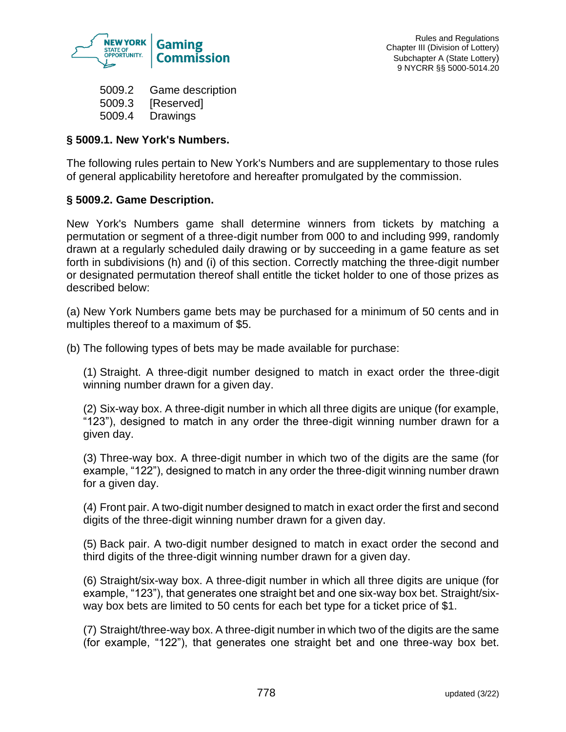| | |
|---|---|
| 5009.2 | Game description |
| 5009.3 | [Reserved] |
| 5009.4 | Drawings |

### § 5009.1. New York's Numbers.

The following rules pertain to New York's Numbers and are supplementary to those rules of general applicability heretofore and hereafter promulgated by the commission.

### § 5009.2. Game Description.

New York's Numbers game shall determine winners from tickets by matching a permutation or segment of a three-digit number from 000 to and including 999, randomly drawn at a regularly scheduled daily drawing or by succeeding in a game feature as set forth in subdivisions (h) and (i) of this section. Correctly matching the three-digit number or designated permutation thereof shall entitle the ticket holder to one of those prizes as described below:

(a) New York Numbers game bets may be purchased for a minimum of 50 cents and in multiples thereof to a maximum of $5.

(b) The following types of bets may be made available for purchase:

(1) Straight. A three-digit number designed to match in exact order the three-digit winning number drawn for a given day.

(2) Six-way box. A three-digit number in which all three digits are unique (for example, "123"), designed to match in any order the three-digit winning number drawn for a given day.

(3) Three-way box. A three-digit number in which two of the digits are the same (for example, "122"), designed to match in any order the three-digit winning number drawn for a given day.

(4) Front pair. A two-digit number designed to match in exact order the first and second digits of the three-digit winning number drawn for a given day.

(5) Back pair. A two-digit number designed to match in exact order the second and third digits of the three-digit winning number drawn for a given day.

(6) Straight/six-way box. A three-digit number in which all three digits are unique (for example, "123"), that generates one straight bet and one six-way box bet. Straight/six-way box bets are limited to 50 cents for each bet type for a ticket price of $1.

(7) Straight/three-way box. A three-digit number in which two of the digits are the same (for example, "122"), that generates one straight bet and one three-way box bet.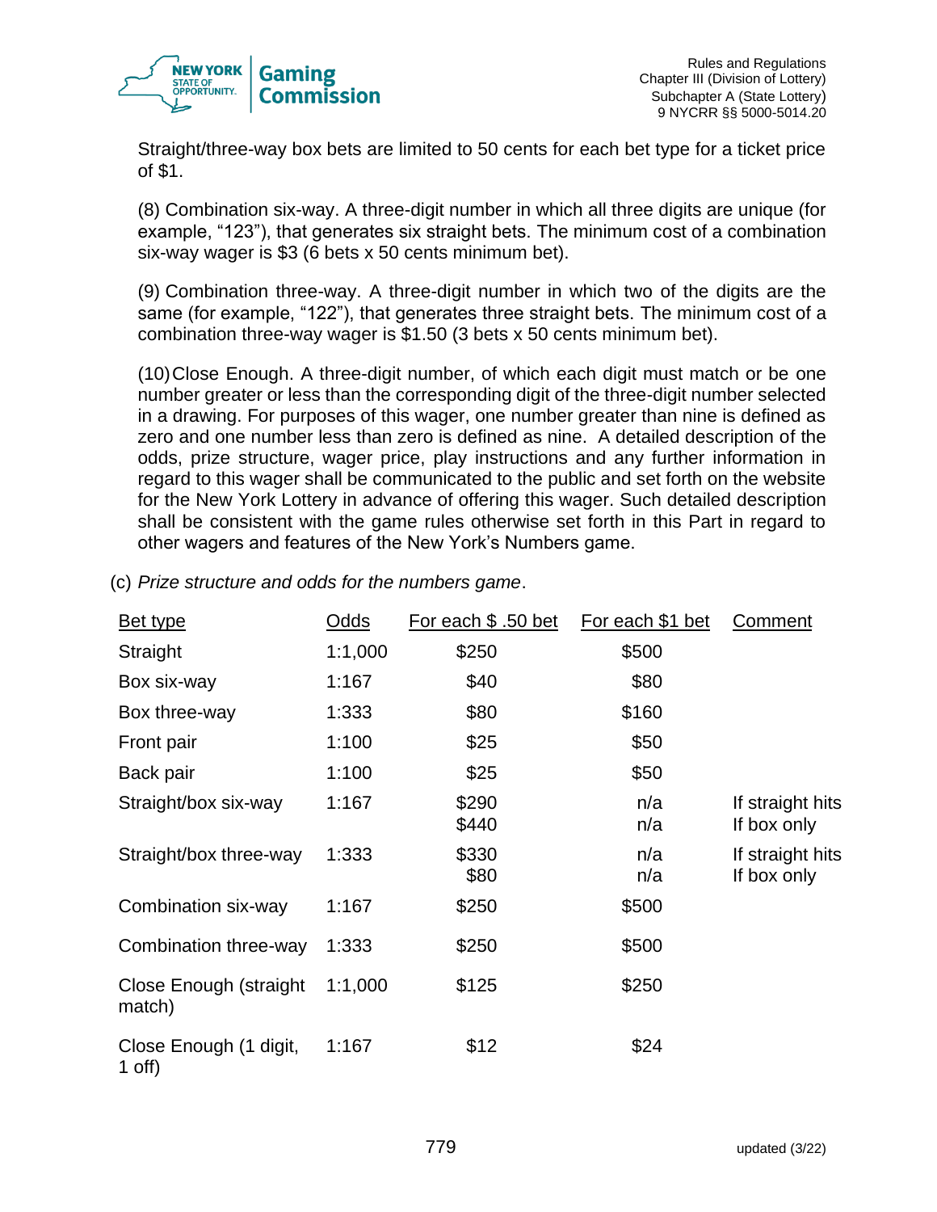Straight/three-way box bets are limited to 50 cents for each bet type for a ticket price of $1.

(8) Combination six-way. A three-digit number in which all three digits are unique (for example, "123"), that generates six straight bets. The minimum cost of a combination six-way wager is $3 (6 bets x 50 cents minimum bet).

(9) Combination three-way. A three-digit number in which two of the digits are the same (for example, "122"), that generates three straight bets. The minimum cost of a combination three-way wager is $1.50 (3 bets x 50 cents minimum bet).

(10) Close Enough. A three-digit number, of which each digit must match or be one number greater or less than the corresponding digit of the three-digit number selected in a drawing. For purposes of this wager, one number greater than nine is defined as zero and one number less than zero is defined as nine. A detailed description of the odds, prize structure, wager price, play instructions and any further information in regard to this wager shall be communicated to the public and set forth on the website for the New York Lottery in advance of offering this wager. Such detailed description shall be consistent with the game rules otherwise set forth in this Part in regard to other wagers and features of the New York's Numbers game.

(c) *Prize structure and odds for the numbers game*.

| Bet type | Odds | For each $ .50 bet | For each $1 bet | Comment |
|---|---|---|---|---|
| Straight | 1:1,000 | $250 | $500 | |
| Box six-way | 1:167 | $40 | $80 | |
| Box three-way | 1:333 | $80 | $160 | |
| Front pair | 1:100 | $25 | $50 | |
| Back pair | 1:100 | $25 | $50 | |
| Straight/box six-way | 1:167 | $290<br>$440 | n/a<br>n/a | If straight hits<br>If box only |
| Straight/box three-way | 1:333 | $330<br>$80 | n/a<br>n/a | If straight hits<br>If box only |
| Combination six-way | 1:167 | $250 | $500 | |
| Combination three-way | 1:333 | $250 | $500 | |
| Close Enough (straight match) | 1:1,000 | $125 | $250 | |
| Close Enough (1 digit, 1 off) | 1:167 | $12 | $24 | |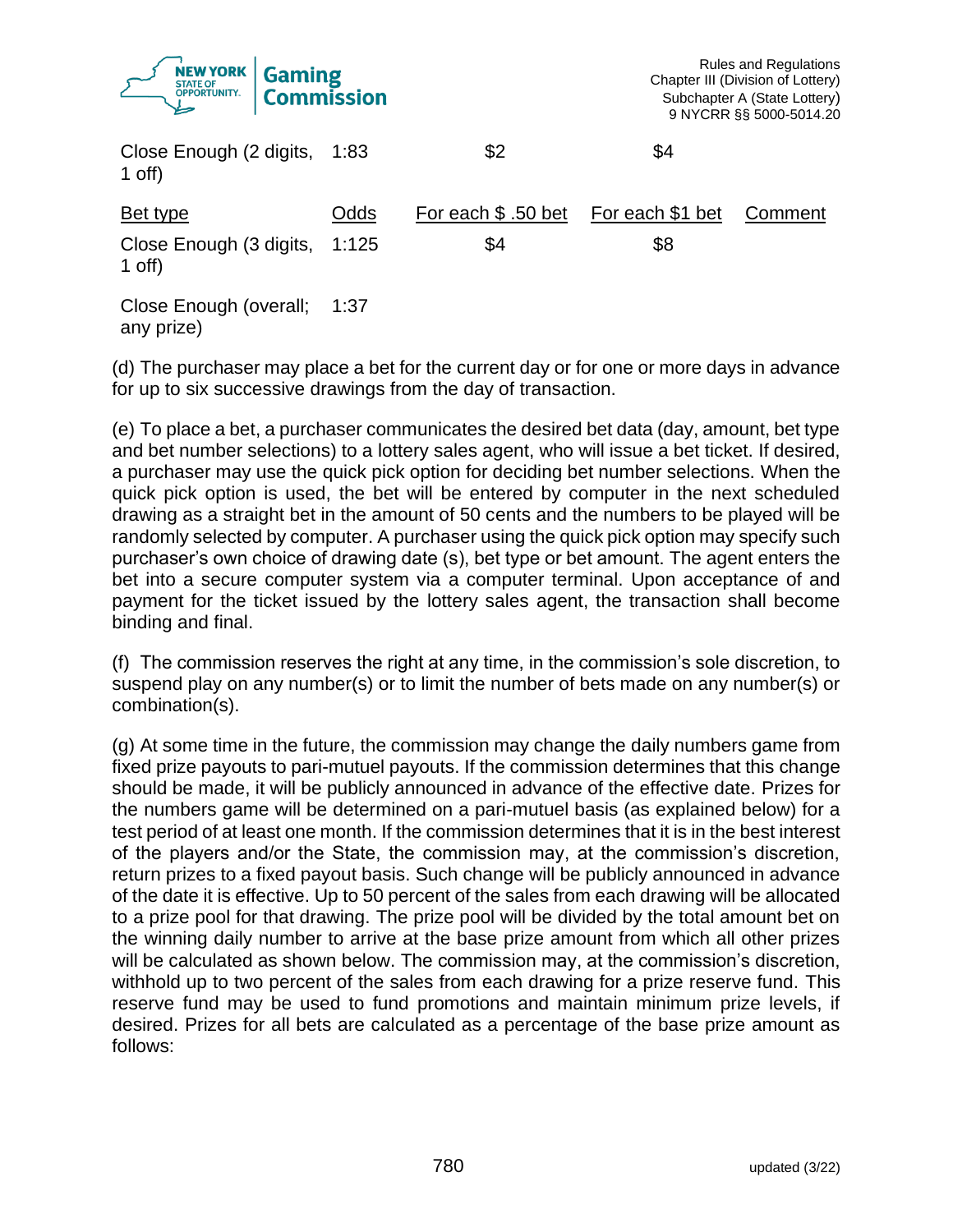| Bet type | Odds | For each $ .50 bet | For each $1 bet | Comment |
|---|---|---|---|---|
| Close Enough (2 digits, 1 off) | 1:83 | $2 | $4 | |
| Close Enough (3 digits, 1 off) | 1:125 | $4 | $8 | |
| Close Enough (overall; any prize) | 1:37 | | | |

(d) The purchaser may place a bet for the current day or for one or more days in advance for up to six successive drawings from the day of transaction.

(e) To place a bet, a purchaser communicates the desired bet data (day, amount, bet type and bet number selections) to a lottery sales agent, who will issue a bet ticket. If desired, a purchaser may use the quick pick option for deciding bet number selections. When the quick pick option is used, the bet will be entered by computer in the next scheduled drawing as a straight bet in the amount of 50 cents and the numbers to be played will be randomly selected by computer. A purchaser using the quick pick option may specify such purchaser's own choice of drawing date (s), bet type or bet amount. The agent enters the bet into a secure computer system via a computer terminal. Upon acceptance of and payment for the ticket issued by the lottery sales agent, the transaction shall become binding and final.

(f) The commission reserves the right at any time, in the commission's sole discretion, to suspend play on any number(s) or to limit the number of bets made on any number(s) or combination(s).

(g) At some time in the future, the commission may change the daily numbers game from fixed prize payouts to pari-mutuel payouts. If the commission determines that this change should be made, it will be publicly announced in advance of the effective date. Prizes for the numbers game will be determined on a pari-mutuel basis (as explained below) for a test period of at least one month. If the commission determines that it is in the best interest of the players and/or the State, the commission may, at the commission's discretion, return prizes to a fixed payout basis. Such change will be publicly announced in advance of the date it is effective. Up to 50 percent of the sales from each drawing will be allocated to a prize pool for that drawing. The prize pool will be divided by the total amount bet on the winning daily number to arrive at the base prize amount from which all other prizes will be calculated as shown below. The commission may, at the commission's discretion, withhold up to two percent of the sales from each drawing for a prize reserve fund. This reserve fund may be used to fund promotions and maintain minimum prize levels, if desired. Prizes for all bets are calculated as a percentage of the base prize amount as follows: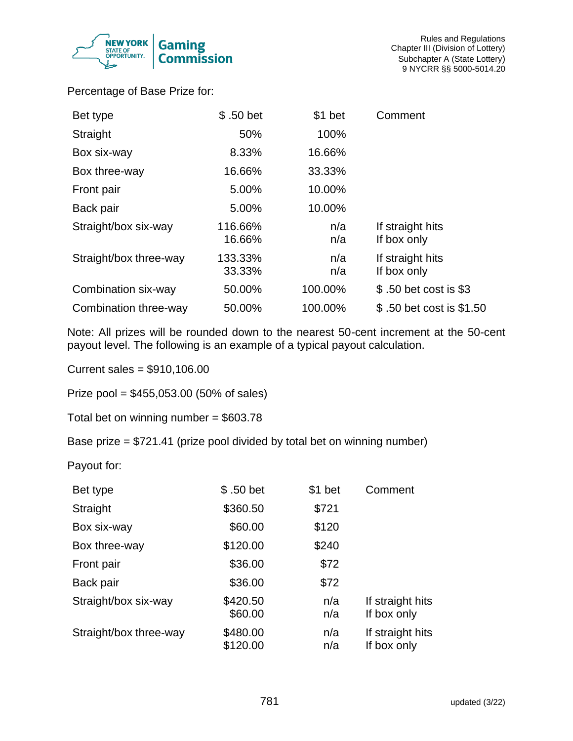Percentage of Base Prize for:

| Bet type | $ .50 bet | $1 bet | Comment |
|---|---|---|---|
| Straight | 50% | 100% | |
| Box six-way | 8.33% | 16.66% | |
| Box three-way | 16.66% | 33.33% | |
| Front pair | 5.00% | 10.00% | |
| Back pair | 5.00% | 10.00% | |
| Straight/box six-way | 116.66%<br>16.66% | n/a<br>n/a | If straight hits<br>If box only |
| Straight/box three-way | 133.33%<br>33.33% | n/a<br>n/a | If straight hits<br>If box only |
| Combination six-way | 50.00% | 100.00% | $ .50 bet cost is $3 |
| Combination three-way | 50.00% | 100.00% | $ .50 bet cost is $1.50 |

Note: All prizes will be rounded down to the nearest 50-cent increment at the 50-cent payout level. The following is an example of a typical payout calculation.

Current sales = $910,106.00

Prize pool = $455,053.00 (50% of sales)

Total bet on winning number = $603.78

Base prize = $721.41 (prize pool divided by total bet on winning number)

Payout for:

| Bet type | $ .50 bet | $1 bet | Comment |
|---|---|---|---|
| Straight | $360.50 | $721 | |
| Box six-way | $60.00 | $120 | |
| Box three-way | $120.00 | $240 | |
| Front pair | $36.00 | $72 | |
| Back pair | $36.00 | $72 | |
| Straight/box six-way | $420.50<br>$60.00 | n/a<br>n/a | If straight hits<br>If box only |
| Straight/box three-way | $480.00<br>$120.00 | n/a<br>n/a | If straight hits<br>If box only |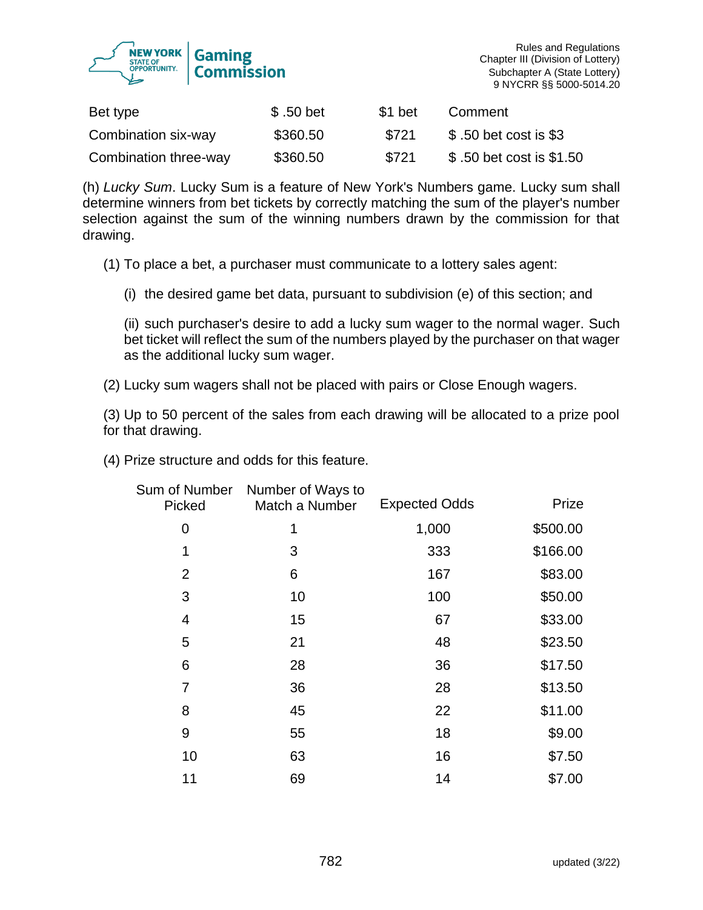| Bet type | $ .50 bet | $1 bet | Comment |
|---|---|---|---|
| Combination six-way | $360.50 | $721 | $ .50 bet cost is $3 |
| Combination three-way | $360.50 | $721 | $ .50 bet cost is $1.50 |

(h) *Lucky Sum*. Lucky Sum is a feature of New York's Numbers game. Lucky sum shall determine winners from bet tickets by correctly matching the sum of the player's number selection against the sum of the winning numbers drawn by the commission for that drawing.

(1) To place a bet, a purchaser must communicate to a lottery sales agent:

(i) the desired game bet data, pursuant to subdivision (e) of this section; and

(ii) such purchaser's desire to add a lucky sum wager to the normal wager. Such bet ticket will reflect the sum of the numbers played by the purchaser on that wager as the additional lucky sum wager.

(2) Lucky sum wagers shall not be placed with pairs or Close Enough wagers.

(3) Up to 50 percent of the sales from each drawing will be allocated to a prize pool for that drawing.

(4) Prize structure and odds for this feature.

| Sum of Number Picked | Number of Ways to Match a Number | Expected Odds | Prize |
|---|---|---|---|
| 0 | 1 | 1,000 | $500.00 |
| 1 | 3 | 333 | $166.00 |
| 2 | 6 | 167 | $83.00 |
| 3 | 10 | 100 | $50.00 |
| 4 | 15 | 67 | $33.00 |
| 5 | 21 | 48 | $23.50 |
| 6 | 28 | 36 | $17.50 |
| 7 | 36 | 28 | $13.50 |
| 8 | 45 | 22 | $11.00 |
| 9 | 55 | 18 | $9.00 |
| 10 | 63 | 16 | $7.50 |
| 11 | 69 | 14 | $7.00 |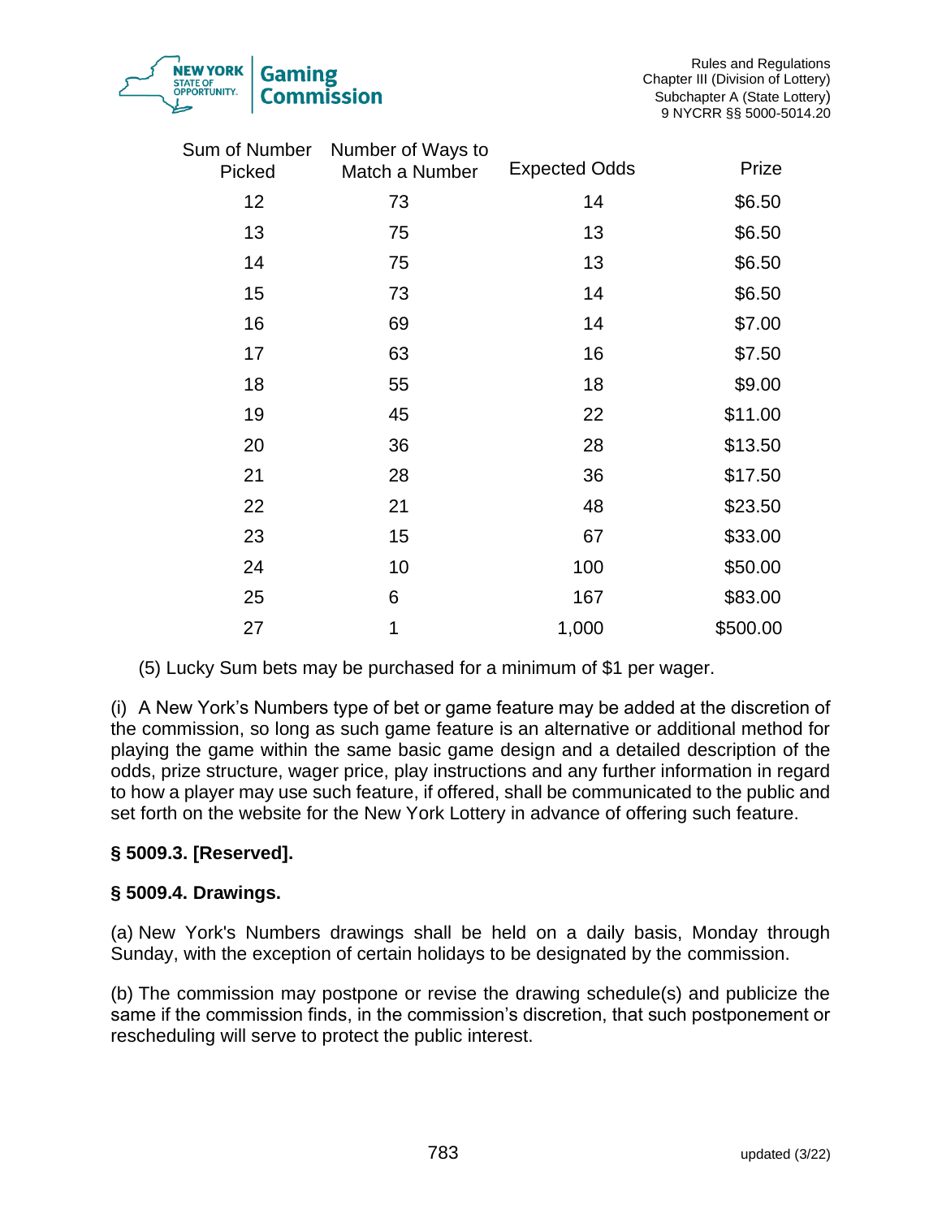| Sum of Number Picked | Number of Ways to Match a Number | Expected Odds | Prize |
|---|---|---|---|
| 12 | 73 | 14 | $6.50 |
| 13 | 75 | 13 | $6.50 |
| 14 | 75 | 13 | $6.50 |
| 15 | 73 | 14 | $6.50 |
| 16 | 69 | 14 | $7.00 |
| 17 | 63 | 16 | $7.50 |
| 18 | 55 | 18 | $9.00 |
| 19 | 45 | 22 | $11.00 |
| 20 | 36 | 28 | $13.50 |
| 21 | 28 | 36 | $17.50 |
| 22 | 21 | 48 | $23.50 |
| 23 | 15 | 67 | $33.00 |
| 24 | 10 | 100 | $50.00 |
| 25 | 6 | 167 | $83.00 |
| 27 | 1 | 1,000 | $500.00 |

(5) Lucky Sum bets may be purchased for a minimum of $1 per wager.

(i) A New York's Numbers type of bet or game feature may be added at the discretion of the commission, so long as such game feature is an alternative or additional method for playing the game within the same basic game design and a detailed description of the odds, prize structure, wager price, play instructions and any further information in regard to how a player may use such feature, if offered, shall be communicated to the public and set forth on the website for the New York Lottery in advance of offering such feature.

**§ 5009.3. [Reserved].**

**§ 5009.4. Drawings.**

(a) New York's Numbers drawings shall be held on a daily basis, Monday through Sunday, with the exception of certain holidays to be designated by the commission.

(b) The commission may postpone or revise the drawing schedule(s) and publicize the same if the commission finds, in the commission's discretion, that such postponement or rescheduling will serve to protect the public interest.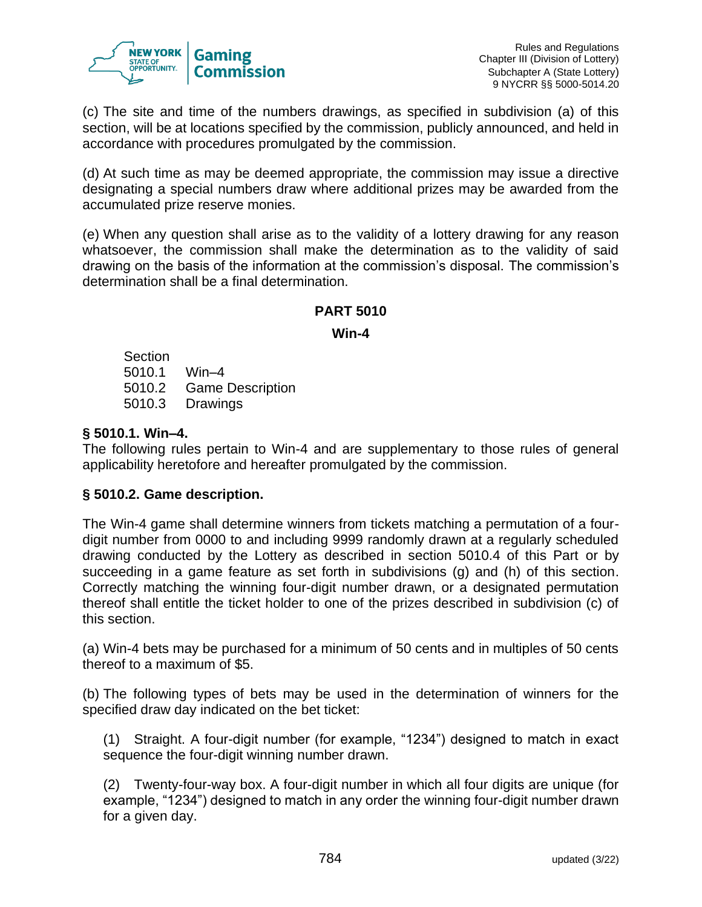(c) The site and time of the numbers drawings, as specified in subdivision (a) of this section, will be at locations specified by the commission, publicly announced, and held in accordance with procedures promulgated by the commission.

(d) At such time as may be deemed appropriate, the commission may issue a directive designating a special numbers draw where additional prizes may be awarded from the accumulated prize reserve monies.

(e) When any question shall arise as to the validity of a lottery drawing for any reason whatsoever, the commission shall make the determination as to the validity of said drawing on the basis of the information at the commission's disposal. The commission's determination shall be a final determination.

## PART 5010

## Win-4

Section
5010.1 Win–4
5010.2 Game Description
5010.3 Drawings

### § 5010.1. Win–4.

The following rules pertain to Win-4 and are supplementary to those rules of general applicability heretofore and hereafter promulgated by the commission.

### § 5010.2. Game description.

The Win-4 game shall determine winners from tickets matching a permutation of a four-digit number from 0000 to and including 9999 randomly drawn at a regularly scheduled drawing conducted by the Lottery as described in section 5010.4 of this Part or by succeeding in a game feature as set forth in subdivisions (g) and (h) of this section. Correctly matching the winning four-digit number drawn, or a designated permutation thereof shall entitle the ticket holder to one of the prizes described in subdivision (c) of this section.

(a) Win-4 bets may be purchased for a minimum of 50 cents and in multiples of 50 cents thereof to a maximum of $5.

(b) The following types of bets may be used in the determination of winners for the specified draw day indicated on the bet ticket:

(1) Straight. A four-digit number (for example, "1234") designed to match in exact sequence the four-digit winning number drawn.

(2) Twenty-four-way box. A four-digit number in which all four digits are unique (for example, "1234") designed to match in any order the winning four-digit number drawn for a given day.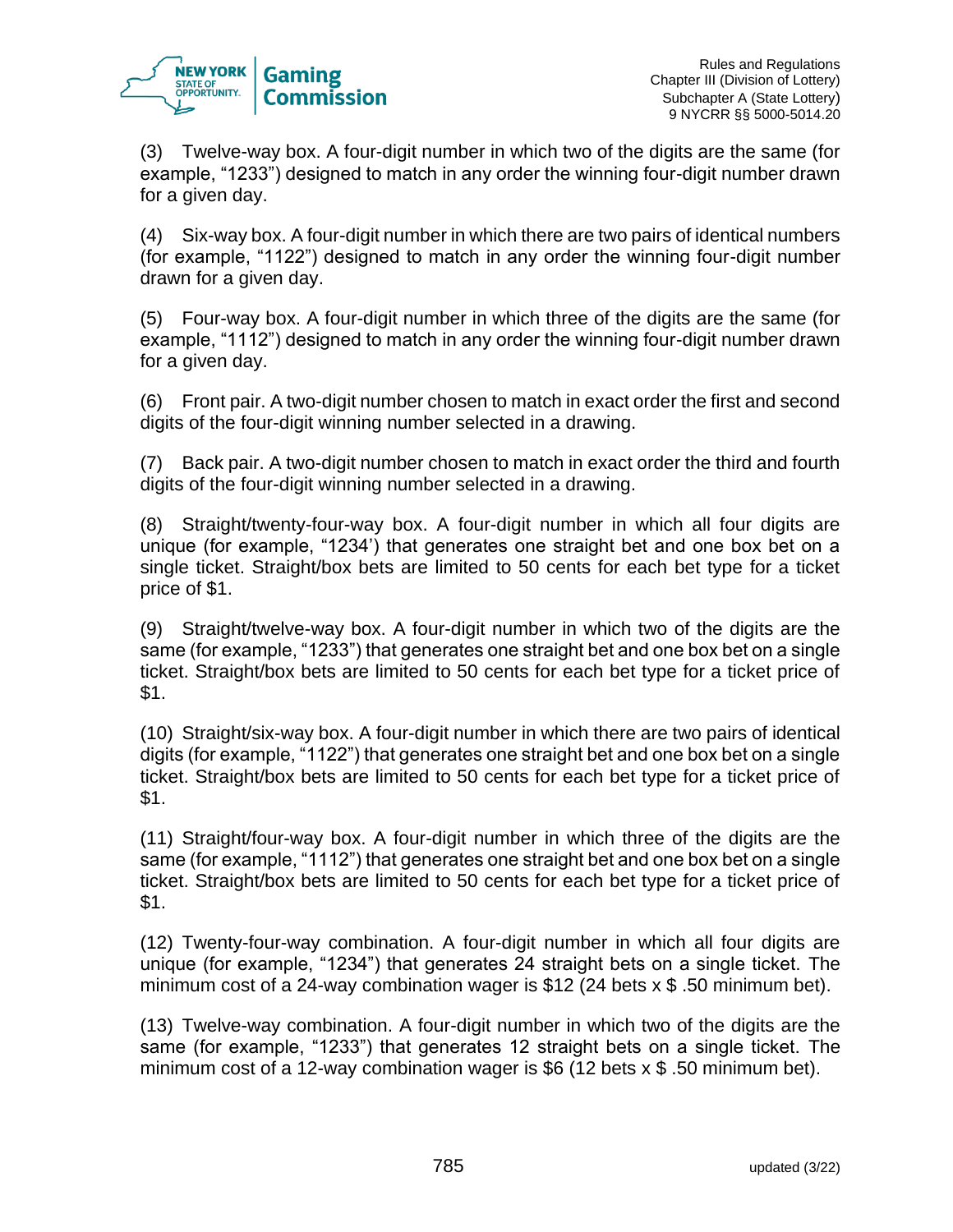(3) Twelve-way box. A four-digit number in which two of the digits are the same (for example, “1233”) designed to match in any order the winning four-digit number drawn for a given day.

(4) Six-way box. A four-digit number in which there are two pairs of identical numbers (for example, “1122”) designed to match in any order the winning four-digit number drawn for a given day.

(5) Four-way box. A four-digit number in which three of the digits are the same (for example, “1112”) designed to match in any order the winning four-digit number drawn for a given day.

(6) Front pair. A two-digit number chosen to match in exact order the first and second digits of the four-digit winning number selected in a drawing.

(7) Back pair. A two-digit number chosen to match in exact order the third and fourth digits of the four-digit winning number selected in a drawing.

(8) Straight/twenty-four-way box. A four-digit number in which all four digits are unique (for example, “1234’) that generates one straight bet and one box bet on a single ticket. Straight/box bets are limited to 50 cents for each bet type for a ticket price of $1.

(9) Straight/twelve-way box. A four-digit number in which two of the digits are the same (for example, “1233”) that generates one straight bet and one box bet on a single ticket. Straight/box bets are limited to 50 cents for each bet type for a ticket price of $1.

(10) Straight/six-way box. A four-digit number in which there are two pairs of identical digits (for example, “1122”) that generates one straight bet and one box bet on a single ticket. Straight/box bets are limited to 50 cents for each bet type for a ticket price of $1.

(11) Straight/four-way box. A four-digit number in which three of the digits are the same (for example, “1112”) that generates one straight bet and one box bet on a single ticket. Straight/box bets are limited to 50 cents for each bet type for a ticket price of $1.

(12) Twenty-four-way combination. A four-digit number in which all four digits are unique (for example, “1234”) that generates 24 straight bets on a single ticket. The minimum cost of a 24-way combination wager is $12 (24 bets x $ .50 minimum bet).

(13) Twelve-way combination. A four-digit number in which two of the digits are the same (for example, “1233”) that generates 12 straight bets on a single ticket. The minimum cost of a 12-way combination wager is $6 (12 bets x $ .50 minimum bet).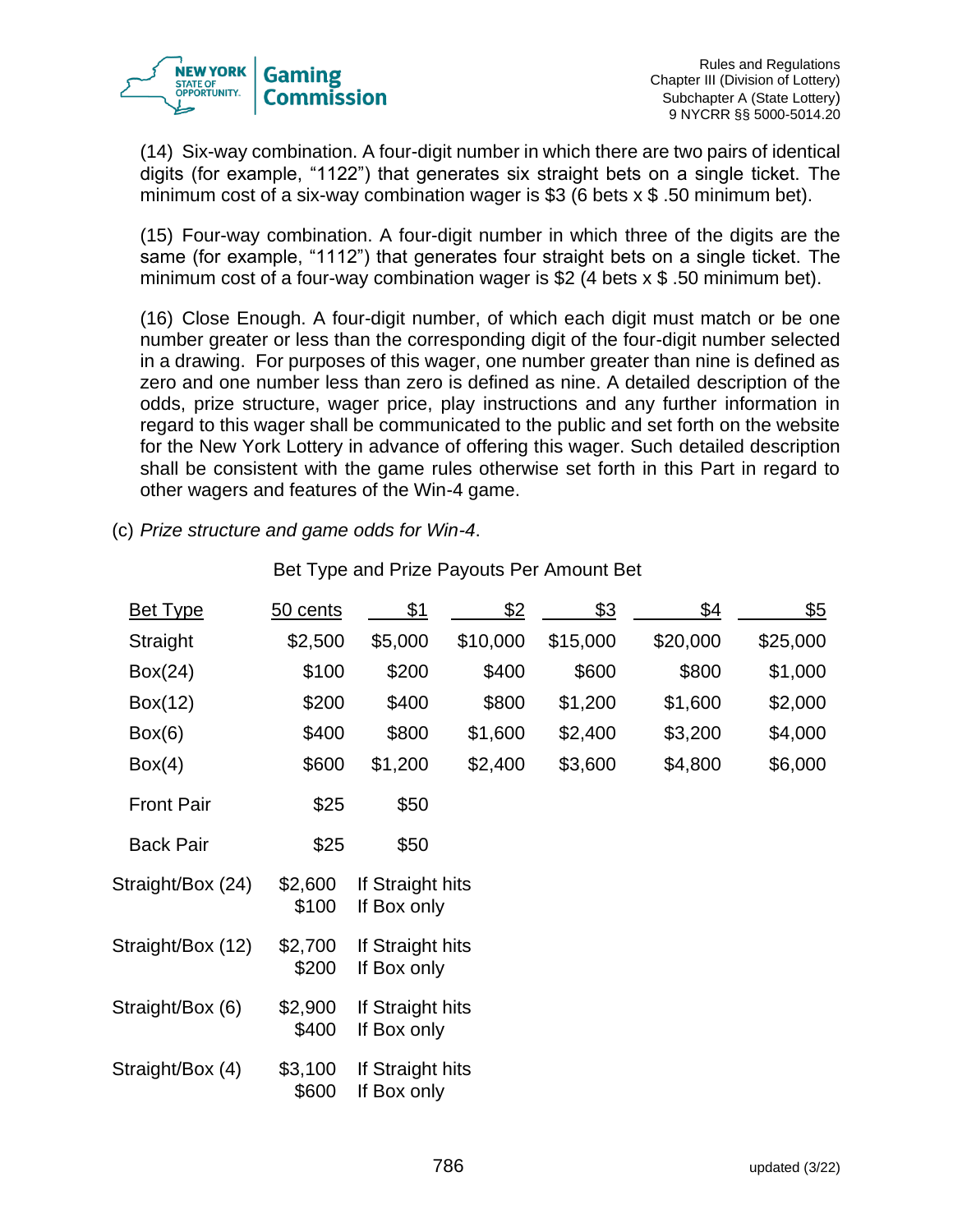(14) Six-way combination. A four-digit number in which there are two pairs of identical digits (for example, “1122”) that generates six straight bets on a single ticket. The minimum cost of a six-way combination wager is $3 (6 bets x $ .50 minimum bet).

(15) Four-way combination. A four-digit number in which three of the digits are the same (for example, “1112”) that generates four straight bets on a single ticket. The minimum cost of a four-way combination wager is $2 (4 bets x $ .50 minimum bet).

(16) Close Enough. A four-digit number, of which each digit must match or be one number greater or less than the corresponding digit of the four-digit number selected in a drawing. For purposes of this wager, one number greater than nine is defined as zero and one number less than zero is defined as nine. A detailed description of the odds, prize structure, wager price, play instructions and any further information in regard to this wager shall be communicated to the public and set forth on the website for the New York Lottery in advance of offering this wager. Such detailed description shall be consistent with the game rules otherwise set forth in this Part in regard to other wagers and features of the Win-4 game.

(c) *Prize structure and game odds for Win-4*.

Bet Type and Prize Payouts Per Amount Bet

| Bet Type | 50 cents | $1 | $2 | $3 | $4 | $5 |
|---|---|---|---|---|---|---|
| Straight | $2,500 | $5,000 | $10,000 | $15,000 | $20,000 | $25,000 |
| Box(24) | $100 | $200 | $400 | $600 | $800 | $1,000 |
| Box(12) | $200 | $400 | $800 | $1,200 | $1,600 | $2,000 |
| Box(6) | $400 | $800 | $1,600 | $2,400 | $3,200 | $4,000 |
| Box(4) | $600 | $1,200 | $2,400 | $3,600 | $4,800 | $6,000 |
| Front Pair | $25 | $50 | | | | |
| Back Pair | $25 | $50 | | | | |
| Straight/Box (24) | $2,600<br>$100 | If Straight hits<br>If Box only | | | | |
| Straight/Box (12) | $2,700<br>$200 | If Straight hits<br>If Box only | | | | |
| Straight/Box (6) | $2,900<br>$400 | If Straight hits<br>If Box only | | | | |
| Straight/Box (4) | $3,100<br>$600 | If Straight hits<br>If Box only | | | | |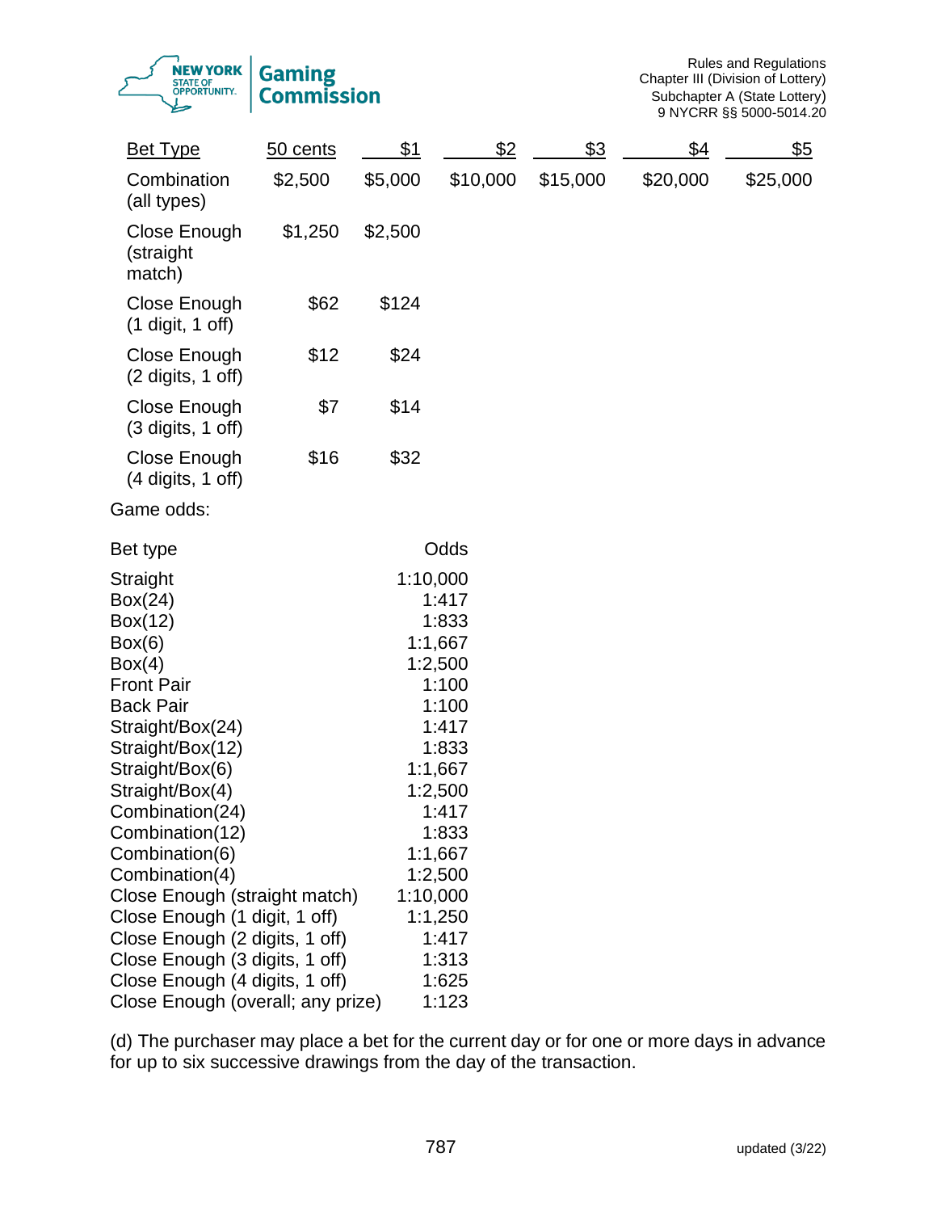| Bet Type | 50 cents | $1 | $2 | $3 | $4 | $5 |
|---|---|---|---|---|---|---|
| Combination (all types) | $2,500 | $5,000 | $10,000 | $15,000 | $20,000 | $25,000 |
| Close Enough (straight match) | $1,250 | $2,500 | | | | |
| Close Enough (1 digit, 1 off) | $62 | $124 | | | | |
| Close Enough (2 digits, 1 off) | $12 | $24 | | | | |
| Close Enough (3 digits, 1 off) | $7 | $14 | | | | |
| Close Enough (4 digits, 1 off) | $16 | $32 | | | | |

Game odds:

| Bet type | Odds |
|---|---|
| Straight | 1:10,000 |
| Box(24) | 1:417 |
| Box(12) | 1:833 |
| Box(6) | 1:1,667 |
| Box(4) | 1:2,500 |
| Front Pair | 1:100 |
| Back Pair | 1:100 |
| Straight/Box(24) | 1:417 |
| Straight/Box(12) | 1:833 |
| Straight/Box(6) | 1:1,667 |
| Straight/Box(4) | 1:2,500 |
| Combination(24) | 1:417 |
| Combination(12) | 1:833 |
| Combination(6) | 1:1,667 |
| Combination(4) | 1:2,500 |
| Close Enough (straight match) | 1:10,000 |
| Close Enough (1 digit, 1 off) | 1:1,250 |
| Close Enough (2 digits, 1 off) | 1:417 |
| Close Enough (3 digits, 1 off) | 1:313 |
| Close Enough (4 digits, 1 off) | 1:625 |
| Close Enough (overall; any prize) | 1:123 |

(d) The purchaser may place a bet for the current day or for one or more days in advance for up to six successive drawings from the day of the transaction.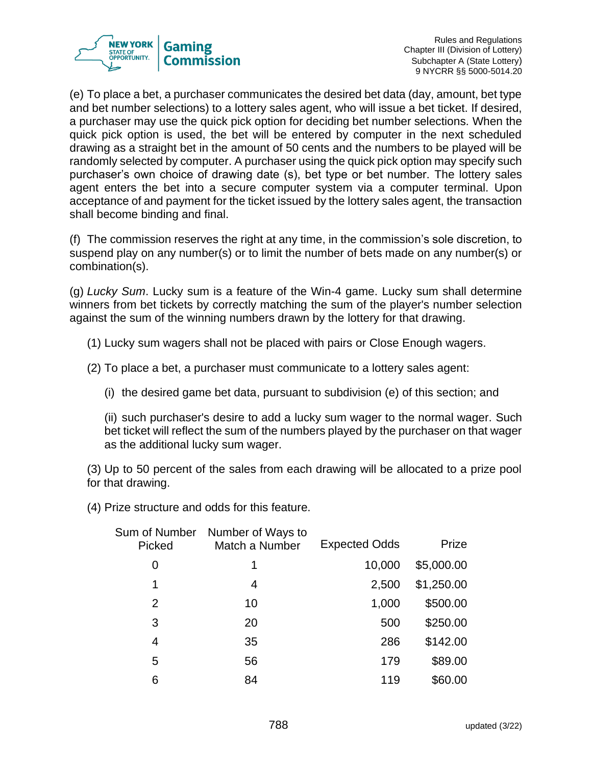(e) To place a bet, a purchaser communicates the desired bet data (day, amount, bet type and bet number selections) to a lottery sales agent, who will issue a bet ticket. If desired, a purchaser may use the quick pick option for deciding bet number selections. When the quick pick option is used, the bet will be entered by computer in the next scheduled drawing as a straight bet in the amount of 50 cents and the numbers to be played will be randomly selected by computer. A purchaser using the quick pick option may specify such purchaser's own choice of drawing date (s), bet type or bet number. The lottery sales agent enters the bet into a secure computer system via a computer terminal. Upon acceptance of and payment for the ticket issued by the lottery sales agent, the transaction shall become binding and final.

(f) The commission reserves the right at any time, in the commission's sole discretion, to suspend play on any number(s) or to limit the number of bets made on any number(s) or combination(s).

(g) *Lucky Sum*. Lucky sum is a feature of the Win-4 game. Lucky sum shall determine winners from bet tickets by correctly matching the sum of the player's number selection against the sum of the winning numbers drawn by the lottery for that drawing.

(1) Lucky sum wagers shall not be placed with pairs or Close Enough wagers.

(2) To place a bet, a purchaser must communicate to a lottery sales agent:

(i) the desired game bet data, pursuant to subdivision (e) of this section; and

(ii) such purchaser's desire to add a lucky sum wager to the normal wager. Such bet ticket will reflect the sum of the numbers played by the purchaser on that wager as the additional lucky sum wager.

(3) Up to 50 percent of the sales from each drawing will be allocated to a prize pool for that drawing.

(4) Prize structure and odds for this feature.

| Sum of Number Picked | Number of Ways to Match a Number | Expected Odds | Prize |
|---|---|---|---|
| 0 | 1 | 10,000 | $5,000.00 |
| 1 | 4 | 2,500 | $1,250.00 |
| 2 | 10 | 1,000 | $500.00 |
| 3 | 20 | 500 | $250.00 |
| 4 | 35 | 286 | $142.00 |
| 5 | 56 | 179 | $89.00 |
| 6 | 84 | 119 | $60.00 |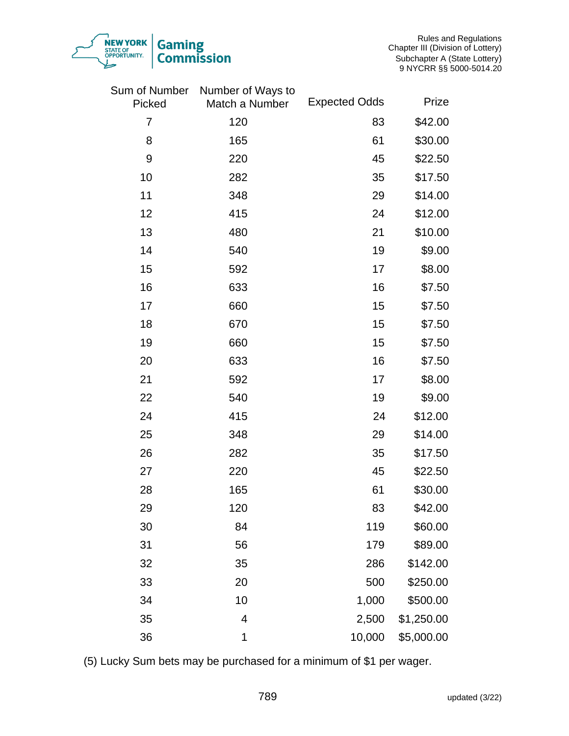| Sum of Number Picked | Number of Ways to Match a Number | Expected Odds | Prize |
|---|---|---|---|
| 7 | 120 | 83 | $42.00 |
| 8 | 165 | 61 | $30.00 |
| 9 | 220 | 45 | $22.50 |
| 10 | 282 | 35 | $17.50 |
| 11 | 348 | 29 | $14.00 |
| 12 | 415 | 24 | $12.00 |
| 13 | 480 | 21 | $10.00 |
| 14 | 540 | 19 | $9.00 |
| 15 | 592 | 17 | $8.00 |
| 16 | 633 | 16 | $7.50 |
| 17 | 660 | 15 | $7.50 |
| 18 | 670 | 15 | $7.50 |
| 19 | 660 | 15 | $7.50 |
| 20 | 633 | 16 | $7.50 |
| 21 | 592 | 17 | $8.00 |
| 22 | 540 | 19 | $9.00 |
| 24 | 415 | 24 | $12.00 |
| 25 | 348 | 29 | $14.00 |
| 26 | 282 | 35 | $17.50 |
| 27 | 220 | 45 | $22.50 |
| 28 | 165 | 61 | $30.00 |
| 29 | 120 | 83 | $42.00 |
| 30 | 84 | 119 | $60.00 |
| 31 | 56 | 179 | $89.00 |
| 32 | 35 | 286 | $142.00 |
| 33 | 20 | 500 | $250.00 |
| 34 | 10 | 1,000 | $500.00 |
| 35 | 4 | 2,500 | $1,250.00 |
| 36 | 1 | 10,000 | $5,000.00 |

(5) Lucky Sum bets may be purchased for a minimum of $1 per wager.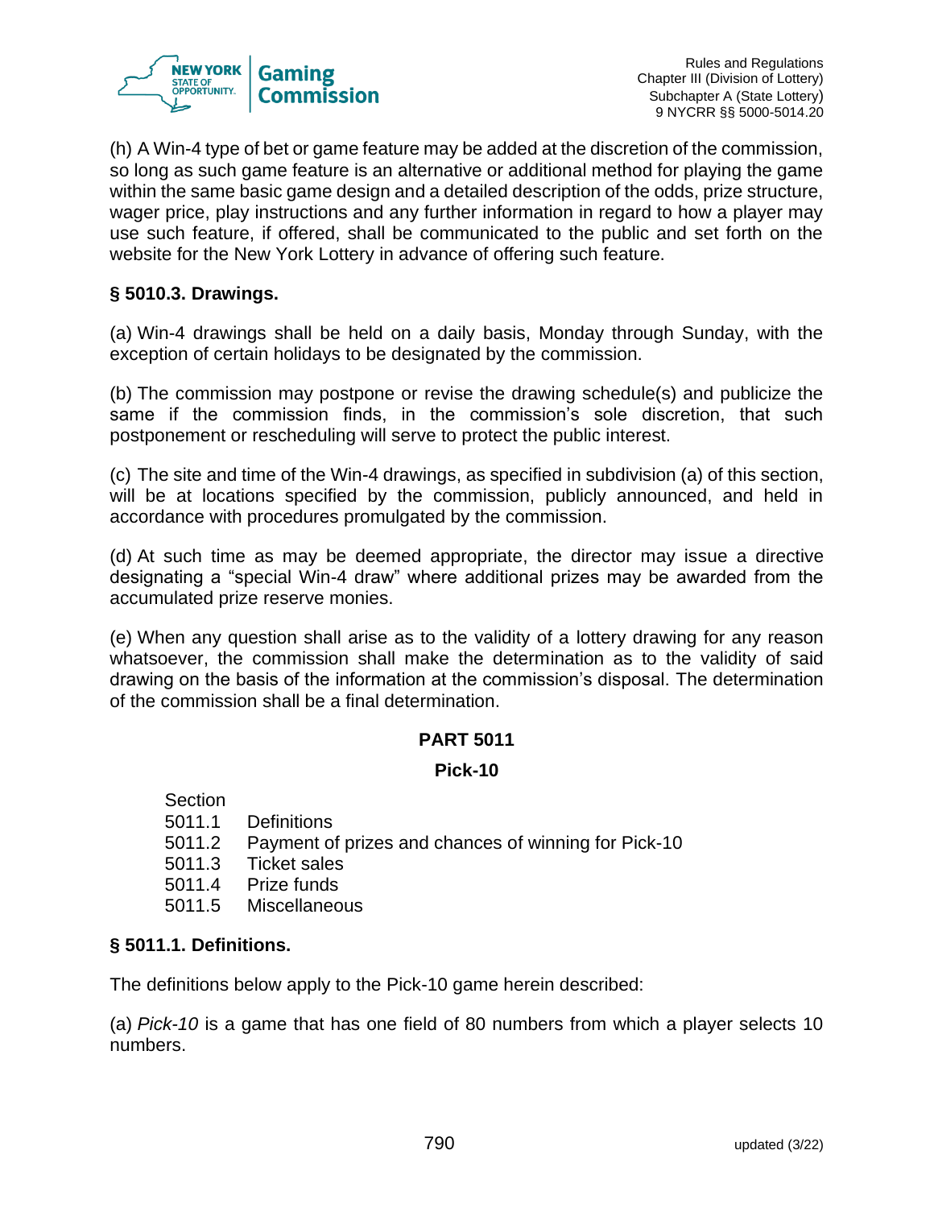(h) A Win-4 type of bet or game feature may be added at the discretion of the commission, so long as such game feature is an alternative or additional method for playing the game within the same basic game design and a detailed description of the odds, prize structure, wager price, play instructions and any further information in regard to how a player may use such feature, if offered, shall be communicated to the public and set forth on the website for the New York Lottery in advance of offering such feature.

### § 5010.3. Drawings.

(a) Win-4 drawings shall be held on a daily basis, Monday through Sunday, with the exception of certain holidays to be designated by the commission.

(b) The commission may postpone or revise the drawing schedule(s) and publicize the same if the commission finds, in the commission's sole discretion, that such postponement or rescheduling will serve to protect the public interest.

(c) The site and time of the Win-4 drawings, as specified in subdivision (a) of this section, will be at locations specified by the commission, publicly announced, and held in accordance with procedures promulgated by the commission.

(d) At such time as may be deemed appropriate, the director may issue a directive designating a "special Win-4 draw" where additional prizes may be awarded from the accumulated prize reserve monies.

(e) When any question shall arise as to the validity of a lottery drawing for any reason whatsoever, the commission shall make the determination as to the validity of said drawing on the basis of the information at the commission's disposal. The determination of the commission shall be a final determination.

## PART 5011

## Pick-10

Section
5011.1 Definitions
5011.2 Payment of prizes and chances of winning for Pick-10
5011.3 Ticket sales
5011.4 Prize funds
5011.5 Miscellaneous

### § 5011.1. Definitions.

The definitions below apply to the Pick-10 game herein described:

(a) *Pick-10* is a game that has one field of 80 numbers from which a player selects 10 numbers.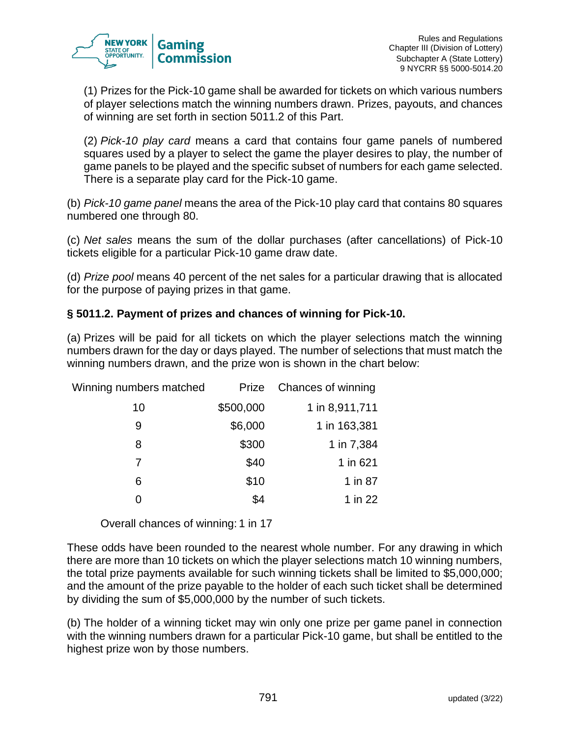(1) Prizes for the Pick-10 game shall be awarded for tickets on which various numbers of player selections match the winning numbers drawn. Prizes, payouts, and chances of winning are set forth in section 5011.2 of this Part.

(2) *Pick-10 play card* means a card that contains four game panels of numbered squares used by a player to select the game the player desires to play, the number of game panels to be played and the specific subset of numbers for each game selected. There is a separate play card for the Pick-10 game.

(b) *Pick-10 game panel* means the area of the Pick-10 play card that contains 80 squares numbered one through 80.

(c) *Net sales* means the sum of the dollar purchases (after cancellations) of Pick-10 tickets eligible for a particular Pick-10 game draw date.

(d) *Prize pool* means 40 percent of the net sales for a particular drawing that is allocated for the purpose of paying prizes in that game.

**§ 5011.2. Payment of prizes and chances of winning for Pick-10.**

(a) Prizes will be paid for all tickets on which the player selections match the winning numbers drawn for the day or days played. The number of selections that must match the winning numbers drawn, and the prize won is shown in the chart below:

| Winning numbers matched | Prize | Chances of winning |
|---|---|---|
| 10 | $500,000 | 1 in 8,911,711 |
| 9 | $6,000 | 1 in 163,381 |
| 8 | $300 | 1 in 7,384 |
| 7 | $40 | 1 in 621 |
| 6 | $10 | 1 in 87 |
| 0 | $4 | 1 in 22 |

Overall chances of winning: 1 in 17

These odds have been rounded to the nearest whole number. For any drawing in which there are more than 10 tickets on which the player selections match 10 winning numbers, the total prize payments available for such winning tickets shall be limited to $5,000,000; and the amount of the prize payable to the holder of each such ticket shall be determined by dividing the sum of $5,000,000 by the number of such tickets.

(b) The holder of a winning ticket may win only one prize per game panel in connection with the winning numbers drawn for a particular Pick-10 game, but shall be entitled to the highest prize won by those numbers.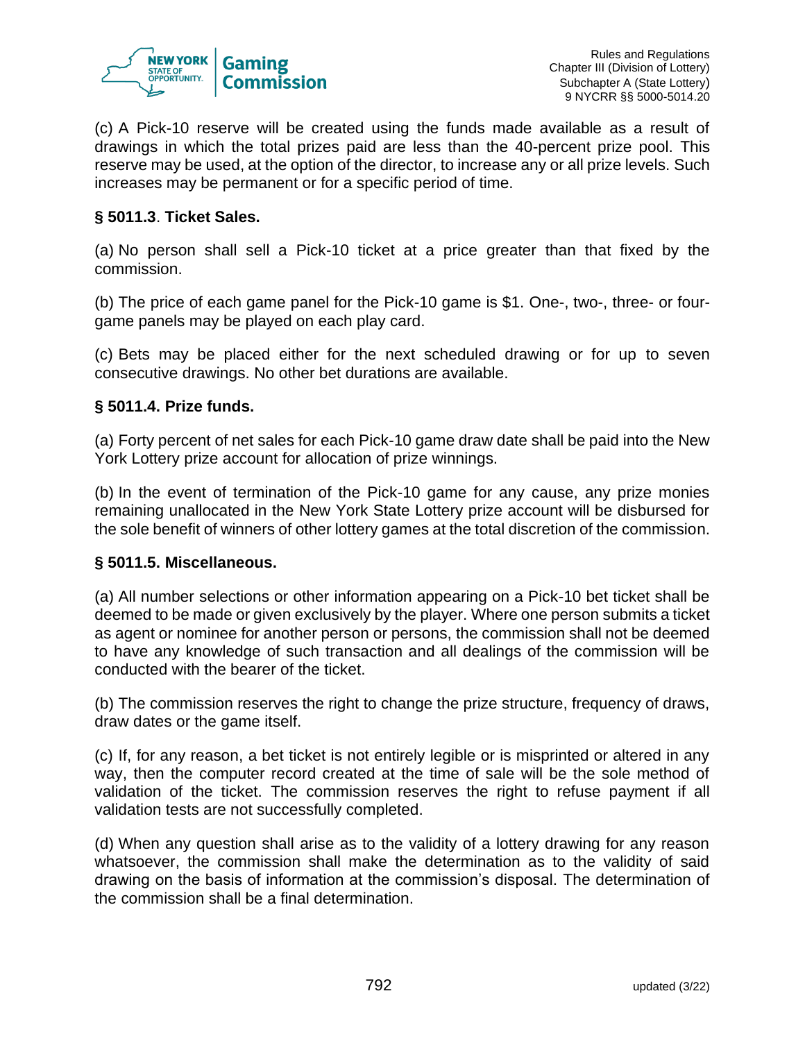(c) A Pick-10 reserve will be created using the funds made available as a result of drawings in which the total prizes paid are less than the 40-percent prize pool. This reserve may be used, at the option of the director, to increase any or all prize levels. Such increases may be permanent or for a specific period of time.

### § 5011.3. Ticket Sales.

(a) No person shall sell a Pick-10 ticket at a price greater than that fixed by the commission.

(b) The price of each game panel for the Pick-10 game is $1. One-, two-, three- or four-game panels may be played on each play card.

(c) Bets may be placed either for the next scheduled drawing or for up to seven consecutive drawings. No other bet durations are available.

### § 5011.4. Prize funds.

(a) Forty percent of net sales for each Pick-10 game draw date shall be paid into the New York Lottery prize account for allocation of prize winnings.

(b) In the event of termination of the Pick-10 game for any cause, any prize monies remaining unallocated in the New York State Lottery prize account will be disbursed for the sole benefit of winners of other lottery games at the total discretion of the commission.

### § 5011.5. Miscellaneous.

(a) All number selections or other information appearing on a Pick-10 bet ticket shall be deemed to be made or given exclusively by the player. Where one person submits a ticket as agent or nominee for another person or persons, the commission shall not be deemed to have any knowledge of such transaction and all dealings of the commission will be conducted with the bearer of the ticket.

(b) The commission reserves the right to change the prize structure, frequency of draws, draw dates or the game itself.

(c) If, for any reason, a bet ticket is not entirely legible or is misprinted or altered in any way, then the computer record created at the time of sale will be the sole method of validation of the ticket. The commission reserves the right to refuse payment if all validation tests are not successfully completed.

(d) When any question shall arise as to the validity of a lottery drawing for any reason whatsoever, the commission shall make the determination as to the validity of said drawing on the basis of information at the commission's disposal. The determination of the commission shall be a final determination.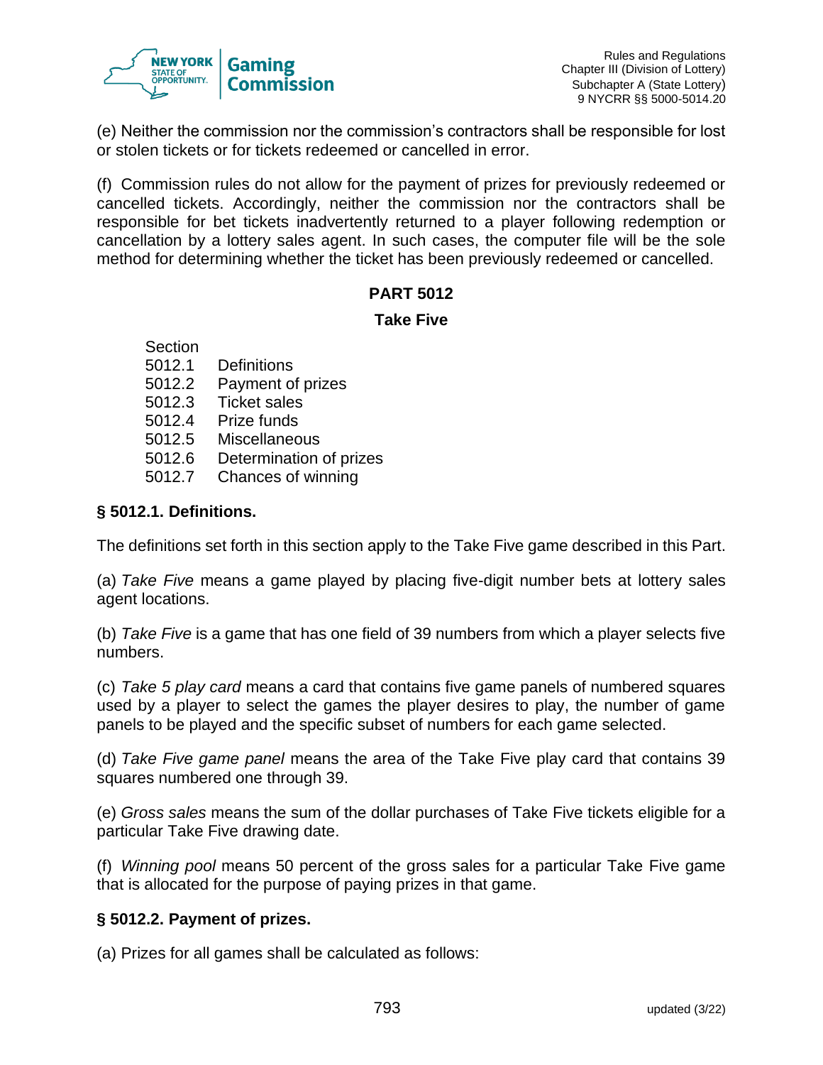(e) Neither the commission nor the commission's contractors shall be responsible for lost or stolen tickets or for tickets redeemed or cancelled in error.

(f) Commission rules do not allow for the payment of prizes for previously redeemed or cancelled tickets. Accordingly, neither the commission nor the contractors shall be responsible for bet tickets inadvertently returned to a player following redemption or cancellation by a lottery sales agent. In such cases, the computer file will be the sole method for determining whether the ticket has been previously redeemed or cancelled.

## PART 5012

## Take Five

Section
5012.1 Definitions
5012.2 Payment of prizes
5012.3 Ticket sales
5012.4 Prize funds
5012.5 Miscellaneous
5012.6 Determination of prizes
5012.7 Chances of winning

### § 5012.1. Definitions.

The definitions set forth in this section apply to the Take Five game described in this Part.

(a) *Take Five* means a game played by placing five-digit number bets at lottery sales agent locations.

(b) *Take Five* is a game that has one field of 39 numbers from which a player selects five numbers.

(c) *Take 5 play card* means a card that contains five game panels of numbered squares used by a player to select the games the player desires to play, the number of game panels to be played and the specific subset of numbers for each game selected.

(d) *Take Five game panel* means the area of the Take Five play card that contains 39 squares numbered one through 39.

(e) *Gross sales* means the sum of the dollar purchases of Take Five tickets eligible for a particular Take Five drawing date.

(f) *Winning pool* means 50 percent of the gross sales for a particular Take Five game that is allocated for the purpose of paying prizes in that game.

### § 5012.2. Payment of prizes.

(a) Prizes for all games shall be calculated as follows: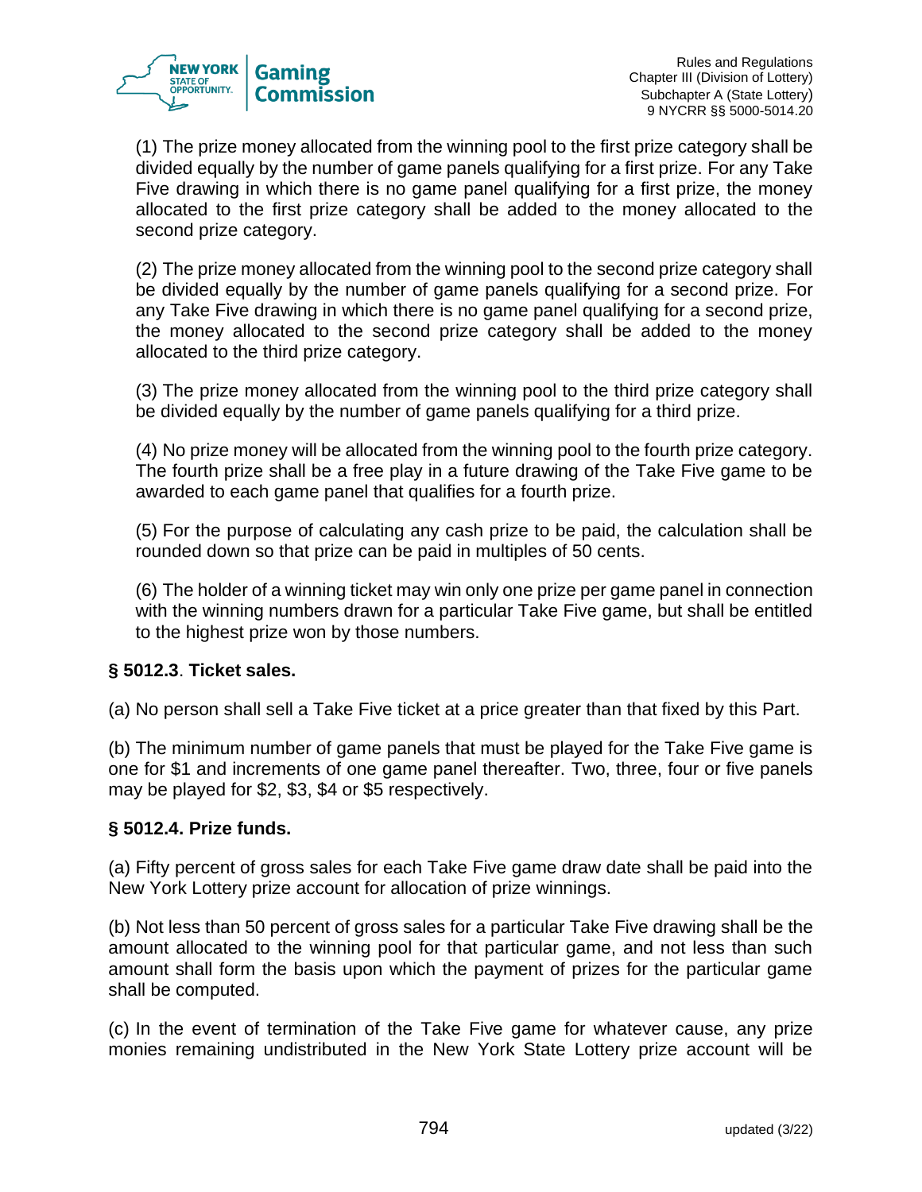(1) The prize money allocated from the winning pool to the first prize category shall be divided equally by the number of game panels qualifying for a first prize. For any Take Five drawing in which there is no game panel qualifying for a first prize, the money allocated to the first prize category shall be added to the money allocated to the second prize category.

(2) The prize money allocated from the winning pool to the second prize category shall be divided equally by the number of game panels qualifying for a second prize. For any Take Five drawing in which there is no game panel qualifying for a second prize, the money allocated to the second prize category shall be added to the money allocated to the third prize category.

(3) The prize money allocated from the winning pool to the third prize category shall be divided equally by the number of game panels qualifying for a third prize.

(4) No prize money will be allocated from the winning pool to the fourth prize category. The fourth prize shall be a free play in a future drawing of the Take Five game to be awarded to each game panel that qualifies for a fourth prize.

(5) For the purpose of calculating any cash prize to be paid, the calculation shall be rounded down so that prize can be paid in multiples of 50 cents.

(6) The holder of a winning ticket may win only one prize per game panel in connection with the winning numbers drawn for a particular Take Five game, but shall be entitled to the highest prize won by those numbers.

**§ 5012.3**. **Ticket sales.**

(a) No person shall sell a Take Five ticket at a price greater than that fixed by this Part.

(b) The minimum number of game panels that must be played for the Take Five game is one for $1 and increments of one game panel thereafter. Two, three, four or five panels may be played for $2, $3, $4 or $5 respectively.

**§ 5012.4. Prize funds.**

(a) Fifty percent of gross sales for each Take Five game draw date shall be paid into the New York Lottery prize account for allocation of prize winnings.

(b) Not less than 50 percent of gross sales for a particular Take Five drawing shall be the amount allocated to the winning pool for that particular game, and not less than such amount shall form the basis upon which the payment of prizes for the particular game shall be computed.

(c) In the event of termination of the Take Five game for whatever cause, any prize monies remaining undistributed in the New York State Lottery prize account will be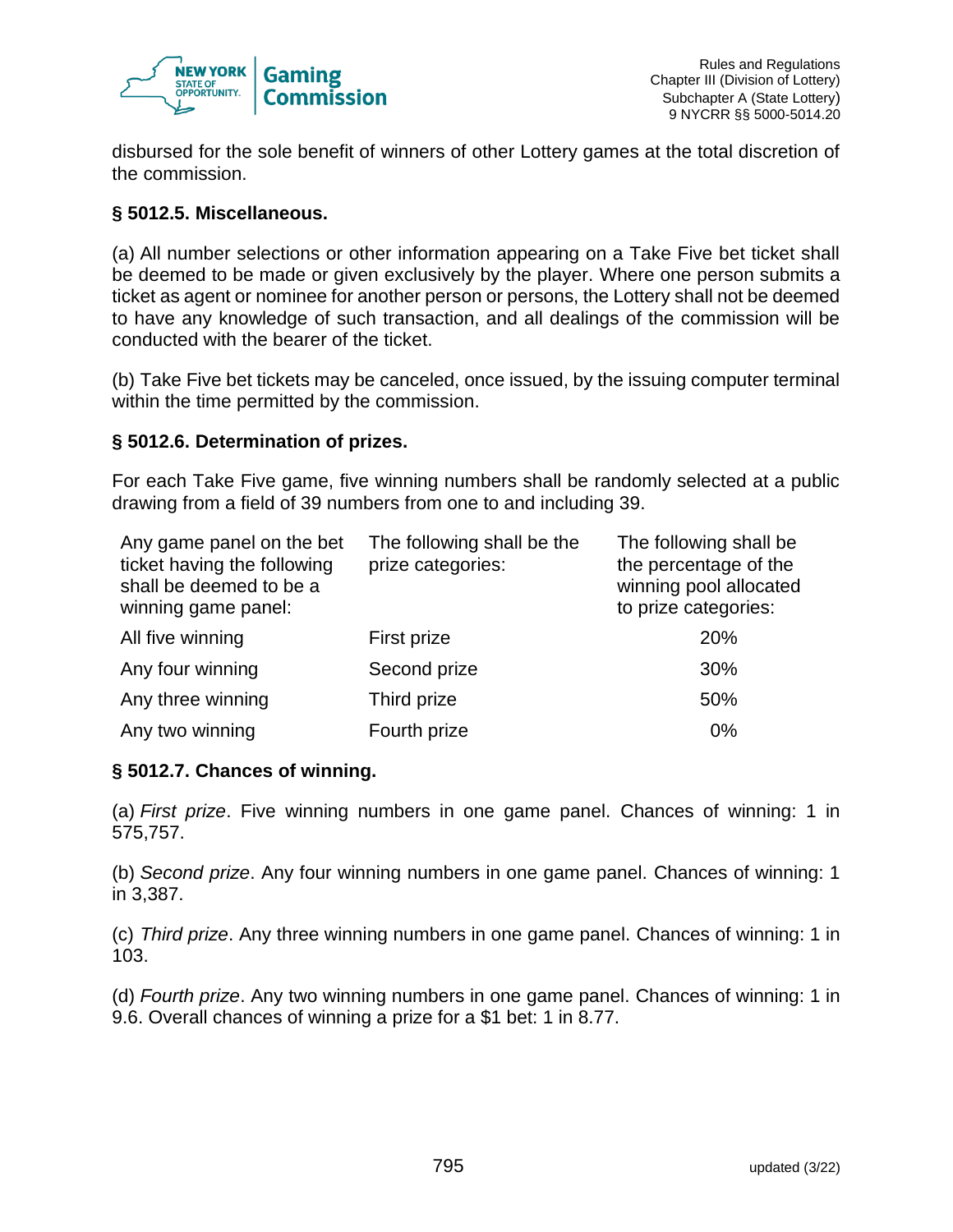disbursed for the sole benefit of winners of other Lottery games at the total discretion of the commission.

**§ 5012.5. Miscellaneous.**

(a) All number selections or other information appearing on a Take Five bet ticket shall be deemed to be made or given exclusively by the player. Where one person submits a ticket as agent or nominee for another person or persons, the Lottery shall not be deemed to have any knowledge of such transaction, and all dealings of the commission will be conducted with the bearer of the ticket.

(b) Take Five bet tickets may be canceled, once issued, by the issuing computer terminal within the time permitted by the commission.

**§ 5012.6. Determination of prizes.**

For each Take Five game, five winning numbers shall be randomly selected at a public drawing from a field of 39 numbers from one to and including 39.

| Any game panel on the bet ticket having the following shall be deemed to be a winning game panel: | The following shall be the prize categories: | The following shall be the percentage of the winning pool allocated to prize categories: |
|---|---|---|
| All five winning | First prize | 20% |
| Any four winning | Second prize | 30% |
| Any three winning | Third prize | 50% |
| Any two winning | Fourth prize | 0% |

**§ 5012.7. Chances of winning.**

(a) *First prize*. Five winning numbers in one game panel. Chances of winning: 1 in 575,757.

(b) *Second prize*. Any four winning numbers in one game panel. Chances of winning: 1 in 3,387.

(c) *Third prize*. Any three winning numbers in one game panel. Chances of winning: 1 in 103.

(d) *Fourth prize*. Any two winning numbers in one game panel. Chances of winning: 1 in 9.6. Overall chances of winning a prize for a $1 bet: 1 in 8.77.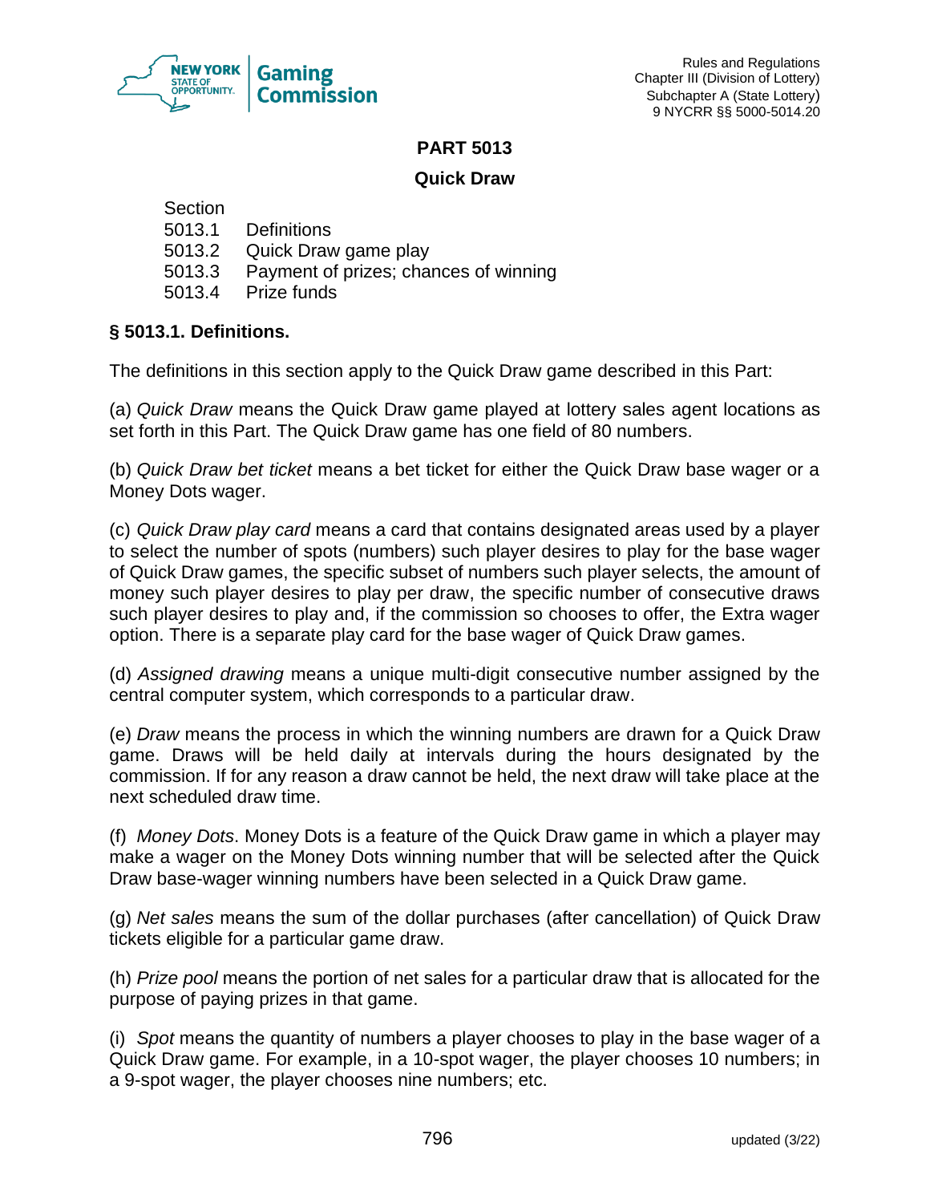# PART 5013

## Quick Draw

Section
5013.1 Definitions
5013.2 Quick Draw game play
5013.3 Payment of prizes; chances of winning
5013.4 Prize funds

### § 5013.1. Definitions.

The definitions in this section apply to the Quick Draw game described in this Part:

(a) *Quick Draw* means the Quick Draw game played at lottery sales agent locations as set forth in this Part. The Quick Draw game has one field of 80 numbers.

(b) *Quick Draw bet ticket* means a bet ticket for either the Quick Draw base wager or a Money Dots wager.

(c) *Quick Draw play card* means a card that contains designated areas used by a player to select the number of spots (numbers) such player desires to play for the base wager of Quick Draw games, the specific subset of numbers such player selects, the amount of money such player desires to play per draw, the specific number of consecutive draws such player desires to play and, if the commission so chooses to offer, the Extra wager option. There is a separate play card for the base wager of Quick Draw games.

(d) *Assigned drawing* means a unique multi-digit consecutive number assigned by the central computer system, which corresponds to a particular draw.

(e) *Draw* means the process in which the winning numbers are drawn for a Quick Draw game. Draws will be held daily at intervals during the hours designated by the commission. If for any reason a draw cannot be held, the next draw will take place at the next scheduled draw time.

(f) *Money Dots*. Money Dots is a feature of the Quick Draw game in which a player may make a wager on the Money Dots winning number that will be selected after the Quick Draw base-wager winning numbers have been selected in a Quick Draw game.

(g) *Net sales* means the sum of the dollar purchases (after cancellation) of Quick Draw tickets eligible for a particular game draw.

(h) *Prize pool* means the portion of net sales for a particular draw that is allocated for the purpose of paying prizes in that game.

(i) *Spot* means the quantity of numbers a player chooses to play in the base wager of a Quick Draw game. For example, in a 10-spot wager, the player chooses 10 numbers; in a 9-spot wager, the player chooses nine numbers; etc.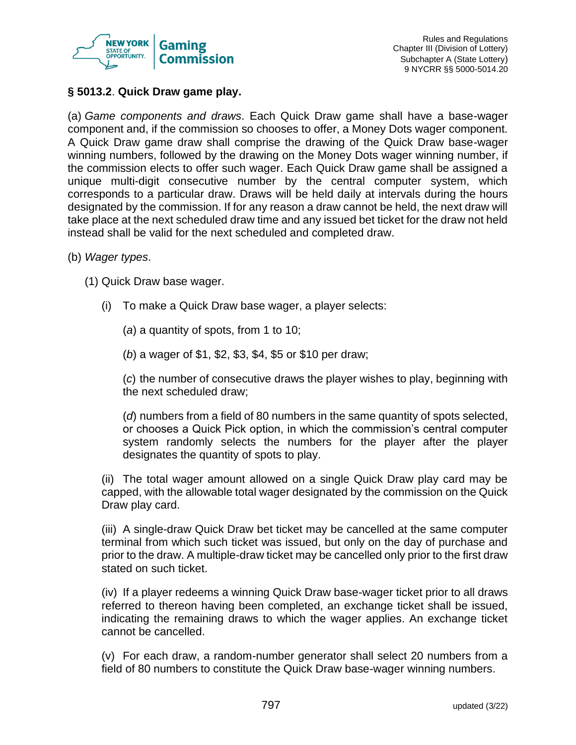## § 5013.2. Quick Draw game play.

(a) *Game components and draws*. Each Quick Draw game shall have a base-wager component and, if the commission so chooses to offer, a Money Dots wager component. A Quick Draw game draw shall comprise the drawing of the Quick Draw base-wager winning numbers, followed by the drawing on the Money Dots wager winning number, if the commission elects to offer such wager. Each Quick Draw game shall be assigned a unique multi-digit consecutive number by the central computer system, which corresponds to a particular draw. Draws will be held daily at intervals during the hours designated by the commission. If for any reason a draw cannot be held, the next draw will take place at the next scheduled draw time and any issued bet ticket for the draw not held instead shall be valid for the next scheduled and completed draw.

(b) *Wager types*.

(1) Quick Draw base wager.

(i) To make a Quick Draw base wager, a player selects:

(*a*) a quantity of spots, from 1 to 10;

(*b*) a wager of $1, $2, $3, $4, $5 or $10 per draw;

(*c*) the number of consecutive draws the player wishes to play, beginning with the next scheduled draw;

(*d*) numbers from a field of 80 numbers in the same quantity of spots selected, or chooses a Quick Pick option, in which the commission's central computer system randomly selects the numbers for the player after the player designates the quantity of spots to play.

(ii) The total wager amount allowed on a single Quick Draw play card may be capped, with the allowable total wager designated by the commission on the Quick Draw play card.

(iii) A single-draw Quick Draw bet ticket may be cancelled at the same computer terminal from which such ticket was issued, but only on the day of purchase and prior to the draw. A multiple-draw ticket may be cancelled only prior to the first draw stated on such ticket.

(iv) If a player redeems a winning Quick Draw base-wager ticket prior to all draws referred to thereon having been completed, an exchange ticket shall be issued, indicating the remaining draws to which the wager applies. An exchange ticket cannot be cancelled.

(v) For each draw, a random-number generator shall select 20 numbers from a field of 80 numbers to constitute the Quick Draw base-wager winning numbers.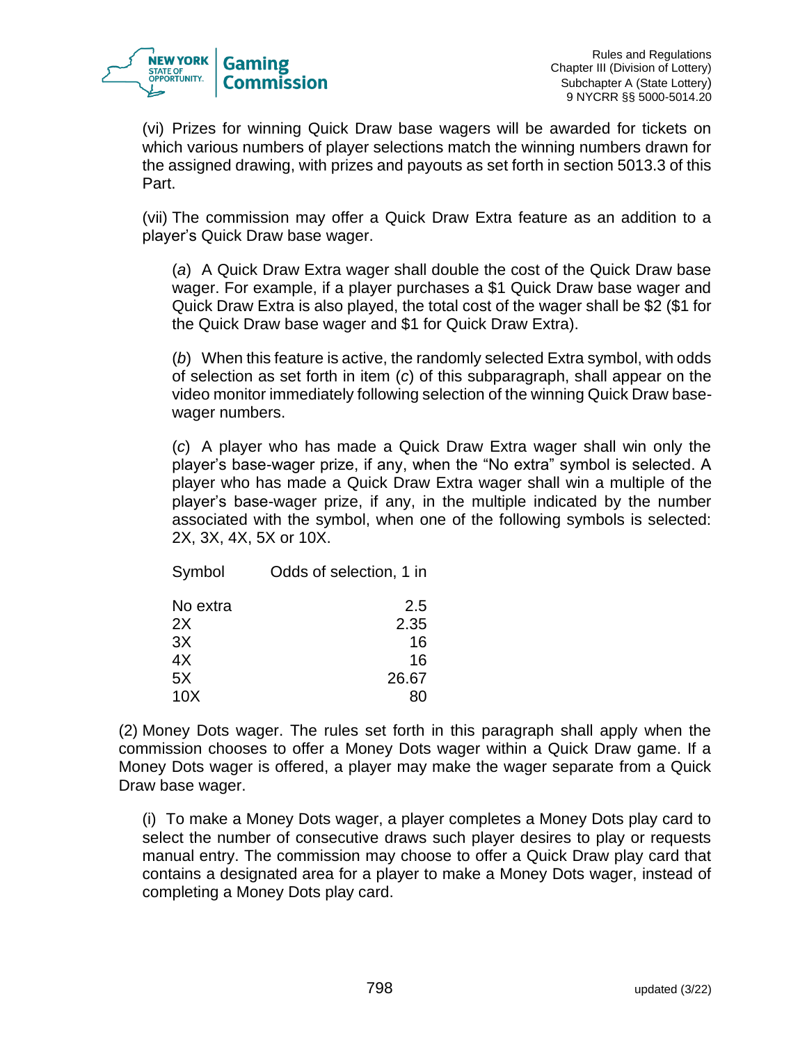(vi) Prizes for winning Quick Draw base wagers will be awarded for tickets on which various numbers of player selections match the winning numbers drawn for the assigned drawing, with prizes and payouts as set forth in section 5013.3 of this Part.

(vii) The commission may offer a Quick Draw Extra feature as an addition to a player's Quick Draw base wager.

(*a*) A Quick Draw Extra wager shall double the cost of the Quick Draw base wager. For example, if a player purchases a $1 Quick Draw base wager and Quick Draw Extra is also played, the total cost of the wager shall be $2 ($1 for the Quick Draw base wager and $1 for Quick Draw Extra).

(*b*) When this feature is active, the randomly selected Extra symbol, with odds of selection as set forth in item (*c*) of this subparagraph, shall appear on the video monitor immediately following selection of the winning Quick Draw base-wager numbers.

(*c*) A player who has made a Quick Draw Extra wager shall win only the player's base-wager prize, if any, when the "No extra" symbol is selected. A player who has made a Quick Draw Extra wager shall win a multiple of the player's base-wager prize, if any, in the multiple indicated by the number associated with the symbol, when one of the following symbols is selected: 2X, 3X, 4X, 5X or 10X.

| Symbol | Odds of selection, 1 in |
|---|---|
| No extra | 2.5 |
| 2X | 2.35 |
| 3X | 16 |
| 4X | 16 |
| 5X | 26.67 |
| 10X | 80 |

(2) Money Dots wager. The rules set forth in this paragraph shall apply when the commission chooses to offer a Money Dots wager within a Quick Draw game. If a Money Dots wager is offered, a player may make the wager separate from a Quick Draw base wager.

(i) To make a Money Dots wager, a player completes a Money Dots play card to select the number of consecutive draws such player desires to play or requests manual entry. The commission may choose to offer a Quick Draw play card that contains a designated area for a player to make a Money Dots wager, instead of completing a Money Dots play card.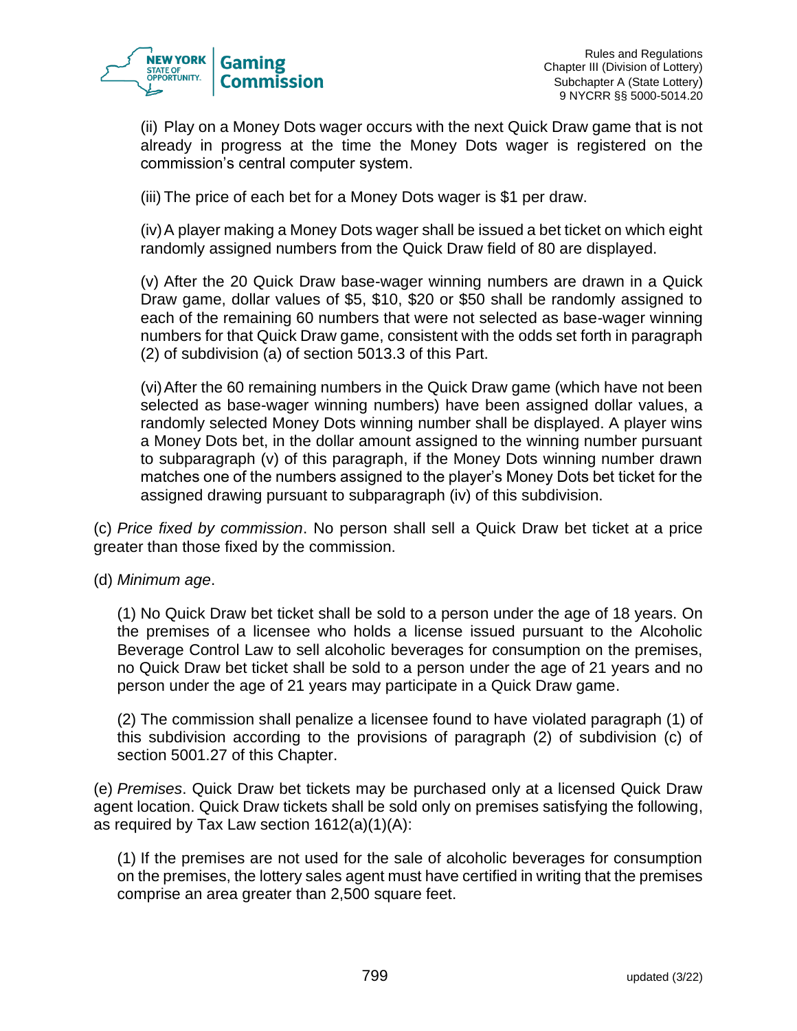(ii) Play on a Money Dots wager occurs with the next Quick Draw game that is not already in progress at the time the Money Dots wager is registered on the commission's central computer system.

(iii) The price of each bet for a Money Dots wager is $1 per draw.

(iv) A player making a Money Dots wager shall be issued a bet ticket on which eight randomly assigned numbers from the Quick Draw field of 80 are displayed.

(v) After the 20 Quick Draw base-wager winning numbers are drawn in a Quick Draw game, dollar values of $5, $10, $20 or $50 shall be randomly assigned to each of the remaining 60 numbers that were not selected as base-wager winning numbers for that Quick Draw game, consistent with the odds set forth in paragraph (2) of subdivision (a) of section 5013.3 of this Part.

(vi) After the 60 remaining numbers in the Quick Draw game (which have not been selected as base-wager winning numbers) have been assigned dollar values, a randomly selected Money Dots winning number shall be displayed. A player wins a Money Dots bet, in the dollar amount assigned to the winning number pursuant to subparagraph (v) of this paragraph, if the Money Dots winning number drawn matches one of the numbers assigned to the player's Money Dots bet ticket for the assigned drawing pursuant to subparagraph (iv) of this subdivision.

(c) *Price fixed by commission*. No person shall sell a Quick Draw bet ticket at a price greater than those fixed by the commission.

(d) *Minimum age*.

(1) No Quick Draw bet ticket shall be sold to a person under the age of 18 years. On the premises of a licensee who holds a license issued pursuant to the Alcoholic Beverage Control Law to sell alcoholic beverages for consumption on the premises, no Quick Draw bet ticket shall be sold to a person under the age of 21 years and no person under the age of 21 years may participate in a Quick Draw game.

(2) The commission shall penalize a licensee found to have violated paragraph (1) of this subdivision according to the provisions of paragraph (2) of subdivision (c) of section 5001.27 of this Chapter.

(e) *Premises*. Quick Draw bet tickets may be purchased only at a licensed Quick Draw agent location. Quick Draw tickets shall be sold only on premises satisfying the following, as required by Tax Law section 1612(a)(1)(A):

(1) If the premises are not used for the sale of alcoholic beverages for consumption on the premises, the lottery sales agent must have certified in writing that the premises comprise an area greater than 2,500 square feet.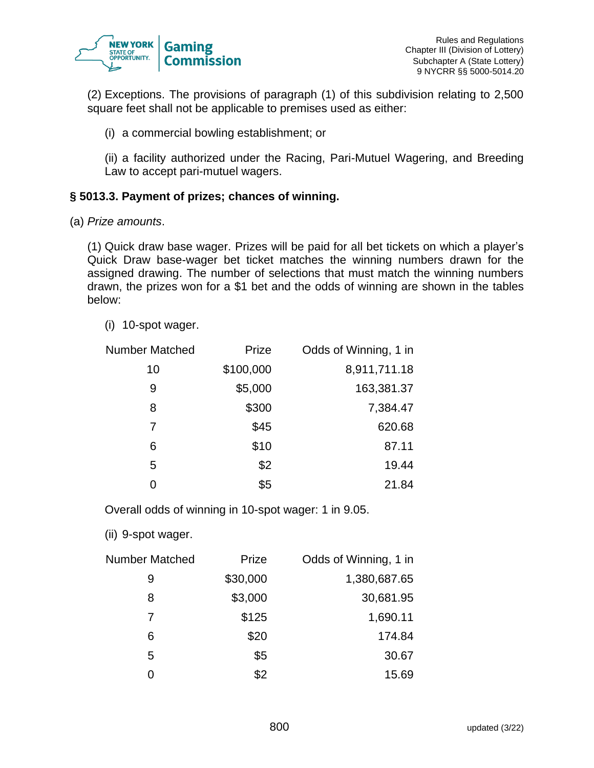(2) Exceptions. The provisions of paragraph (1) of this subdivision relating to 2,500 square feet shall not be applicable to premises used as either:

(i) a commercial bowling establishment; or

(ii) a facility authorized under the Racing, Pari-Mutuel Wagering, and Breeding Law to accept pari-mutuel wagers.

### § 5013.3. Payment of prizes; chances of winning.

(a) *Prize amounts*.

(1) Quick draw base wager. Prizes will be paid for all bet tickets on which a player's Quick Draw base-wager bet ticket matches the winning numbers drawn for the assigned drawing. The number of selections that must match the winning numbers drawn, the prizes won for a $1 bet and the odds of winning are shown in the tables below:

(i) 10-spot wager.

| Number Matched | Prize | Odds of Winning, 1 in |
|---|---|---|
| 10 | $100,000 | 8,911,711.18 |
| 9 | $5,000 | 163,381.37 |
| 8 | $300 | 7,384.47 |
| 7 | $45 | 620.68 |
| 6 | $10 | 87.11 |
| 5 | $2 | 19.44 |
| 0 | $5 | 21.84 |

Overall odds of winning in 10-spot wager: 1 in 9.05.

(ii) 9-spot wager.

| Number Matched | Prize | Odds of Winning, 1 in |
|---|---|---|
| 9 | $30,000 | 1,380,687.65 |
| 8 | $3,000 | 30,681.95 |
| 7 | $125 | 1,690.11 |
| 6 | $20 | 174.84 |
| 5 | $5 | 30.67 |
| 0 | $2 | 15.69 |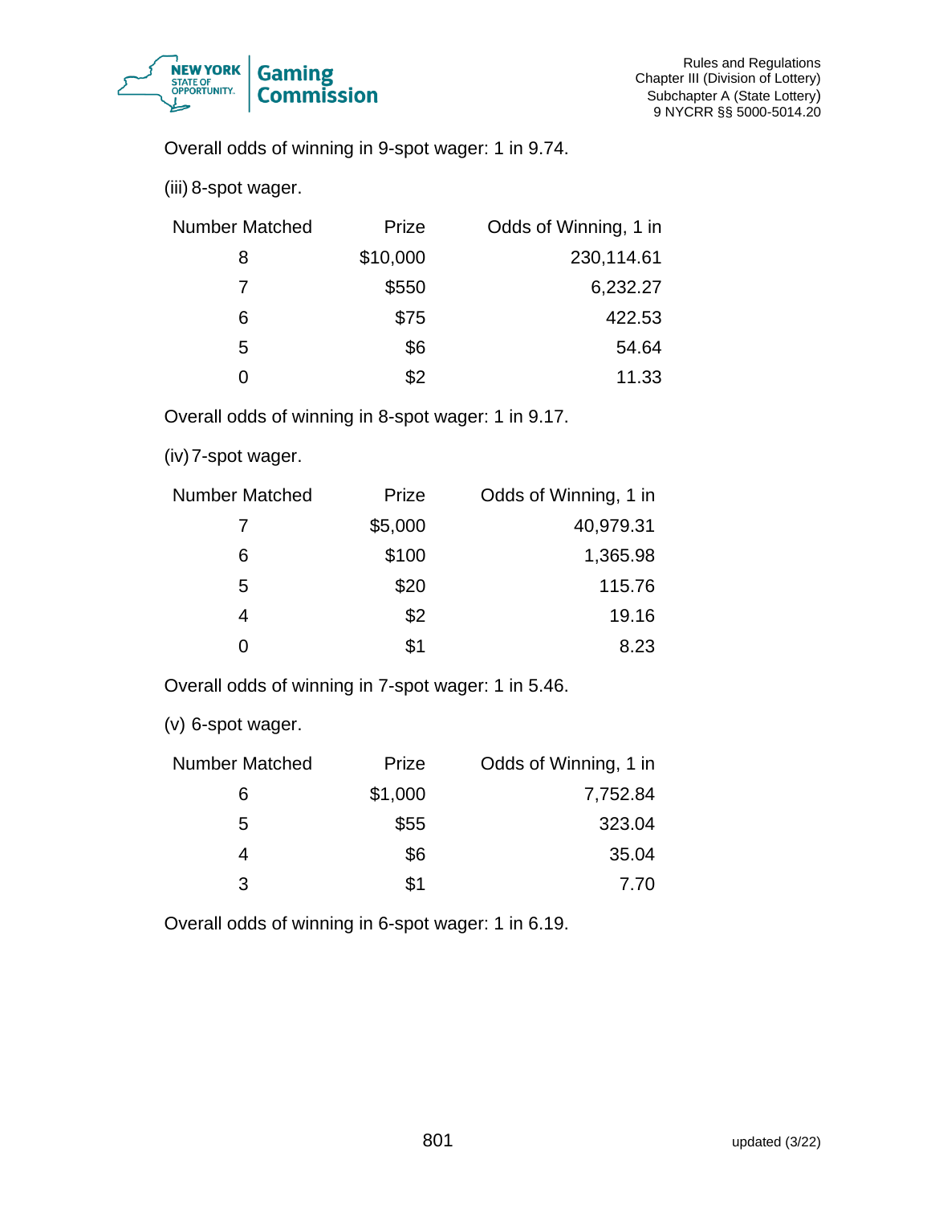Overall odds of winning in 9-spot wager: 1 in 9.74.

(iii) 8-spot wager.

| Number Matched | Prize | Odds of Winning, 1 in |
|---|---|---|
| 8 | $10,000 | 230,114.61 |
| 7 | $550 | 6,232.27 |
| 6 | $75 | 422.53 |
| 5 | $6 | 54.64 |
| 0 | $2 | 11.33 |

Overall odds of winning in 8-spot wager: 1 in 9.17.

(iv) 7-spot wager.

| Number Matched | Prize | Odds of Winning, 1 in |
|---|---|---|
| 7 | $5,000 | 40,979.31 |
| 6 | $100 | 1,365.98 |
| 5 | $20 | 115.76 |
| 4 | $2 | 19.16 |
| 0 | $1 | 8.23 |

Overall odds of winning in 7-spot wager: 1 in 5.46.

(v) 6-spot wager.

| Number Matched | Prize | Odds of Winning, 1 in |
|---|---|---|
| 6 | $1,000 | 7,752.84 |
| 5 | $55 | 323.04 |
| 4 | $6 | 35.04 |
| 3 | $1 | 7.70 |

Overall odds of winning in 6-spot wager: 1 in 6.19.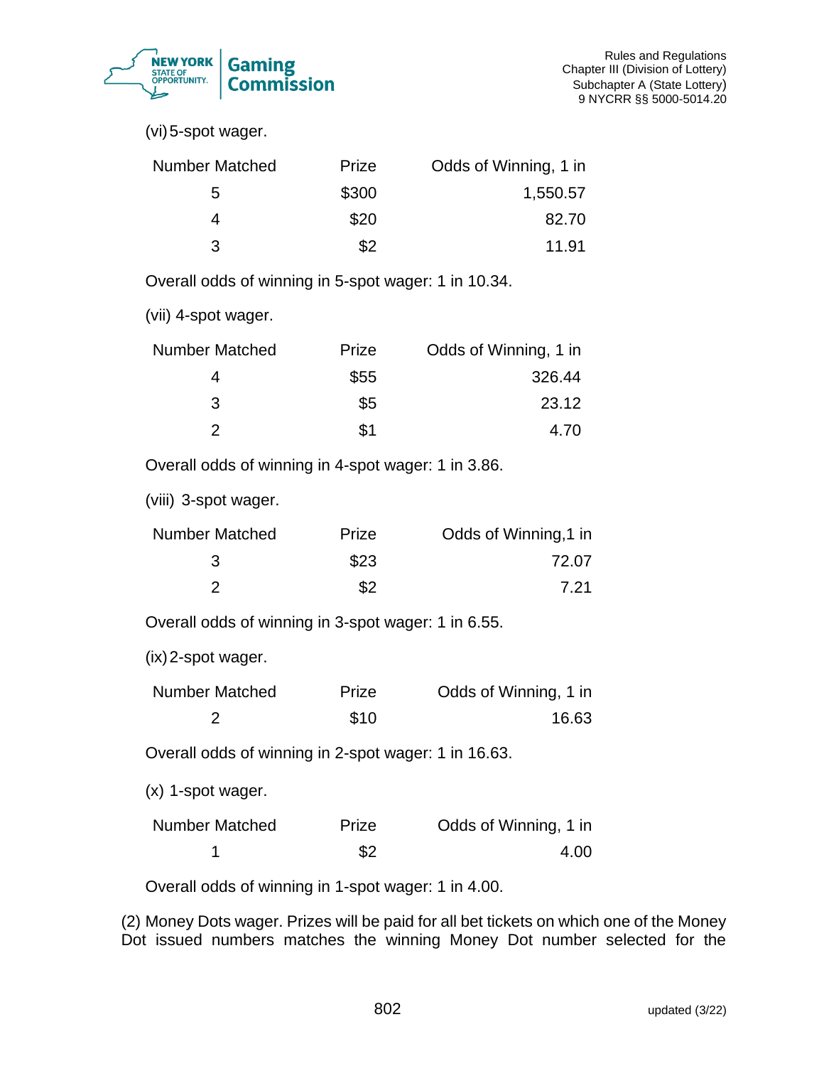(vi) 5-spot wager.

| Number Matched | Prize | Odds of Winning, 1 in |
|---|---|---|
| 5 | $300 | 1,550.57 |
| 4 | $20 | 82.70 |
| 3 | $2 | 11.91 |

Overall odds of winning in 5-spot wager: 1 in 10.34.

(vii) 4-spot wager.

| Number Matched | Prize | Odds of Winning, 1 in |
|---|---|---|
| 4 | $55 | 326.44 |
| 3 | $5 | 23.12 |
| 2 | $1 | 4.70 |

Overall odds of winning in 4-spot wager: 1 in 3.86.

(viii) 3-spot wager.

| Number Matched | Prize | Odds of Winning,1 in |
|---|---|---|
| 3 | $23 | 72.07 |
| 2 | $2 | 7.21 |

Overall odds of winning in 3-spot wager: 1 in 6.55.

(ix) 2-spot wager.

| Number Matched | Prize | Odds of Winning, 1 in |
|---|---|---|
| 2 | $10 | 16.63 |

Overall odds of winning in 2-spot wager: 1 in 16.63.

(x) 1-spot wager.

| Number Matched | Prize | Odds of Winning, 1 in |
|---|---|---|
| 1 | $2 | 4.00 |

Overall odds of winning in 1-spot wager: 1 in 4.00.

(2) Money Dots wager. Prizes will be paid for all bet tickets on which one of the Money Dot issued numbers matches the winning Money Dot number selected for the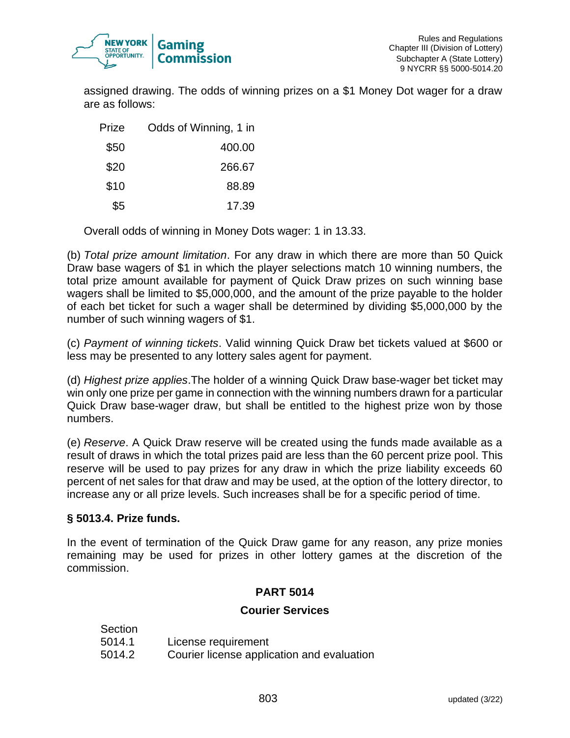assigned drawing. The odds of winning prizes on a $1 Money Dot wager for a draw are as follows:

| Prize | Odds of Winning, 1 in |
|---|---|
| $50 | 400.00 |
| $20 | 266.67 |
| $10 | 88.89 |
| $5 | 17.39 |

Overall odds of winning in Money Dots wager: 1 in 13.33.

(b) *Total prize amount limitation*. For any draw in which there are more than 50 Quick Draw base wagers of $1 in which the player selections match 10 winning numbers, the total prize amount available for payment of Quick Draw prizes on such winning base wagers shall be limited to $5,000,000, and the amount of the prize payable to the holder of each bet ticket for such a wager shall be determined by dividing $5,000,000 by the number of such winning wagers of $1.

(c) *Payment of winning tickets*. Valid winning Quick Draw bet tickets valued at $600 or less may be presented to any lottery sales agent for payment.

(d) *Highest prize applies*.The holder of a winning Quick Draw base-wager bet ticket may win only one prize per game in connection with the winning numbers drawn for a particular Quick Draw base-wager draw, but shall be entitled to the highest prize won by those numbers.

(e) *Reserve*. A Quick Draw reserve will be created using the funds made available as a result of draws in which the total prizes paid are less than the 60 percent prize pool. This reserve will be used to pay prizes for any draw in which the prize liability exceeds 60 percent of net sales for that draw and may be used, at the option of the lottery director, to increase any or all prize levels. Such increases shall be for a specific period of time.

### § 5013.4. Prize funds.

In the event of termination of the Quick Draw game for any reason, any prize monies remaining may be used for prizes in other lottery games at the discretion of the commission.

## PART 5014

## Courier Services

| Section | |
|---|---|
| 5014.1 | License requirement |
| 5014.2 | Courier license application and evaluation |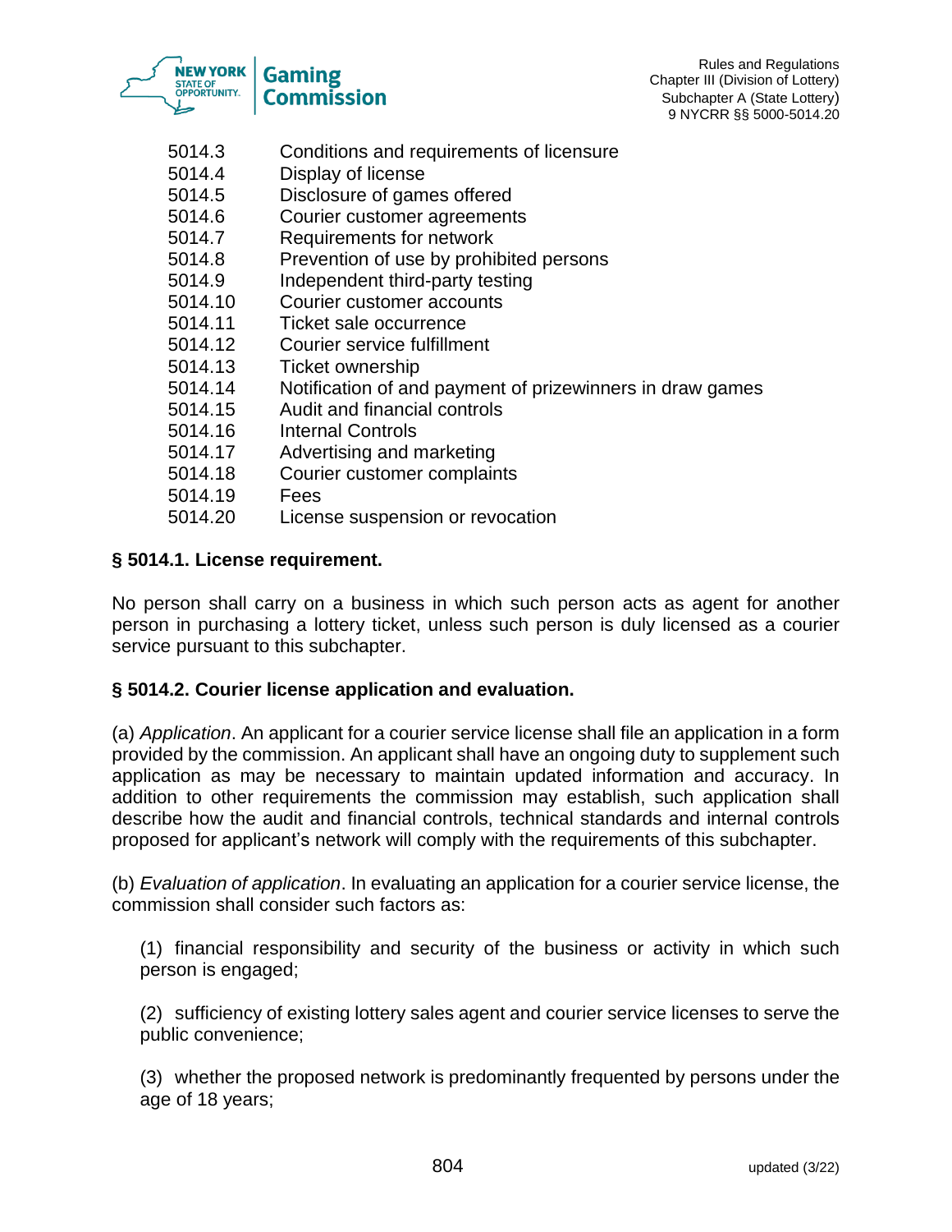| | |
|---|---|
| 5014.3 | Conditions and requirements of licensure |
| 5014.4 | Display of license |
| 5014.5 | Disclosure of games offered |
| 5014.6 | Courier customer agreements |
| 5014.7 | Requirements for network |
| 5014.8 | Prevention of use by prohibited persons |
| 5014.9 | Independent third-party testing |
| 5014.10 | Courier customer accounts |
| 5014.11 | Ticket sale occurrence |
| 5014.12 | Courier service fulfillment |
| 5014.13 | Ticket ownership |
| 5014.14 | Notification of and payment of prizewinners in draw games |
| 5014.15 | Audit and financial controls |
| 5014.16 | Internal Controls |
| 5014.17 | Advertising and marketing |
| 5014.18 | Courier customer complaints |
| 5014.19 | Fees |
| 5014.20 | License suspension or revocation |

**§ 5014.1. License requirement.**

No person shall carry on a business in which such person acts as agent for another person in purchasing a lottery ticket, unless such person is duly licensed as a courier service pursuant to this subchapter.

**§ 5014.2. Courier license application and evaluation.**

(a) *Application*. An applicant for a courier service license shall file an application in a form provided by the commission. An applicant shall have an ongoing duty to supplement such application as may be necessary to maintain updated information and accuracy. In addition to other requirements the commission may establish, such application shall describe how the audit and financial controls, technical standards and internal controls proposed for applicant's network will comply with the requirements of this subchapter.

(b) *Evaluation of application*. In evaluating an application for a courier service license, the commission shall consider such factors as:

(1) financial responsibility and security of the business or activity in which such person is engaged;

(2) sufficiency of existing lottery sales agent and courier service licenses to serve the public convenience;

(3) whether the proposed network is predominantly frequented by persons under the age of 18 years;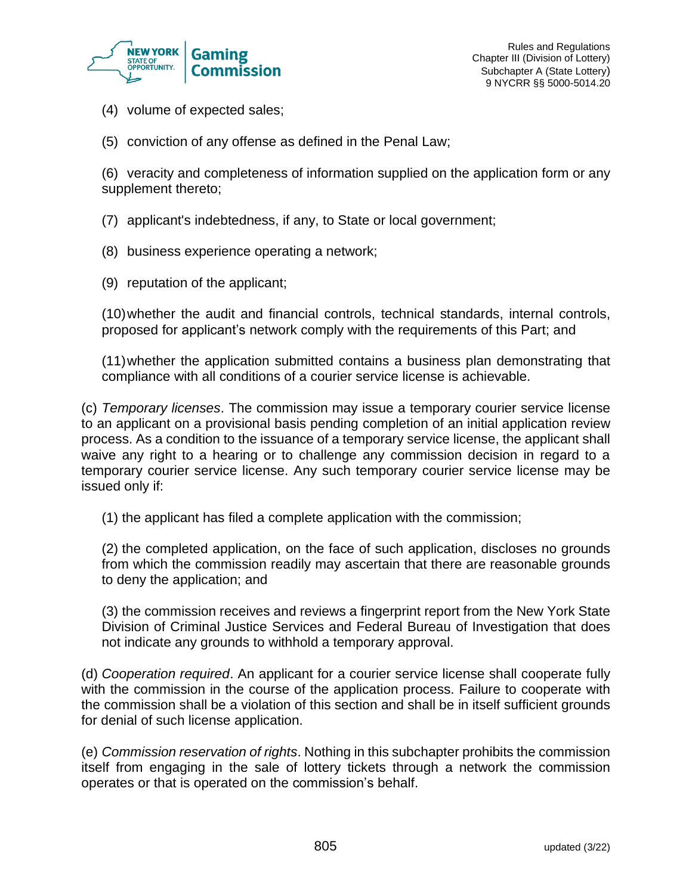(4) volume of expected sales;

(5) conviction of any offense as defined in the Penal Law;

(6) veracity and completeness of information supplied on the application form or any supplement thereto;

(7) applicant's indebtedness, if any, to State or local government;

(8) business experience operating a network;

(9) reputation of the applicant;

(10) whether the audit and financial controls, technical standards, internal controls, proposed for applicant's network comply with the requirements of this Part; and

(11) whether the application submitted contains a business plan demonstrating that compliance with all conditions of a courier service license is achievable.

(c) *Temporary licenses*. The commission may issue a temporary courier service license to an applicant on a provisional basis pending completion of an initial application review process. As a condition to the issuance of a temporary service license, the applicant shall waive any right to a hearing or to challenge any commission decision in regard to a temporary courier service license. Any such temporary courier service license may be issued only if:

(1) the applicant has filed a complete application with the commission;

(2) the completed application, on the face of such application, discloses no grounds from which the commission readily may ascertain that there are reasonable grounds to deny the application; and

(3) the commission receives and reviews a fingerprint report from the New York State Division of Criminal Justice Services and Federal Bureau of Investigation that does not indicate any grounds to withhold a temporary approval.

(d) *Cooperation required*. An applicant for a courier service license shall cooperate fully with the commission in the course of the application process. Failure to cooperate with the commission shall be a violation of this section and shall be in itself sufficient grounds for denial of such license application.

(e) *Commission reservation of rights*. Nothing in this subchapter prohibits the commission itself from engaging in the sale of lottery tickets through a network the commission operates or that is operated on the commission's behalf.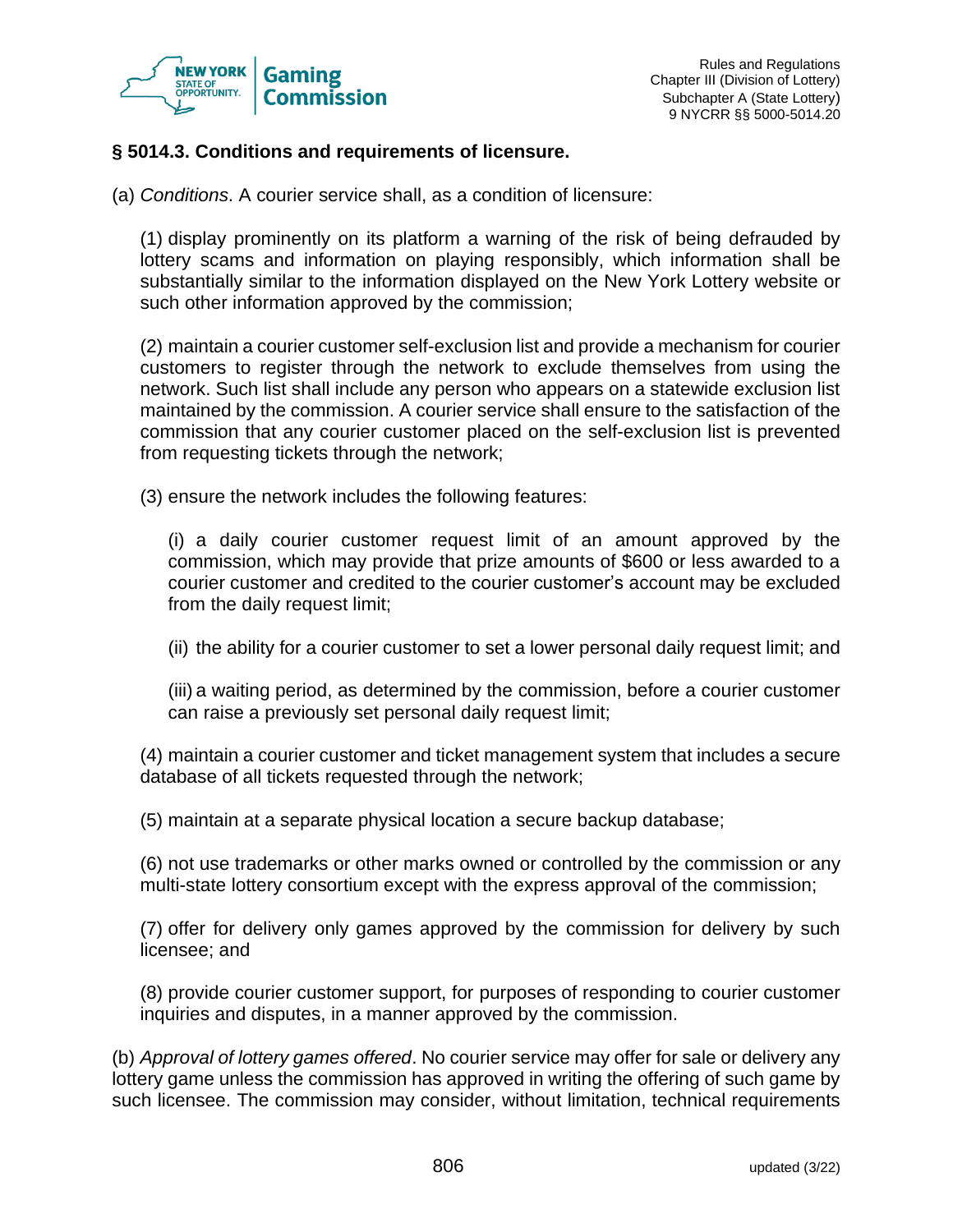## § 5014.3. Conditions and requirements of licensure.

(a) *Conditions*. A courier service shall, as a condition of licensure:

(1) display prominently on its platform a warning of the risk of being defrauded by lottery scams and information on playing responsibly, which information shall be substantially similar to the information displayed on the New York Lottery website or such other information approved by the commission;

(2) maintain a courier customer self-exclusion list and provide a mechanism for courier customers to register through the network to exclude themselves from using the network. Such list shall include any person who appears on a statewide exclusion list maintained by the commission. A courier service shall ensure to the satisfaction of the commission that any courier customer placed on the self-exclusion list is prevented from requesting tickets through the network;

(3) ensure the network includes the following features:

(i) a daily courier customer request limit of an amount approved by the commission, which may provide that prize amounts of $600 or less awarded to a courier customer and credited to the courier customer's account may be excluded from the daily request limit;

(ii) the ability for a courier customer to set a lower personal daily request limit; and

(iii) a waiting period, as determined by the commission, before a courier customer can raise a previously set personal daily request limit;

(4) maintain a courier customer and ticket management system that includes a secure database of all tickets requested through the network;

(5) maintain at a separate physical location a secure backup database;

(6) not use trademarks or other marks owned or controlled by the commission or any multi-state lottery consortium except with the express approval of the commission;

(7) offer for delivery only games approved by the commission for delivery by such licensee; and

(8) provide courier customer support, for purposes of responding to courier customer inquiries and disputes, in a manner approved by the commission.

(b) *Approval of lottery games offered*. No courier service may offer for sale or delivery any lottery game unless the commission has approved in writing the offering of such game by such licensee. The commission may consider, without limitation, technical requirements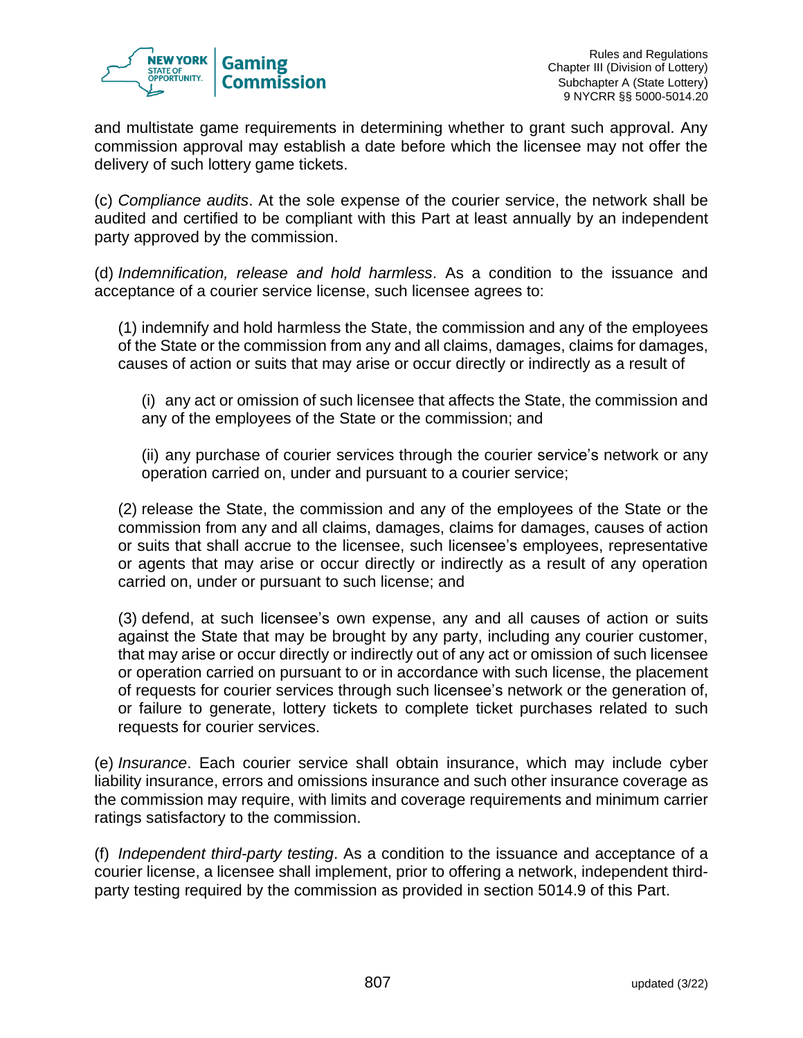and multistate game requirements in determining whether to grant such approval. Any commission approval may establish a date before which the licensee may not offer the delivery of such lottery game tickets.

(c) *Compliance audits*. At the sole expense of the courier service, the network shall be audited and certified to be compliant with this Part at least annually by an independent party approved by the commission.

(d) *Indemnification, release and hold harmless*. As a condition to the issuance and acceptance of a courier service license, such licensee agrees to:

(1) indemnify and hold harmless the State, the commission and any of the employees of the State or the commission from any and all claims, damages, claims for damages, causes of action or suits that may arise or occur directly or indirectly as a result of

(i) any act or omission of such licensee that affects the State, the commission and any of the employees of the State or the commission; and

(ii) any purchase of courier services through the courier service's network or any operation carried on, under and pursuant to a courier service;

(2) release the State, the commission and any of the employees of the State or the commission from any and all claims, damages, claims for damages, causes of action or suits that shall accrue to the licensee, such licensee's employees, representative or agents that may arise or occur directly or indirectly as a result of any operation carried on, under or pursuant to such license; and

(3) defend, at such licensee's own expense, any and all causes of action or suits against the State that may be brought by any party, including any courier customer, that may arise or occur directly or indirectly out of any act or omission of such licensee or operation carried on pursuant to or in accordance with such license, the placement of requests for courier services through such licensee's network or the generation of, or failure to generate, lottery tickets to complete ticket purchases related to such requests for courier services.

(e) *Insurance*. Each courier service shall obtain insurance, which may include cyber liability insurance, errors and omissions insurance and such other insurance coverage as the commission may require, with limits and coverage requirements and minimum carrier ratings satisfactory to the commission.

(f) *Independent third-party testing*. As a condition to the issuance and acceptance of a courier license, a licensee shall implement, prior to offering a network, independent third-party testing required by the commission as provided in section 5014.9 of this Part.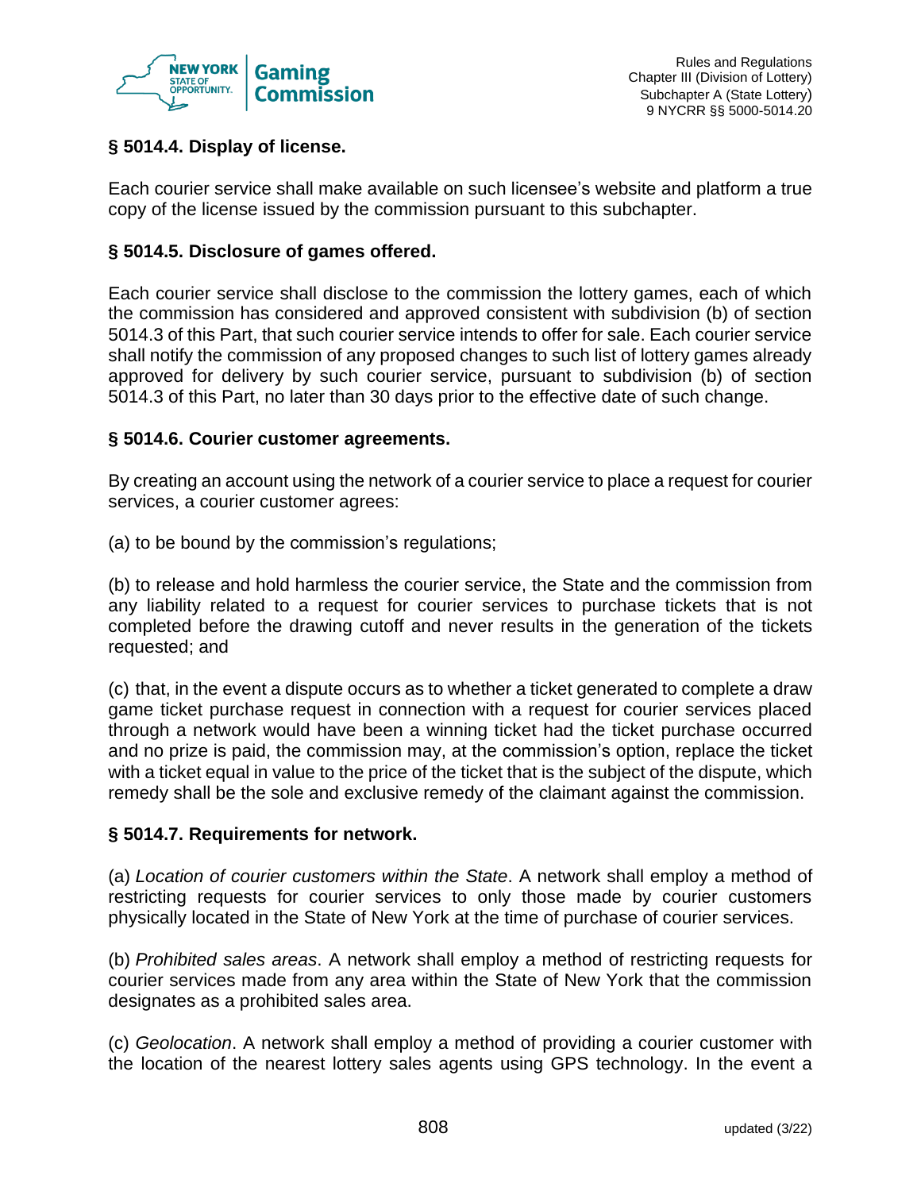### § 5014.4. Display of license.

Each courier service shall make available on such licensee's website and platform a true copy of the license issued by the commission pursuant to this subchapter.

### § 5014.5. Disclosure of games offered.

Each courier service shall disclose to the commission the lottery games, each of which the commission has considered and approved consistent with subdivision (b) of section 5014.3 of this Part, that such courier service intends to offer for sale. Each courier service shall notify the commission of any proposed changes to such list of lottery games already approved for delivery by such courier service, pursuant to subdivision (b) of section 5014.3 of this Part, no later than 30 days prior to the effective date of such change.

### § 5014.6. Courier customer agreements.

By creating an account using the network of a courier service to place a request for courier services, a courier customer agrees:

(a) to be bound by the commission's regulations;

(b) to release and hold harmless the courier service, the State and the commission from any liability related to a request for courier services to purchase tickets that is not completed before the drawing cutoff and never results in the generation of the tickets requested; and

(c) that, in the event a dispute occurs as to whether a ticket generated to complete a draw game ticket purchase request in connection with a request for courier services placed through a network would have been a winning ticket had the ticket purchase occurred and no prize is paid, the commission may, at the commission's option, replace the ticket with a ticket equal in value to the price of the ticket that is the subject of the dispute, which remedy shall be the sole and exclusive remedy of the claimant against the commission.

### § 5014.7. Requirements for network.

(a) *Location of courier customers within the State*. A network shall employ a method of restricting requests for courier services to only those made by courier customers physically located in the State of New York at the time of purchase of courier services.

(b) *Prohibited sales areas*. A network shall employ a method of restricting requests for courier services made from any area within the State of New York that the commission designates as a prohibited sales area.

(c) *Geolocation*. A network shall employ a method of providing a courier customer with the location of the nearest lottery sales agents using GPS technology. In the event a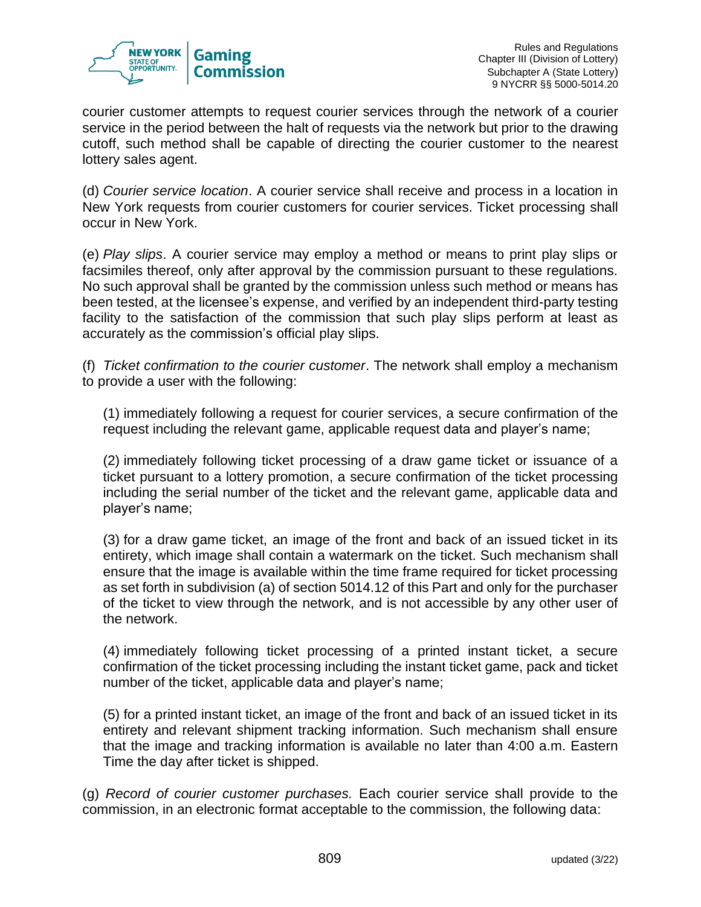courier customer attempts to request courier services through the network of a courier service in the period between the halt of requests via the network but prior to the drawing cutoff, such method shall be capable of directing the courier customer to the nearest lottery sales agent.

(d) *Courier service location*. A courier service shall receive and process in a location in New York requests from courier customers for courier services. Ticket processing shall occur in New York.

(e) *Play slips*. A courier service may employ a method or means to print play slips or facsimiles thereof, only after approval by the commission pursuant to these regulations. No such approval shall be granted by the commission unless such method or means has been tested, at the licensee's expense, and verified by an independent third-party testing facility to the satisfaction of the commission that such play slips perform at least as accurately as the commission's official play slips.

(f) *Ticket confirmation to the courier customer*. The network shall employ a mechanism to provide a user with the following:

(1) immediately following a request for courier services, a secure confirmation of the request including the relevant game, applicable request data and player's name;

(2) immediately following ticket processing of a draw game ticket or issuance of a ticket pursuant to a lottery promotion, a secure confirmation of the ticket processing including the serial number of the ticket and the relevant game, applicable data and player's name;

(3) for a draw game ticket, an image of the front and back of an issued ticket in its entirety, which image shall contain a watermark on the ticket. Such mechanism shall ensure that the image is available within the time frame required for ticket processing as set forth in subdivision (a) of section 5014.12 of this Part and only for the purchaser of the ticket to view through the network, and is not accessible by any other user of the network.

(4) immediately following ticket processing of a printed instant ticket, a secure confirmation of the ticket processing including the instant ticket game, pack and ticket number of the ticket, applicable data and player's name;

(5) for a printed instant ticket, an image of the front and back of an issued ticket in its entirety and relevant shipment tracking information. Such mechanism shall ensure that the image and tracking information is available no later than 4:00 a.m. Eastern Time the day after ticket is shipped.

(g) *Record of courier customer purchases.* Each courier service shall provide to the commission, in an electronic format acceptable to the commission, the following data: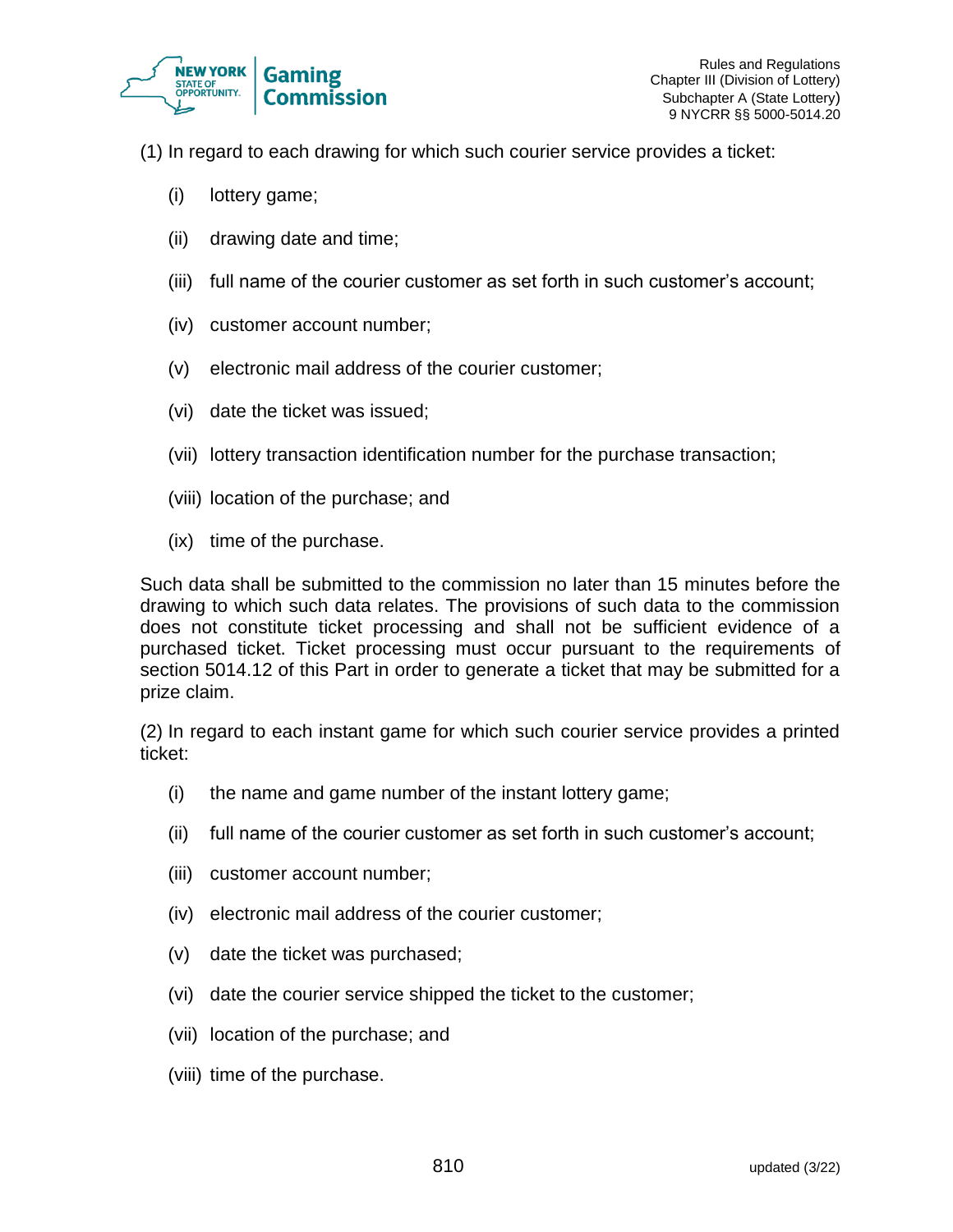(1) In regard to each drawing for which such courier service provides a ticket:

(i) lottery game;

(ii) drawing date and time;

(iii) full name of the courier customer as set forth in such customer's account;

(iv) customer account number;

(v) electronic mail address of the courier customer;

(vi) date the ticket was issued;

(vii) lottery transaction identification number for the purchase transaction;

(viii) location of the purchase; and

(ix) time of the purchase.

Such data shall be submitted to the commission no later than 15 minutes before the drawing to which such data relates. The provisions of such data to the commission does not constitute ticket processing and shall not be sufficient evidence of a purchased ticket. Ticket processing must occur pursuant to the requirements of section 5014.12 of this Part in order to generate a ticket that may be submitted for a prize claim.

(2) In regard to each instant game for which such courier service provides a printed ticket:

(i) the name and game number of the instant lottery game;

(ii) full name of the courier customer as set forth in such customer's account;

(iii) customer account number;

(iv) electronic mail address of the courier customer;

(v) date the ticket was purchased;

(vi) date the courier service shipped the ticket to the customer;

(vii) location of the purchase; and

(viii) time of the purchase.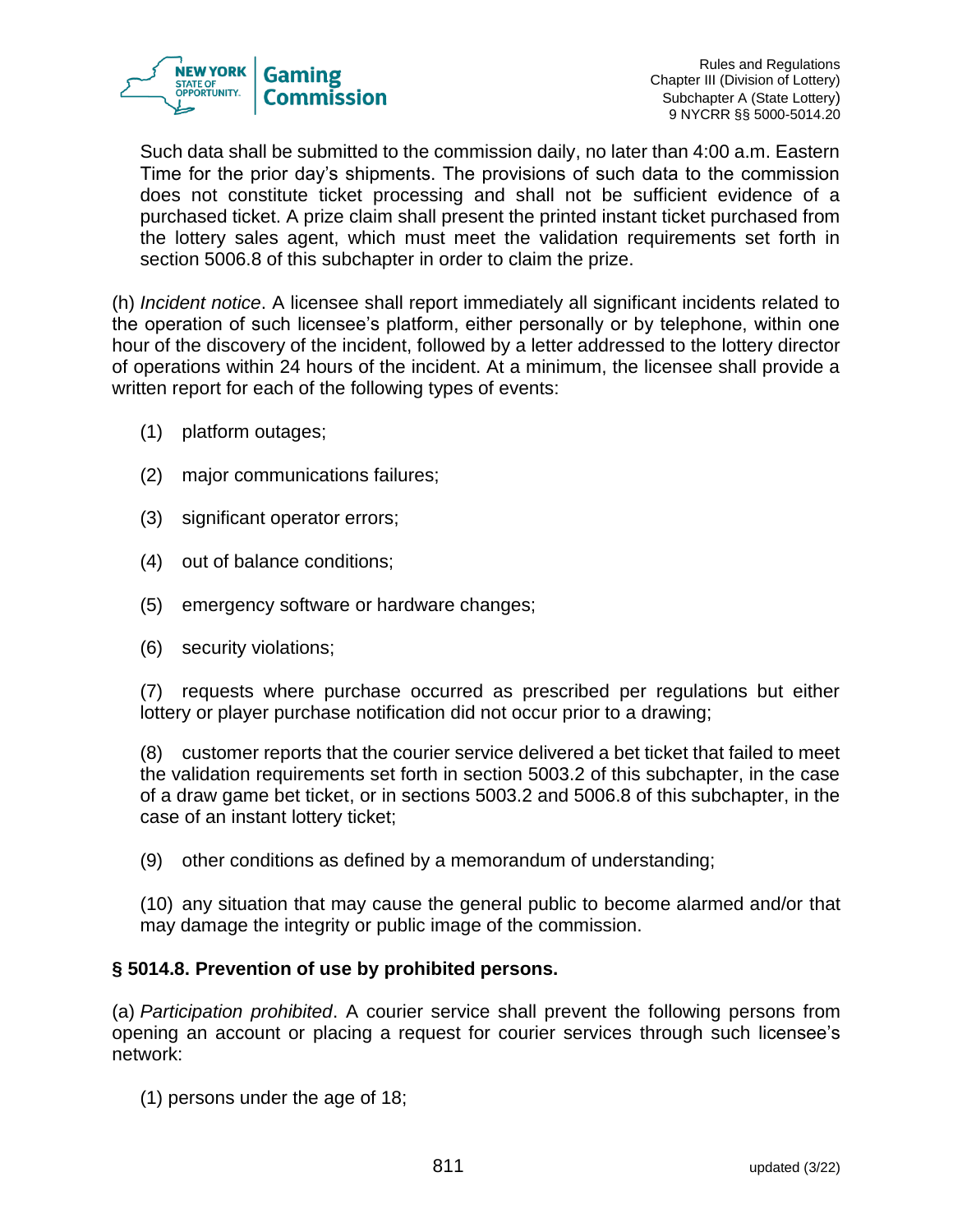Such data shall be submitted to the commission daily, no later than 4:00 a.m. Eastern Time for the prior day's shipments. The provisions of such data to the commission does not constitute ticket processing and shall not be sufficient evidence of a purchased ticket. A prize claim shall present the printed instant ticket purchased from the lottery sales agent, which must meet the validation requirements set forth in section 5006.8 of this subchapter in order to claim the prize.

(h) *Incident notice*. A licensee shall report immediately all significant incidents related to the operation of such licensee's platform, either personally or by telephone, within one hour of the discovery of the incident, followed by a letter addressed to the lottery director of operations within 24 hours of the incident. At a minimum, the licensee shall provide a written report for each of the following types of events:

(1) platform outages;

(2) major communications failures;

(3) significant operator errors;

(4) out of balance conditions;

(5) emergency software or hardware changes;

(6) security violations;

(7) requests where purchase occurred as prescribed per regulations but either lottery or player purchase notification did not occur prior to a drawing;

(8) customer reports that the courier service delivered a bet ticket that failed to meet the validation requirements set forth in section 5003.2 of this subchapter, in the case of a draw game bet ticket, or in sections 5003.2 and 5006.8 of this subchapter, in the case of an instant lottery ticket;

(9) other conditions as defined by a memorandum of understanding;

(10) any situation that may cause the general public to become alarmed and/or that may damage the integrity or public image of the commission.

**§ 5014.8. Prevention of use by prohibited persons.**

(a) *Participation prohibited*. A courier service shall prevent the following persons from opening an account or placing a request for courier services through such licensee's network:

(1) persons under the age of 18;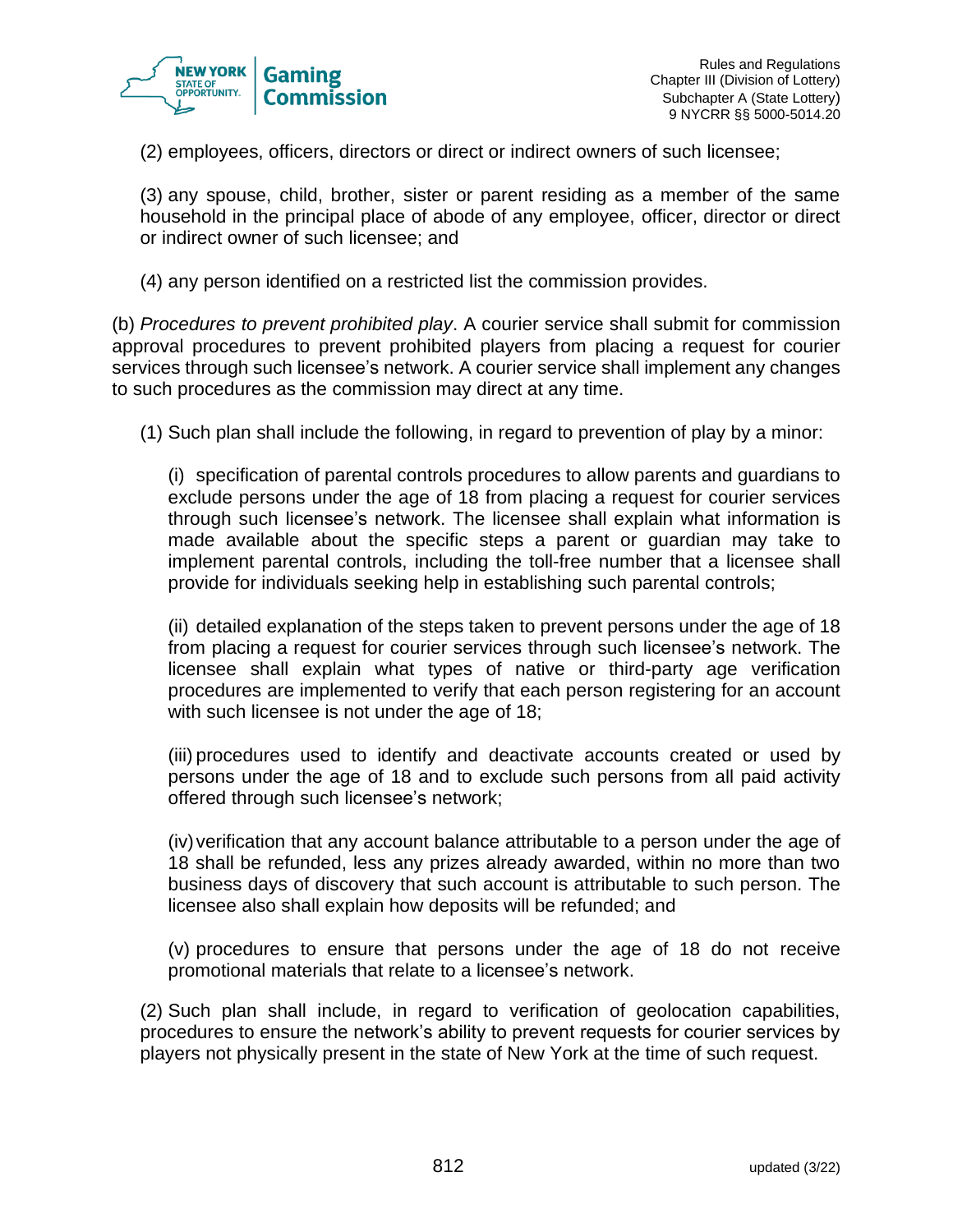(2) employees, officers, directors or direct or indirect owners of such licensee;

(3) any spouse, child, brother, sister or parent residing as a member of the same household in the principal place of abode of any employee, officer, director or direct or indirect owner of such licensee; and

(4) any person identified on a restricted list the commission provides.

(b) *Procedures to prevent prohibited play*. A courier service shall submit for commission approval procedures to prevent prohibited players from placing a request for courier services through such licensee's network. A courier service shall implement any changes to such procedures as the commission may direct at any time.

(1) Such plan shall include the following, in regard to prevention of play by a minor:

(i) specification of parental controls procedures to allow parents and guardians to exclude persons under the age of 18 from placing a request for courier services through such licensee's network. The licensee shall explain what information is made available about the specific steps a parent or guardian may take to implement parental controls, including the toll-free number that a licensee shall provide for individuals seeking help in establishing such parental controls;

(ii) detailed explanation of the steps taken to prevent persons under the age of 18 from placing a request for courier services through such licensee's network. The licensee shall explain what types of native or third-party age verification procedures are implemented to verify that each person registering for an account with such licensee is not under the age of 18;

(iii) procedures used to identify and deactivate accounts created or used by persons under the age of 18 and to exclude such persons from all paid activity offered through such licensee's network;

(iv) verification that any account balance attributable to a person under the age of 18 shall be refunded, less any prizes already awarded, within no more than two business days of discovery that such account is attributable to such person. The licensee also shall explain how deposits will be refunded; and

(v) procedures to ensure that persons under the age of 18 do not receive promotional materials that relate to a licensee's network.

(2) Such plan shall include, in regard to verification of geolocation capabilities, procedures to ensure the network's ability to prevent requests for courier services by players not physically present in the state of New York at the time of such request.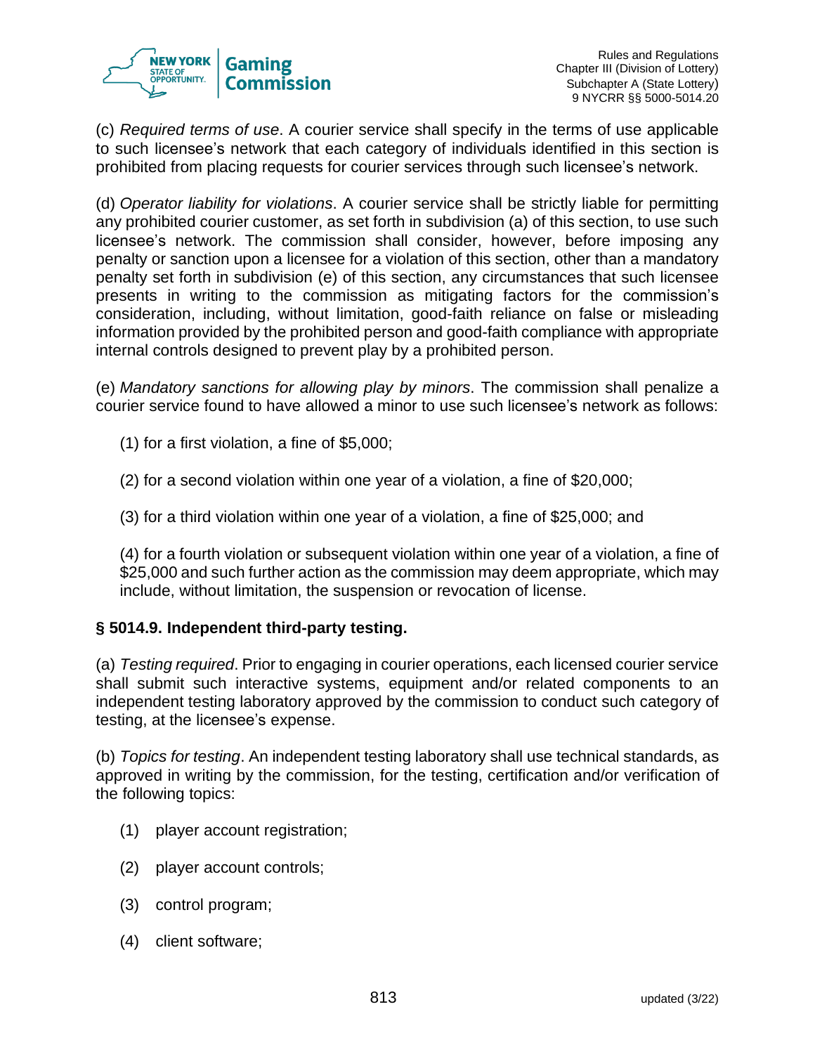(c) *Required terms of use*. A courier service shall specify in the terms of use applicable to such licensee's network that each category of individuals identified in this section is prohibited from placing requests for courier services through such licensee's network.

(d) *Operator liability for violations*. A courier service shall be strictly liable for permitting any prohibited courier customer, as set forth in subdivision (a) of this section, to use such licensee's network. The commission shall consider, however, before imposing any penalty or sanction upon a licensee for a violation of this section, other than a mandatory penalty set forth in subdivision (e) of this section, any circumstances that such licensee presents in writing to the commission as mitigating factors for the commission's consideration, including, without limitation, good-faith reliance on false or misleading information provided by the prohibited person and good-faith compliance with appropriate internal controls designed to prevent play by a prohibited person.

(e) *Mandatory sanctions for allowing play by minors*. The commission shall penalize a courier service found to have allowed a minor to use such licensee's network as follows:

(1) for a first violation, a fine of $5,000;

(2) for a second violation within one year of a violation, a fine of $20,000;

(3) for a third violation within one year of a violation, a fine of $25,000; and

(4) for a fourth violation or subsequent violation within one year of a violation, a fine of $25,000 and such further action as the commission may deem appropriate, which may include, without limitation, the suspension or revocation of license.

**§ 5014.9. Independent third-party testing.**

(a) *Testing required*. Prior to engaging in courier operations, each licensed courier service shall submit such interactive systems, equipment and/or related components to an independent testing laboratory approved by the commission to conduct such category of testing, at the licensee's expense.

(b) *Topics for testing*. An independent testing laboratory shall use technical standards, as approved in writing by the commission, for the testing, certification and/or verification of the following topics:

(1) player account registration;

(2) player account controls;

(3) control program;

(4) client software;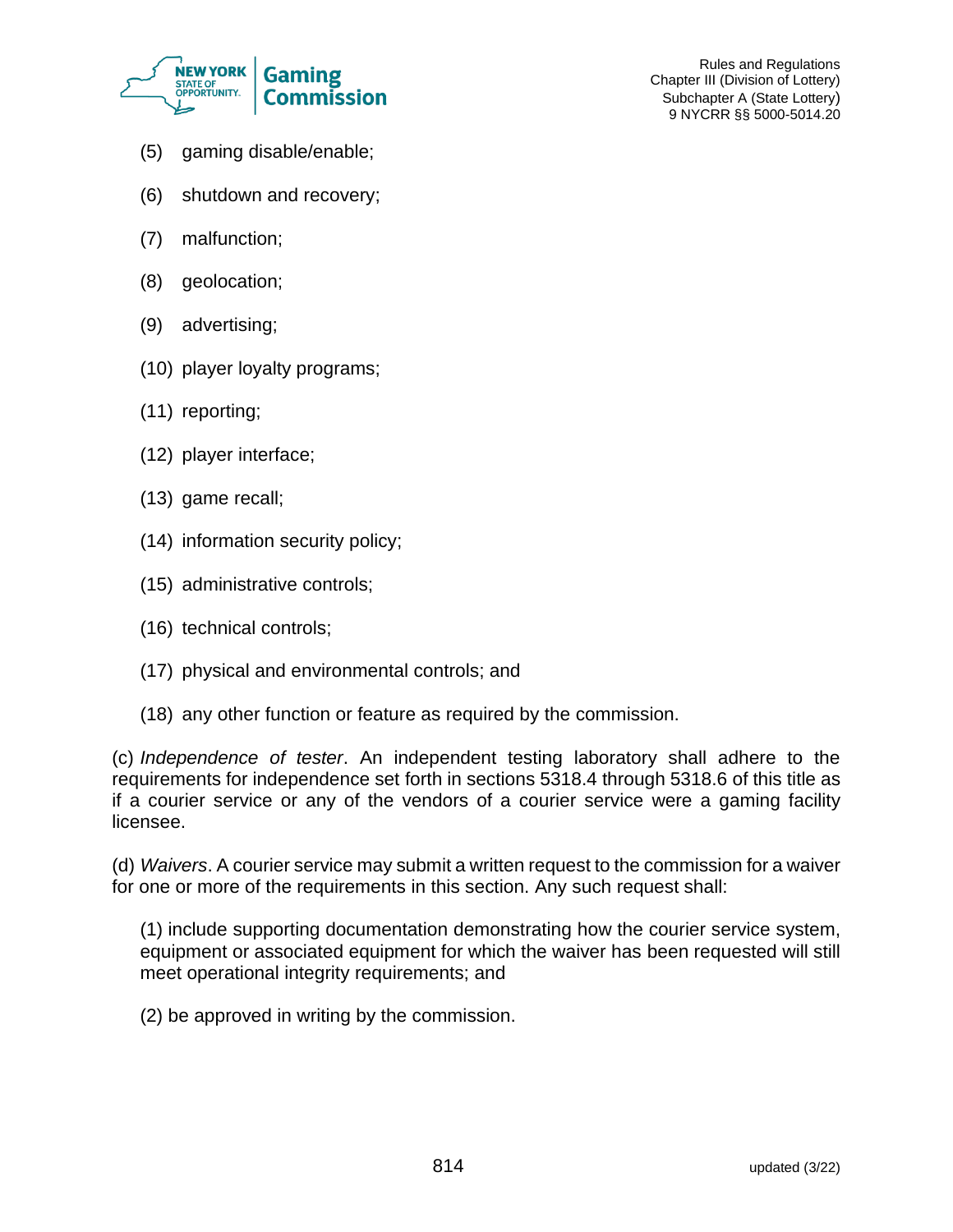(5) gaming disable/enable;

(6) shutdown and recovery;

(7) malfunction;

(8) geolocation;

(9) advertising;

(10) player loyalty programs;

(11) reporting;

(12) player interface;

(13) game recall;

(14) information security policy;

(15) administrative controls;

(16) technical controls;

(17) physical and environmental controls; and

(18) any other function or feature as required by the commission.

(c) *Independence of tester*. An independent testing laboratory shall adhere to the requirements for independence set forth in sections 5318.4 through 5318.6 of this title as if a courier service or any of the vendors of a courier service were a gaming facility licensee.

(d) *Waivers*. A courier service may submit a written request to the commission for a waiver for one or more of the requirements in this section. Any such request shall:

(1) include supporting documentation demonstrating how the courier service system, equipment or associated equipment for which the waiver has been requested will still meet operational integrity requirements; and

(2) be approved in writing by the commission.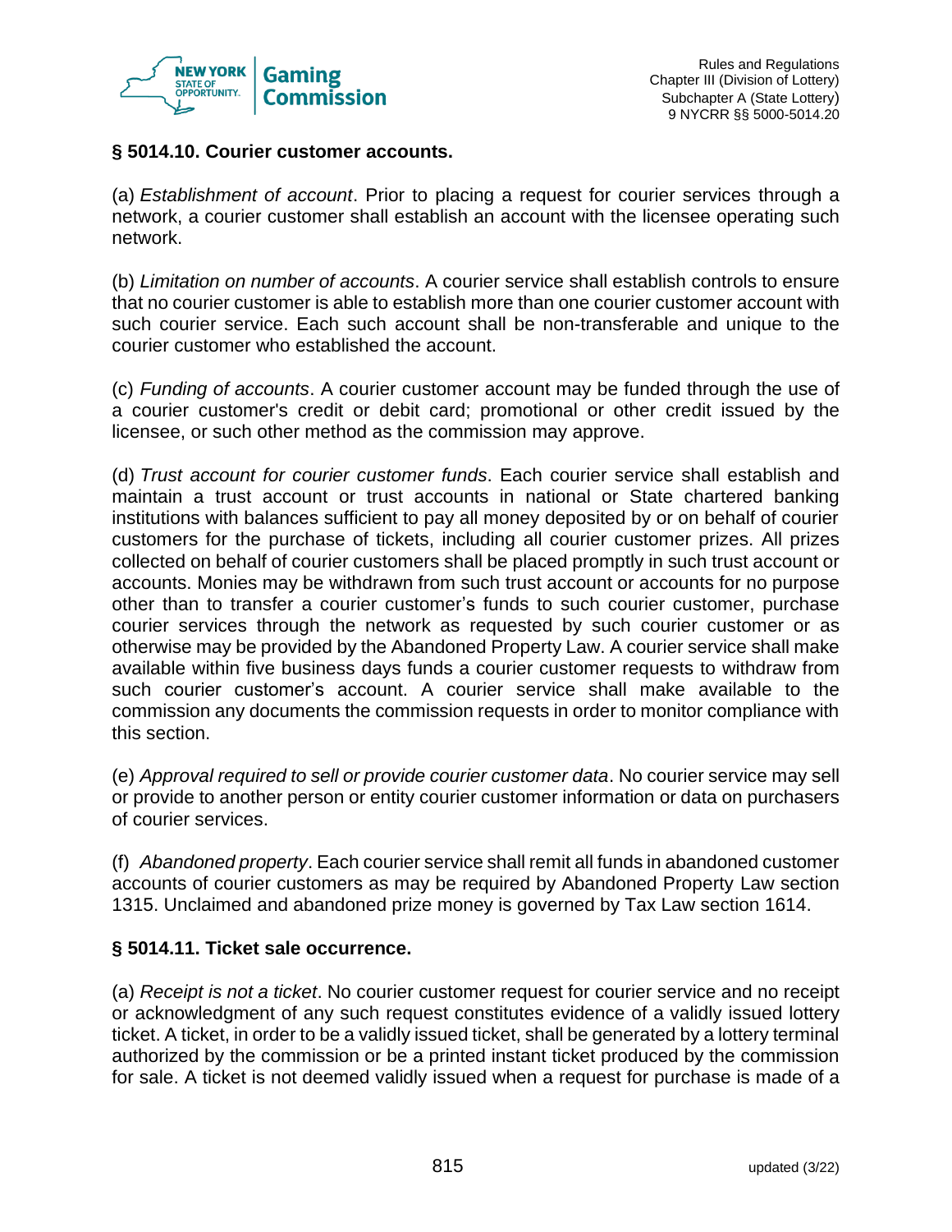### § 5014.10. Courier customer accounts.

(a) *Establishment of account*. Prior to placing a request for courier services through a network, a courier customer shall establish an account with the licensee operating such network.

(b) *Limitation on number of accounts*. A courier service shall establish controls to ensure that no courier customer is able to establish more than one courier customer account with such courier service. Each such account shall be non-transferable and unique to the courier customer who established the account.

(c) *Funding of accounts*. A courier customer account may be funded through the use of a courier customer's credit or debit card; promotional or other credit issued by the licensee, or such other method as the commission may approve.

(d) *Trust account for courier customer funds*. Each courier service shall establish and maintain a trust account or trust accounts in national or State chartered banking institutions with balances sufficient to pay all money deposited by or on behalf of courier customers for the purchase of tickets, including all courier customer prizes. All prizes collected on behalf of courier customers shall be placed promptly in such trust account or accounts. Monies may be withdrawn from such trust account or accounts for no purpose other than to transfer a courier customer's funds to such courier customer, purchase courier services through the network as requested by such courier customer or as otherwise may be provided by the Abandoned Property Law. A courier service shall make available within five business days funds a courier customer requests to withdraw from such courier customer's account. A courier service shall make available to the commission any documents the commission requests in order to monitor compliance with this section.

(e) *Approval required to sell or provide courier customer data*. No courier service may sell or provide to another person or entity courier customer information or data on purchasers of courier services.

(f) *Abandoned property*. Each courier service shall remit all funds in abandoned customer accounts of courier customers as may be required by Abandoned Property Law section 1315. Unclaimed and abandoned prize money is governed by Tax Law section 1614.

### § 5014.11. Ticket sale occurrence.

(a) *Receipt is not a ticket*. No courier customer request for courier service and no receipt or acknowledgment of any such request constitutes evidence of a validly issued lottery ticket. A ticket, in order to be a validly issued ticket, shall be generated by a lottery terminal authorized by the commission or be a printed instant ticket produced by the commission for sale. A ticket is not deemed validly issued when a request for purchase is made of a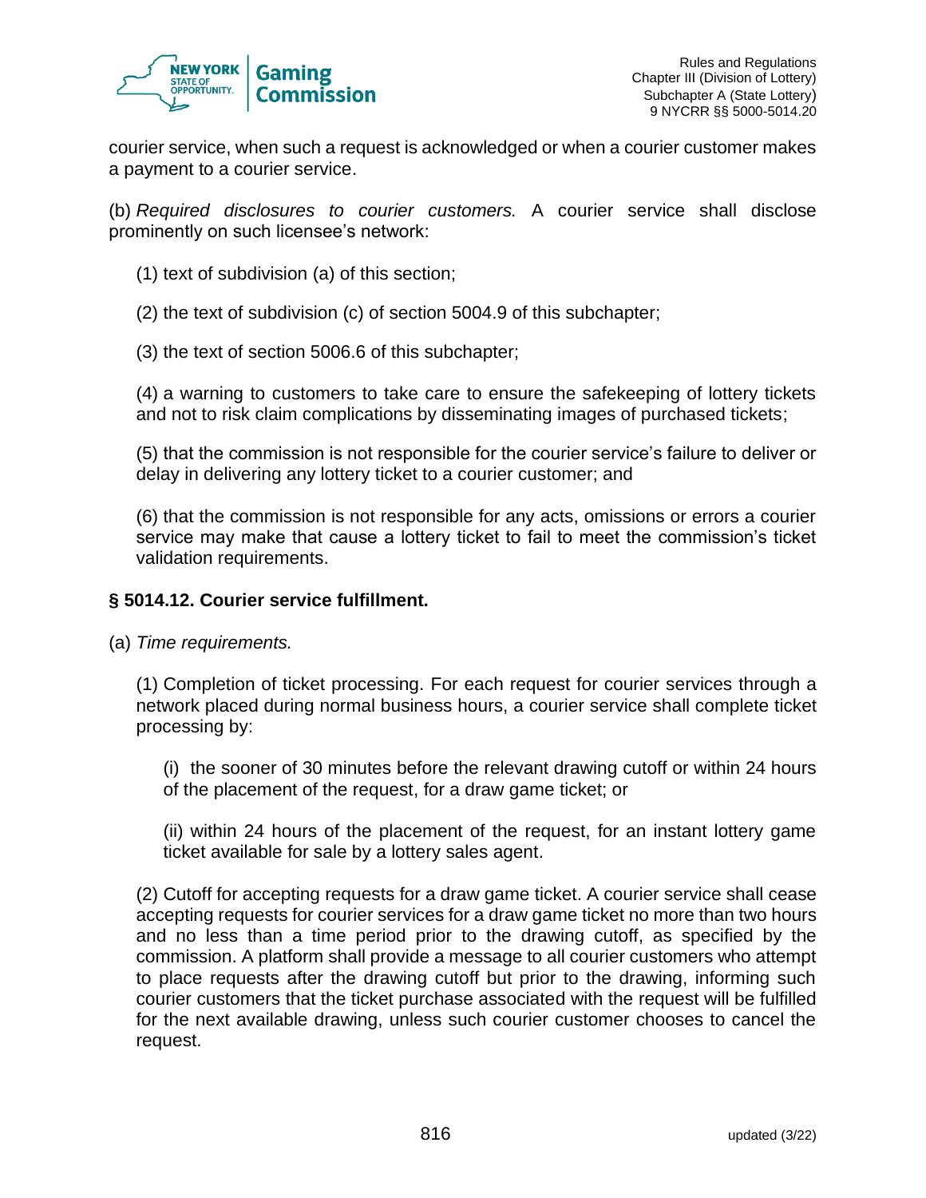courier service, when such a request is acknowledged or when a courier customer makes a payment to a courier service.

(b) *Required disclosures to courier customers.* A courier service shall disclose prominently on such licensee's network:

(1) text of subdivision (a) of this section;

(2) the text of subdivision (c) of section 5004.9 of this subchapter;

(3) the text of section 5006.6 of this subchapter;

(4) a warning to customers to take care to ensure the safekeeping of lottery tickets and not to risk claim complications by disseminating images of purchased tickets;

(5) that the commission is not responsible for the courier service's failure to deliver or delay in delivering any lottery ticket to a courier customer; and

(6) that the commission is not responsible for any acts, omissions or errors a courier service may make that cause a lottery ticket to fail to meet the commission's ticket validation requirements.

**§ 5014.12. Courier service fulfillment.**

(a) *Time requirements.*

(1) Completion of ticket processing. For each request for courier services through a network placed during normal business hours, a courier service shall complete ticket processing by:

(i) the sooner of 30 minutes before the relevant drawing cutoff or within 24 hours of the placement of the request, for a draw game ticket; or

(ii) within 24 hours of the placement of the request, for an instant lottery game ticket available for sale by a lottery sales agent.

(2) Cutoff for accepting requests for a draw game ticket. A courier service shall cease accepting requests for courier services for a draw game ticket no more than two hours and no less than a time period prior to the drawing cutoff, as specified by the commission. A platform shall provide a message to all courier customers who attempt to place requests after the drawing cutoff but prior to the drawing, informing such courier customers that the ticket purchase associated with the request will be fulfilled for the next available drawing, unless such courier customer chooses to cancel the request.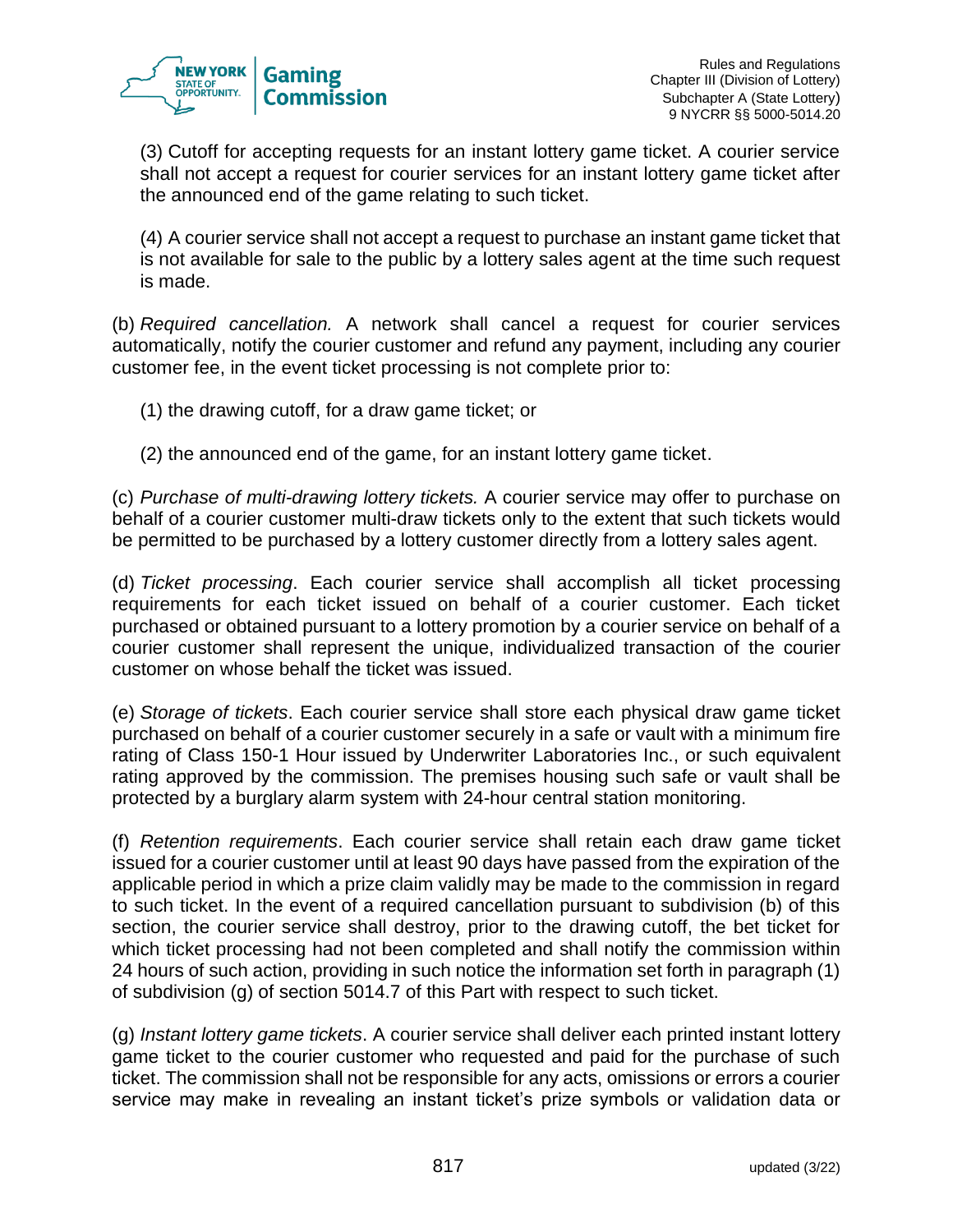(3) Cutoff for accepting requests for an instant lottery game ticket. A courier service shall not accept a request for courier services for an instant lottery game ticket after the announced end of the game relating to such ticket.

(4) A courier service shall not accept a request to purchase an instant game ticket that is not available for sale to the public by a lottery sales agent at the time such request is made.

(b) *Required cancellation.* A network shall cancel a request for courier services automatically, notify the courier customer and refund any payment, including any courier customer fee, in the event ticket processing is not complete prior to:

(1) the drawing cutoff, for a draw game ticket; or

(2) the announced end of the game, for an instant lottery game ticket.

(c) *Purchase of multi-drawing lottery tickets.* A courier service may offer to purchase on behalf of a courier customer multi-draw tickets only to the extent that such tickets would be permitted to be purchased by a lottery customer directly from a lottery sales agent.

(d) *Ticket processing*. Each courier service shall accomplish all ticket processing requirements for each ticket issued on behalf of a courier customer. Each ticket purchased or obtained pursuant to a lottery promotion by a courier service on behalf of a courier customer shall represent the unique, individualized transaction of the courier customer on whose behalf the ticket was issued.

(e) *Storage of tickets*. Each courier service shall store each physical draw game ticket purchased on behalf of a courier customer securely in a safe or vault with a minimum fire rating of Class 150-1 Hour issued by Underwriter Laboratories Inc., or such equivalent rating approved by the commission. The premises housing such safe or vault shall be protected by a burglary alarm system with 24-hour central station monitoring.

(f) *Retention requirements*. Each courier service shall retain each draw game ticket issued for a courier customer until at least 90 days have passed from the expiration of the applicable period in which a prize claim validly may be made to the commission in regard to such ticket. In the event of a required cancellation pursuant to subdivision (b) of this section, the courier service shall destroy, prior to the drawing cutoff, the bet ticket for which ticket processing had not been completed and shall notify the commission within 24 hours of such action, providing in such notice the information set forth in paragraph (1) of subdivision (g) of section 5014.7 of this Part with respect to such ticket.

(g) *Instant lottery game tickets*. A courier service shall deliver each printed instant lottery game ticket to the courier customer who requested and paid for the purchase of such ticket. The commission shall not be responsible for any acts, omissions or errors a courier service may make in revealing an instant ticket's prize symbols or validation data or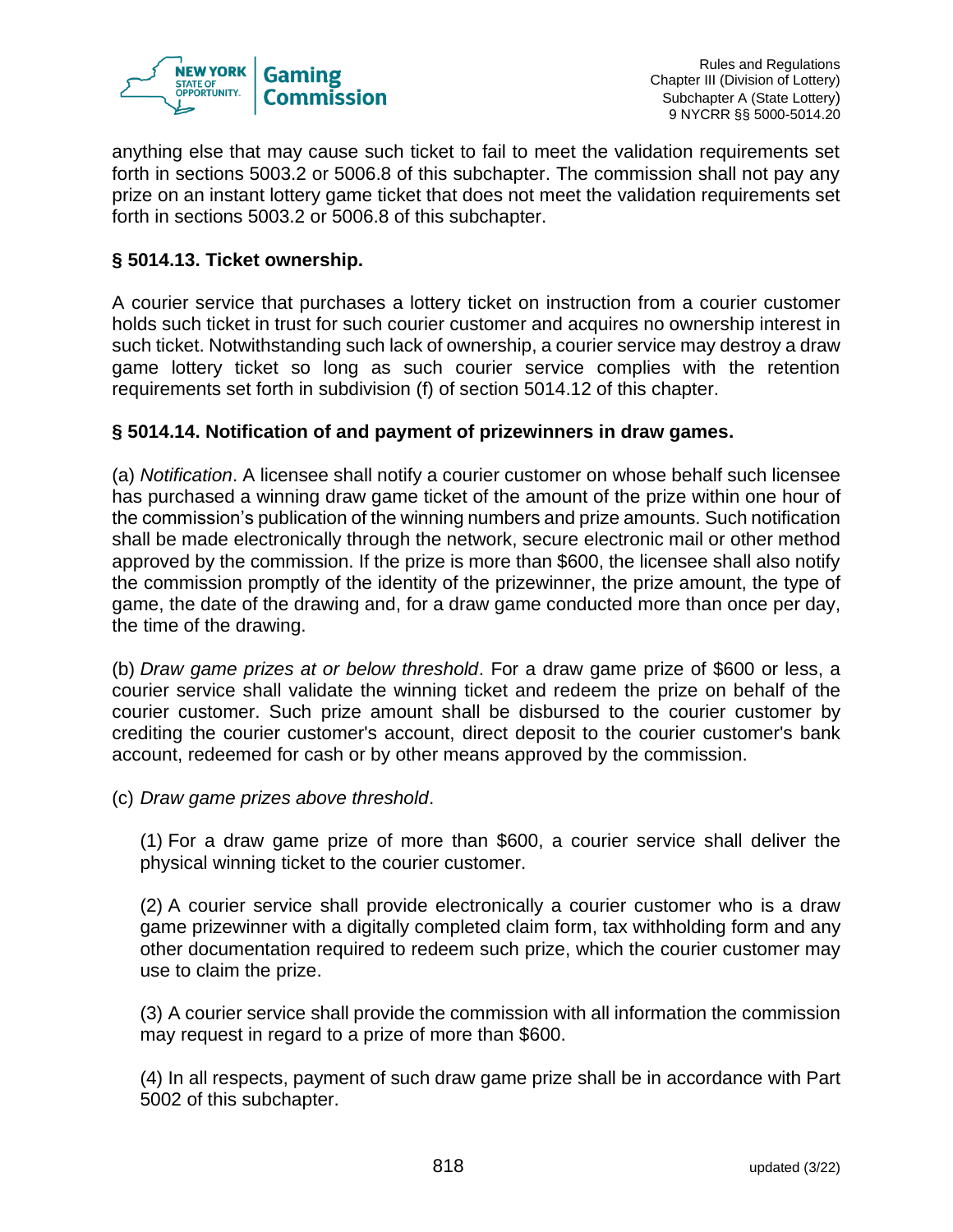anything else that may cause such ticket to fail to meet the validation requirements set forth in sections 5003.2 or 5006.8 of this subchapter. The commission shall not pay any prize on an instant lottery game ticket that does not meet the validation requirements set forth in sections 5003.2 or 5006.8 of this subchapter.

**§ 5014.13. Ticket ownership.**

A courier service that purchases a lottery ticket on instruction from a courier customer holds such ticket in trust for such courier customer and acquires no ownership interest in such ticket. Notwithstanding such lack of ownership, a courier service may destroy a draw game lottery ticket so long as such courier service complies with the retention requirements set forth in subdivision (f) of section 5014.12 of this chapter.

**§ 5014.14. Notification of and payment of prizewinners in draw games.**

(a) *Notification*. A licensee shall notify a courier customer on whose behalf such licensee has purchased a winning draw game ticket of the amount of the prize within one hour of the commission's publication of the winning numbers and prize amounts. Such notification shall be made electronically through the network, secure electronic mail or other method approved by the commission. If the prize is more than $600, the licensee shall also notify the commission promptly of the identity of the prizewinner, the prize amount, the type of game, the date of the drawing and, for a draw game conducted more than once per day, the time of the drawing.

(b) *Draw game prizes at or below threshold*. For a draw game prize of $600 or less, a courier service shall validate the winning ticket and redeem the prize on behalf of the courier customer. Such prize amount shall be disbursed to the courier customer by crediting the courier customer's account, direct deposit to the courier customer's bank account, redeemed for cash or by other means approved by the commission.

(c) *Draw game prizes above threshold*.

(1) For a draw game prize of more than $600, a courier service shall deliver the physical winning ticket to the courier customer.

(2) A courier service shall provide electronically a courier customer who is a draw game prizewinner with a digitally completed claim form, tax withholding form and any other documentation required to redeem such prize, which the courier customer may use to claim the prize.

(3) A courier service shall provide the commission with all information the commission may request in regard to a prize of more than $600.

(4) In all respects, payment of such draw game prize shall be in accordance with Part 5002 of this subchapter.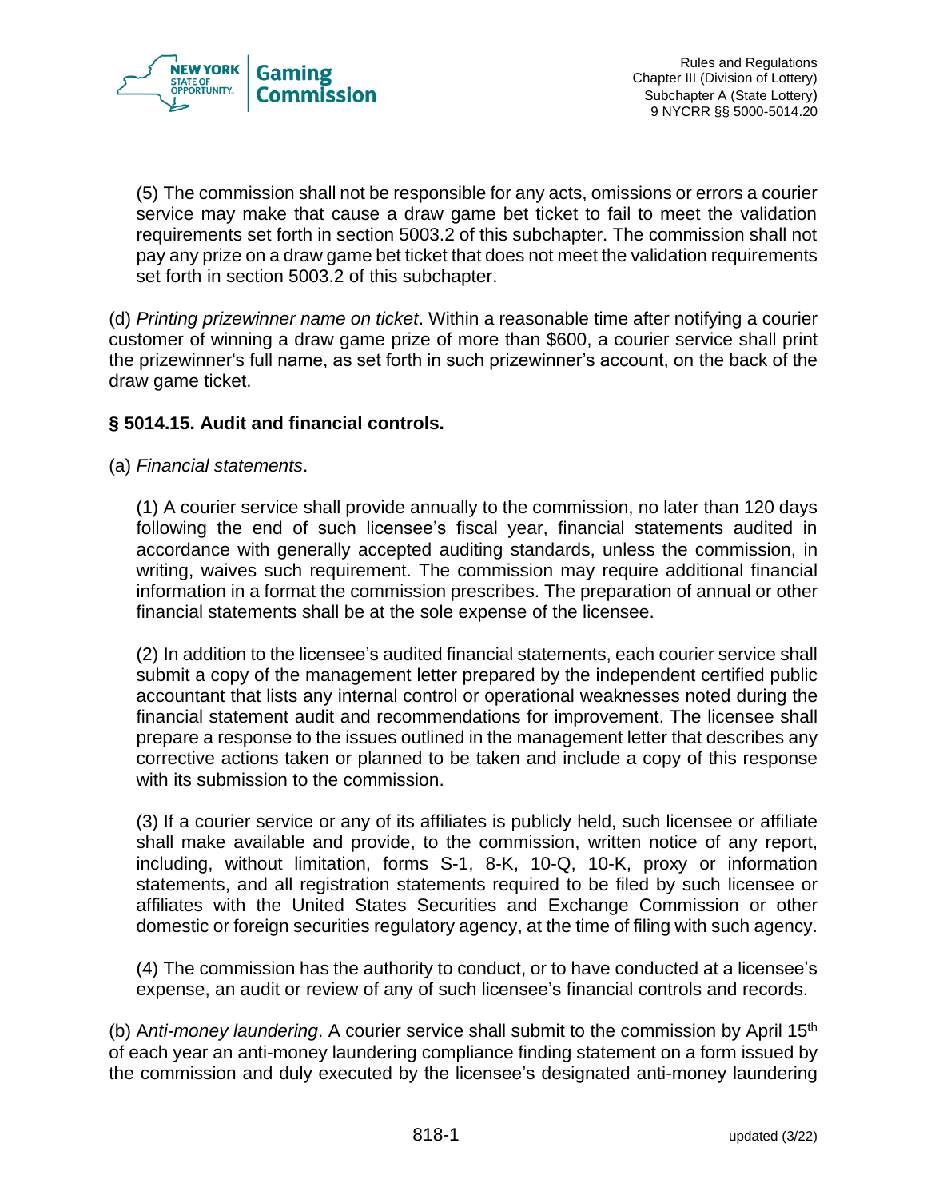(5) The commission shall not be responsible for any acts, omissions or errors a courier service may make that cause a draw game bet ticket to fail to meet the validation requirements set forth in section 5003.2 of this subchapter. The commission shall not pay any prize on a draw game bet ticket that does not meet the validation requirements set forth in section 5003.2 of this subchapter.

(d) *Printing prizewinner name on ticket*. Within a reasonable time after notifying a courier customer of winning a draw game prize of more than $600, a courier service shall print the prizewinner's full name, as set forth in such prizewinner's account, on the back of the draw game ticket.

**§ 5014.15. Audit and financial controls.**

(a) *Financial statements*.

(1) A courier service shall provide annually to the commission, no later than 120 days following the end of such licensee's fiscal year, financial statements audited in accordance with generally accepted auditing standards, unless the commission, in writing, waives such requirement. The commission may require additional financial information in a format the commission prescribes. The preparation of annual or other financial statements shall be at the sole expense of the licensee.

(2) In addition to the licensee's audited financial statements, each courier service shall submit a copy of the management letter prepared by the independent certified public accountant that lists any internal control or operational weaknesses noted during the financial statement audit and recommendations for improvement. The licensee shall prepare a response to the issues outlined in the management letter that describes any corrective actions taken or planned to be taken and include a copy of this response with its submission to the commission.

(3) If a courier service or any of its affiliates is publicly held, such licensee or affiliate shall make available and provide, to the commission, written notice of any report, including, without limitation, forms S-1, 8-K, 10-Q, 10-K, proxy or information statements, and all registration statements required to be filed by such licensee or affiliates with the United States Securities and Exchange Commission or other domestic or foreign securities regulatory agency, at the time of filing with such agency.

(4) The commission has the authority to conduct, or to have conducted at a licensee's expense, an audit or review of any of such licensee's financial controls and records.

(b) A*nti-money laundering*. A courier service shall submit to the commission by April 15th of each year an anti-money laundering compliance finding statement on a form issued by the commission and duly executed by the licensee's designated anti-money laundering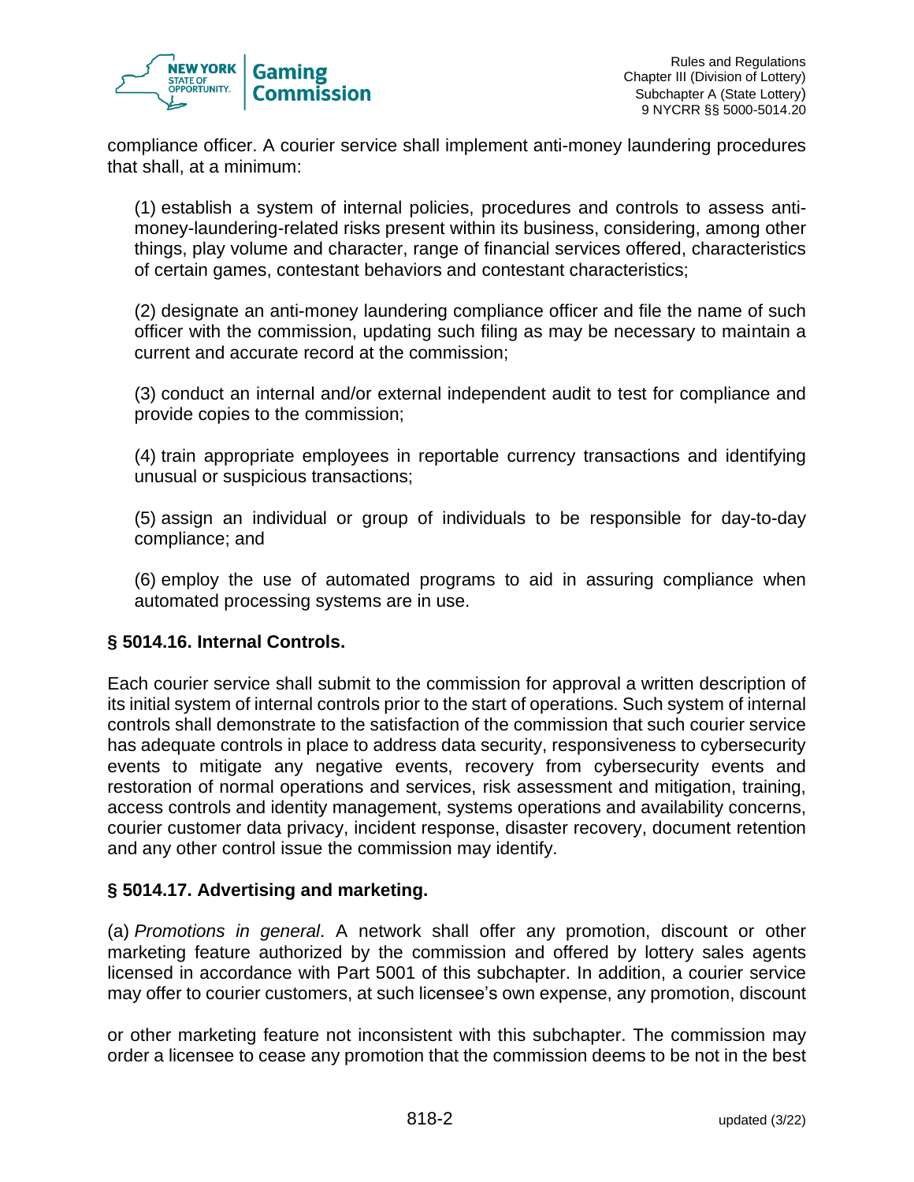compliance officer. A courier service shall implement anti-money laundering procedures that shall, at a minimum:

(1) establish a system of internal policies, procedures and controls to assess anti-money-laundering-related risks present within its business, considering, among other things, play volume and character, range of financial services offered, characteristics of certain games, contestant behaviors and contestant characteristics;

(2) designate an anti-money laundering compliance officer and file the name of such officer with the commission, updating such filing as may be necessary to maintain a current and accurate record at the commission;

(3) conduct an internal and/or external independent audit to test for compliance and provide copies to the commission;

(4) train appropriate employees in reportable currency transactions and identifying unusual or suspicious transactions;

(5) assign an individual or group of individuals to be responsible for day-to-day compliance; and

(6) employ the use of automated programs to aid in assuring compliance when automated processing systems are in use.

### § 5014.16. Internal Controls.

Each courier service shall submit to the commission for approval a written description of its initial system of internal controls prior to the start of operations. Such system of internal controls shall demonstrate to the satisfaction of the commission that such courier service has adequate controls in place to address data security, responsiveness to cybersecurity events to mitigate any negative events, recovery from cybersecurity events and restoration of normal operations and services, risk assessment and mitigation, training, access controls and identity management, systems operations and availability concerns, courier customer data privacy, incident response, disaster recovery, document retention and any other control issue the commission may identify.

### § 5014.17. Advertising and marketing.

(a) *Promotions in general*. A network shall offer any promotion, discount or other marketing feature authorized by the commission and offered by lottery sales agents licensed in accordance with Part 5001 of this subchapter. In addition, a courier service may offer to courier customers, at such licensee's own expense, any promotion, discount or other marketing feature not inconsistent with this subchapter. The commission may order a licensee to cease any promotion that the commission deems to be not in the best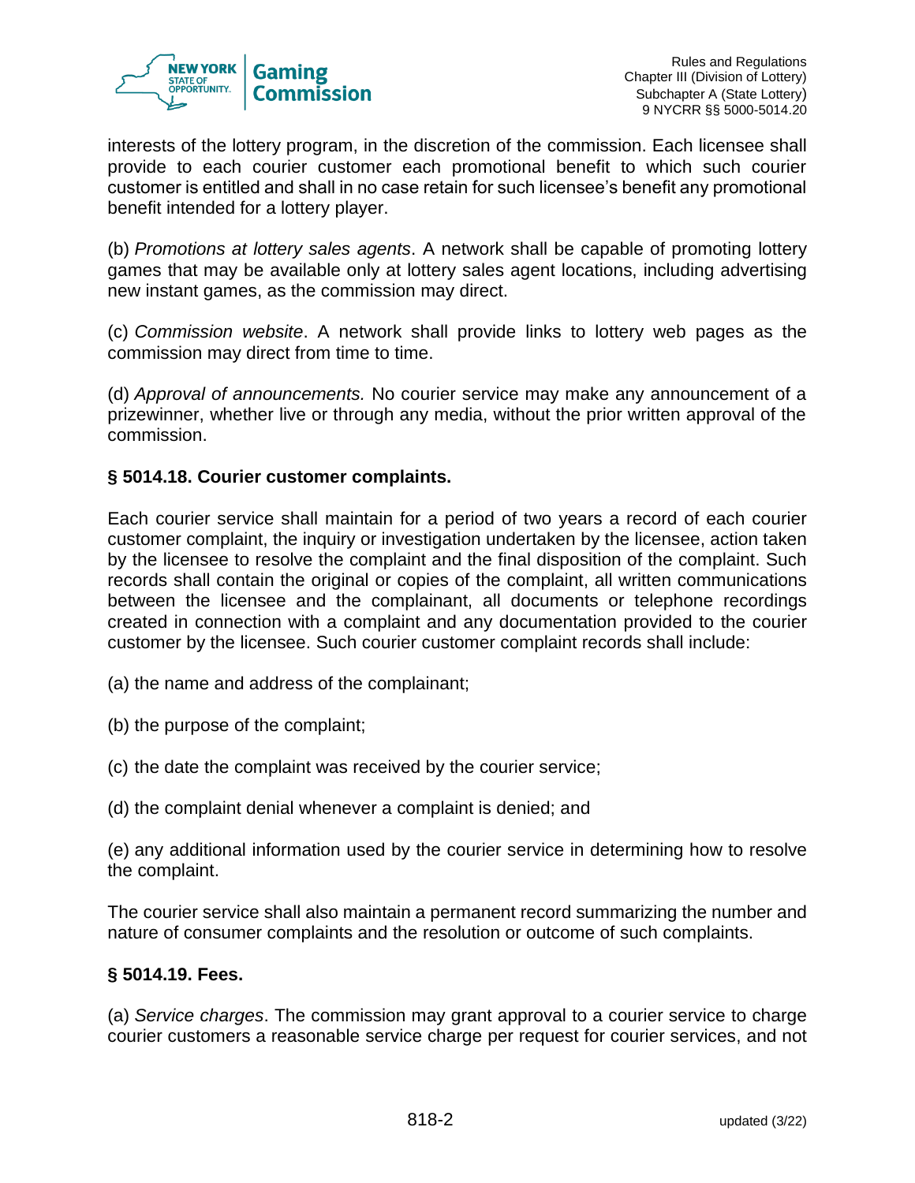interests of the lottery program, in the discretion of the commission. Each licensee shall provide to each courier customer each promotional benefit to which such courier customer is entitled and shall in no case retain for such licensee's benefit any promotional benefit intended for a lottery player.

(b) *Promotions at lottery sales agents*. A network shall be capable of promoting lottery games that may be available only at lottery sales agent locations, including advertising new instant games, as the commission may direct.

(c) *Commission website*. A network shall provide links to lottery web pages as the commission may direct from time to time.

(d) *Approval of announcements.* No courier service may make any announcement of a prizewinner, whether live or through any media, without the prior written approval of the commission.

**§ 5014.18. Courier customer complaints.**

Each courier service shall maintain for a period of two years a record of each courier customer complaint, the inquiry or investigation undertaken by the licensee, action taken by the licensee to resolve the complaint and the final disposition of the complaint. Such records shall contain the original or copies of the complaint, all written communications between the licensee and the complainant, all documents or telephone recordings created in connection with a complaint and any documentation provided to the courier customer by the licensee. Such courier customer complaint records shall include:

(a) the name and address of the complainant;

(b) the purpose of the complaint;

(c) the date the complaint was received by the courier service;

(d) the complaint denial whenever a complaint is denied; and

(e) any additional information used by the courier service in determining how to resolve the complaint.

The courier service shall also maintain a permanent record summarizing the number and nature of consumer complaints and the resolution or outcome of such complaints.

**§ 5014.19. Fees.**

(a) *Service charges*. The commission may grant approval to a courier service to charge courier customers a reasonable service charge per request for courier services, and not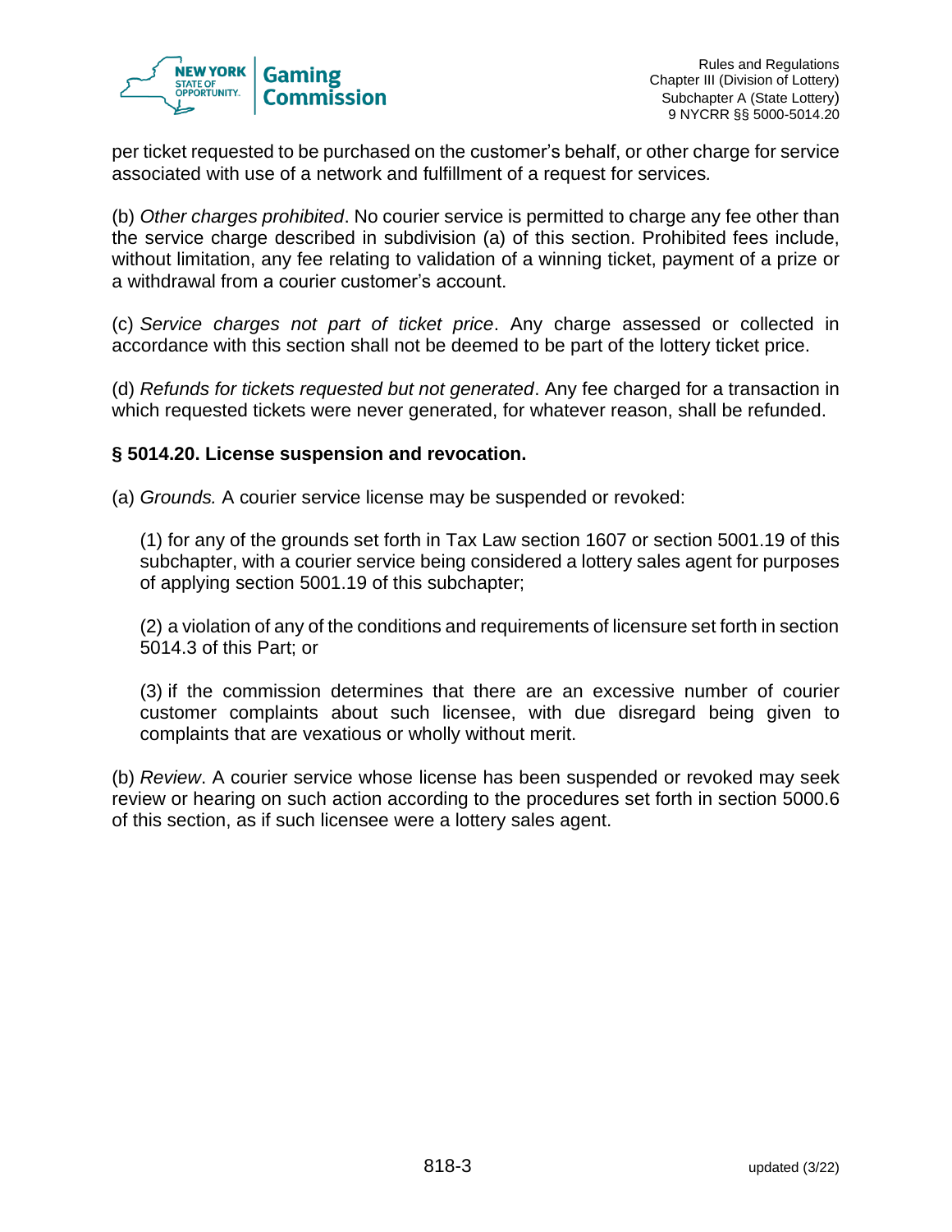per ticket requested to be purchased on the customer's behalf, or other charge for service associated with use of a network and fulfillment of a request for services*.*

(b) *Other charges prohibited*. No courier service is permitted to charge any fee other than the service charge described in subdivision (a) of this section. Prohibited fees include, without limitation, any fee relating to validation of a winning ticket, payment of a prize or a withdrawal from a courier customer's account.

(c) *Service charges not part of ticket price*. Any charge assessed or collected in accordance with this section shall not be deemed to be part of the lottery ticket price.

(d) *Refunds for tickets requested but not generated*. Any fee charged for a transaction in which requested tickets were never generated, for whatever reason, shall be refunded.

**§ 5014.20. License suspension and revocation.**

(a) *Grounds.* A courier service license may be suspended or revoked:

(1) for any of the grounds set forth in Tax Law section 1607 or section 5001.19 of this subchapter, with a courier service being considered a lottery sales agent for purposes of applying section 5001.19 of this subchapter;

(2) a violation of any of the conditions and requirements of licensure set forth in section 5014.3 of this Part; or

(3) if the commission determines that there are an excessive number of courier customer complaints about such licensee, with due disregard being given to complaints that are vexatious or wholly without merit.

(b) *Review*. A courier service whose license has been suspended or revoked may seek review or hearing on such action according to the procedures set forth in section 5000.6 of this section, as if such licensee were a lottery sales agent.